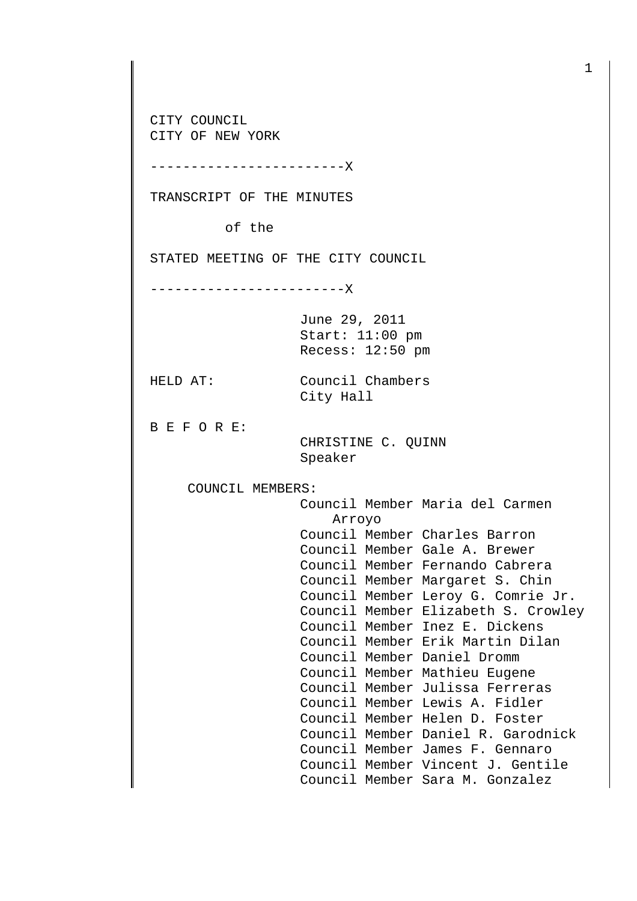CITY COUNCIL
CITY OF NEW YORK

------------------------X

TRANSCRIPT OF THE MINUTES

of the

STATED MEETING OF THE CITY COUNCIL

------------------------X

June 29, 2011
Start: 11:00 pm
Recess: 12:50 pm

HELD AT: Council Chambers
City Hall

B E F O R E:
CHRISTINE C. QUINN
Speaker

COUNCIL MEMBERS:
Council Member Maria del Carmen Arroyo
Council Member Charles Barron
Council Member Gale A. Brewer
Council Member Fernando Cabrera
Council Member Margaret S. Chin
Council Member Leroy G. Comrie Jr.
Council Member Elizabeth S. Crowley
Council Member Inez E. Dickens
Council Member Erik Martin Dilan
Council Member Daniel Dromm
Council Member Mathieu Eugene
Council Member Julissa Ferreras
Council Member Lewis A. Fidler
Council Member Helen D. Foster
Council Member Daniel R. Garodnick
Council Member James F. Gennaro
Council Member Vincent J. Gentile
Council Member Sara M. Gonzalez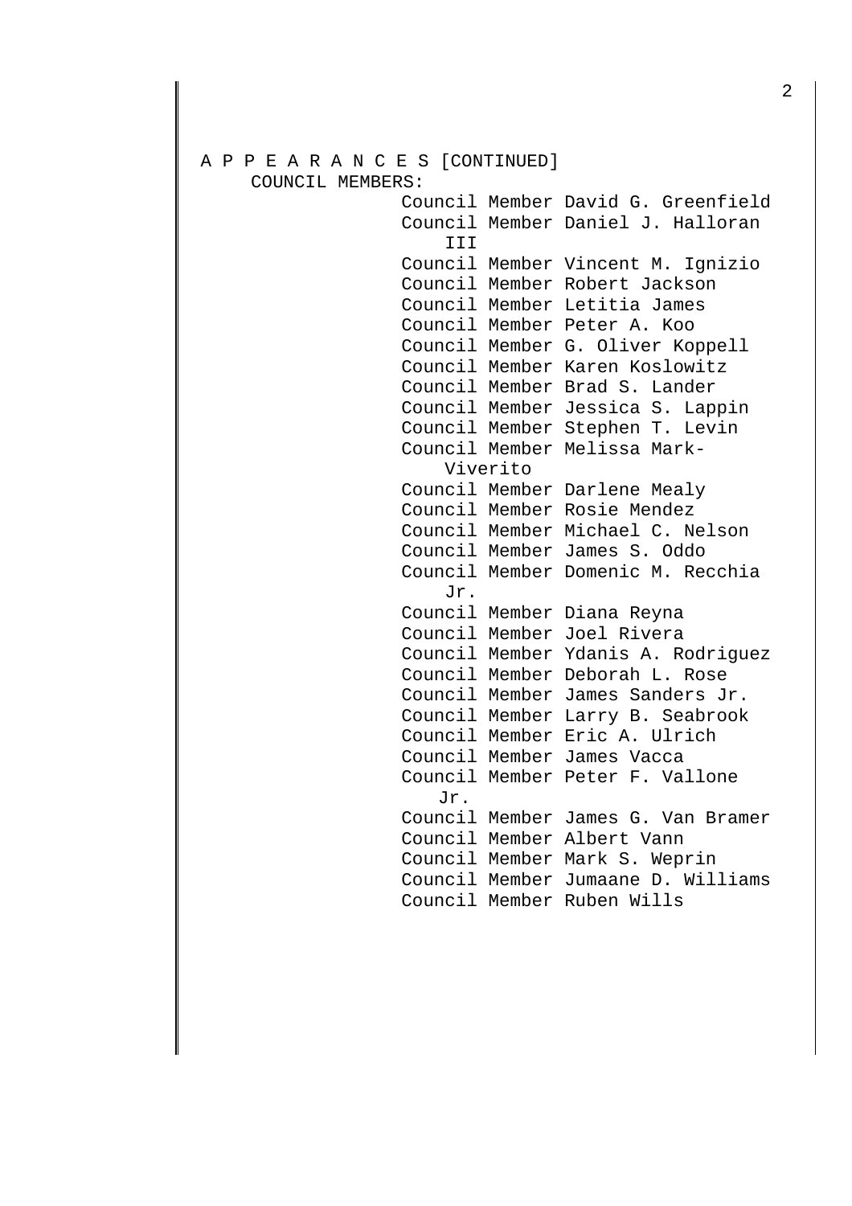A P P E A R A N C E S [CONTINUED]

COUNCIL MEMBERS:

Council Member David G. Greenfield
Council Member Daniel J. Halloran III
Council Member Vincent M. Ignizio
Council Member Robert Jackson
Council Member Letitia James
Council Member Peter A. Koo
Council Member G. Oliver Koppell
Council Member Karen Koslowitz
Council Member Brad S. Lander
Council Member Jessica S. Lappin
Council Member Stephen T. Levin
Council Member Melissa Mark-Viverito
Council Member Darlene Mealy
Council Member Rosie Mendez
Council Member Michael C. Nelson
Council Member James S. Oddo
Council Member Domenic M. Recchia Jr.
Council Member Diana Reyna
Council Member Joel Rivera
Council Member Ydanis A. Rodriguez
Council Member Deborah L. Rose
Council Member James Sanders Jr.
Council Member Larry B. Seabrook
Council Member Eric A. Ulrich
Council Member James Vacca
Council Member Peter F. Vallone Jr.
Council Member James G. Van Bramer
Council Member Albert Vann
Council Member Mark S. Weprin
Council Member Jumaane D. Williams
Council Member Ruben Wills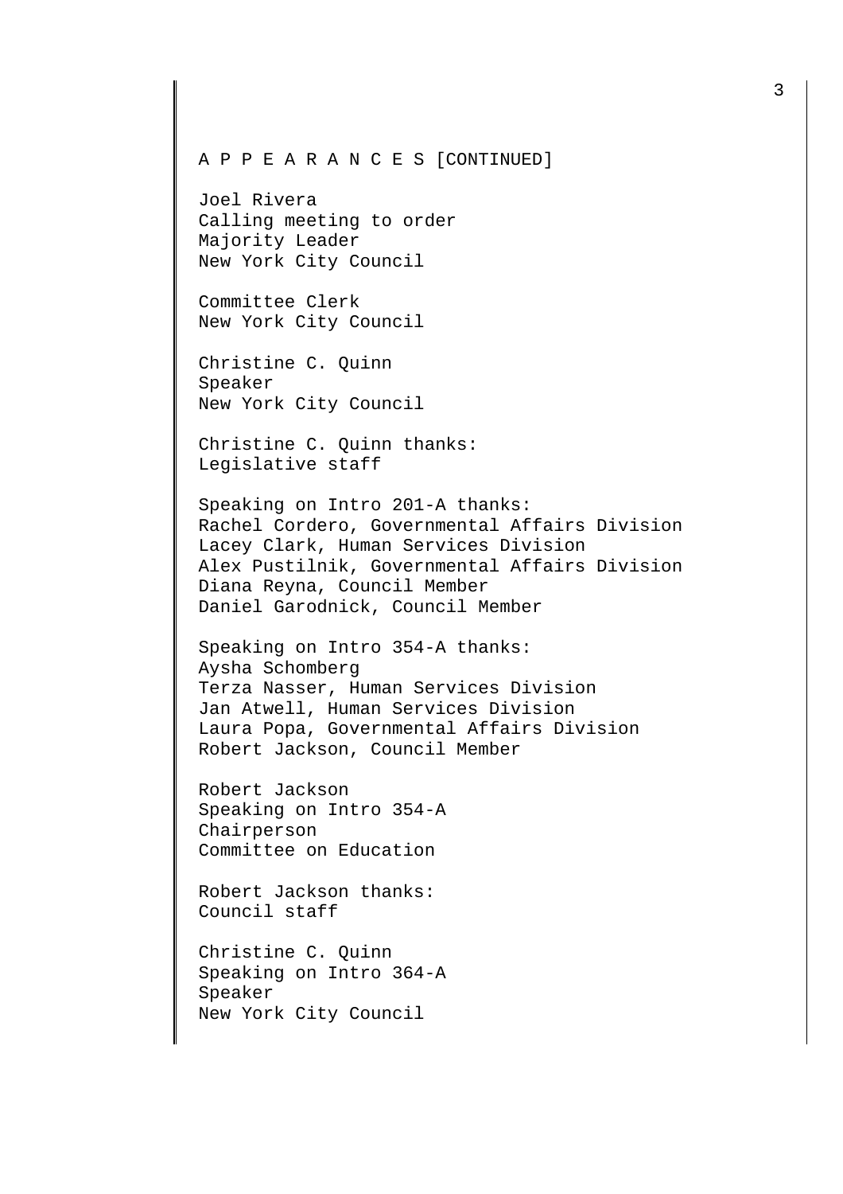A P P E A R A N C E S [CONTINUED]

Joel Rivera
Calling meeting to order
Majority Leader
New York City Council

Committee Clerk
New York City Council

Christine C. Quinn
Speaker
New York City Council

Christine C. Quinn thanks:
Legislative staff

Speaking on Intro 201-A thanks:
Rachel Cordero, Governmental Affairs Division
Lacey Clark, Human Services Division
Alex Pustilnik, Governmental Affairs Division
Diana Reyna, Council Member
Daniel Garodnick, Council Member

Speaking on Intro 354-A thanks:
Aysha Schomberg
Terza Nasser, Human Services Division
Jan Atwell, Human Services Division
Laura Popa, Governmental Affairs Division
Robert Jackson, Council Member

Robert Jackson
Speaking on Intro 354-A
Chairperson
Committee on Education

Robert Jackson thanks:
Council staff

Christine C. Quinn
Speaking on Intro 364-A
Speaker
New York City Council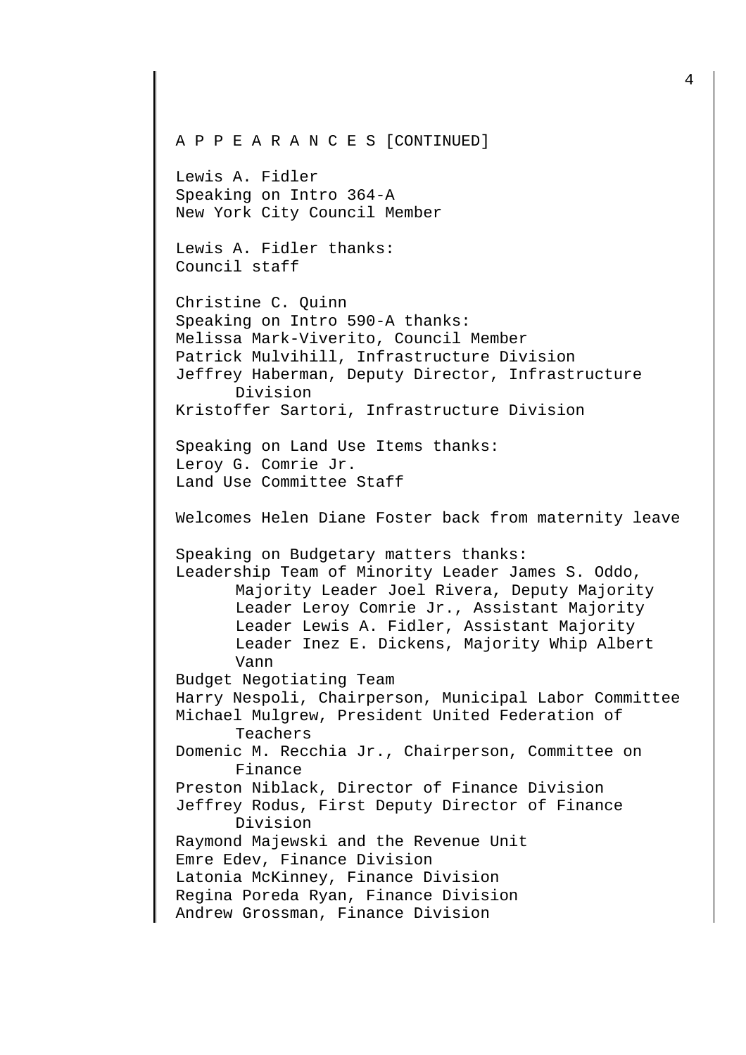A P P E A R A N C E S [CONTINUED]

Lewis A. Fidler
Speaking on Intro 364-A
New York City Council Member

Lewis A. Fidler thanks:
Council staff

Christine C. Quinn
Speaking on Intro 590-A thanks:
Melissa Mark-Viverito, Council Member
Patrick Mulvihill, Infrastructure Division
Jeffrey Haberman, Deputy Director, Infrastructure Division
Kristoffer Sartori, Infrastructure Division

Speaking on Land Use Items thanks:
Leroy G. Comrie Jr.
Land Use Committee Staff

Welcomes Helen Diane Foster back from maternity leave

Speaking on Budgetary matters thanks:
Leadership Team of Minority Leader James S. Oddo, Majority Leader Joel Rivera, Deputy Majority Leader Leroy Comrie Jr., Assistant Majority Leader Lewis A. Fidler, Assistant Majority Leader Inez E. Dickens, Majority Whip Albert Vann
Budget Negotiating Team
Harry Nespoli, Chairperson, Municipal Labor Committee
Michael Mulgrew, President United Federation of Teachers
Domenic M. Recchia Jr., Chairperson, Committee on Finance
Preston Niblack, Director of Finance Division
Jeffrey Rodus, First Deputy Director of Finance Division
Raymond Majewski and the Revenue Unit
Emre Edev, Finance Division
Latonia McKinney, Finance Division
Regina Poreda Ryan, Finance Division
Andrew Grossman, Finance Division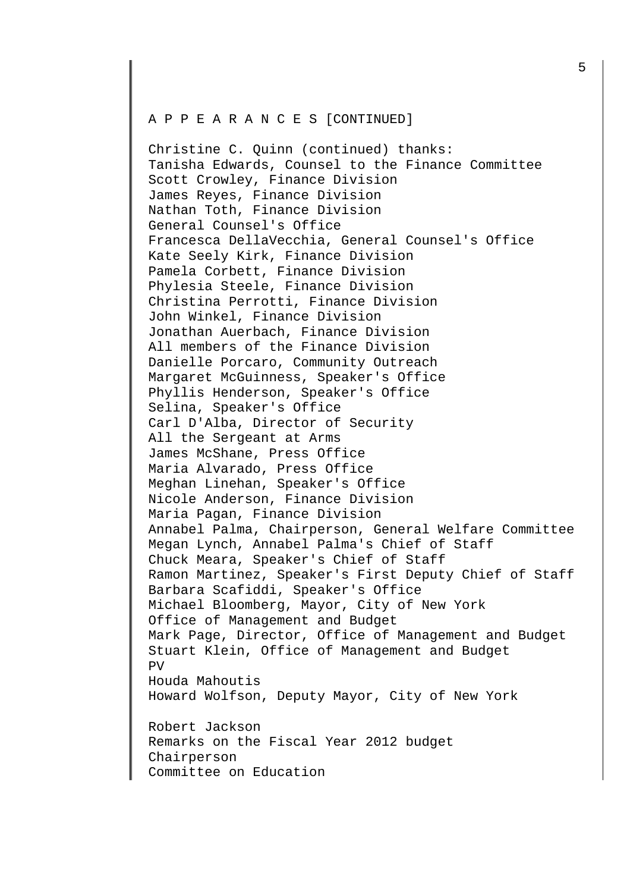A P P E A R A N C E S [CONTINUED]

Christine C. Quinn (continued) thanks:
Tanisha Edwards, Counsel to the Finance Committee
Scott Crowley, Finance Division
James Reyes, Finance Division
Nathan Toth, Finance Division
General Counsel's Office
Francesca DellaVecchia, General Counsel's Office
Kate Seely Kirk, Finance Division
Pamela Corbett, Finance Division
Phylesia Steele, Finance Division
Christina Perrotti, Finance Division
John Winkel, Finance Division
Jonathan Auerbach, Finance Division
All members of the Finance Division
Danielle Porcaro, Community Outreach
Margaret McGuinness, Speaker's Office
Phyllis Henderson, Speaker's Office
Selina, Speaker's Office
Carl D'Alba, Director of Security
All the Sergeant at Arms
James McShane, Press Office
Maria Alvarado, Press Office
Meghan Linehan, Speaker's Office
Nicole Anderson, Finance Division
Maria Pagan, Finance Division
Annabel Palma, Chairperson, General Welfare Committee
Megan Lynch, Annabel Palma's Chief of Staff
Chuck Meara, Speaker's Chief of Staff
Ramon Martinez, Speaker's First Deputy Chief of Staff
Barbara Scafiddi, Speaker's Office
Michael Bloomberg, Mayor, City of New York
Office of Management and Budget
Mark Page, Director, Office of Management and Budget
Stuart Klein, Office of Management and Budget
PV
Houda Mahoutis
Howard Wolfson, Deputy Mayor, City of New York

Robert Jackson
Remarks on the Fiscal Year 2012 budget
Chairperson
Committee on Education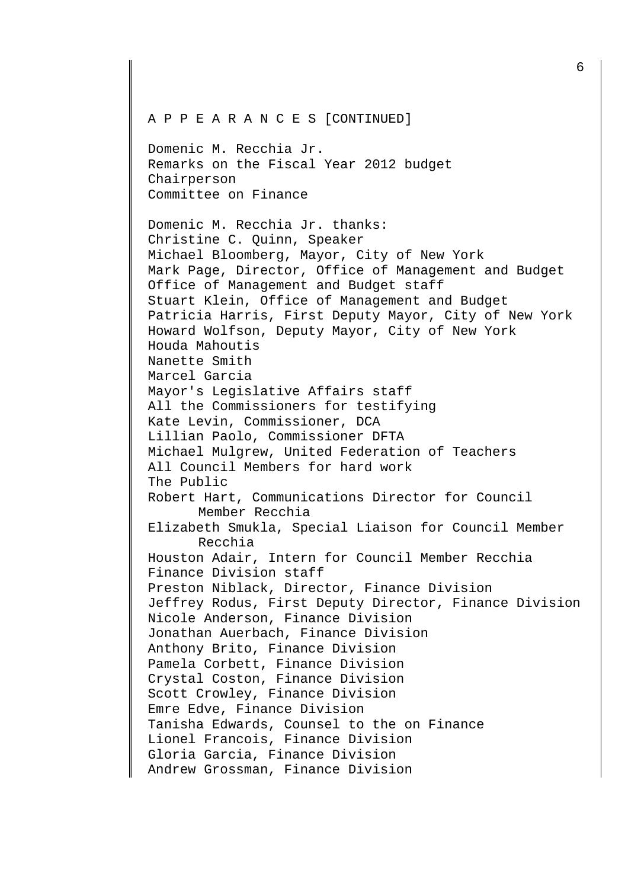A P P E A R A N C E S [CONTINUED]

Domenic M. Recchia Jr.
Remarks on the Fiscal Year 2012 budget
Chairperson
Committee on Finance

Domenic M. Recchia Jr. thanks:
Christine C. Quinn, Speaker
Michael Bloomberg, Mayor, City of New York
Mark Page, Director, Office of Management and Budget
Office of Management and Budget staff
Stuart Klein, Office of Management and Budget
Patricia Harris, First Deputy Mayor, City of New York
Howard Wolfson, Deputy Mayor, City of New York
Houda Mahoutis
Nanette Smith
Marcel Garcia
Mayor's Legislative Affairs staff
All the Commissioners for testifying
Kate Levin, Commissioner, DCA
Lillian Paolo, Commissioner DFTA
Michael Mulgrew, United Federation of Teachers
All Council Members for hard work
The Public
Robert Hart, Communications Director for Council Member Recchia
Elizabeth Smukla, Special Liaison for Council Member Recchia
Houston Adair, Intern for Council Member Recchia
Finance Division staff
Preston Niblack, Director, Finance Division
Jeffrey Rodus, First Deputy Director, Finance Division
Nicole Anderson, Finance Division
Jonathan Auerbach, Finance Division
Anthony Brito, Finance Division
Pamela Corbett, Finance Division
Crystal Coston, Finance Division
Scott Crowley, Finance Division
Emre Edve, Finance Division
Tanisha Edwards, Counsel to the on Finance
Lionel Francois, Finance Division
Gloria Garcia, Finance Division
Andrew Grossman, Finance Division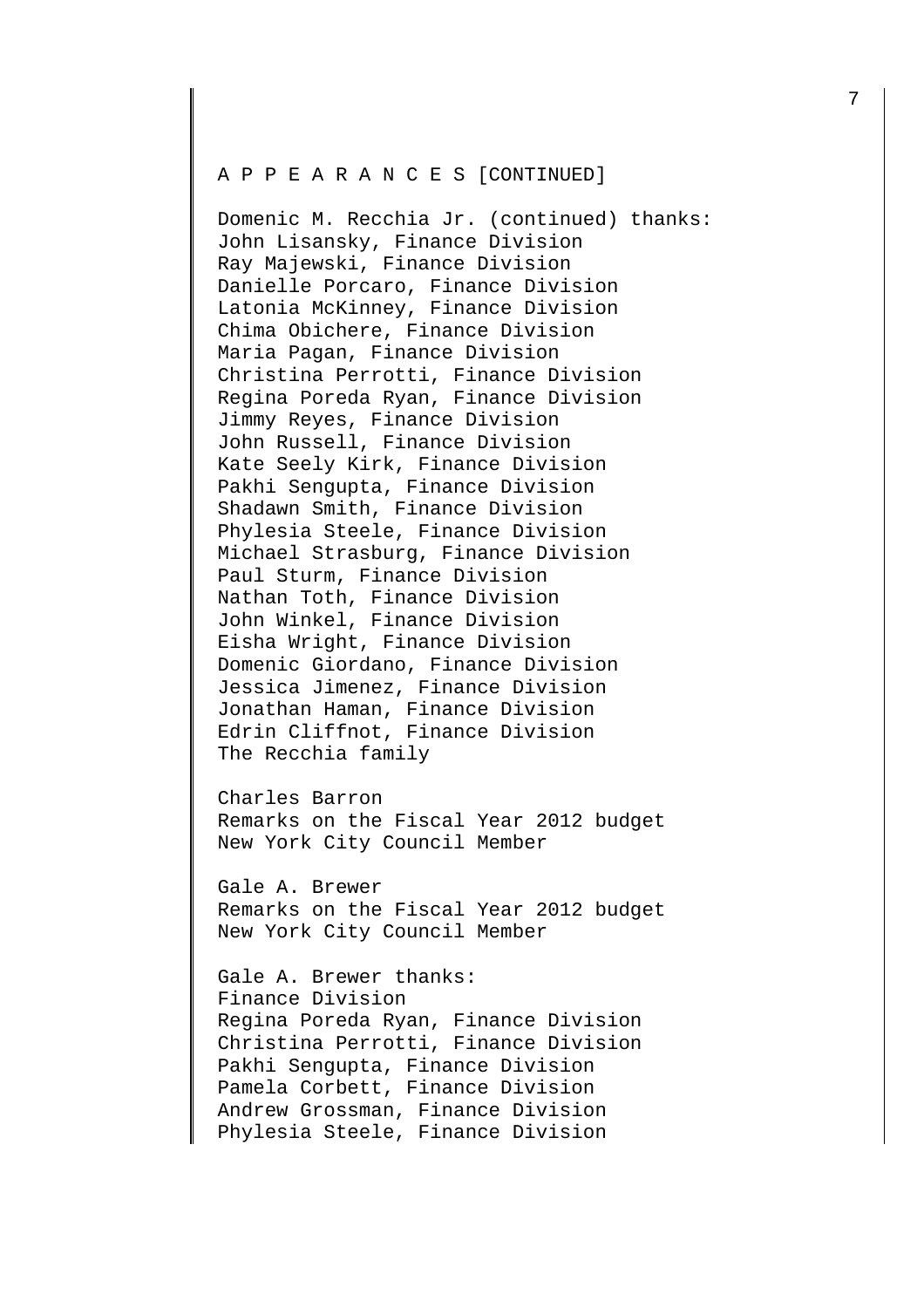A P P E A R A N C E S [CONTINUED]

Domenic M. Recchia Jr. (continued) thanks:
John Lisansky, Finance Division
Ray Majewski, Finance Division
Danielle Porcaro, Finance Division
Latonia McKinney, Finance Division
Chima Obichere, Finance Division
Maria Pagan, Finance Division
Christina Perrotti, Finance Division
Regina Poreda Ryan, Finance Division
Jimmy Reyes, Finance Division
John Russell, Finance Division
Kate Seely Kirk, Finance Division
Pakhi Sengupta, Finance Division
Shadawn Smith, Finance Division
Phylesia Steele, Finance Division
Michael Strasburg, Finance Division
Paul Sturm, Finance Division
Nathan Toth, Finance Division
John Winkel, Finance Division
Eisha Wright, Finance Division
Domenic Giordano, Finance Division
Jessica Jimenez, Finance Division
Jonathan Haman, Finance Division
Edrin Cliffnot, Finance Division
The Recchia family

Charles Barron
Remarks on the Fiscal Year 2012 budget
New York City Council Member

Gale A. Brewer
Remarks on the Fiscal Year 2012 budget
New York City Council Member

Gale A. Brewer thanks:
Finance Division
Regina Poreda Ryan, Finance Division
Christina Perrotti, Finance Division
Pakhi Sengupta, Finance Division
Pamela Corbett, Finance Division
Andrew Grossman, Finance Division
Phylesia Steele, Finance Division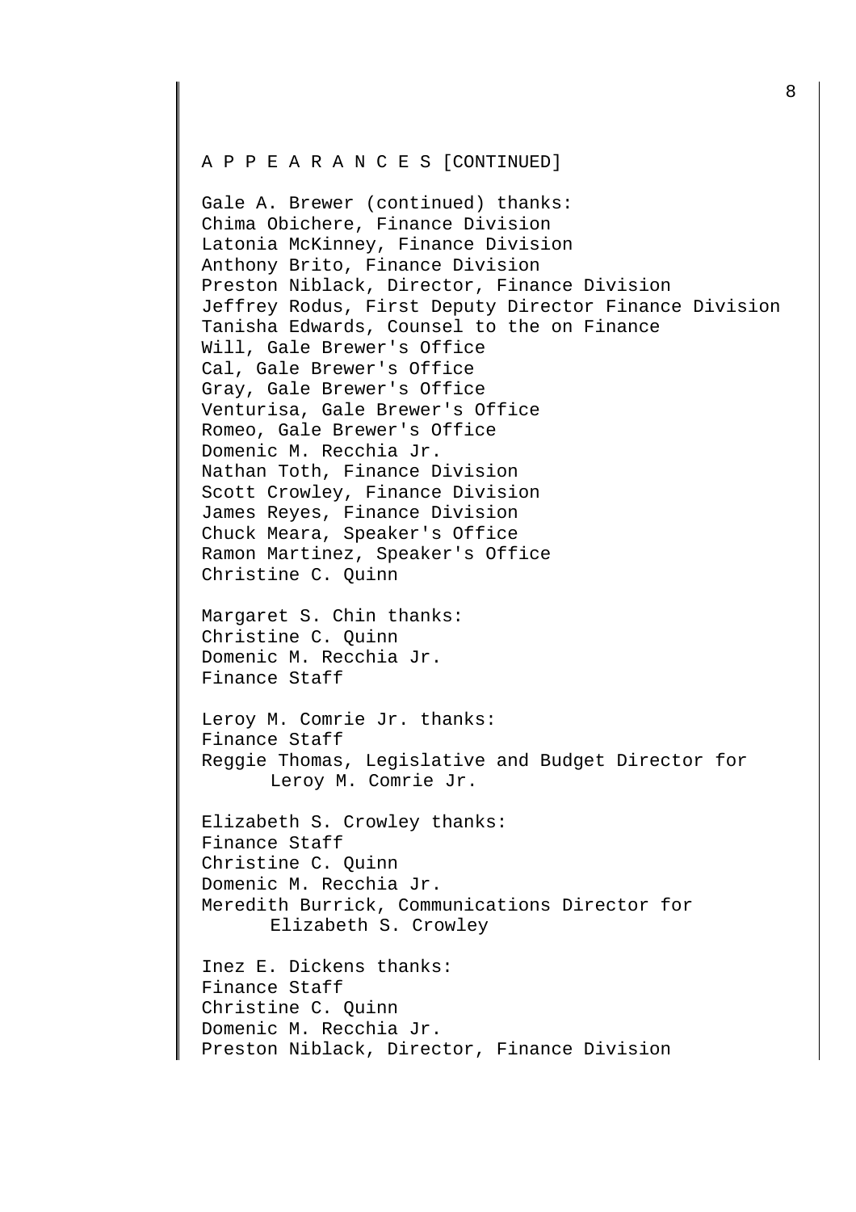A P P E A R A N C E S [CONTINUED]

Gale A. Brewer (continued) thanks:
Chima Obichere, Finance Division
Latonia McKinney, Finance Division
Anthony Brito, Finance Division
Preston Niblack, Director, Finance Division
Jeffrey Rodus, First Deputy Director Finance Division
Tanisha Edwards, Counsel to the on Finance
Will, Gale Brewer's Office
Cal, Gale Brewer's Office
Gray, Gale Brewer's Office
Venturisa, Gale Brewer's Office
Romeo, Gale Brewer's Office
Domenic M. Recchia Jr.
Nathan Toth, Finance Division
Scott Crowley, Finance Division
James Reyes, Finance Division
Chuck Meara, Speaker's Office
Ramon Martinez, Speaker's Office
Christine C. Quinn

Margaret S. Chin thanks:
Christine C. Quinn
Domenic M. Recchia Jr.
Finance Staff

Leroy M. Comrie Jr. thanks:
Finance Staff
Reggie Thomas, Legislative and Budget Director for Leroy M. Comrie Jr.

Elizabeth S. Crowley thanks:
Finance Staff
Christine C. Quinn
Domenic M. Recchia Jr.
Meredith Burrick, Communications Director for Elizabeth S. Crowley

Inez E. Dickens thanks:
Finance Staff
Christine C. Quinn
Domenic M. Recchia Jr.
Preston Niblack, Director, Finance Division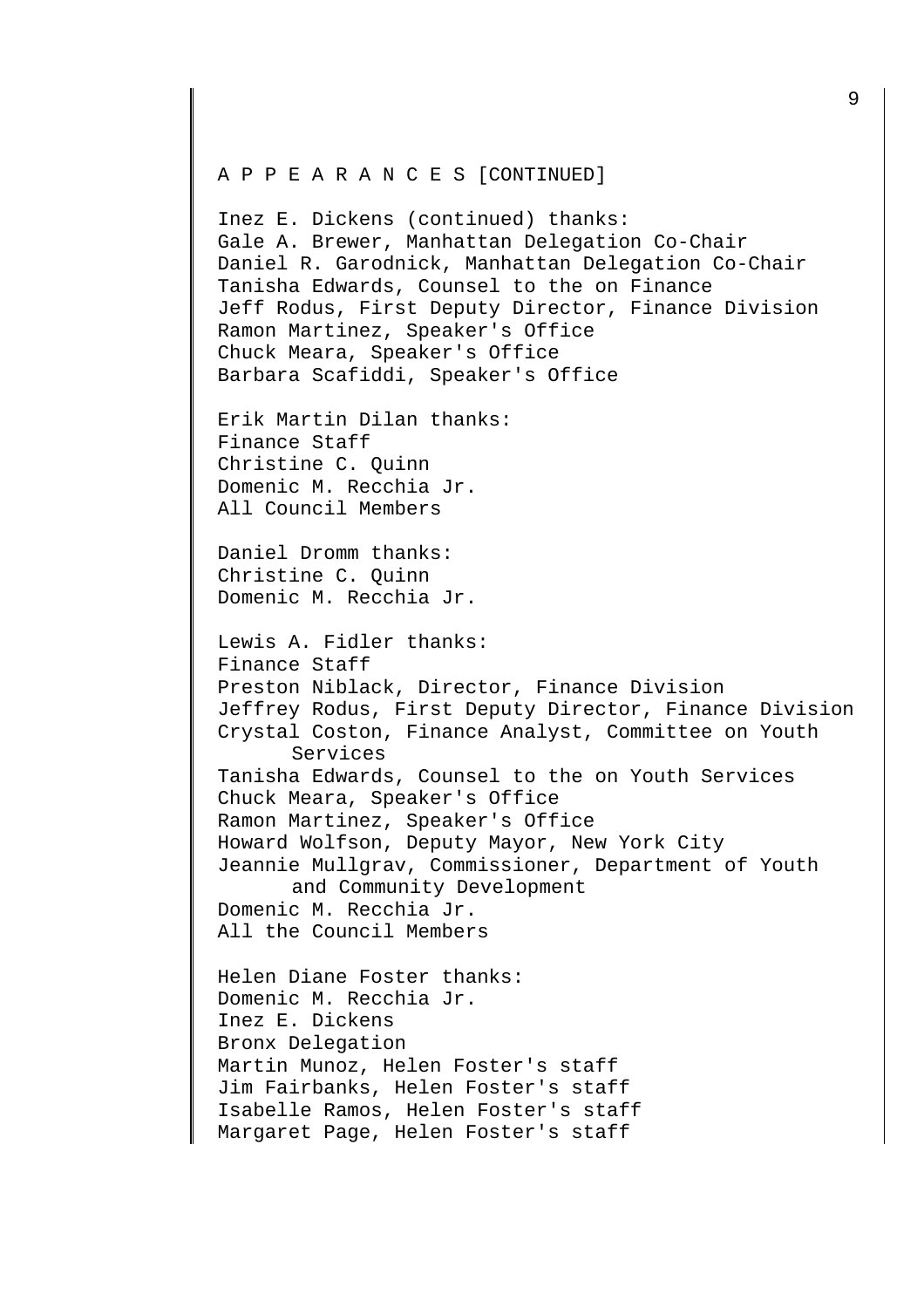A P P E A R A N C E S [CONTINUED]

Inez E. Dickens (continued) thanks:
Gale A. Brewer, Manhattan Delegation Co-Chair
Daniel R. Garodnick, Manhattan Delegation Co-Chair
Tanisha Edwards, Counsel to the on Finance
Jeff Rodus, First Deputy Director, Finance Division
Ramon Martinez, Speaker's Office
Chuck Meara, Speaker's Office
Barbara Scafiddi, Speaker's Office

Erik Martin Dilan thanks:
Finance Staff
Christine C. Quinn
Domenic M. Recchia Jr.
All Council Members

Daniel Dromm thanks:
Christine C. Quinn
Domenic M. Recchia Jr.

Lewis A. Fidler thanks:
Finance Staff
Preston Niblack, Director, Finance Division
Jeffrey Rodus, First Deputy Director, Finance Division
Crystal Coston, Finance Analyst, Committee on Youth Services
Tanisha Edwards, Counsel to the on Youth Services
Chuck Meara, Speaker's Office
Ramon Martinez, Speaker's Office
Howard Wolfson, Deputy Mayor, New York City
Jeannie Mullgrav, Commissioner, Department of Youth and Community Development
Domenic M. Recchia Jr.
All the Council Members

Helen Diane Foster thanks:
Domenic M. Recchia Jr.
Inez E. Dickens
Bronx Delegation
Martin Munoz, Helen Foster's staff
Jim Fairbanks, Helen Foster's staff
Isabelle Ramos, Helen Foster's staff
Margaret Page, Helen Foster's staff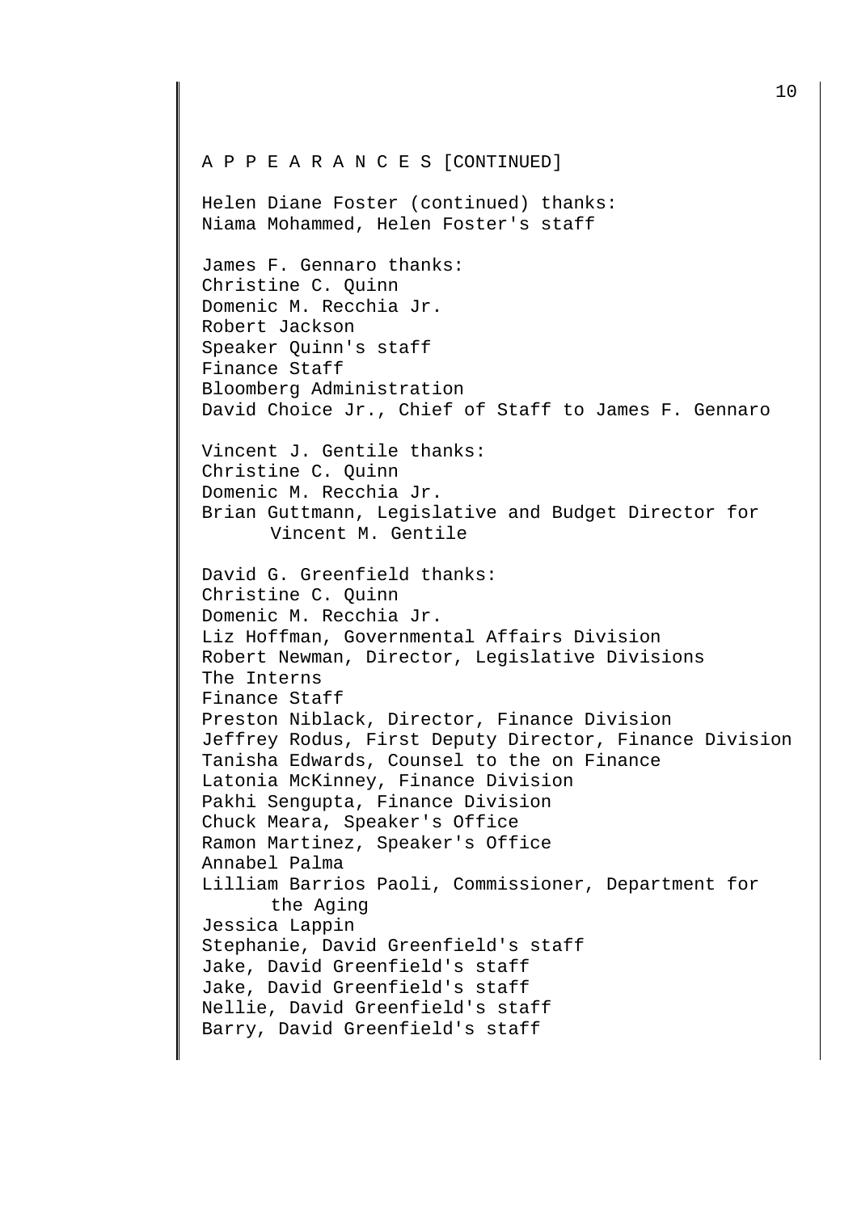A P P E A R A N C E S [CONTINUED]

Helen Diane Foster (continued) thanks:
Niama Mohammed, Helen Foster's staff

James F. Gennaro thanks:
Christine C. Quinn
Domenic M. Recchia Jr.
Robert Jackson
Speaker Quinn's staff
Finance Staff
Bloomberg Administration
David Choice Jr., Chief of Staff to James F. Gennaro

Vincent J. Gentile thanks:
Christine C. Quinn
Domenic M. Recchia Jr.
Brian Guttmann, Legislative and Budget Director for Vincent M. Gentile

David G. Greenfield thanks:
Christine C. Quinn
Domenic M. Recchia Jr.
Liz Hoffman, Governmental Affairs Division
Robert Newman, Director, Legislative Divisions
The Interns
Finance Staff
Preston Niblack, Director, Finance Division
Jeffrey Rodus, First Deputy Director, Finance Division
Tanisha Edwards, Counsel to the on Finance
Latonia McKinney, Finance Division
Pakhi Sengupta, Finance Division
Chuck Meara, Speaker's Office
Ramon Martinez, Speaker's Office
Annabel Palma
Lilliam Barrios Paoli, Commissioner, Department for the Aging
Jessica Lappin
Stephanie, David Greenfield's staff
Jake, David Greenfield's staff
Jake, David Greenfield's staff
Nellie, David Greenfield's staff
Barry, David Greenfield's staff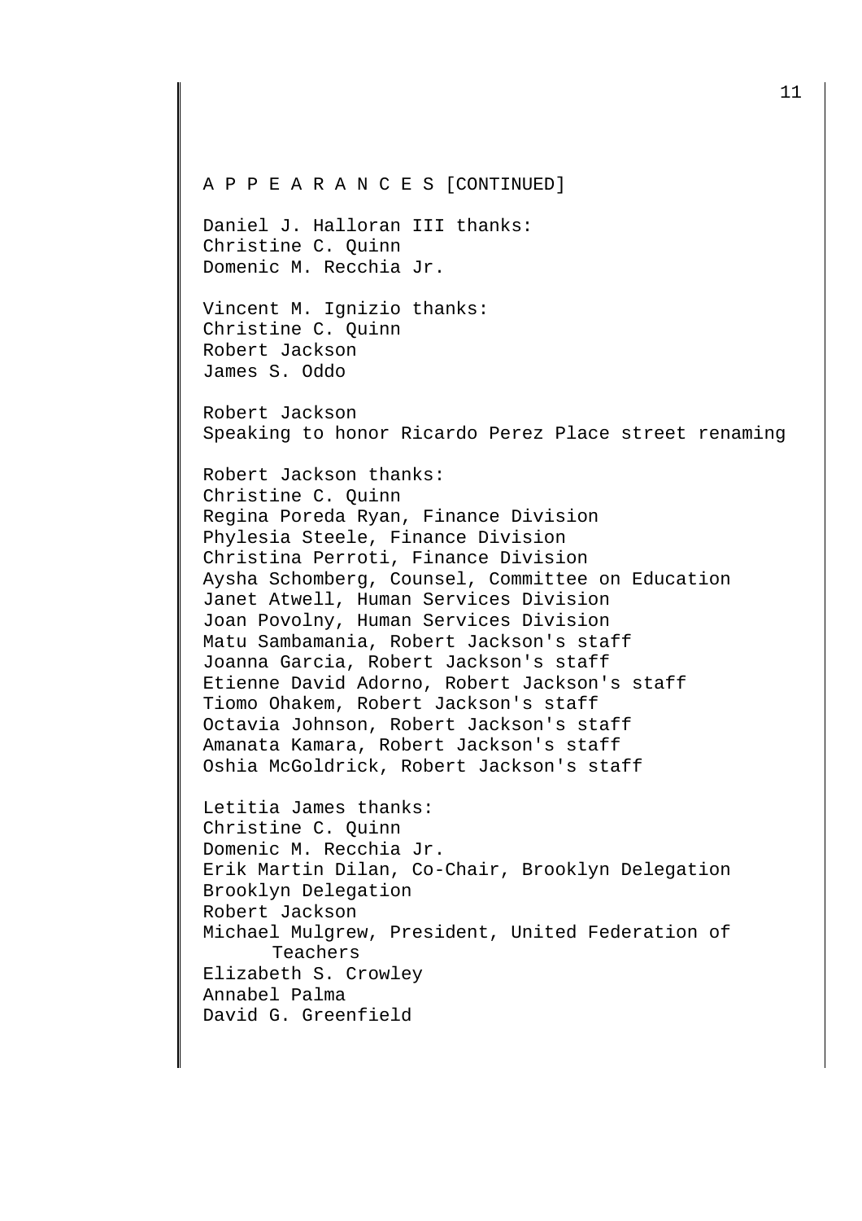A P P E A R A N C E S [CONTINUED]

Daniel J. Halloran III thanks:
Christine C. Quinn
Domenic M. Recchia Jr.

Vincent M. Ignizio thanks:
Christine C. Quinn
Robert Jackson
James S. Oddo

Robert Jackson
Speaking to honor Ricardo Perez Place street renaming

Robert Jackson thanks:
Christine C. Quinn
Regina Poreda Ryan, Finance Division
Phylesia Steele, Finance Division
Christina Perroti, Finance Division
Aysha Schomberg, Counsel, Committee on Education
Janet Atwell, Human Services Division
Joan Povolny, Human Services Division
Matu Sambamania, Robert Jackson's staff
Joanna Garcia, Robert Jackson's staff
Etienne David Adorno, Robert Jackson's staff
Tiomo Ohakem, Robert Jackson's staff
Octavia Johnson, Robert Jackson's staff
Amanata Kamara, Robert Jackson's staff
Oshia McGoldrick, Robert Jackson's staff

Letitia James thanks:
Christine C. Quinn
Domenic M. Recchia Jr.
Erik Martin Dilan, Co-Chair, Brooklyn Delegation
Brooklyn Delegation
Robert Jackson
Michael Mulgrew, President, United Federation of Teachers
Elizabeth S. Crowley
Annabel Palma
David G. Greenfield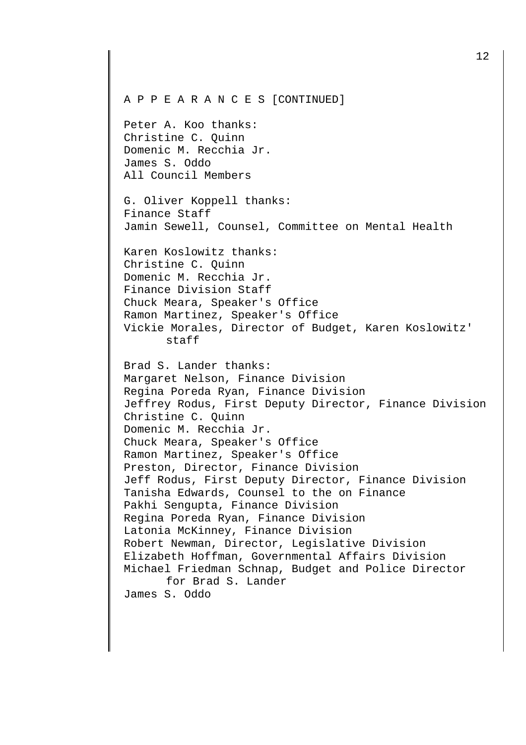A P P E A R A N C E S [CONTINUED]

Peter A. Koo thanks:
Christine C. Quinn
Domenic M. Recchia Jr.
James S. Oddo
All Council Members

G. Oliver Koppell thanks:
Finance Staff
Jamin Sewell, Counsel, Committee on Mental Health

Karen Koslowitz thanks:
Christine C. Quinn
Domenic M. Recchia Jr.
Finance Division Staff
Chuck Meara, Speaker's Office
Ramon Martinez, Speaker's Office
Vickie Morales, Director of Budget, Karen Koslowitz' staff

Brad S. Lander thanks:
Margaret Nelson, Finance Division
Regina Poreda Ryan, Finance Division
Jeffrey Rodus, First Deputy Director, Finance Division
Christine C. Quinn
Domenic M. Recchia Jr.
Chuck Meara, Speaker's Office
Ramon Martinez, Speaker's Office
Preston, Director, Finance Division
Jeff Rodus, First Deputy Director, Finance Division
Tanisha Edwards, Counsel to the on Finance
Pakhi Sengupta, Finance Division
Regina Poreda Ryan, Finance Division
Latonia McKinney, Finance Division
Robert Newman, Director, Legislative Division
Elizabeth Hoffman, Governmental Affairs Division
Michael Friedman Schnap, Budget and Police Director for Brad S. Lander
James S. Oddo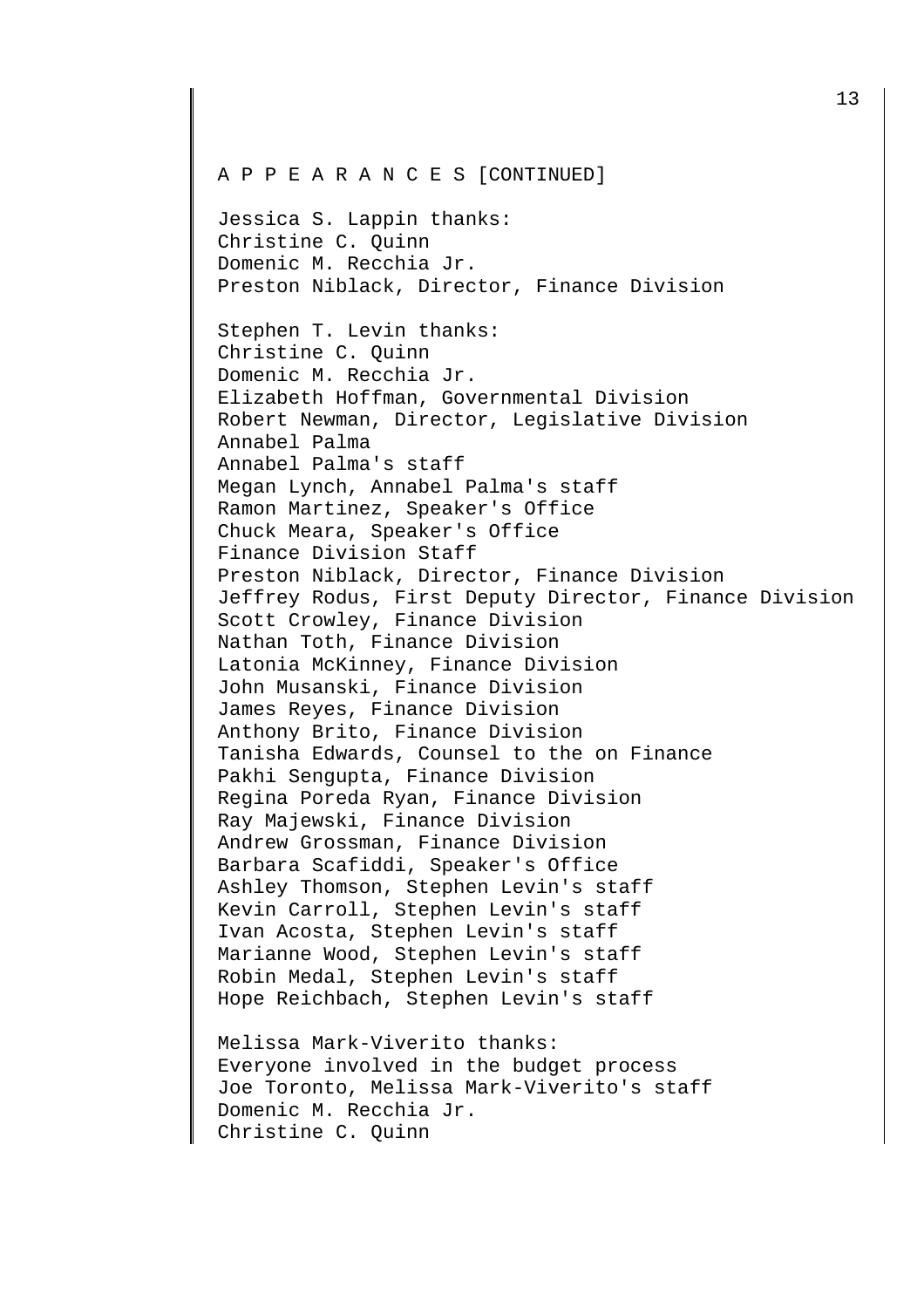A P P E A R A N C E S [CONTINUED]

Jessica S. Lappin thanks:
Christine C. Quinn
Domenic M. Recchia Jr.
Preston Niblack, Director, Finance Division

Stephen T. Levin thanks:
Christine C. Quinn
Domenic M. Recchia Jr.
Elizabeth Hoffman, Governmental Division
Robert Newman, Director, Legislative Division
Annabel Palma
Annabel Palma's staff
Megan Lynch, Annabel Palma's staff
Ramon Martinez, Speaker's Office
Chuck Meara, Speaker's Office
Finance Division Staff
Preston Niblack, Director, Finance Division
Jeffrey Rodus, First Deputy Director, Finance Division
Scott Crowley, Finance Division
Nathan Toth, Finance Division
Latonia McKinney, Finance Division
John Musanski, Finance Division
James Reyes, Finance Division
Anthony Brito, Finance Division
Tanisha Edwards, Counsel to the on Finance
Pakhi Sengupta, Finance Division
Regina Poreda Ryan, Finance Division
Ray Majewski, Finance Division
Andrew Grossman, Finance Division
Barbara Scafiddi, Speaker's Office
Ashley Thomson, Stephen Levin's staff
Kevin Carroll, Stephen Levin's staff
Ivan Acosta, Stephen Levin's staff
Marianne Wood, Stephen Levin's staff
Robin Medal, Stephen Levin's staff
Hope Reichbach, Stephen Levin's staff

Melissa Mark-Viverito thanks:
Everyone involved in the budget process
Joe Toronto, Melissa Mark-Viverito's staff
Domenic M. Recchia Jr.
Christine C. Quinn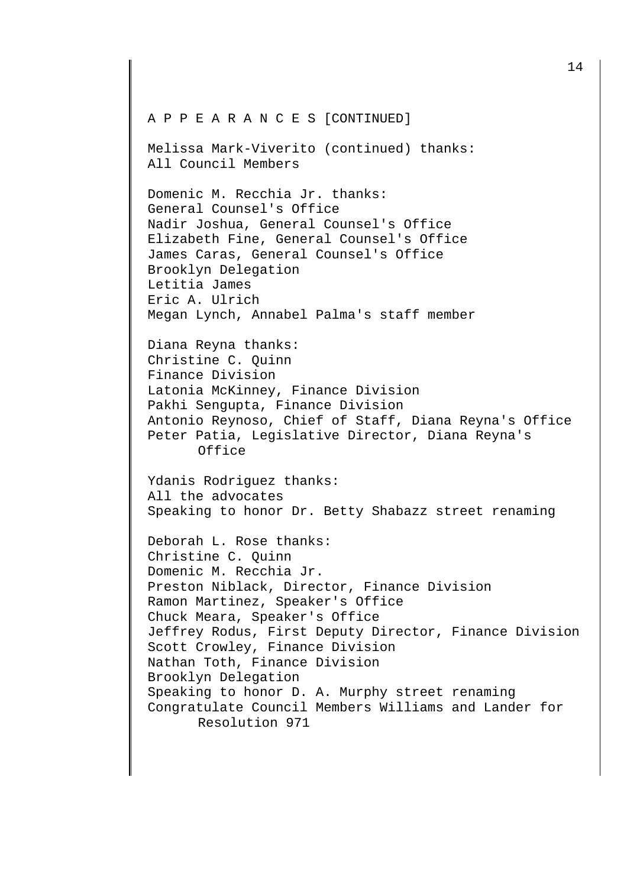A P P E A R A N C E S [CONTINUED]

Melissa Mark-Viverito (continued) thanks:
All Council Members

Domenic M. Recchia Jr. thanks:
General Counsel's Office
Nadir Joshua, General Counsel's Office
Elizabeth Fine, General Counsel's Office
James Caras, General Counsel's Office
Brooklyn Delegation
Letitia James
Eric A. Ulrich
Megan Lynch, Annabel Palma's staff member

Diana Reyna thanks:
Christine C. Quinn
Finance Division
Latonia McKinney, Finance Division
Pakhi Sengupta, Finance Division
Antonio Reynoso, Chief of Staff, Diana Reyna's Office
Peter Patia, Legislative Director, Diana Reyna's Office

Ydanis Rodriguez thanks:
All the advocates
Speaking to honor Dr. Betty Shabazz street renaming

Deborah L. Rose thanks:
Christine C. Quinn
Domenic M. Recchia Jr.
Preston Niblack, Director, Finance Division
Ramon Martinez, Speaker's Office
Chuck Meara, Speaker's Office
Jeffrey Rodus, First Deputy Director, Finance Division
Scott Crowley, Finance Division
Nathan Toth, Finance Division
Brooklyn Delegation
Speaking to honor D. A. Murphy street renaming
Congratulate Council Members Williams and Lander for Resolution 971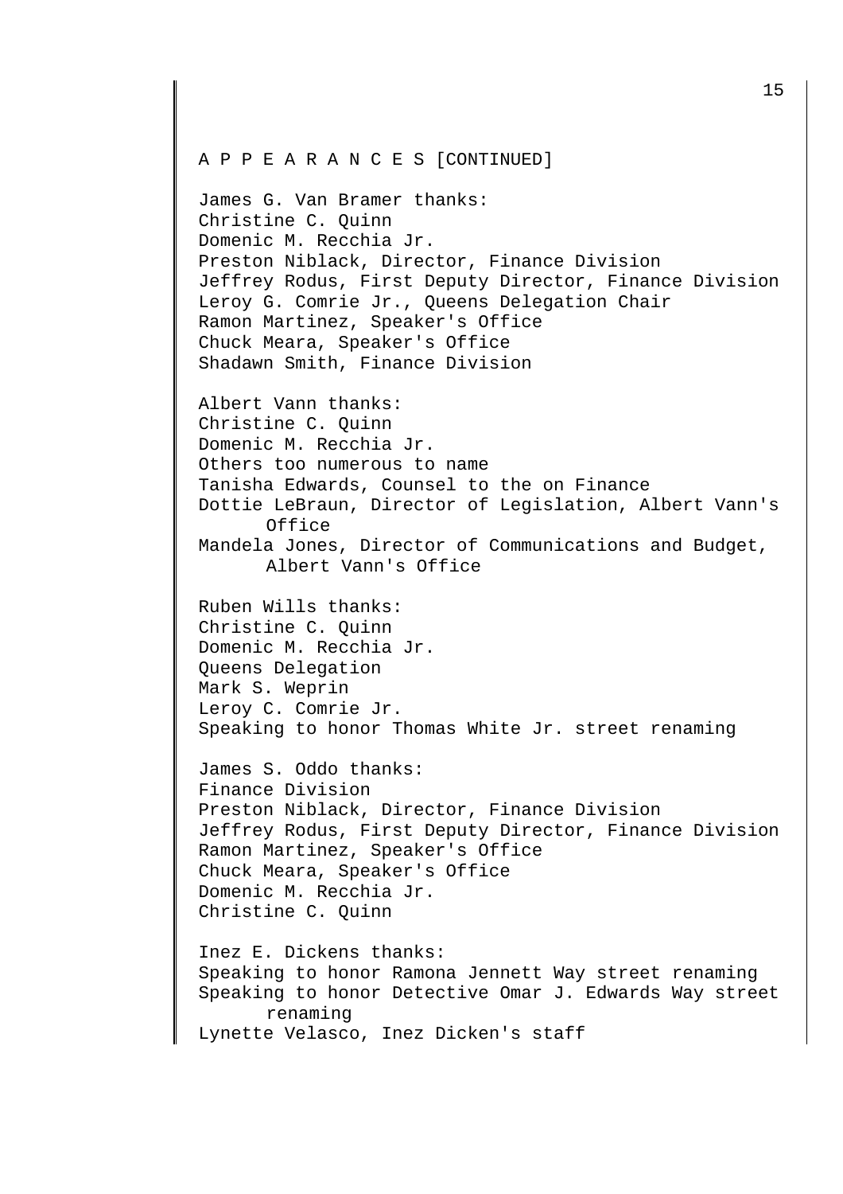A P P E A R A N C E S [CONTINUED]

James G. Van Bramer thanks:
Christine C. Quinn
Domenic M. Recchia Jr.
Preston Niblack, Director, Finance Division
Jeffrey Rodus, First Deputy Director, Finance Division
Leroy G. Comrie Jr., Queens Delegation Chair
Ramon Martinez, Speaker's Office
Chuck Meara, Speaker's Office
Shadawn Smith, Finance Division

Albert Vann thanks:
Christine C. Quinn
Domenic M. Recchia Jr.
Others too numerous to name
Tanisha Edwards, Counsel to the on Finance
Dottie LeBraun, Director of Legislation, Albert Vann's Office
Mandela Jones, Director of Communications and Budget, Albert Vann's Office

Ruben Wills thanks:
Christine C. Quinn
Domenic M. Recchia Jr.
Queens Delegation
Mark S. Weprin
Leroy C. Comrie Jr.
Speaking to honor Thomas White Jr. street renaming

James S. Oddo thanks:
Finance Division
Preston Niblack, Director, Finance Division
Jeffrey Rodus, First Deputy Director, Finance Division
Ramon Martinez, Speaker's Office
Chuck Meara, Speaker's Office
Domenic M. Recchia Jr.
Christine C. Quinn

Inez E. Dickens thanks:
Speaking to honor Ramona Jennett Way street renaming
Speaking to honor Detective Omar J. Edwards Way street renaming
Lynette Velasco, Inez Dicken's staff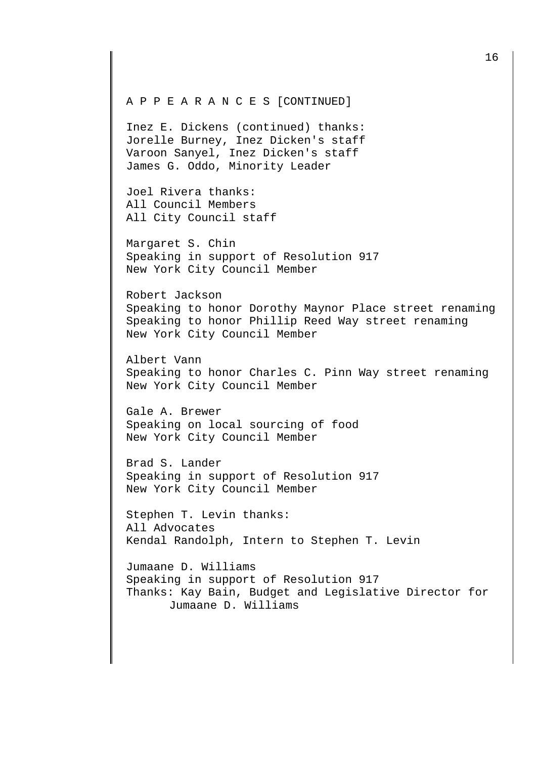A P P E A R A N C E S [CONTINUED]

Inez E. Dickens (continued) thanks:
Jorelle Burney, Inez Dicken's staff
Varoon Sanyel, Inez Dicken's staff
James G. Oddo, Minority Leader

Joel Rivera thanks:
All Council Members
All City Council staff

Margaret S. Chin
Speaking in support of Resolution 917
New York City Council Member

Robert Jackson
Speaking to honor Dorothy Maynor Place street renaming
Speaking to honor Phillip Reed Way street renaming
New York City Council Member

Albert Vann
Speaking to honor Charles C. Pinn Way street renaming
New York City Council Member

Gale A. Brewer
Speaking on local sourcing of food
New York City Council Member

Brad S. Lander
Speaking in support of Resolution 917
New York City Council Member

Stephen T. Levin thanks:
All Advocates
Kendal Randolph, Intern to Stephen T. Levin

Jumaane D. Williams
Speaking in support of Resolution 917
Thanks: Kay Bain, Budget and Legislative Director for Jumaane D. Williams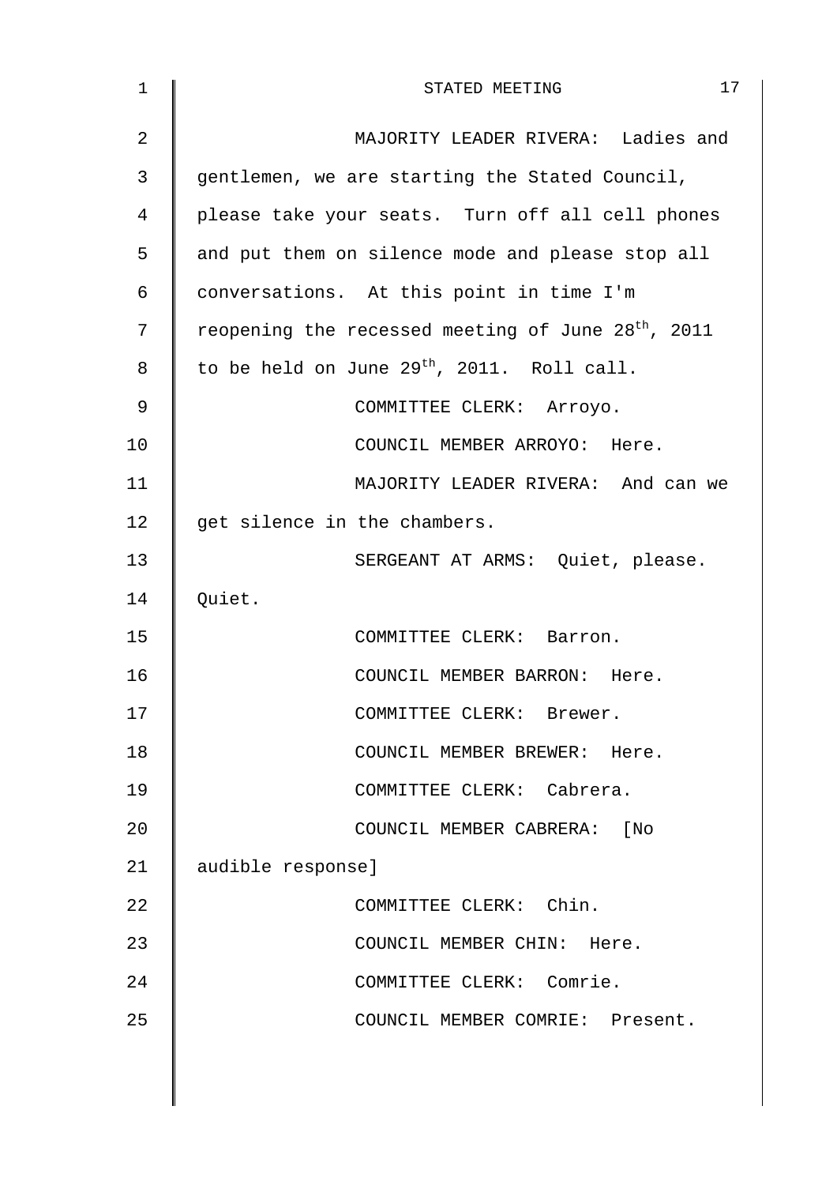MAJORITY LEADER RIVERA: Ladies and gentlemen, we are starting the Stated Council, please take your seats. Turn off all cell phones and put them on silence mode and please stop all conversations. At this point in time I'm reopening the recessed meeting of June 28th, 2011 to be held on June 29th, 2011. Roll call.

COMMITTEE CLERK: Arroyo.

COUNCIL MEMBER ARROYO: Here.

MAJORITY LEADER RIVERA: And can we get silence in the chambers.

SERGEANT AT ARMS: Quiet, please. Quiet.

COMMITTEE CLERK: Barron.

COUNCIL MEMBER BARRON: Here.

COMMITTEE CLERK: Brewer.

COUNCIL MEMBER BREWER: Here.

COMMITTEE CLERK: Cabrera.

COUNCIL MEMBER CABRERA: [No audible response]

COMMITTEE CLERK: Chin.

COUNCIL MEMBER CHIN: Here.

COMMITTEE CLERK: Comrie.

COUNCIL MEMBER COMRIE: Present.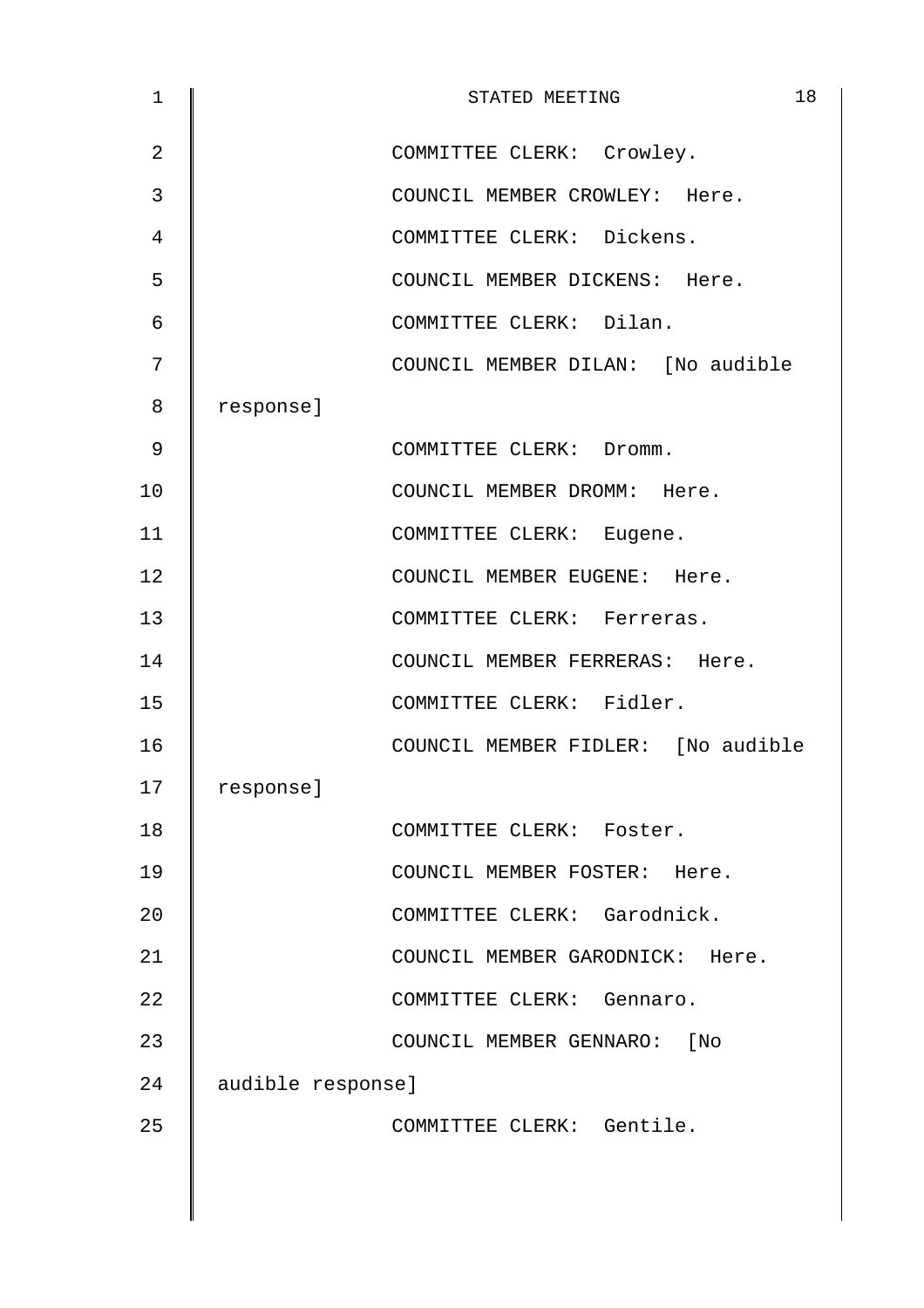COMMITTEE CLERK: Crowley.

COUNCIL MEMBER CROWLEY: Here.

COMMITTEE CLERK: Dickens.

COUNCIL MEMBER DICKENS: Here.

COMMITTEE CLERK: Dilan.

COUNCIL MEMBER DILAN: [No audible response]

COMMITTEE CLERK: Dromm.

COUNCIL MEMBER DROMM: Here.

COMMITTEE CLERK: Eugene.

COUNCIL MEMBER EUGENE: Here.

COMMITTEE CLERK: Ferreras.

COUNCIL MEMBER FERRERAS: Here.

COMMITTEE CLERK: Fidler.

COUNCIL MEMBER FIDLER: [No audible response]

COMMITTEE CLERK: Foster.

COUNCIL MEMBER FOSTER: Here.

COMMITTEE CLERK: Garodnick.

COUNCIL MEMBER GARODNICK: Here.

COMMITTEE CLERK: Gennaro.

COUNCIL MEMBER GENNARO: [No audible response]

COMMITTEE CLERK: Gentile.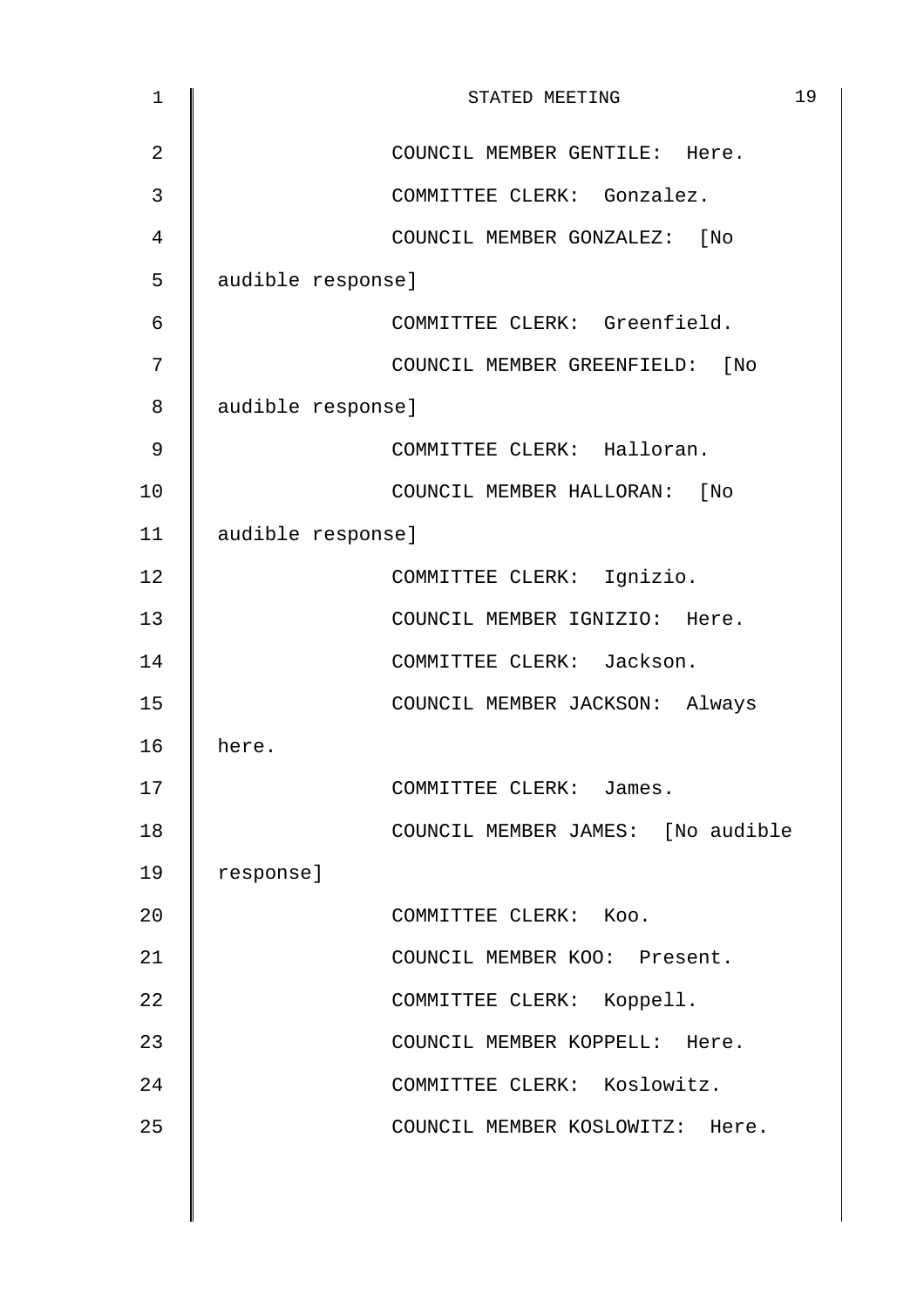COUNCIL MEMBER GENTILE: Here.

COMMITTEE CLERK: Gonzalez.

COUNCIL MEMBER GONZALEZ: [No audible response]

COMMITTEE CLERK: Greenfield.

COUNCIL MEMBER GREENFIELD: [No audible response]

COMMITTEE CLERK: Halloran.

COUNCIL MEMBER HALLORAN: [No audible response]

COMMITTEE CLERK: Ignizio.

COUNCIL MEMBER IGNIZIO: Here.

COMMITTEE CLERK: Jackson.

COUNCIL MEMBER JACKSON: Always here.

COMMITTEE CLERK: James.

COUNCIL MEMBER JAMES: [No audible response]

COMMITTEE CLERK: Koo.

COUNCIL MEMBER KOO: Present.

COMMITTEE CLERK: Koppell.

COUNCIL MEMBER KOPPELL: Here.

COMMITTEE CLERK: Koslowitz.

COUNCIL MEMBER KOSLOWITZ: Here.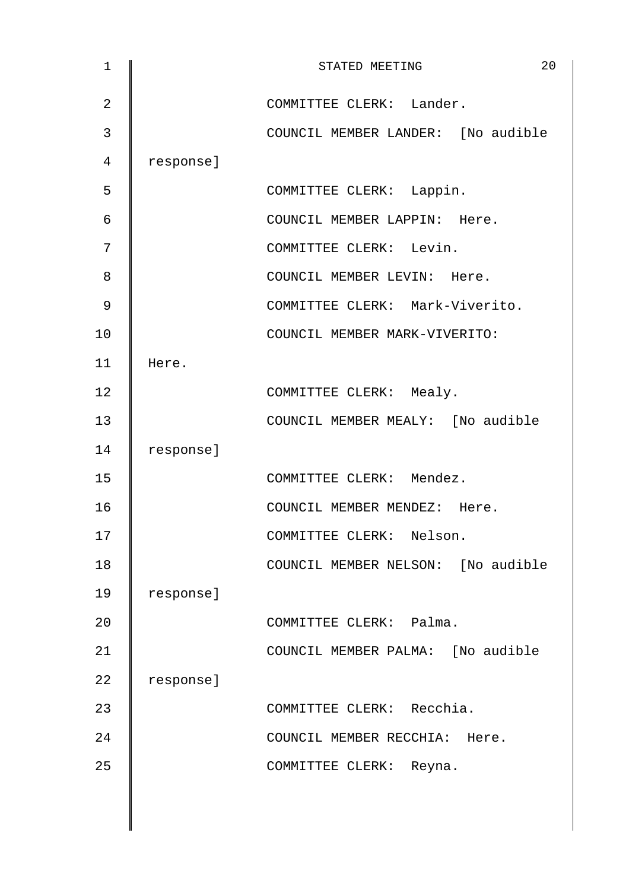COMMITTEE CLERK: Lander.

COUNCIL MEMBER LANDER: [No audible response]

COMMITTEE CLERK: Lappin.

COUNCIL MEMBER LAPPIN: Here.

COMMITTEE CLERK: Levin.

COUNCIL MEMBER LEVIN: Here.

COMMITTEE CLERK: Mark-Viverito.

COUNCIL MEMBER MARK-VIVERITO: Here.

COMMITTEE CLERK: Mealy.

COUNCIL MEMBER MEALY: [No audible response]

COMMITTEE CLERK: Mendez.

COUNCIL MEMBER MENDEZ: Here.

COMMITTEE CLERK: Nelson.

COUNCIL MEMBER NELSON: [No audible response]

COMMITTEE CLERK: Palma.

COUNCIL MEMBER PALMA: [No audible response]

COMMITTEE CLERK: Recchia.

COUNCIL MEMBER RECCHIA: Here.

COMMITTEE CLERK: Reyna.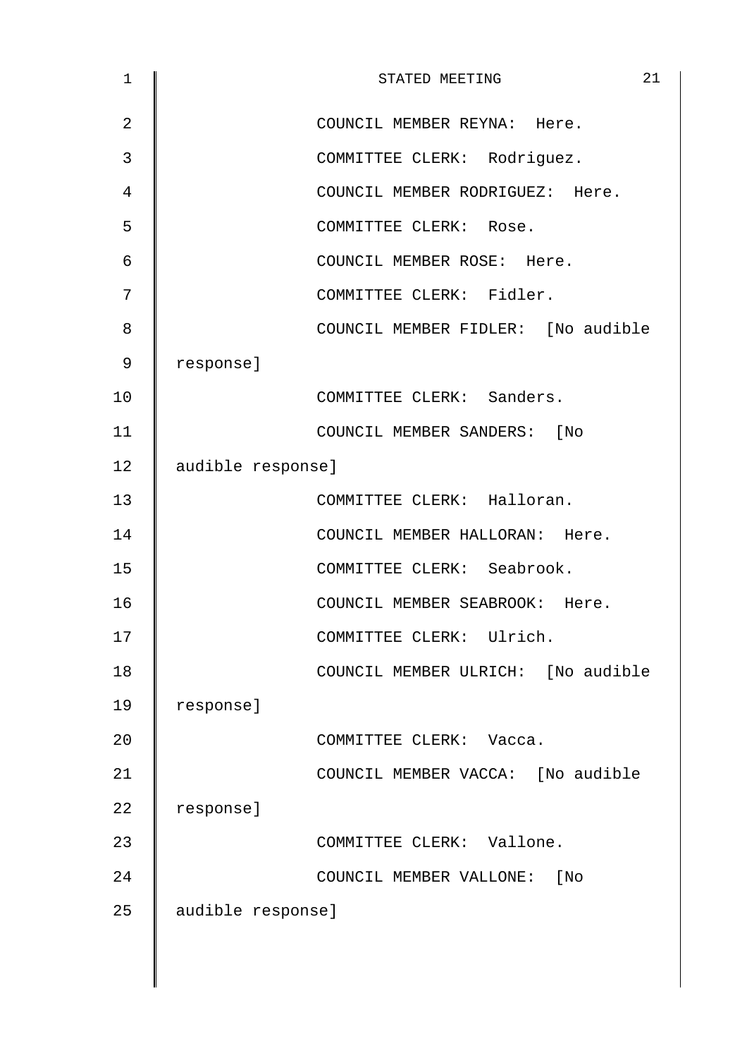COUNCIL MEMBER REYNA: Here.

COMMITTEE CLERK: Rodriguez.

COUNCIL MEMBER RODRIGUEZ: Here.

COMMITTEE CLERK: Rose.

COUNCIL MEMBER ROSE: Here.

COMMITTEE CLERK: Fidler.

COUNCIL MEMBER FIDLER: [No audible response]

COMMITTEE CLERK: Sanders.

COUNCIL MEMBER SANDERS: [No audible response]

COMMITTEE CLERK: Halloran.

COUNCIL MEMBER HALLORAN: Here.

COMMITTEE CLERK: Seabrook.

COUNCIL MEMBER SEABROOK: Here.

COMMITTEE CLERK: Ulrich.

COUNCIL MEMBER ULRICH: [No audible response]

COMMITTEE CLERK: Vacca.

COUNCIL MEMBER VACCA: [No audible response]

COMMITTEE CLERK: Vallone.

COUNCIL MEMBER VALLONE: [No audible response]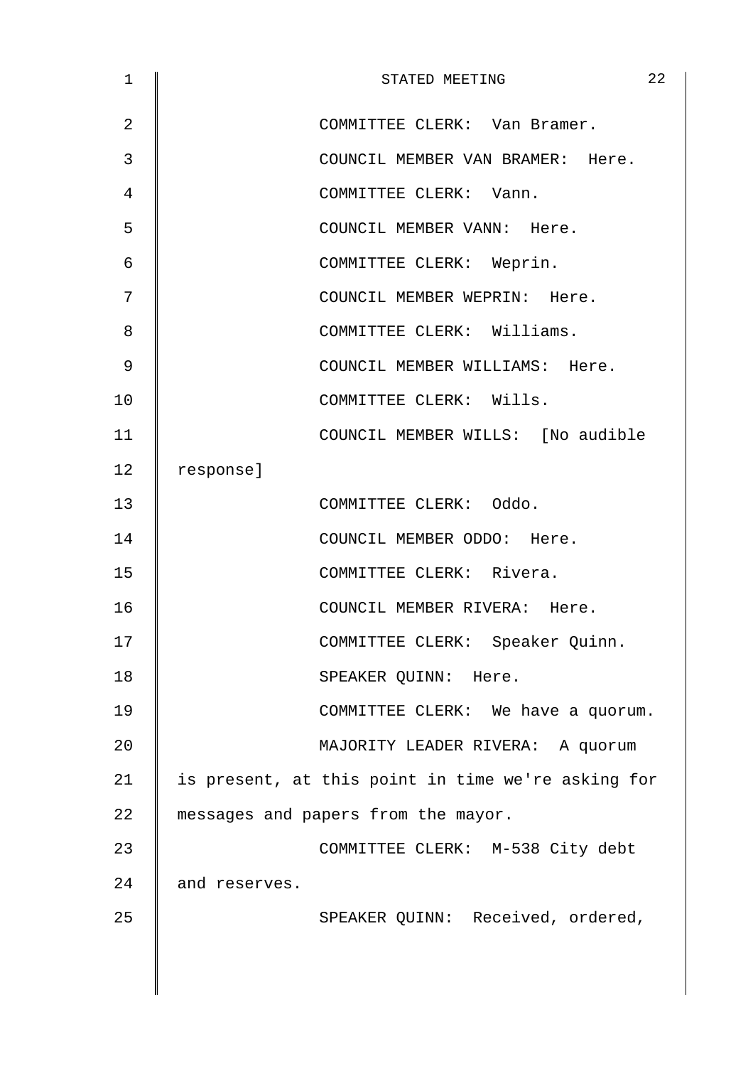COMMITTEE CLERK: Van Bramer.

COUNCIL MEMBER VAN BRAMER: Here.

COMMITTEE CLERK: Vann.

COUNCIL MEMBER VANN: Here.

COMMITTEE CLERK: Weprin.

COUNCIL MEMBER WEPRIN: Here.

COMMITTEE CLERK: Williams.

COUNCIL MEMBER WILLIAMS: Here.

COMMITTEE CLERK: Wills.

COUNCIL MEMBER WILLS: [No audible response]

COMMITTEE CLERK: Oddo.

COUNCIL MEMBER ODDO: Here.

COMMITTEE CLERK: Rivera.

COUNCIL MEMBER RIVERA: Here.

COMMITTEE CLERK: Speaker Quinn.

SPEAKER QUINN: Here.

COMMITTEE CLERK: We have a quorum.

MAJORITY LEADER RIVERA: A quorum is present, at this point in time we're asking for messages and papers from the mayor.

COMMITTEE CLERK: M-538 City debt and reserves.

SPEAKER QUINN: Received, ordered,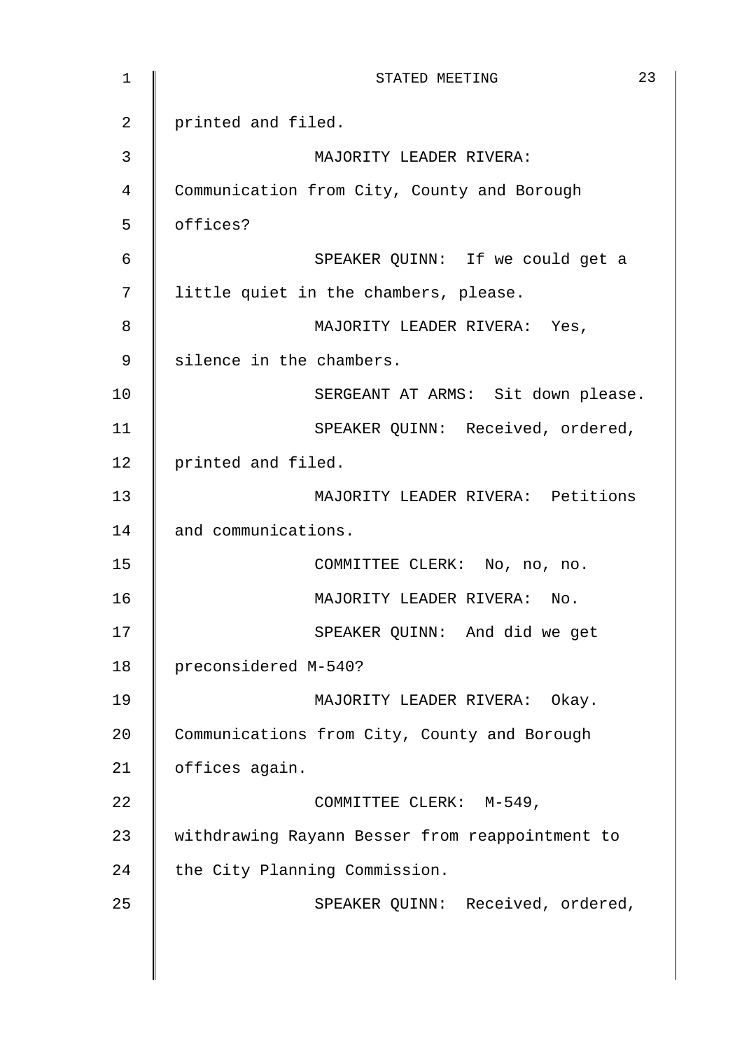printed and filed.

MAJORITY LEADER RIVERA: Communication from City, County and Borough offices?

SPEAKER QUINN: If we could get a little quiet in the chambers, please.

MAJORITY LEADER RIVERA: Yes, silence in the chambers.

SERGEANT AT ARMS: Sit down please.

SPEAKER QUINN: Received, ordered, printed and filed.

MAJORITY LEADER RIVERA: Petitions and communications.

COMMITTEE CLERK: No, no, no.

MAJORITY LEADER RIVERA: No.

SPEAKER QUINN: And did we get preconsidered M-540?

MAJORITY LEADER RIVERA: Okay. Communications from City, County and Borough offices again.

COMMITTEE CLERK: M-549, withdrawing Rayann Besser from reappointment to the City Planning Commission.

SPEAKER QUINN: Received, ordered,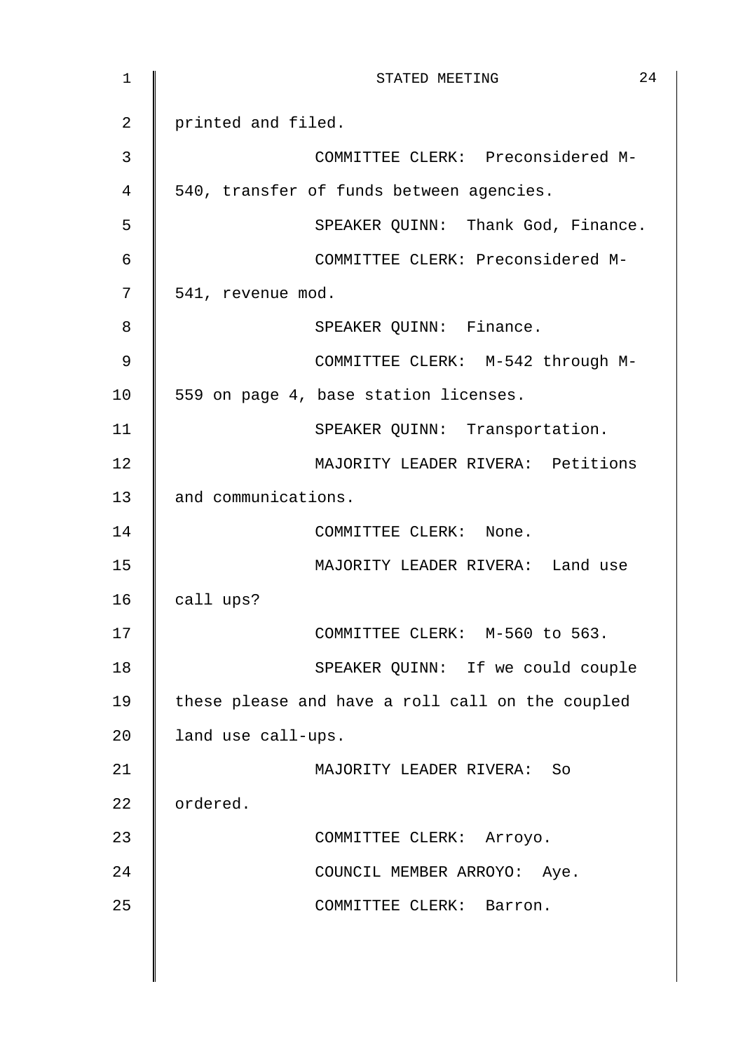printed and filed.

COMMITTEE CLERK: Preconsidered M-540, transfer of funds between agencies.

SPEAKER QUINN: Thank God, Finance.

COMMITTEE CLERK: Preconsidered M-541, revenue mod.

SPEAKER QUINN: Finance.

COMMITTEE CLERK: M-542 through M-559 on page 4, base station licenses.

SPEAKER QUINN: Transportation.

MAJORITY LEADER RIVERA: Petitions and communications.

COMMITTEE CLERK: None.

MAJORITY LEADER RIVERA: Land use call ups?

COMMITTEE CLERK: M-560 to 563.

SPEAKER QUINN: If we could couple these please and have a roll call on the coupled land use call-ups.

MAJORITY LEADER RIVERA: So ordered.

COMMITTEE CLERK: Arroyo.

COUNCIL MEMBER ARROYO: Aye.

COMMITTEE CLERK: Barron.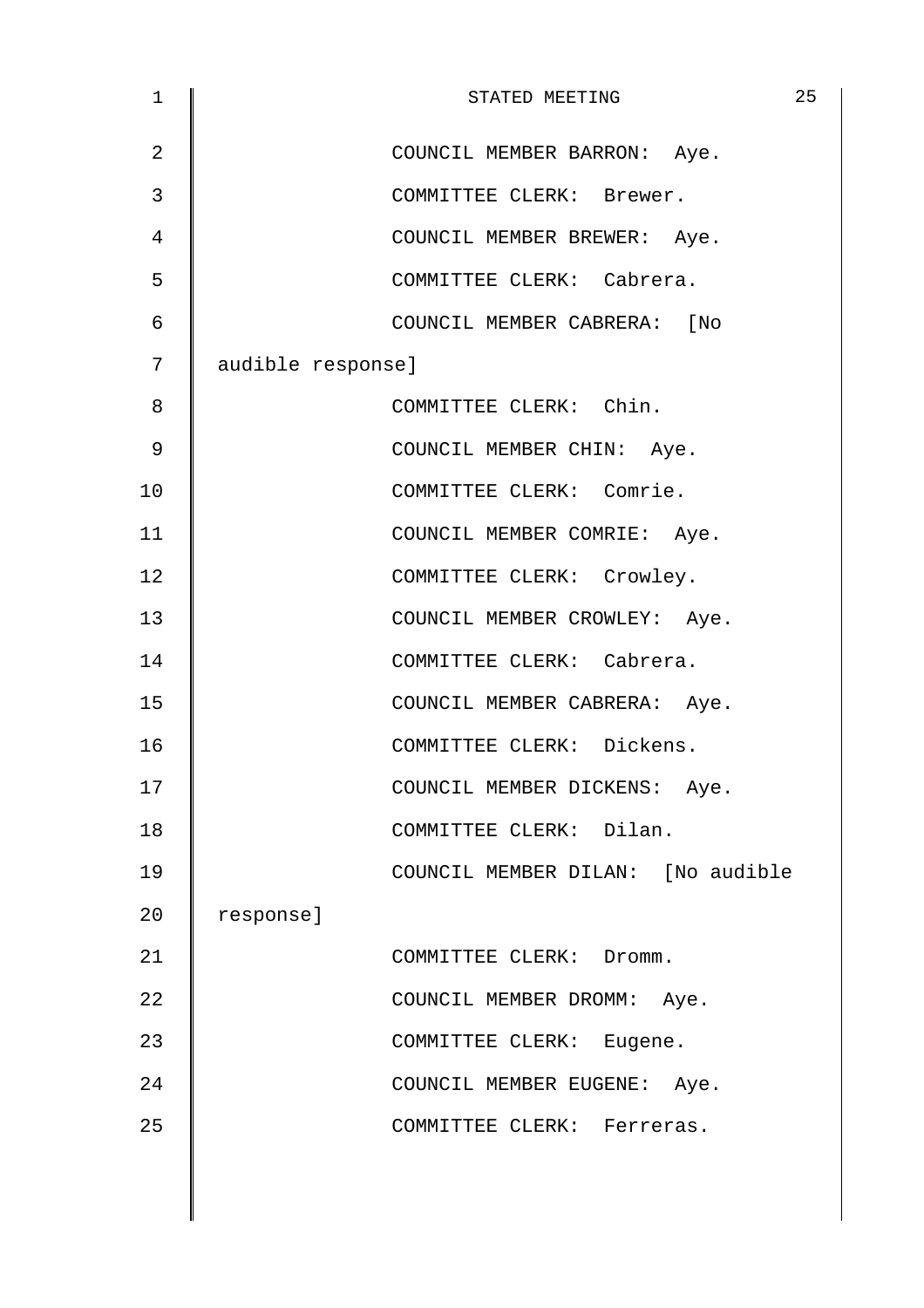COUNCIL MEMBER BARRON: Aye.

COMMITTEE CLERK: Brewer.

COUNCIL MEMBER BREWER: Aye.

COMMITTEE CLERK: Cabrera.

COUNCIL MEMBER CABRERA: [No audible response]

COMMITTEE CLERK: Chin.

COUNCIL MEMBER CHIN: Aye.

COMMITTEE CLERK: Comrie.

COUNCIL MEMBER COMRIE: Aye.

COMMITTEE CLERK: Crowley.

COUNCIL MEMBER CROWLEY: Aye.

COMMITTEE CLERK: Cabrera.

COUNCIL MEMBER CABRERA: Aye.

COMMITTEE CLERK: Dickens.

COUNCIL MEMBER DICKENS: Aye.

COMMITTEE CLERK: Dilan.

COUNCIL MEMBER DILAN: [No audible response]

COMMITTEE CLERK: Dromm.

COUNCIL MEMBER DROMM: Aye.

COMMITTEE CLERK: Eugene.

COUNCIL MEMBER EUGENE: Aye.

COMMITTEE CLERK: Ferreras.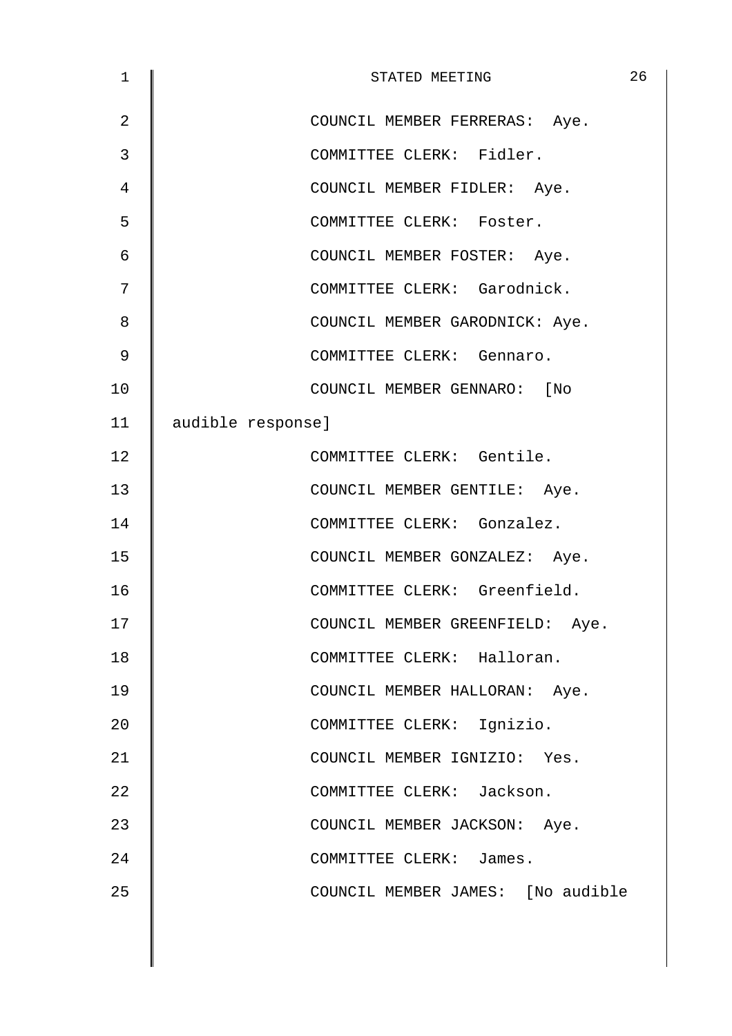COUNCIL MEMBER FERRERAS: Aye.

COMMITTEE CLERK: Fidler.

COUNCIL MEMBER FIDLER: Aye.

COMMITTEE CLERK: Foster.

COUNCIL MEMBER FOSTER: Aye.

COMMITTEE CLERK: Garodnick.

COUNCIL MEMBER GARODNICK: Aye.

COMMITTEE CLERK: Gennaro.

COUNCIL MEMBER GENNARO: [No audible response]

COMMITTEE CLERK: Gentile.

COUNCIL MEMBER GENTILE: Aye.

COMMITTEE CLERK: Gonzalez.

COUNCIL MEMBER GONZALEZ: Aye.

COMMITTEE CLERK: Greenfield.

COUNCIL MEMBER GREENFIELD: Aye.

COMMITTEE CLERK: Halloran.

COUNCIL MEMBER HALLORAN: Aye.

COMMITTEE CLERK: Ignizio.

COUNCIL MEMBER IGNIZIO: Yes.

COMMITTEE CLERK: Jackson.

COUNCIL MEMBER JACKSON: Aye.

COMMITTEE CLERK: James.

COUNCIL MEMBER JAMES: [No audible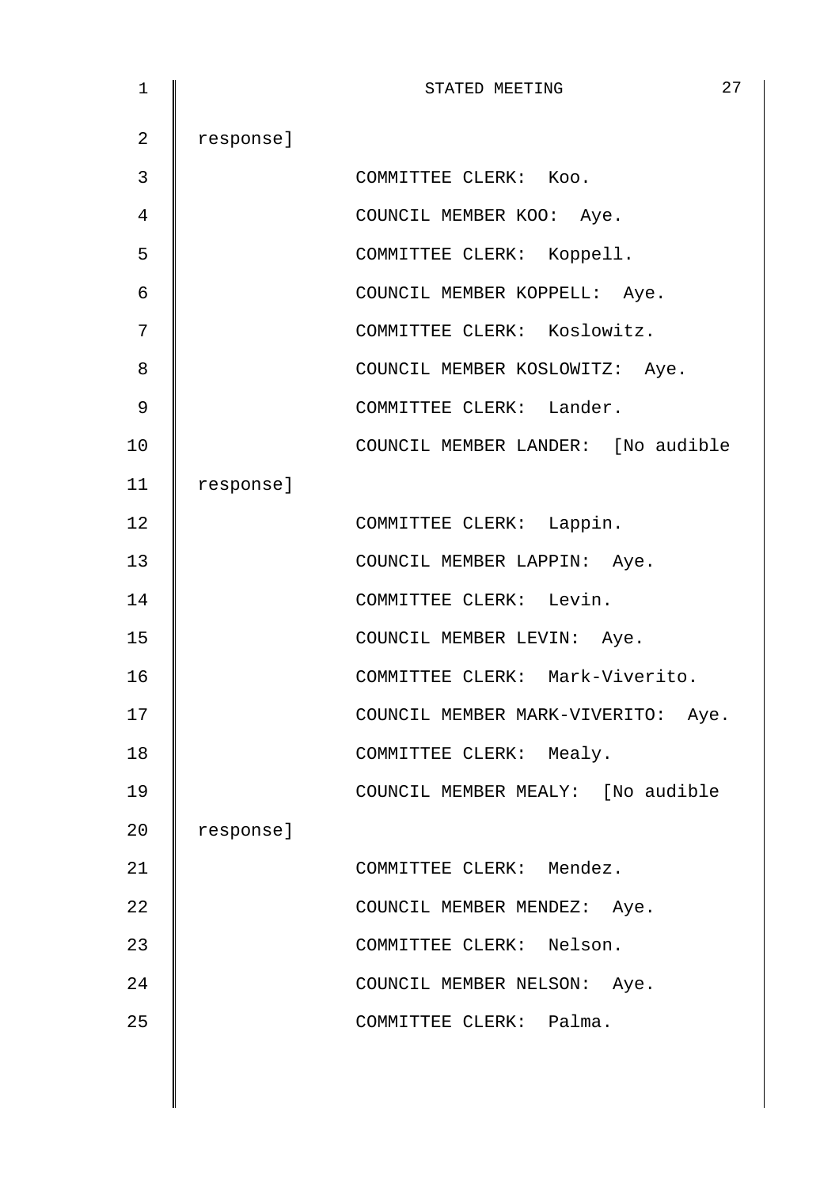response]

COMMITTEE CLERK: Koo.

COUNCIL MEMBER KOO: Aye.

COMMITTEE CLERK: Koppell.

COUNCIL MEMBER KOPPELL: Aye.

COMMITTEE CLERK: Koslowitz.

COUNCIL MEMBER KOSLOWITZ: Aye.

COMMITTEE CLERK: Lander.

COUNCIL MEMBER LANDER: [No audible response]

COMMITTEE CLERK: Lappin.

COUNCIL MEMBER LAPPIN: Aye.

COMMITTEE CLERK: Levin.

COUNCIL MEMBER LEVIN: Aye.

COMMITTEE CLERK: Mark-Viverito.

COUNCIL MEMBER MARK-VIVERITO: Aye.

COMMITTEE CLERK: Mealy.

COUNCIL MEMBER MEALY: [No audible response]

COMMITTEE CLERK: Mendez.

COUNCIL MEMBER MENDEZ: Aye.

COMMITTEE CLERK: Nelson.

COUNCIL MEMBER NELSON: Aye.

COMMITTEE CLERK: Palma.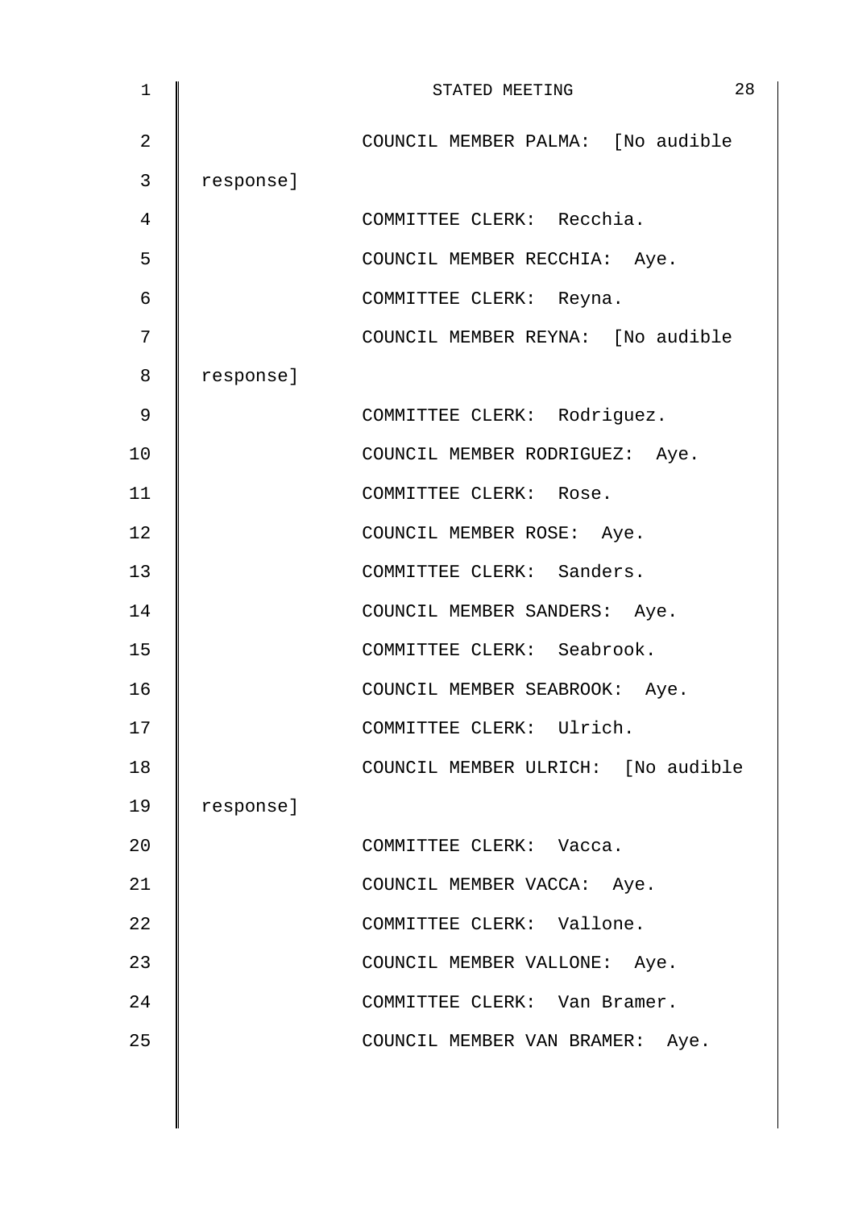COUNCIL MEMBER PALMA: [No audible response]

COMMITTEE CLERK: Recchia.

COUNCIL MEMBER RECCHIA: Aye.

COMMITTEE CLERK: Reyna.

COUNCIL MEMBER REYNA: [No audible response]

COMMITTEE CLERK: Rodriguez.

COUNCIL MEMBER RODRIGUEZ: Aye.

COMMITTEE CLERK: Rose.

COUNCIL MEMBER ROSE: Aye.

COMMITTEE CLERK: Sanders.

COUNCIL MEMBER SANDERS: Aye.

COMMITTEE CLERK: Seabrook.

COUNCIL MEMBER SEABROOK: Aye.

COMMITTEE CLERK: Ulrich.

COUNCIL MEMBER ULRICH: [No audible response]

COMMITTEE CLERK: Vacca.

COUNCIL MEMBER VACCA: Aye.

COMMITTEE CLERK: Vallone.

COUNCIL MEMBER VALLONE: Aye.

COMMITTEE CLERK: Van Bramer.

COUNCIL MEMBER VAN BRAMER: Aye.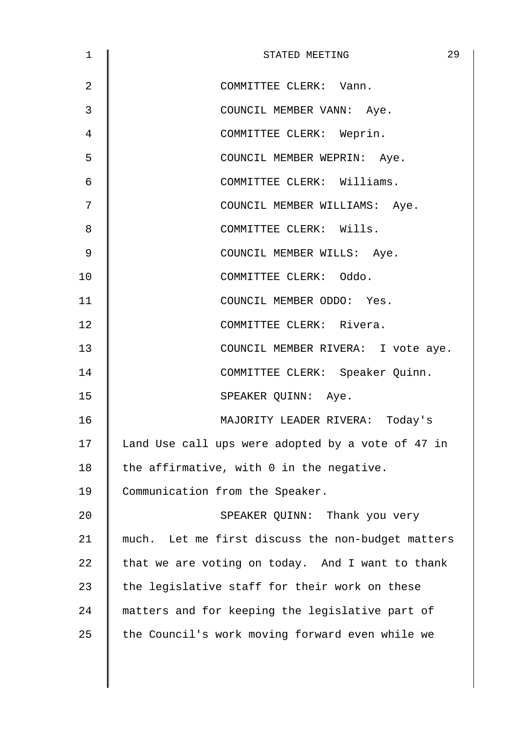COMMITTEE CLERK: Vann.

COUNCIL MEMBER VANN: Aye.

COMMITTEE CLERK: Weprin.

COUNCIL MEMBER WEPRIN: Aye.

COMMITTEE CLERK: Williams.

COUNCIL MEMBER WILLIAMS: Aye.

COMMITTEE CLERK: Wills.

COUNCIL MEMBER WILLS: Aye.

COMMITTEE CLERK: Oddo.

COUNCIL MEMBER ODDO: Yes.

COMMITTEE CLERK: Rivera.

COUNCIL MEMBER RIVERA: I vote aye.

COMMITTEE CLERK: Speaker Quinn.

SPEAKER QUINN: Aye.

MAJORITY LEADER RIVERA: Today's Land Use call ups were adopted by a vote of 47 in the affirmative, with 0 in the negative. Communication from the Speaker.

SPEAKER QUINN: Thank you very much. Let me first discuss the non-budget matters that we are voting on today. And I want to thank the legislative staff for their work on these matters and for keeping the legislative part of the Council's work moving forward even while we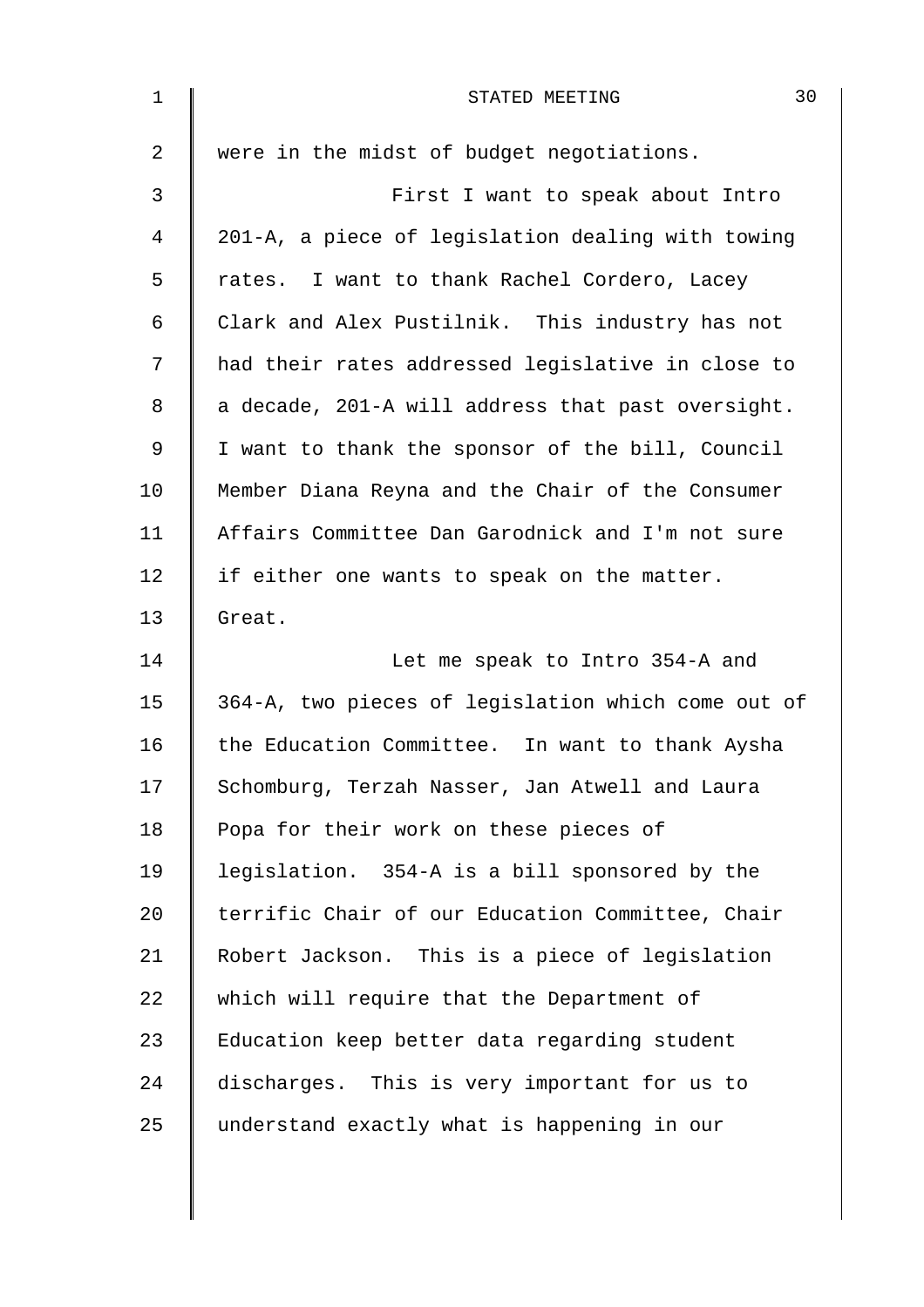were in the midst of budget negotiations.

First I want to speak about Intro 201-A, a piece of legislation dealing with towing rates. I want to thank Rachel Cordero, Lacey Clark and Alex Pustilnik. This industry has not had their rates addressed legislative in close to a decade, 201-A will address that past oversight. I want to thank the sponsor of the bill, Council Member Diana Reyna and the Chair of the Consumer Affairs Committee Dan Garodnick and I'm not sure if either one wants to speak on the matter. Great.

Let me speak to Intro 354-A and 364-A, two pieces of legislation which come out of the Education Committee. In want to thank Aysha Schomburg, Terzah Nasser, Jan Atwell and Laura Popa for their work on these pieces of legislation. 354-A is a bill sponsored by the terrific Chair of our Education Committee, Chair Robert Jackson. This is a piece of legislation which will require that the Department of Education keep better data regarding student discharges. This is very important for us to understand exactly what is happening in our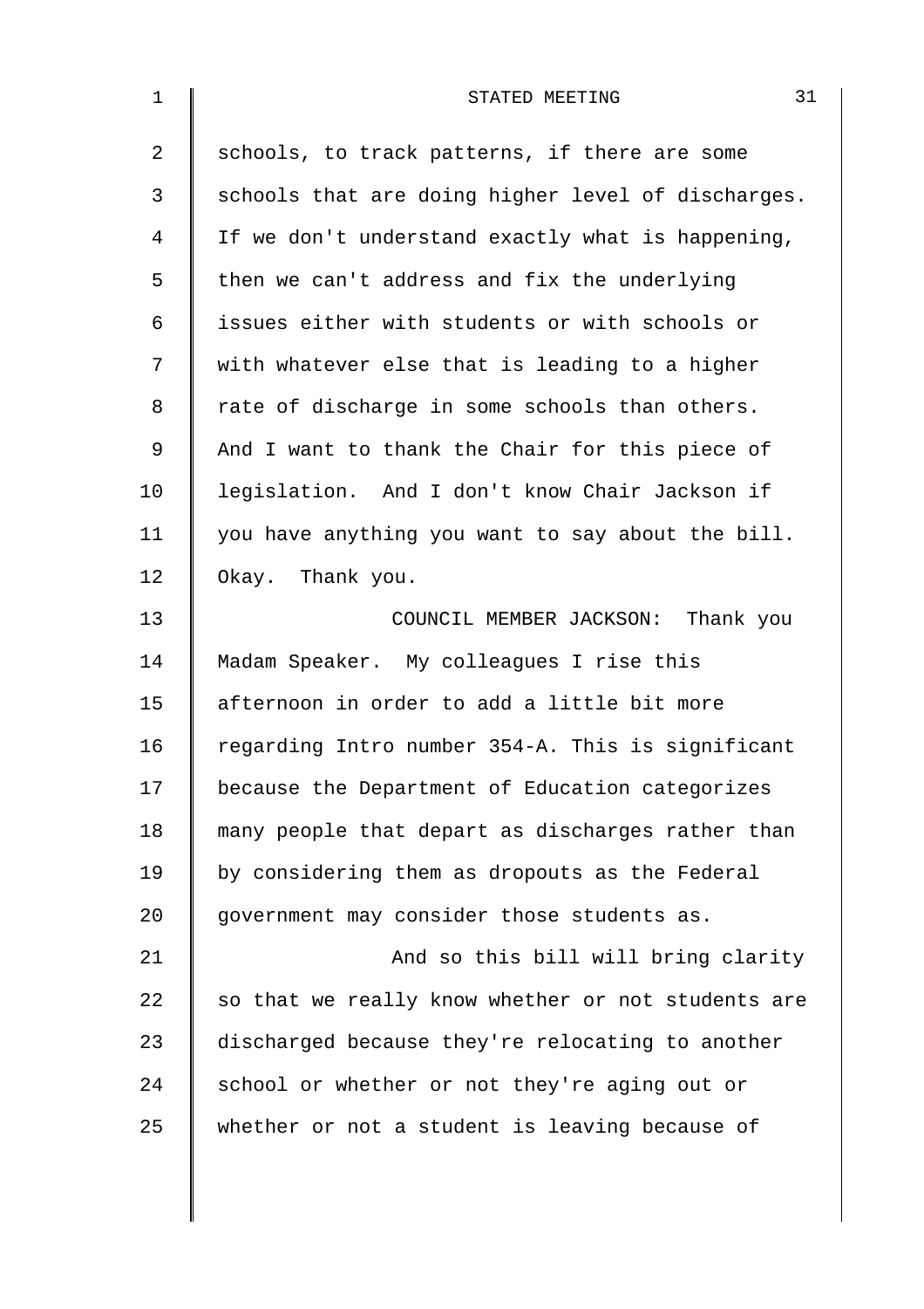schools, to track patterns, if there are some schools that are doing higher level of discharges. If we don't understand exactly what is happening, then we can't address and fix the underlying issues either with students or with schools or with whatever else that is leading to a higher rate of discharge in some schools than others. And I want to thank the Chair for this piece of legislation. And I don't know Chair Jackson if you have anything you want to say about the bill. Okay. Thank you.

COUNCIL MEMBER JACKSON: Thank you Madam Speaker. My colleagues I rise this afternoon in order to add a little bit more regarding Intro number 354-A. This is significant because the Department of Education categorizes many people that depart as discharges rather than by considering them as dropouts as the Federal government may consider those students as.

And so this bill will bring clarity so that we really know whether or not students are discharged because they're relocating to another school or whether or not they're aging out or whether or not a student is leaving because of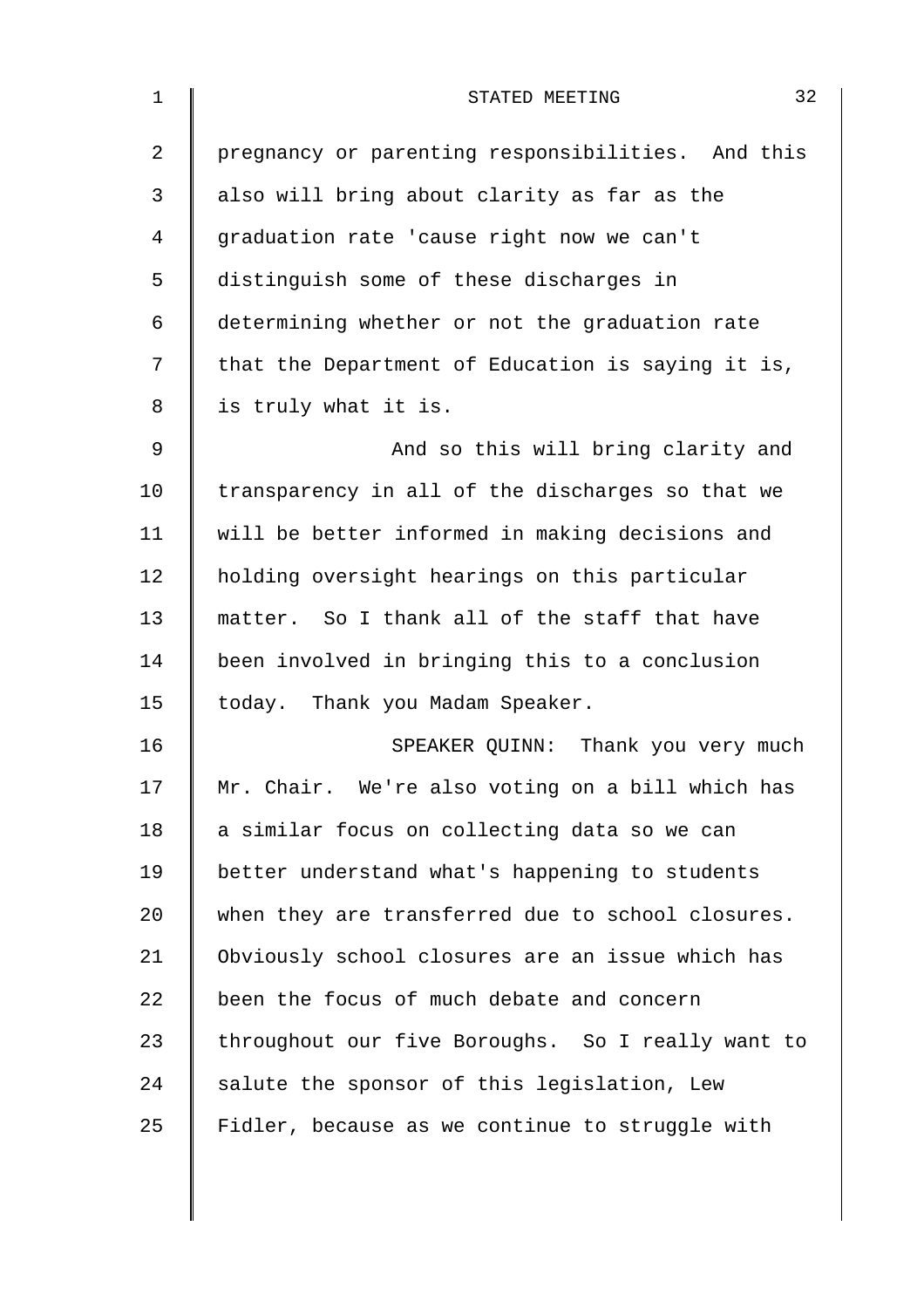pregnancy or parenting responsibilities. And this also will bring about clarity as far as the graduation rate 'cause right now we can't distinguish some of these discharges in determining whether or not the graduation rate that the Department of Education is saying it is, is truly what it is.

And so this will bring clarity and transparency in all of the discharges so that we will be better informed in making decisions and holding oversight hearings on this particular matter. So I thank all of the staff that have been involved in bringing this to a conclusion today. Thank you Madam Speaker.

SPEAKER QUINN: Thank you very much Mr. Chair. We're also voting on a bill which has a similar focus on collecting data so we can better understand what's happening to students when they are transferred due to school closures. Obviously school closures are an issue which has been the focus of much debate and concern throughout our five Boroughs. So I really want to salute the sponsor of this legislation, Lew Fidler, because as we continue to struggle with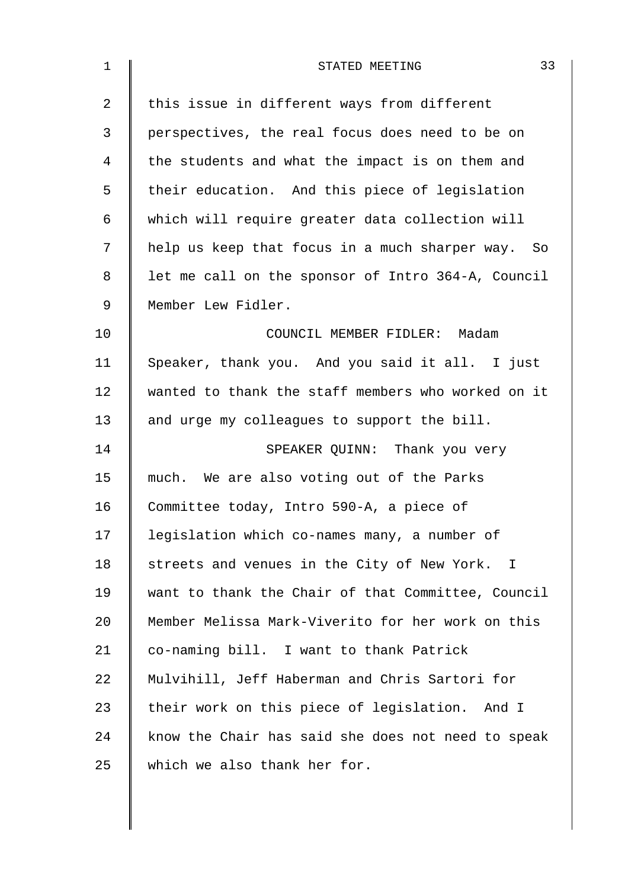this issue in different ways from different perspectives, the real focus does need to be on the students and what the impact is on them and their education. And this piece of legislation which will require greater data collection will help us keep that focus in a much sharper way. So let me call on the sponsor of Intro 364-A, Council Member Lew Fidler.

COUNCIL MEMBER FIDLER: Madam Speaker, thank you. And you said it all. I just wanted to thank the staff members who worked on it and urge my colleagues to support the bill.

SPEAKER QUINN: Thank you very much. We are also voting out of the Parks Committee today, Intro 590-A, a piece of legislation which co-names many, a number of streets and venues in the City of New York. I want to thank the Chair of that Committee, Council Member Melissa Mark-Viverito for her work on this co-naming bill. I want to thank Patrick Mulvihill, Jeff Haberman and Chris Sartori for their work on this piece of legislation. And I know the Chair has said she does not need to speak which we also thank her for.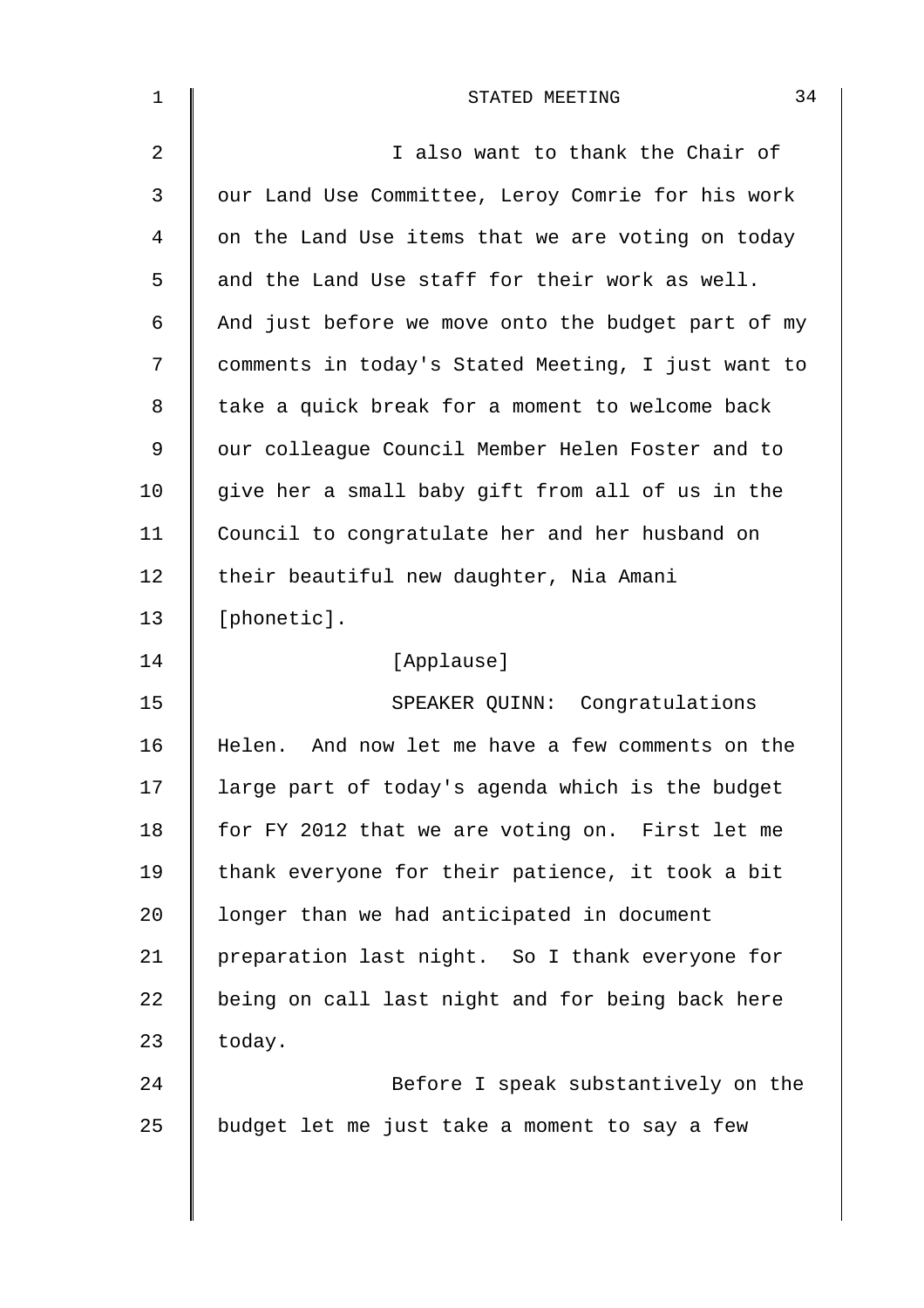I also want to thank the Chair of our Land Use Committee, Leroy Comrie for his work on the Land Use items that we are voting on today and the Land Use staff for their work as well. And just before we move onto the budget part of my comments in today's Stated Meeting, I just want to take a quick break for a moment to welcome back our colleague Council Member Helen Foster and to give her a small baby gift from all of us in the Council to congratulate her and her husband on their beautiful new daughter, Nia Amani [phonetic].

[Applause]

SPEAKER QUINN: Congratulations Helen. And now let me have a few comments on the large part of today's agenda which is the budget for FY 2012 that we are voting on. First let me thank everyone for their patience, it took a bit longer than we had anticipated in document preparation last night. So I thank everyone for being on call last night and for being back here today.

Before I speak substantively on the budget let me just take a moment to say a few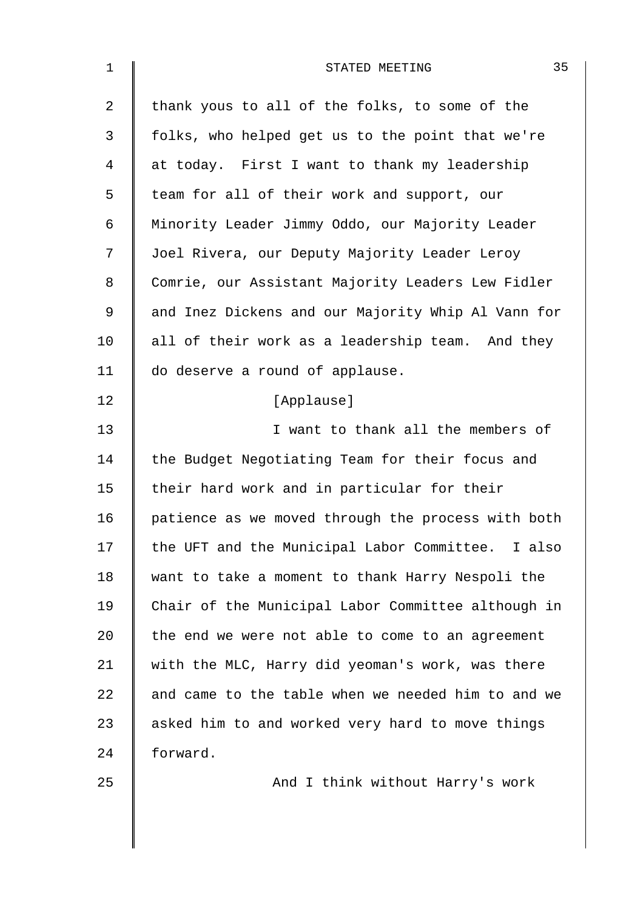thank yous to all of the folks, to some of the folks, who helped get us to the point that we're at today. First I want to thank my leadership team for all of their work and support, our Minority Leader Jimmy Oddo, our Majority Leader Joel Rivera, our Deputy Majority Leader Leroy Comrie, our Assistant Majority Leaders Lew Fidler and Inez Dickens and our Majority Whip Al Vann for all of their work as a leadership team. And they do deserve a round of applause.

[Applause]

I want to thank all the members of the Budget Negotiating Team for their focus and their hard work and in particular for their patience as we moved through the process with both the UFT and the Municipal Labor Committee. I also want to take a moment to thank Harry Nespoli the Chair of the Municipal Labor Committee although in the end we were not able to come to an agreement with the MLC, Harry did yeoman's work, was there and came to the table when we needed him to and we asked him to and worked very hard to move things forward.

And I think without Harry's work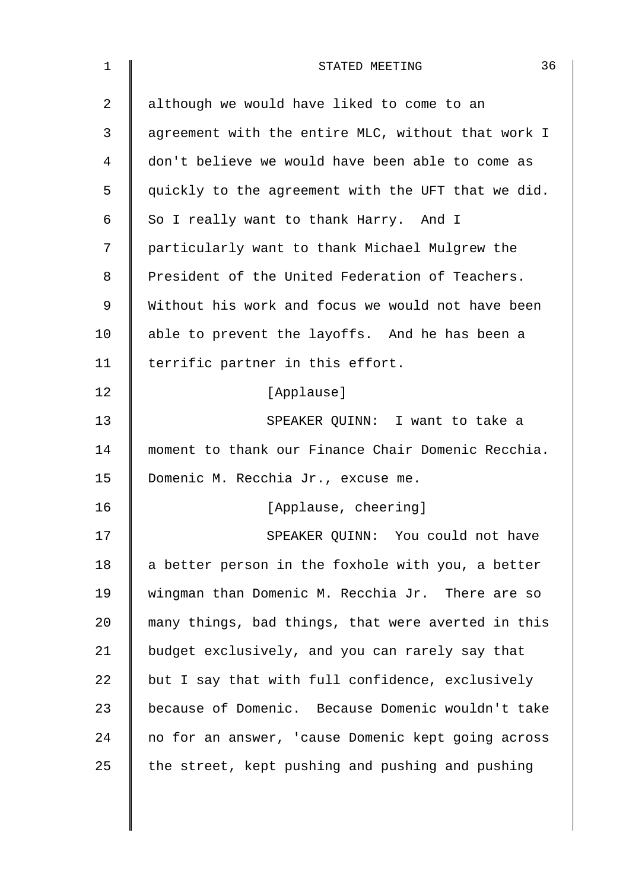although we would have liked to come to an agreement with the entire MLC, without that work I don't believe we would have been able to come as quickly to the agreement with the UFT that we did. So I really want to thank Harry. And I particularly want to thank Michael Mulgrew the President of the United Federation of Teachers. Without his work and focus we would not have been able to prevent the layoffs. And he has been a terrific partner in this effort.

[Applause]

SPEAKER QUINN: I want to take a moment to thank our Finance Chair Domenic Recchia. Domenic M. Recchia Jr., excuse me.

[Applause, cheering]

SPEAKER QUINN: You could not have a better person in the foxhole with you, a better wingman than Domenic M. Recchia Jr. There are so many things, bad things, that were averted in this budget exclusively, and you can rarely say that but I say that with full confidence, exclusively because of Domenic. Because Domenic wouldn't take no for an answer, 'cause Domenic kept going across the street, kept pushing and pushing and pushing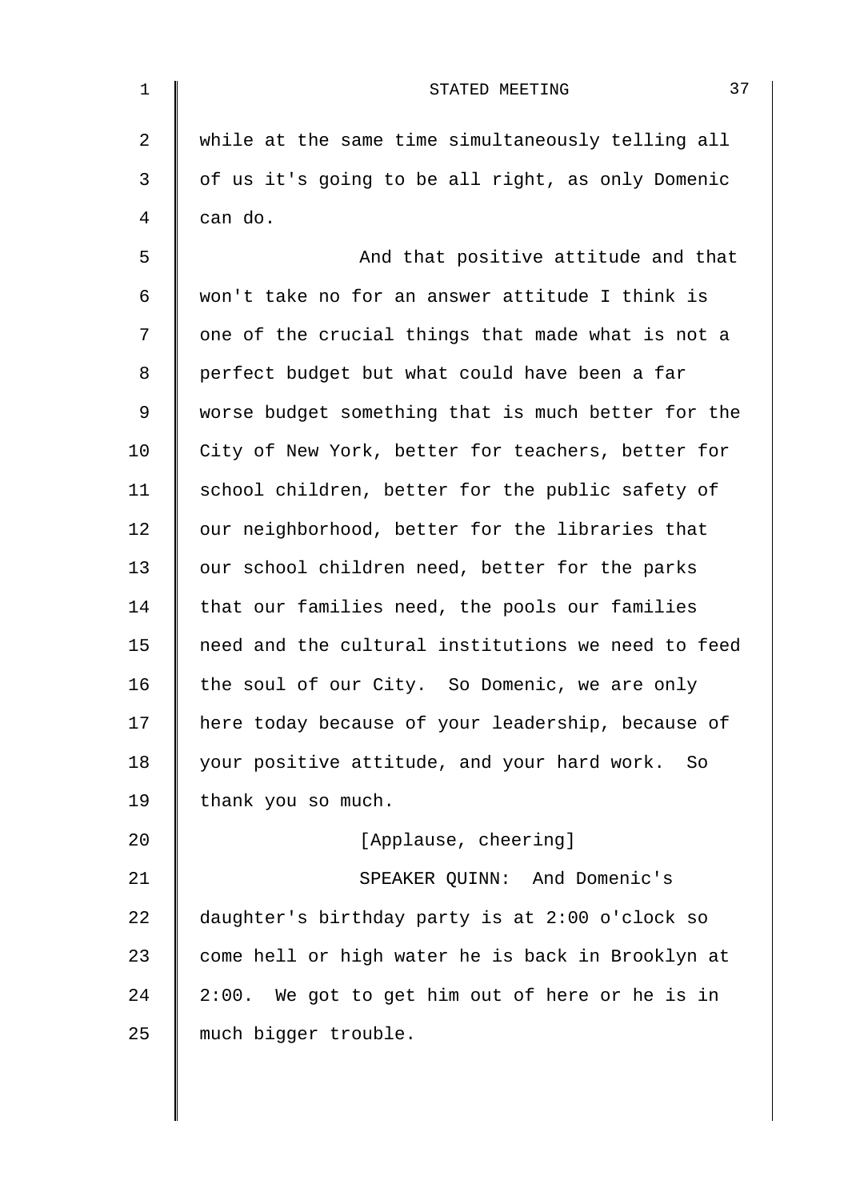while at the same time simultaneously telling all of us it's going to be all right, as only Domenic can do.

And that positive attitude and that won't take no for an answer attitude I think is one of the crucial things that made what is not a perfect budget but what could have been a far worse budget something that is much better for the City of New York, better for teachers, better for school children, better for the public safety of our neighborhood, better for the libraries that our school children need, better for the parks that our families need, the pools our families need and the cultural institutions we need to feed the soul of our City. So Domenic, we are only here today because of your leadership, because of your positive attitude, and your hard work. So thank you so much.

[Applause, cheering]

SPEAKER QUINN: And Domenic's daughter's birthday party is at 2:00 o'clock so come hell or high water he is back in Brooklyn at 2:00. We got to get him out of here or he is in much bigger trouble.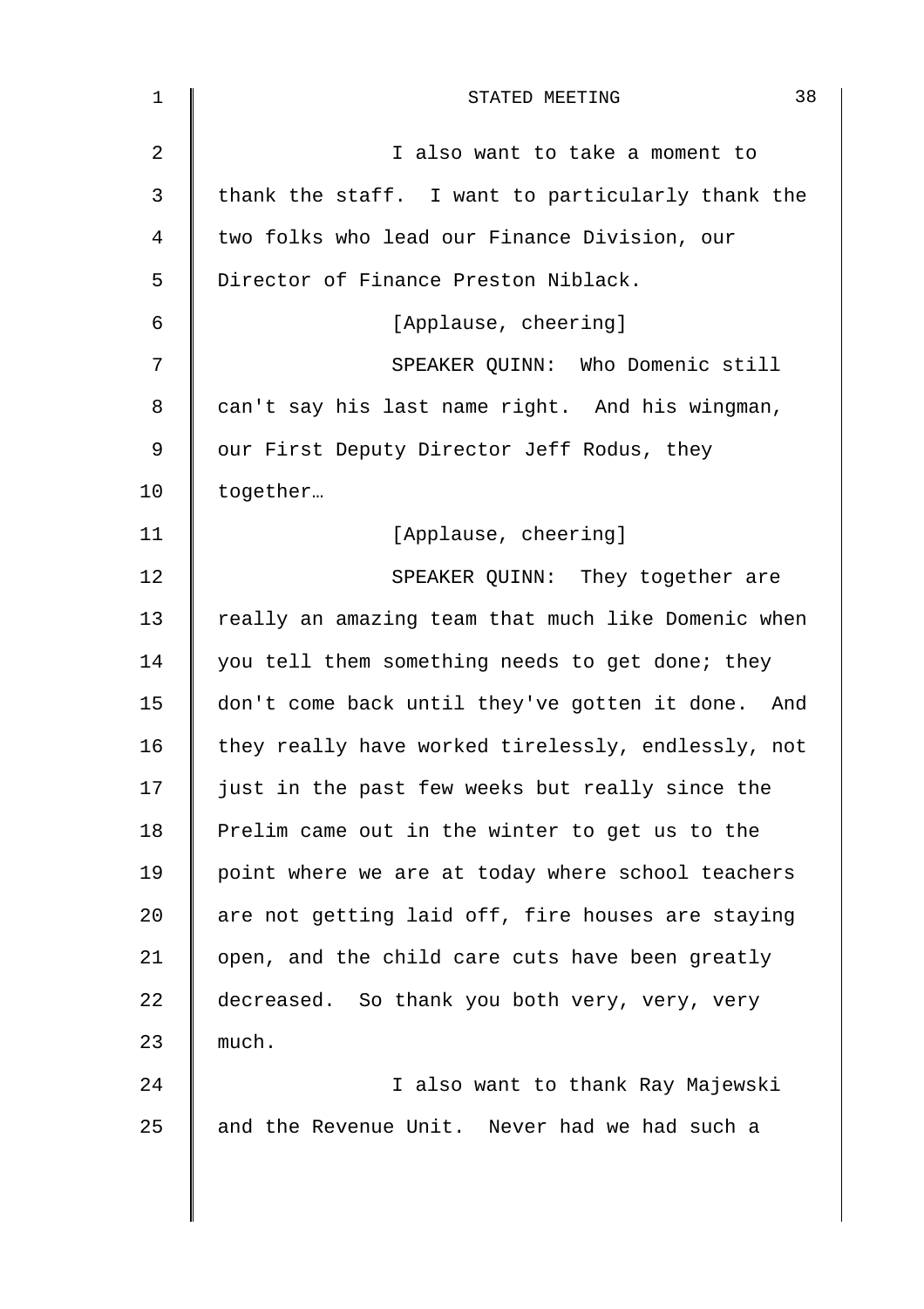I also want to take a moment to thank the staff. I want to particularly thank the two folks who lead our Finance Division, our Director of Finance Preston Niblack.

[Applause, cheering]

SPEAKER QUINN: Who Domenic still can't say his last name right. And his wingman, our First Deputy Director Jeff Rodus, they together…

[Applause, cheering]

SPEAKER QUINN: They together are really an amazing team that much like Domenic when you tell them something needs to get done; they don't come back until they've gotten it done. And they really have worked tirelessly, endlessly, not just in the past few weeks but really since the Prelim came out in the winter to get us to the point where we are at today where school teachers are not getting laid off, fire houses are staying open, and the child care cuts have been greatly decreased. So thank you both very, very, very much.

I also want to thank Ray Majewski and the Revenue Unit. Never had we had such a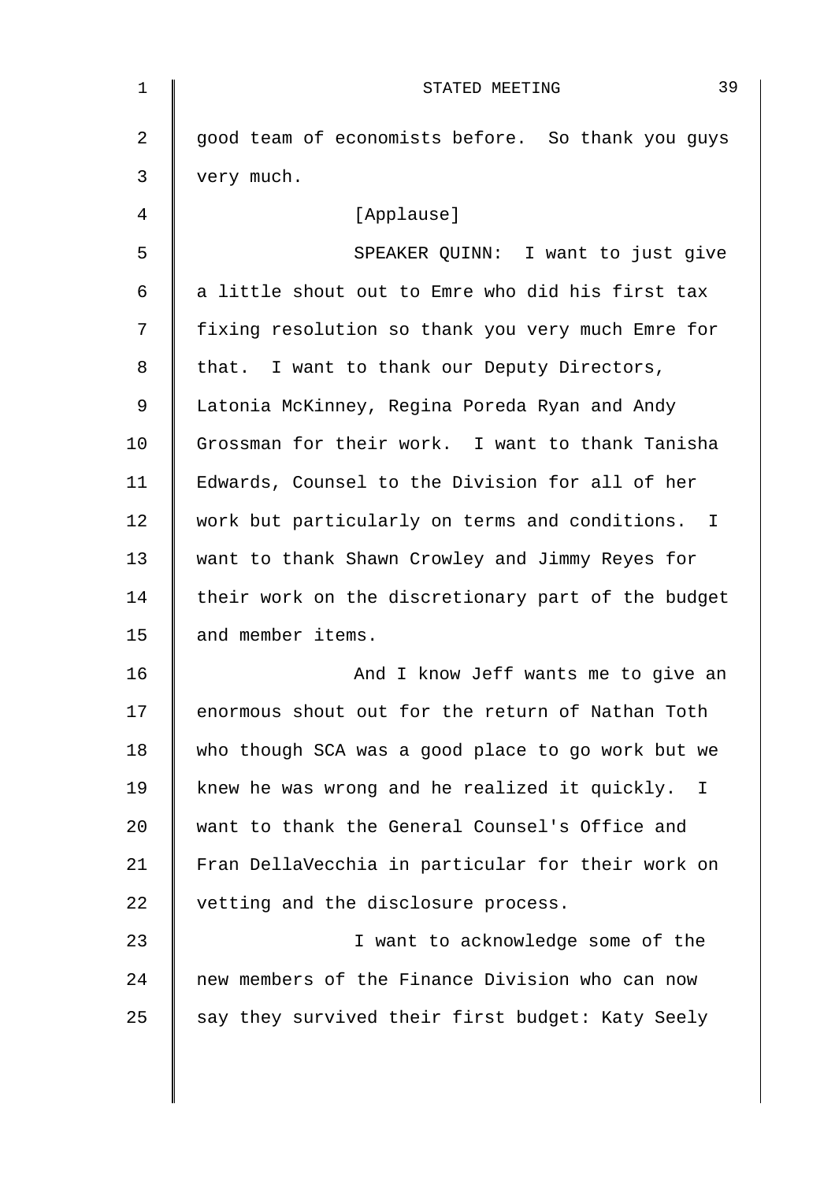good team of economists before. So thank you guys very much.

[Applause]

SPEAKER QUINN: I want to just give a little shout out to Emre who did his first tax fixing resolution so thank you very much Emre for that. I want to thank our Deputy Directors, Latonia McKinney, Regina Poreda Ryan and Andy Grossman for their work. I want to thank Tanisha Edwards, Counsel to the Division for all of her work but particularly on terms and conditions. I want to thank Shawn Crowley and Jimmy Reyes for their work on the discretionary part of the budget and member items.

And I know Jeff wants me to give an enormous shout out for the return of Nathan Toth who though SCA was a good place to go work but we knew he was wrong and he realized it quickly. I want to thank the General Counsel's Office and Fran DellaVecchia in particular for their work on vetting and the disclosure process.

I want to acknowledge some of the new members of the Finance Division who can now say they survived their first budget: Katy Seely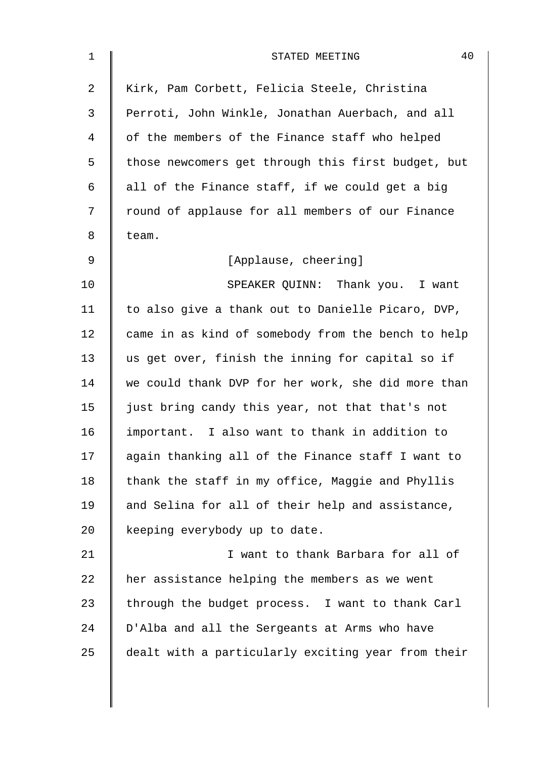Kirk, Pam Corbett, Felicia Steele, Christina Perroti, John Winkle, Jonathan Auerbach, and all of the members of the Finance staff who helped those newcomers get through this first budget, but all of the Finance staff, if we could get a big round of applause for all members of our Finance team.

[Applause, cheering]

SPEAKER QUINN: Thank you. I want to also give a thank out to Danielle Picaro, DVP, came in as kind of somebody from the bench to help us get over, finish the inning for capital so if we could thank DVP for her work, she did more than just bring candy this year, not that that's not important. I also want to thank in addition to again thanking all of the Finance staff I want to thank the staff in my office, Maggie and Phyllis and Selina for all of their help and assistance, keeping everybody up to date.

I want to thank Barbara for all of her assistance helping the members as we went through the budget process. I want to thank Carl D'Alba and all the Sergeants at Arms who have dealt with a particularly exciting year from their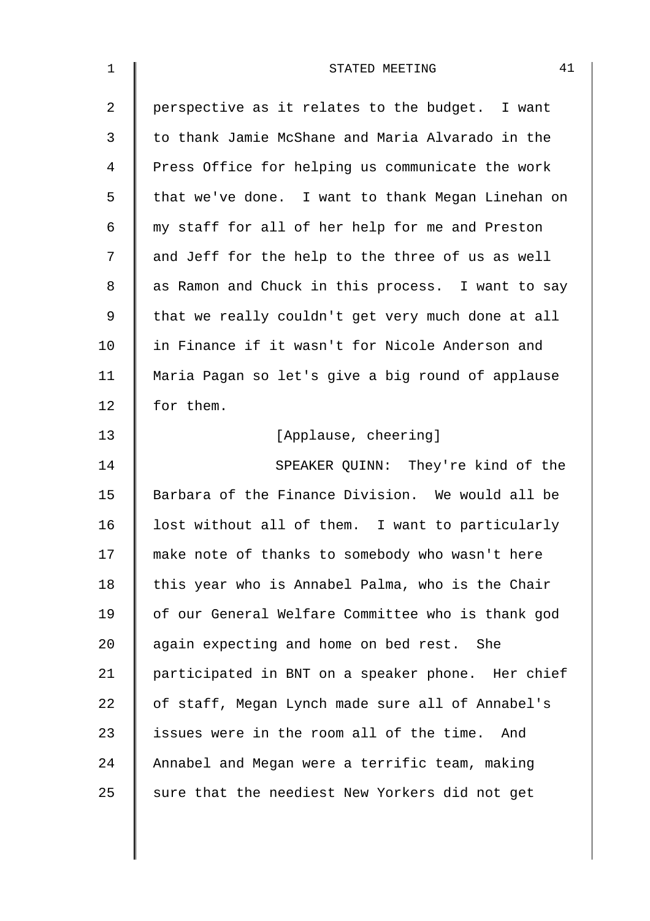perspective as it relates to the budget. I want to thank Jamie McShane and Maria Alvarado in the Press Office for helping us communicate the work that we've done. I want to thank Megan Linehan on my staff for all of her help for me and Preston and Jeff for the help to the three of us as well as Ramon and Chuck in this process. I want to say that we really couldn't get very much done at all in Finance if it wasn't for Nicole Anderson and Maria Pagan so let's give a big round of applause for them.

[Applause, cheering]

SPEAKER QUINN: They're kind of the Barbara of the Finance Division. We would all be lost without all of them. I want to particularly make note of thanks to somebody who wasn't here this year who is Annabel Palma, who is the Chair of our General Welfare Committee who is thank god again expecting and home on bed rest. She participated in BNT on a speaker phone. Her chief of staff, Megan Lynch made sure all of Annabel's issues were in the room all of the time. And Annabel and Megan were a terrific team, making sure that the neediest New Yorkers did not get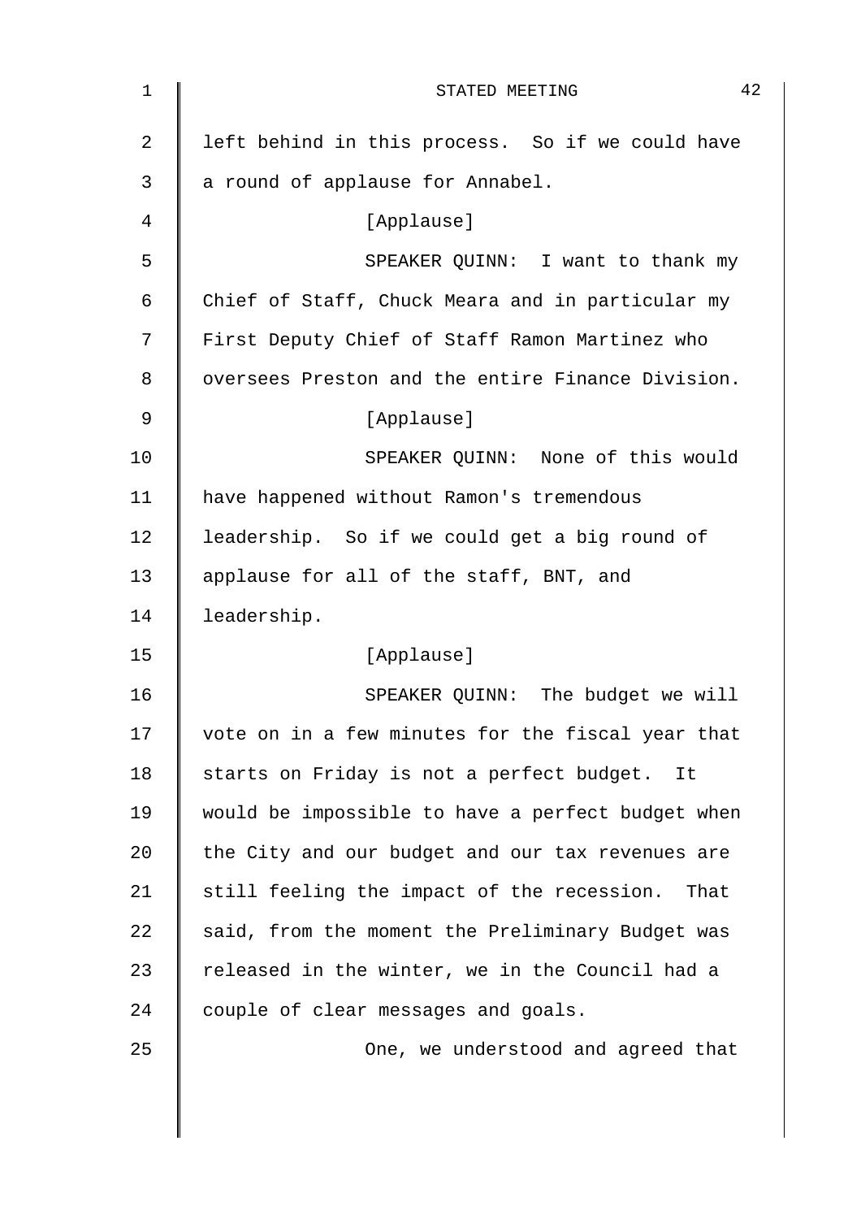left behind in this process. So if we could have a round of applause for Annabel.

[Applause]

SPEAKER QUINN: I want to thank my Chief of Staff, Chuck Meara and in particular my First Deputy Chief of Staff Ramon Martinez who oversees Preston and the entire Finance Division.

[Applause]

SPEAKER QUINN: None of this would have happened without Ramon's tremendous leadership. So if we could get a big round of applause for all of the staff, BNT, and leadership.

[Applause]

SPEAKER QUINN: The budget we will vote on in a few minutes for the fiscal year that starts on Friday is not a perfect budget. It would be impossible to have a perfect budget when the City and our budget and our tax revenues are still feeling the impact of the recession. That said, from the moment the Preliminary Budget was released in the winter, we in the Council had a couple of clear messages and goals.

One, we understood and agreed that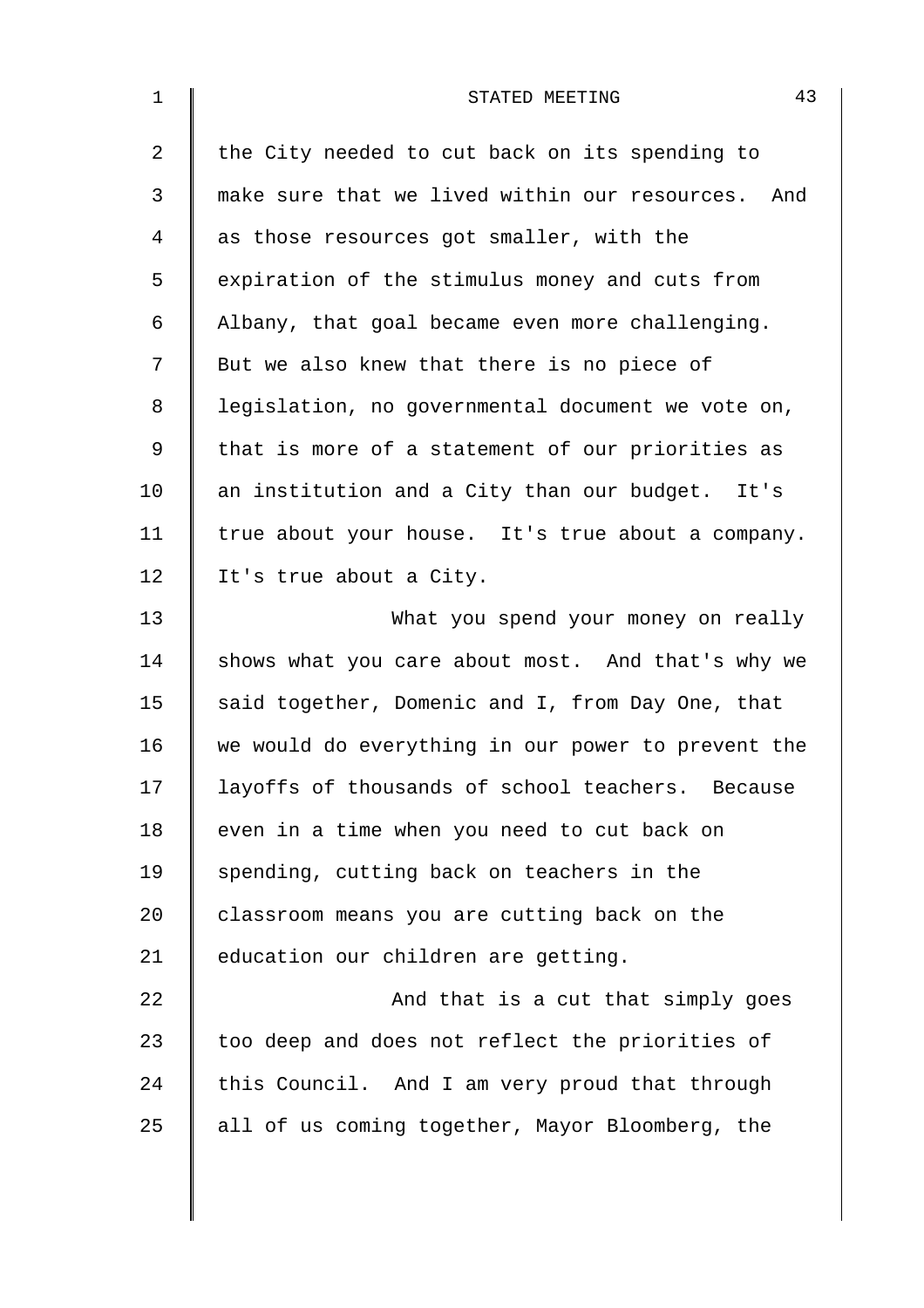the City needed to cut back on its spending to make sure that we lived within our resources. And as those resources got smaller, with the expiration of the stimulus money and cuts from Albany, that goal became even more challenging. But we also knew that there is no piece of legislation, no governmental document we vote on, that is more of a statement of our priorities as an institution and a City than our budget. It's true about your house. It's true about a company. It's true about a City.

What you spend your money on really shows what you care about most. And that's why we said together, Domenic and I, from Day One, that we would do everything in our power to prevent the layoffs of thousands of school teachers. Because even in a time when you need to cut back on spending, cutting back on teachers in the classroom means you are cutting back on the education our children are getting.

And that is a cut that simply goes too deep and does not reflect the priorities of this Council. And I am very proud that through all of us coming together, Mayor Bloomberg, the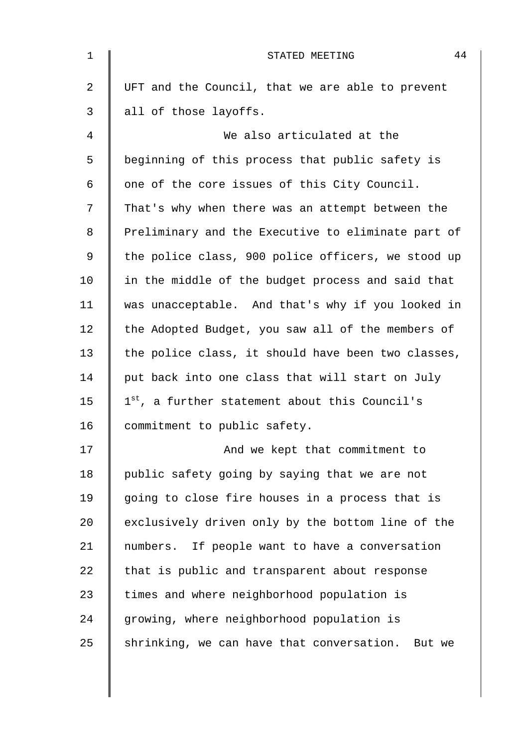UFT and the Council, that we are able to prevent all of those layoffs.

We also articulated at the beginning of this process that public safety is one of the core issues of this City Council. That's why when there was an attempt between the Preliminary and the Executive to eliminate part of the police class, 900 police officers, we stood up in the middle of the budget process and said that was unacceptable. And that's why if you looked in the Adopted Budget, you saw all of the members of the police class, it should have been two classes, put back into one class that will start on July 1st, a further statement about this Council's commitment to public safety.

And we kept that commitment to public safety going by saying that we are not going to close fire houses in a process that is exclusively driven only by the bottom line of the numbers. If people want to have a conversation that is public and transparent about response times and where neighborhood population is growing, where neighborhood population is shrinking, we can have that conversation. But we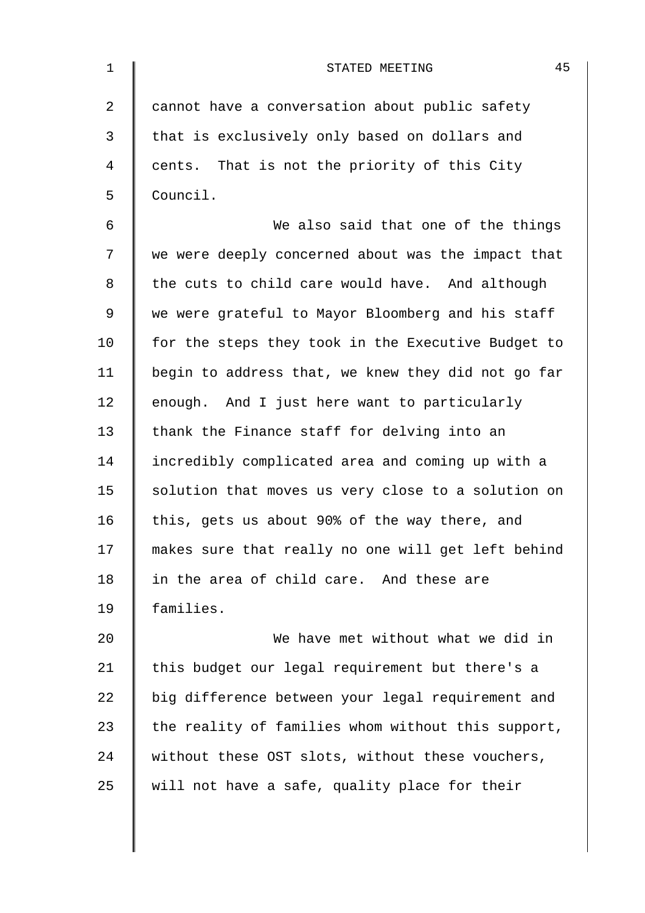cannot have a conversation about public safety that is exclusively only based on dollars and cents. That is not the priority of this City Council.

We also said that one of the things we were deeply concerned about was the impact that the cuts to child care would have. And although we were grateful to Mayor Bloomberg and his staff for the steps they took in the Executive Budget to begin to address that, we knew they did not go far enough. And I just here want to particularly thank the Finance staff for delving into an incredibly complicated area and coming up with a solution that moves us very close to a solution on this, gets us about 90% of the way there, and makes sure that really no one will get left behind in the area of child care. And these are families.

We have met without what we did in this budget our legal requirement but there's a big difference between your legal requirement and the reality of families whom without this support, without these OST slots, without these vouchers, will not have a safe, quality place for their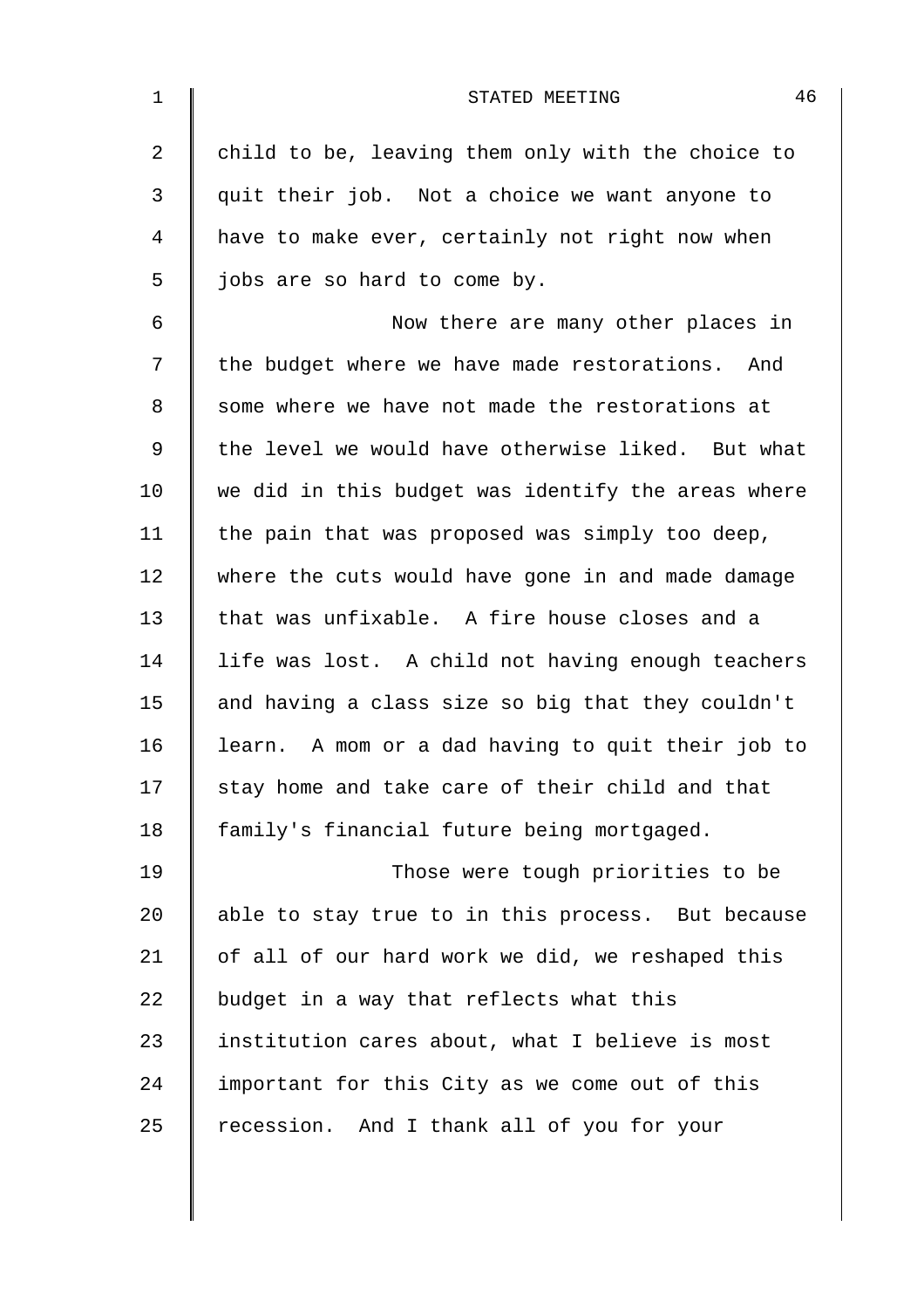child to be, leaving them only with the choice to quit their job. Not a choice we want anyone to have to make ever, certainly not right now when jobs are so hard to come by.

Now there are many other places in the budget where we have made restorations. And some where we have not made the restorations at the level we would have otherwise liked. But what we did in this budget was identify the areas where the pain that was proposed was simply too deep, where the cuts would have gone in and made damage that was unfixable. A fire house closes and a life was lost. A child not having enough teachers and having a class size so big that they couldn't learn. A mom or a dad having to quit their job to stay home and take care of their child and that family's financial future being mortgaged.

Those were tough priorities to be able to stay true to in this process. But because of all of our hard work we did, we reshaped this budget in a way that reflects what this institution cares about, what I believe is most important for this City as we come out of this recession. And I thank all of you for your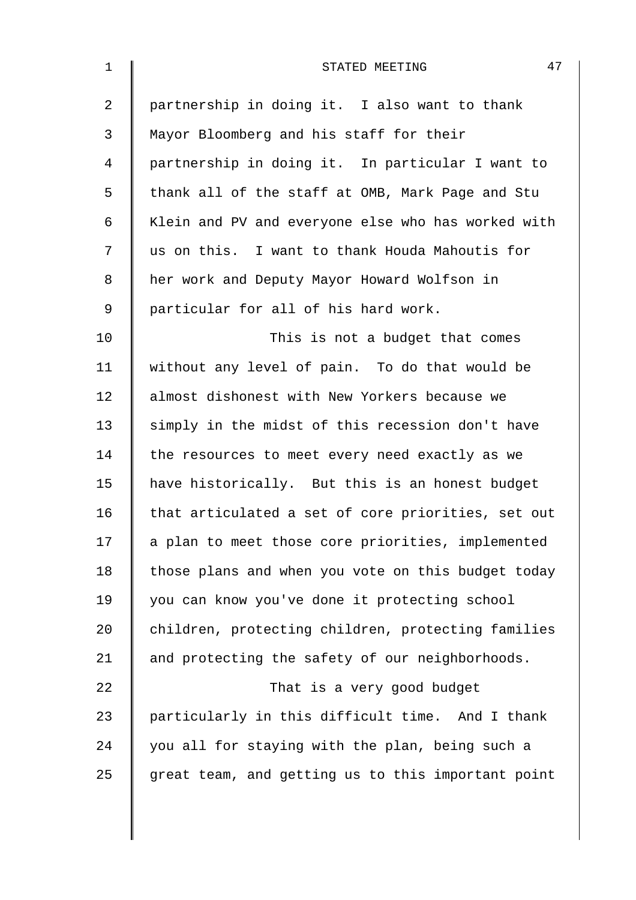partnership in doing it. I also want to thank Mayor Bloomberg and his staff for their partnership in doing it. In particular I want to thank all of the staff at OMB, Mark Page and Stu Klein and PV and everyone else who has worked with us on this. I want to thank Houda Mahoutis for her work and Deputy Mayor Howard Wolfson in particular for all of his hard work.

This is not a budget that comes without any level of pain. To do that would be almost dishonest with New Yorkers because we simply in the midst of this recession don't have the resources to meet every need exactly as we have historically. But this is an honest budget that articulated a set of core priorities, set out a plan to meet those core priorities, implemented those plans and when you vote on this budget today you can know you've done it protecting school children, protecting children, protecting families and protecting the safety of our neighborhoods.

That is a very good budget particularly in this difficult time. And I thank you all for staying with the plan, being such a great team, and getting us to this important point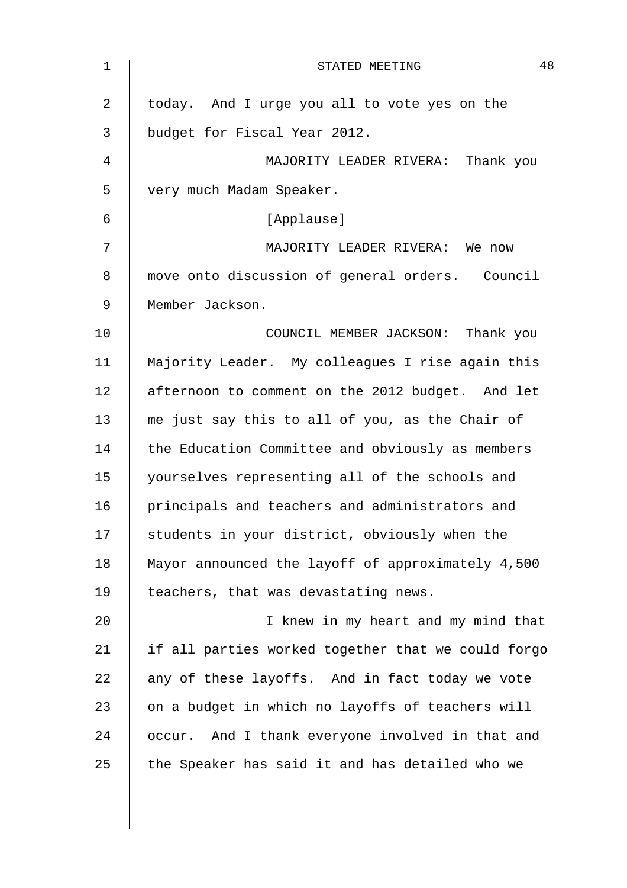today. And I urge you all to vote yes on the budget for Fiscal Year 2012.

MAJORITY LEADER RIVERA: Thank you very much Madam Speaker.

[Applause]

MAJORITY LEADER RIVERA: We now move onto discussion of general orders. Council Member Jackson.

COUNCIL MEMBER JACKSON: Thank you Majority Leader. My colleagues I rise again this afternoon to comment on the 2012 budget. And let me just say this to all of you, as the Chair of the Education Committee and obviously as members yourselves representing all of the schools and principals and teachers and administrators and students in your district, obviously when the Mayor announced the layoff of approximately 4,500 teachers, that was devastating news.

I knew in my heart and my mind that if all parties worked together that we could forgo any of these layoffs. And in fact today we vote on a budget in which no layoffs of teachers will occur. And I thank everyone involved in that and the Speaker has said it and has detailed who we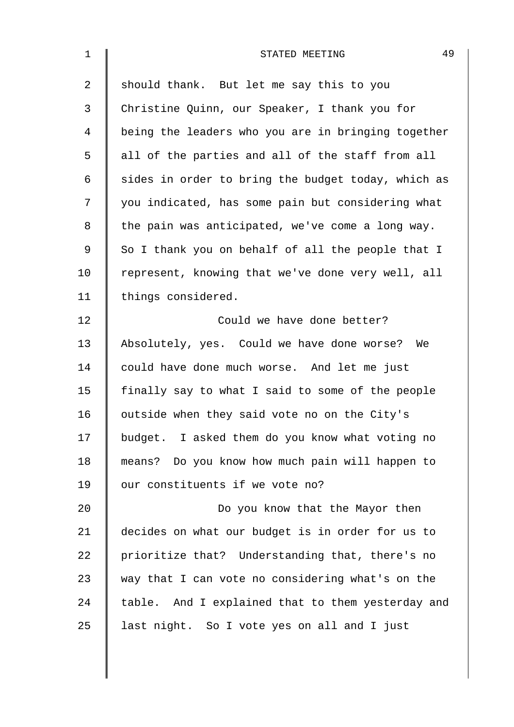should thank. But let me say this to you Christine Quinn, our Speaker, I thank you for being the leaders who you are in bringing together all of the parties and all of the staff from all sides in order to bring the budget today, which as you indicated, has some pain but considering what the pain was anticipated, we've come a long way. So I thank you on behalf of all the people that I represent, knowing that we've done very well, all things considered.

Could we have done better? Absolutely, yes. Could we have done worse? We could have done much worse. And let me just finally say to what I said to some of the people outside when they said vote no on the City's budget. I asked them do you know what voting no means? Do you know how much pain will happen to our constituents if we vote no?

Do you know that the Mayor then decides on what our budget is in order for us to prioritize that? Understanding that, there's no way that I can vote no considering what's on the table. And I explained that to them yesterday and last night. So I vote yes on all and I just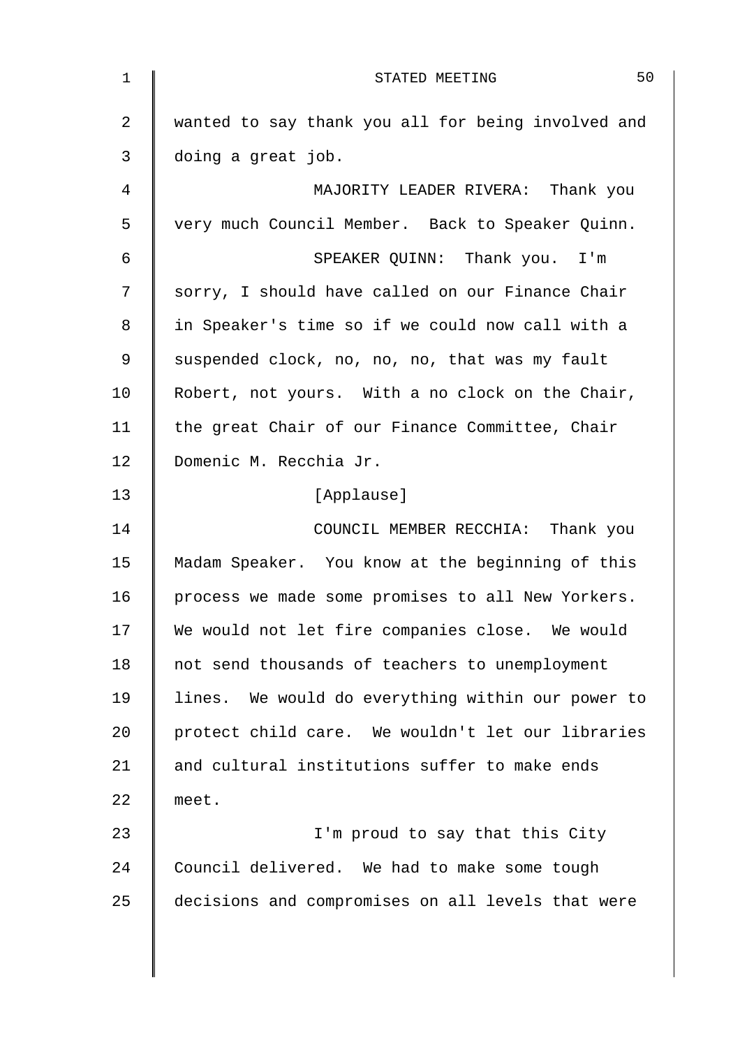wanted to say thank you all for being involved and doing a great job.

MAJORITY LEADER RIVERA: Thank you very much Council Member. Back to Speaker Quinn.

SPEAKER QUINN: Thank you. I'm sorry, I should have called on our Finance Chair in Speaker's time so if we could now call with a suspended clock, no, no, no, that was my fault Robert, not yours. With a no clock on the Chair, the great Chair of our Finance Committee, Chair Domenic M. Recchia Jr.

[Applause]

COUNCIL MEMBER RECCHIA: Thank you Madam Speaker. You know at the beginning of this process we made some promises to all New Yorkers. We would not let fire companies close. We would not send thousands of teachers to unemployment lines. We would do everything within our power to protect child care. We wouldn't let our libraries and cultural institutions suffer to make ends meet.

I'm proud to say that this City Council delivered. We had to make some tough decisions and compromises on all levels that were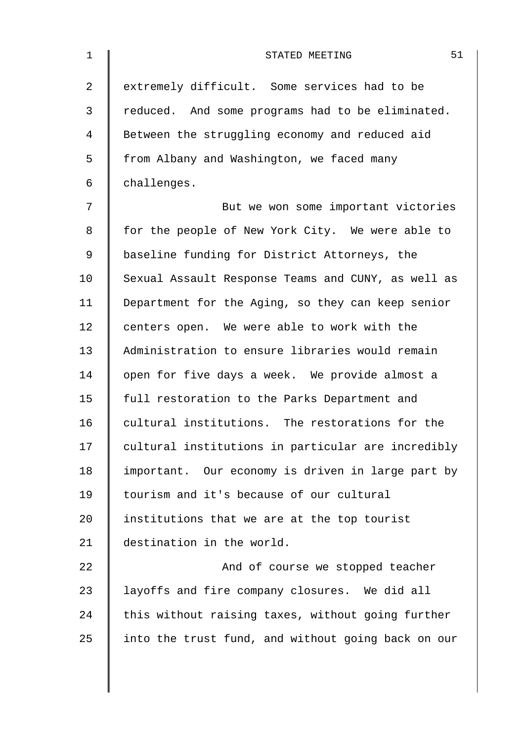extremely difficult. Some services had to be reduced. And some programs had to be eliminated. Between the struggling economy and reduced aid from Albany and Washington, we faced many challenges.

But we won some important victories for the people of New York City. We were able to baseline funding for District Attorneys, the Sexual Assault Response Teams and CUNY, as well as Department for the Aging, so they can keep senior centers open. We were able to work with the Administration to ensure libraries would remain open for five days a week. We provide almost a full restoration to the Parks Department and cultural institutions. The restorations for the cultural institutions in particular are incredibly important. Our economy is driven in large part by tourism and it's because of our cultural institutions that we are at the top tourist destination in the world.

And of course we stopped teacher layoffs and fire company closures. We did all this without raising taxes, without going further into the trust fund, and without going back on our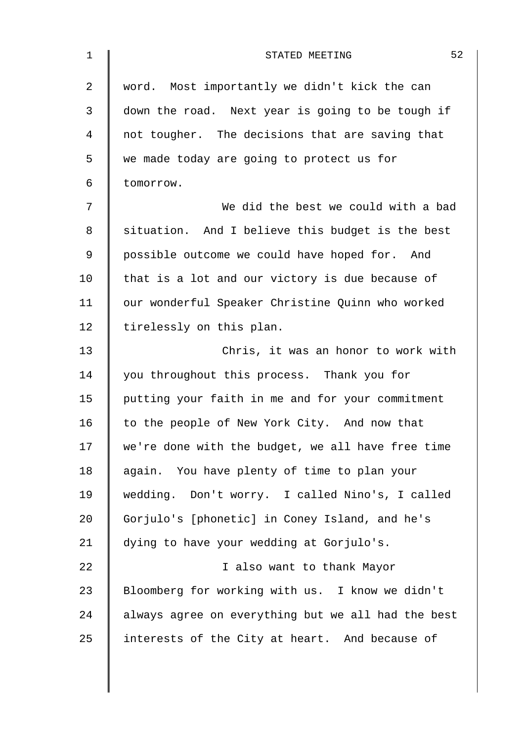word. Most importantly we didn't kick the can down the road. Next year is going to be tough if not tougher. The decisions that are saving that we made today are going to protect us for tomorrow.

We did the best we could with a bad situation. And I believe this budget is the best possible outcome we could have hoped for. And that is a lot and our victory is due because of our wonderful Speaker Christine Quinn who worked tirelessly on this plan.

Chris, it was an honor to work with you throughout this process. Thank you for putting your faith in me and for your commitment to the people of New York City. And now that we're done with the budget, we all have free time again. You have plenty of time to plan your wedding. Don't worry. I called Nino's, I called Gorjulo's [phonetic] in Coney Island, and he's dying to have your wedding at Gorjulo's.

I also want to thank Mayor Bloomberg for working with us. I know we didn't always agree on everything but we all had the best interests of the City at heart. And because of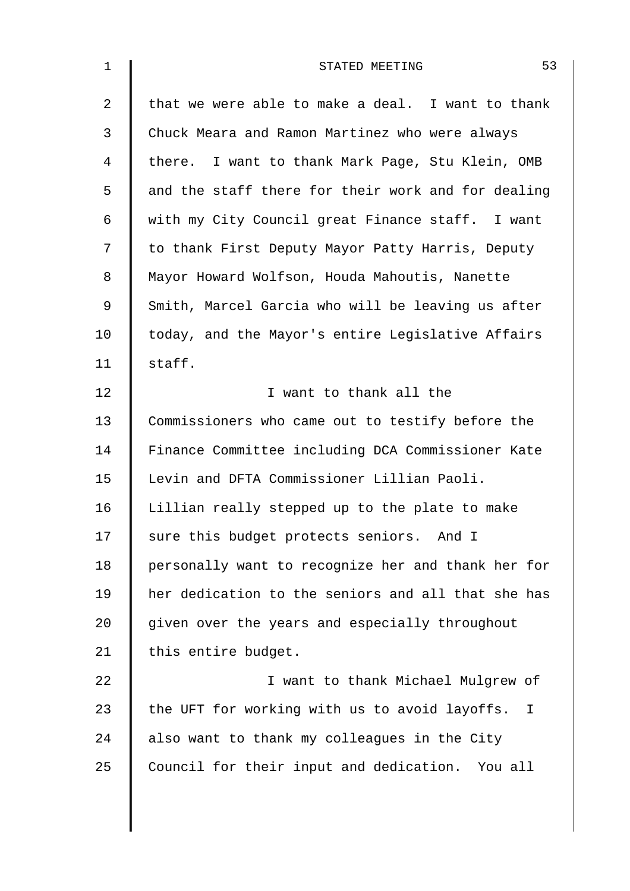that we were able to make a deal. I want to thank Chuck Meara and Ramon Martinez who were always there. I want to thank Mark Page, Stu Klein, OMB and the staff there for their work and for dealing with my City Council great Finance staff. I want to thank First Deputy Mayor Patty Harris, Deputy Mayor Howard Wolfson, Houda Mahoutis, Nanette Smith, Marcel Garcia who will be leaving us after today, and the Mayor's entire Legislative Affairs staff.

I want to thank all the Commissioners who came out to testify before the Finance Committee including DCA Commissioner Kate Levin and DFTA Commissioner Lillian Paoli. Lillian really stepped up to the plate to make sure this budget protects seniors. And I personally want to recognize her and thank her for her dedication to the seniors and all that she has given over the years and especially throughout this entire budget.

I want to thank Michael Mulgrew of the UFT for working with us to avoid layoffs. I also want to thank my colleagues in the City Council for their input and dedication. You all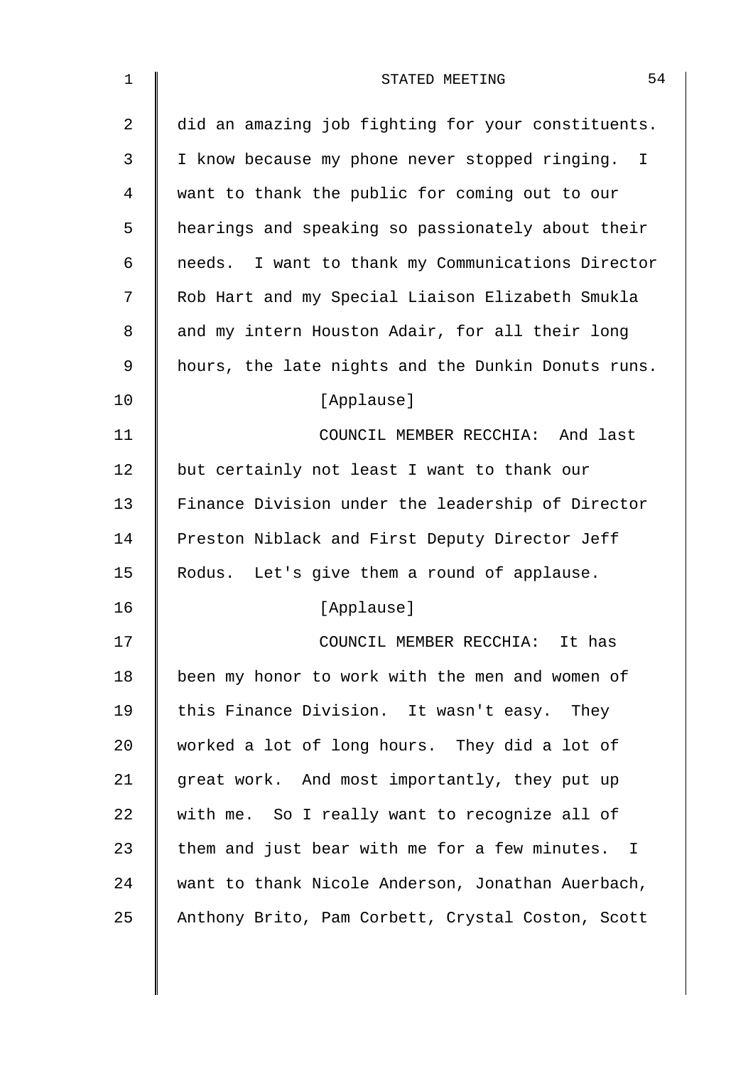did an amazing job fighting for your constituents. I know because my phone never stopped ringing. I want to thank the public for coming out to our hearings and speaking so passionately about their needs. I want to thank my Communications Director Rob Hart and my Special Liaison Elizabeth Smukla and my intern Houston Adair, for all their long hours, the late nights and the Dunkin Donuts runs.

[Applause]

COUNCIL MEMBER RECCHIA: And last but certainly not least I want to thank our Finance Division under the leadership of Director Preston Niblack and First Deputy Director Jeff Rodus. Let's give them a round of applause.

[Applause]

COUNCIL MEMBER RECCHIA: It has been my honor to work with the men and women of this Finance Division. It wasn't easy. They worked a lot of long hours. They did a lot of great work. And most importantly, they put up with me. So I really want to recognize all of them and just bear with me for a few minutes. I want to thank Nicole Anderson, Jonathan Auerbach, Anthony Brito, Pam Corbett, Crystal Coston, Scott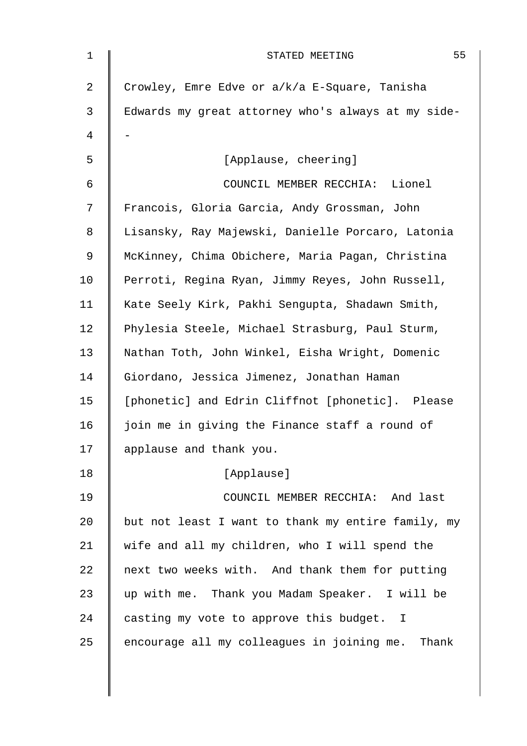Crowley, Emre Edve or a/k/a E-Square, Tanisha Edwards my great attorney who's always at my side--

[Applause, cheering]

COUNCIL MEMBER RECCHIA: Lionel Francois, Gloria Garcia, Andy Grossman, John Lisansky, Ray Majewski, Danielle Porcaro, Latonia McKinney, Chima Obichere, Maria Pagan, Christina Perroti, Regina Ryan, Jimmy Reyes, John Russell, Kate Seely Kirk, Pakhi Sengupta, Shadawn Smith, Phylesia Steele, Michael Strasburg, Paul Sturm, Nathan Toth, John Winkel, Eisha Wright, Domenic Giordano, Jessica Jimenez, Jonathan Haman [phonetic] and Edrin Cliffnot [phonetic]. Please join me in giving the Finance staff a round of applause and thank you.

[Applause]

COUNCIL MEMBER RECCHIA: And last but not least I want to thank my entire family, my wife and all my children, who I will spend the next two weeks with. And thank them for putting up with me. Thank you Madam Speaker. I will be casting my vote to approve this budget. I encourage all my colleagues in joining me. Thank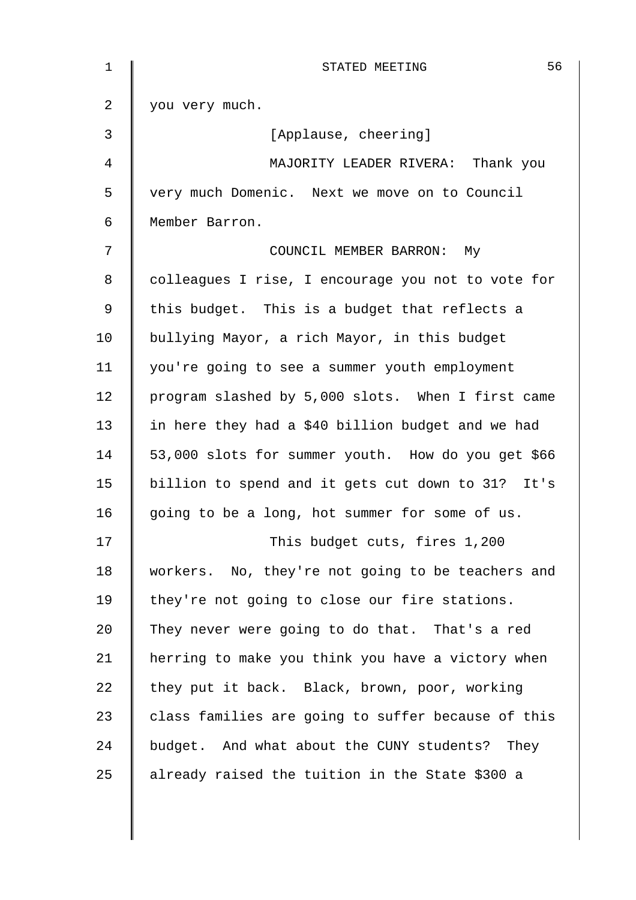you very much.

[Applause, cheering]

MAJORITY LEADER RIVERA: Thank you very much Domenic. Next we move on to Council Member Barron.

COUNCIL MEMBER BARRON: My colleagues I rise, I encourage you not to vote for this budget. This is a budget that reflects a bullying Mayor, a rich Mayor, in this budget you're going to see a summer youth employment program slashed by 5,000 slots. When I first came in here they had a $40 billion budget and we had 53,000 slots for summer youth. How do you get $66 billion to spend and it gets cut down to 31? It's going to be a long, hot summer for some of us.

This budget cuts, fires 1,200 workers. No, they're not going to be teachers and they're not going to close our fire stations. They never were going to do that. That's a red herring to make you think you have a victory when they put it back. Black, brown, poor, working class families are going to suffer because of this budget. And what about the CUNY students? They already raised the tuition in the State $300 a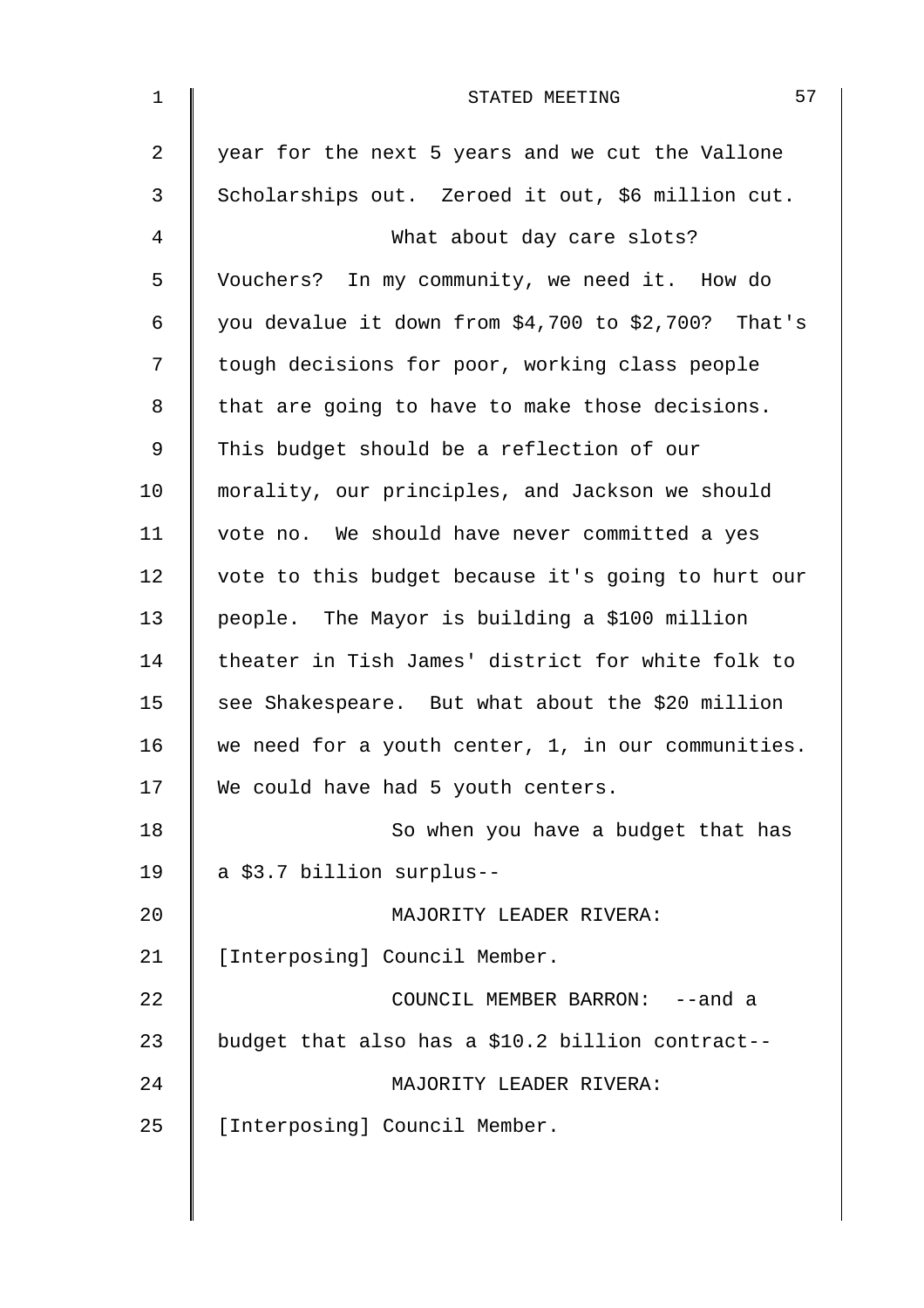year for the next 5 years and we cut the Vallone Scholarships out. Zeroed it out, $6 million cut.

What about day care slots? Vouchers? In my community, we need it. How do you devalue it down from $4,700 to $2,700? That's tough decisions for poor, working class people that are going to have to make those decisions. This budget should be a reflection of our morality, our principles, and Jackson we should vote no. We should have never committed a yes vote to this budget because it's going to hurt our people. The Mayor is building a $100 million theater in Tish James' district for white folk to see Shakespeare. But what about the $20 million we need for a youth center, 1, in our communities. We could have had 5 youth centers.

So when you have a budget that has a $3.7 billion surplus--

MAJORITY LEADER RIVERA: [Interposing] Council Member.

COUNCIL MEMBER BARRON: --and a budget that also has a $10.2 billion contract--

MAJORITY LEADER RIVERA: [Interposing] Council Member.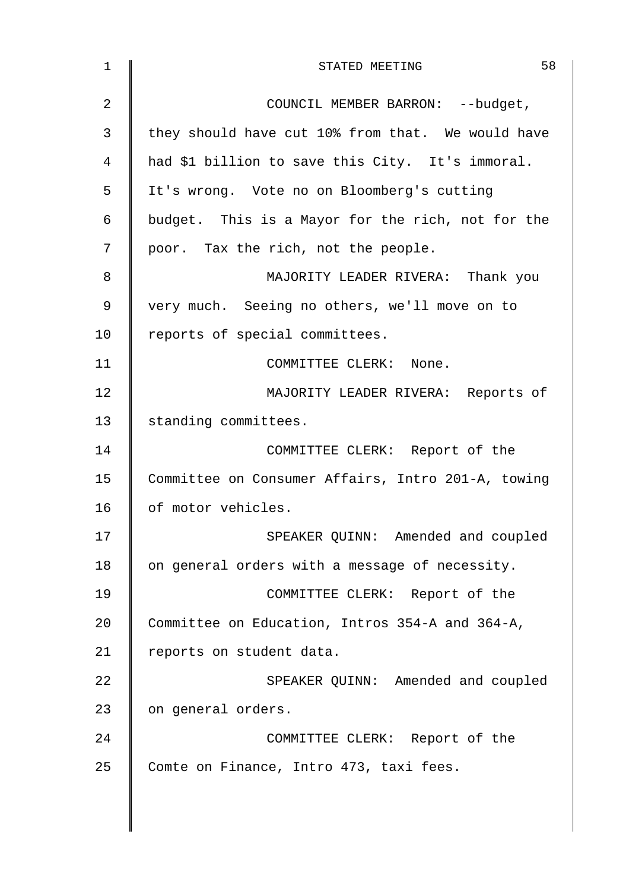COUNCIL MEMBER BARRON: --budget, they should have cut 10% from that. We would have had $1 billion to save this City. It's immoral. It's wrong. Vote no on Bloomberg's cutting budget. This is a Mayor for the rich, not for the poor. Tax the rich, not the people.

MAJORITY LEADER RIVERA: Thank you very much. Seeing no others, we'll move on to reports of special committees.

COMMITTEE CLERK: None.

MAJORITY LEADER RIVERA: Reports of standing committees.

COMMITTEE CLERK: Report of the Committee on Consumer Affairs, Intro 201-A, towing of motor vehicles.

SPEAKER QUINN: Amended and coupled on general orders with a message of necessity.

COMMITTEE CLERK: Report of the Committee on Education, Intros 354-A and 364-A, reports on student data.

SPEAKER QUINN: Amended and coupled on general orders.

COMMITTEE CLERK: Report of the Comte on Finance, Intro 473, taxi fees.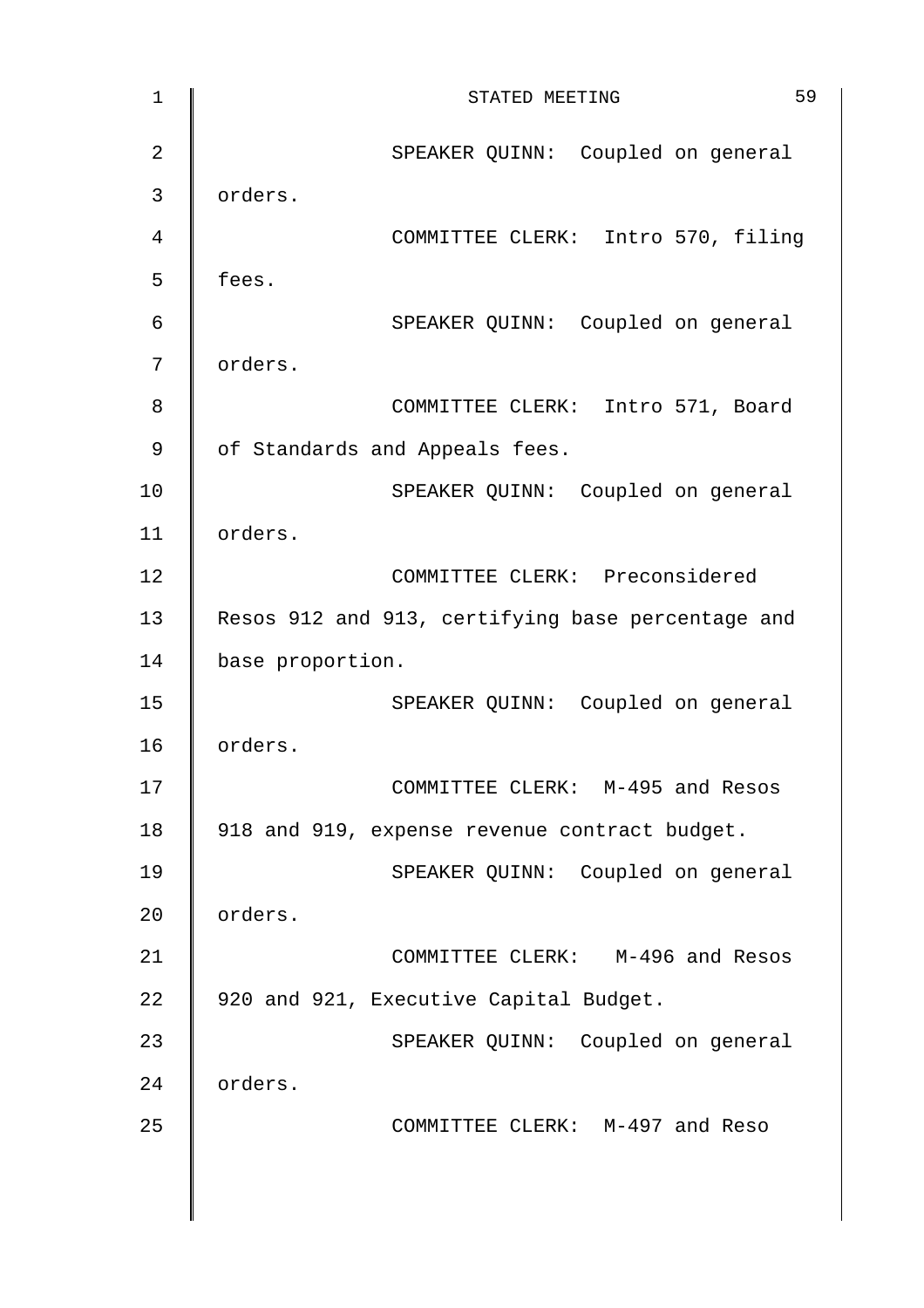SPEAKER QUINN: Coupled on general orders.

COMMITTEE CLERK: Intro 570, filing fees.

SPEAKER QUINN: Coupled on general orders.

COMMITTEE CLERK: Intro 571, Board of Standards and Appeals fees.

SPEAKER QUINN: Coupled on general orders.

COMMITTEE CLERK: Preconsidered Resos 912 and 913, certifying base percentage and base proportion.

SPEAKER QUINN: Coupled on general orders.

COMMITTEE CLERK: M-495 and Resos 918 and 919, expense revenue contract budget.

SPEAKER QUINN: Coupled on general orders.

COMMITTEE CLERK: M-496 and Resos 920 and 921, Executive Capital Budget.

SPEAKER QUINN: Coupled on general orders.

COMMITTEE CLERK: M-497 and Reso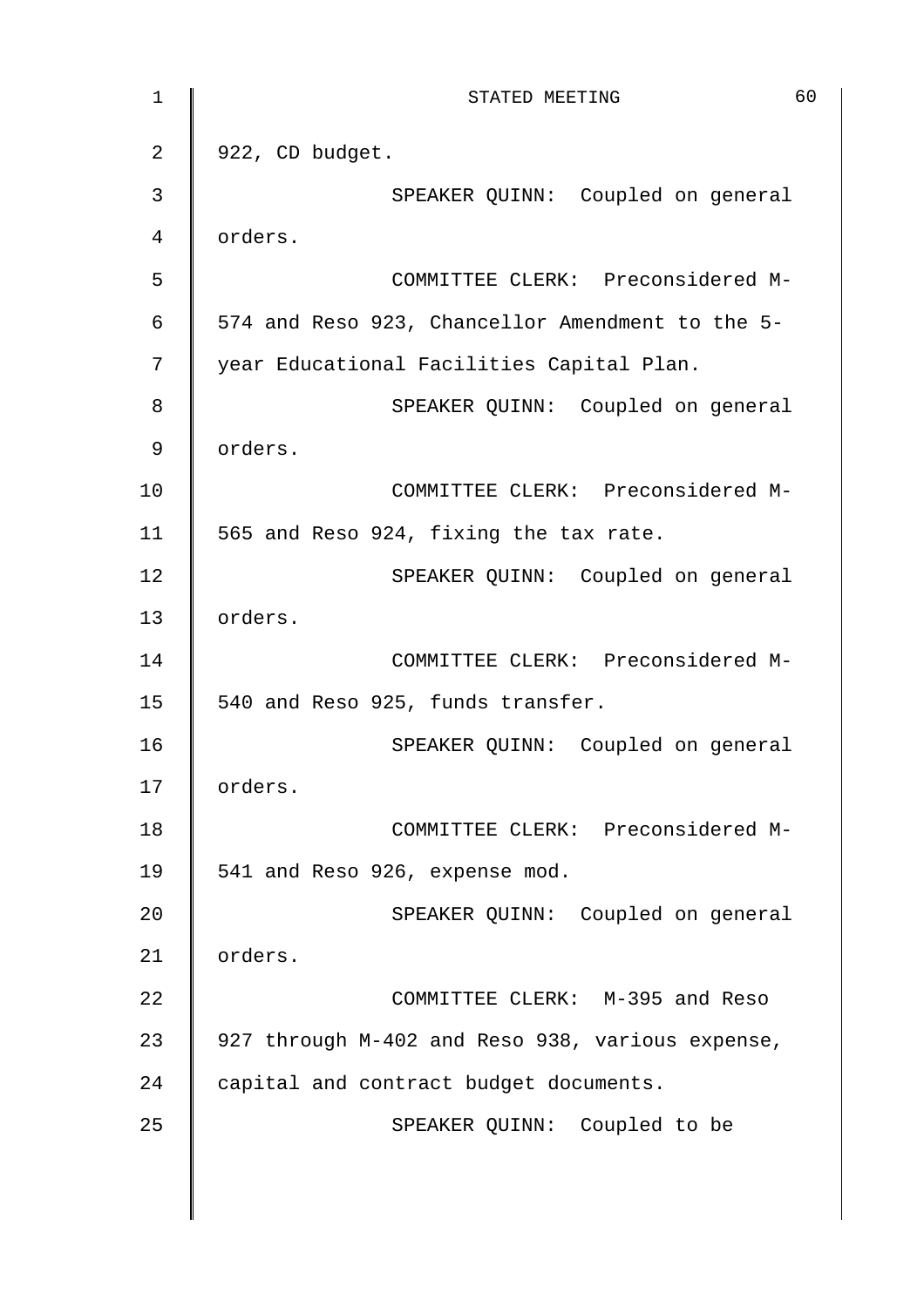922, CD budget.

SPEAKER QUINN: Coupled on general orders.

COMMITTEE CLERK: Preconsidered M-574 and Reso 923, Chancellor Amendment to the 5-year Educational Facilities Capital Plan.

SPEAKER QUINN: Coupled on general orders.

COMMITTEE CLERK: Preconsidered M-565 and Reso 924, fixing the tax rate.

SPEAKER QUINN: Coupled on general orders.

COMMITTEE CLERK: Preconsidered M-540 and Reso 925, funds transfer.

SPEAKER QUINN: Coupled on general orders.

COMMITTEE CLERK: Preconsidered M-541 and Reso 926, expense mod.

SPEAKER QUINN: Coupled on general orders.

COMMITTEE CLERK: M-395 and Reso 927 through M-402 and Reso 938, various expense, capital and contract budget documents.

SPEAKER QUINN: Coupled to be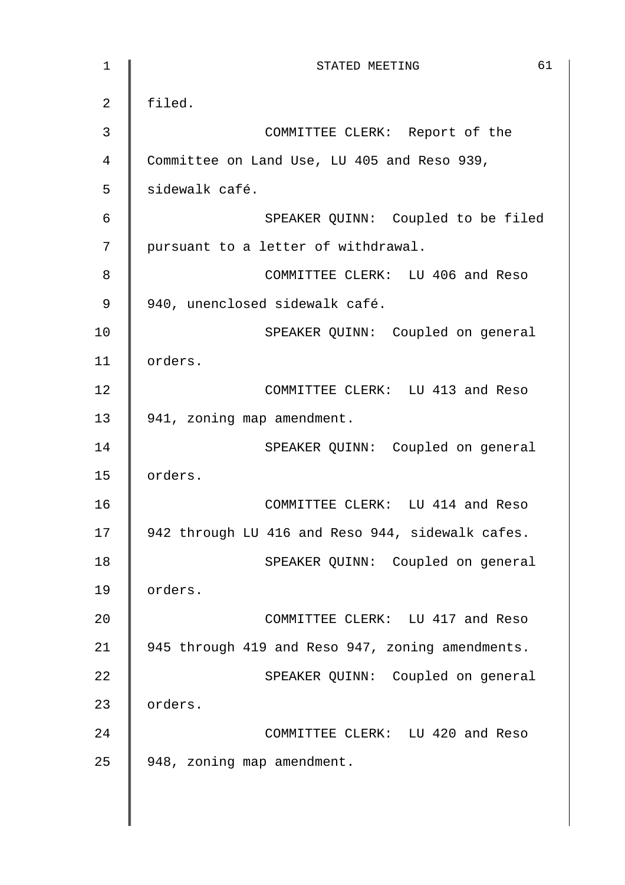filed.

COMMITTEE CLERK: Report of the Committee on Land Use, LU 405 and Reso 939, sidewalk café.

SPEAKER QUINN: Coupled to be filed pursuant to a letter of withdrawal.

COMMITTEE CLERK: LU 406 and Reso 940, unenclosed sidewalk café.

SPEAKER QUINN: Coupled on general orders.

COMMITTEE CLERK: LU 413 and Reso 941, zoning map amendment.

SPEAKER QUINN: Coupled on general orders.

COMMITTEE CLERK: LU 414 and Reso 942 through LU 416 and Reso 944, sidewalk cafes.

SPEAKER QUINN: Coupled on general orders.

COMMITTEE CLERK: LU 417 and Reso 945 through 419 and Reso 947, zoning amendments.

SPEAKER QUINN: Coupled on general orders.

COMMITTEE CLERK: LU 420 and Reso 948, zoning map amendment.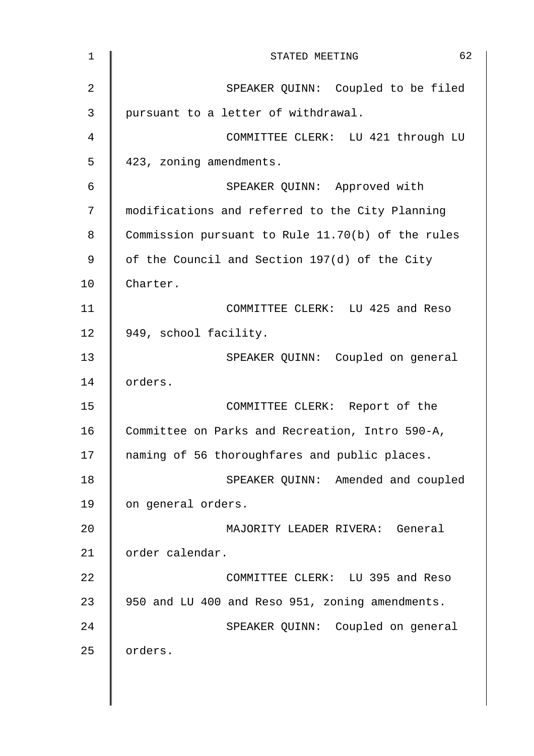SPEAKER QUINN: Coupled to be filed pursuant to a letter of withdrawal.

COMMITTEE CLERK: LU 421 through LU 423, zoning amendments.

SPEAKER QUINN: Approved with modifications and referred to the City Planning Commission pursuant to Rule 11.70(b) of the rules of the Council and Section 197(d) of the City Charter.

COMMITTEE CLERK: LU 425 and Reso 949, school facility.

SPEAKER QUINN: Coupled on general orders.

COMMITTEE CLERK: Report of the Committee on Parks and Recreation, Intro 590-A, naming of 56 thoroughfares and public places.

SPEAKER QUINN: Amended and coupled on general orders.

MAJORITY LEADER RIVERA: General order calendar.

COMMITTEE CLERK: LU 395 and Reso 950 and LU 400 and Reso 951, zoning amendments.

SPEAKER QUINN: Coupled on general orders.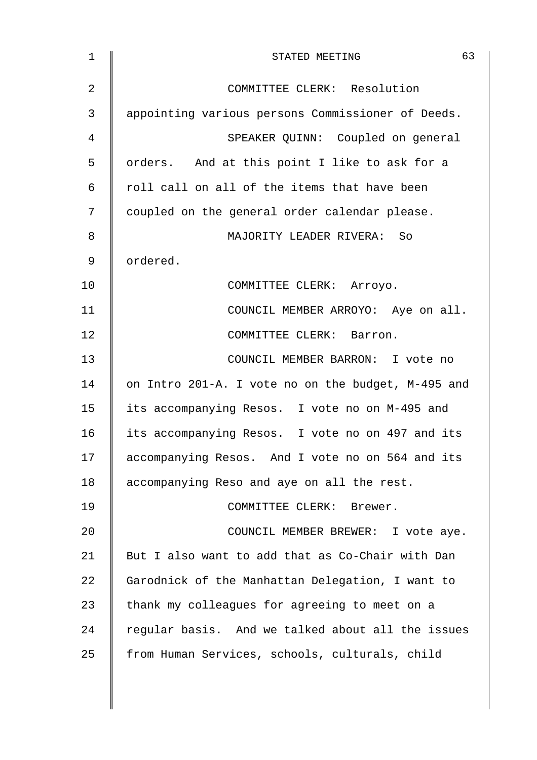COMMITTEE CLERK: Resolution appointing various persons Commissioner of Deeds.

SPEAKER QUINN: Coupled on general orders. And at this point I like to ask for a roll call on all of the items that have been coupled on the general order calendar please.

MAJORITY LEADER RIVERA: So ordered.

COMMITTEE CLERK: Arroyo.

COUNCIL MEMBER ARROYO: Aye on all.

COMMITTEE CLERK: Barron.

COUNCIL MEMBER BARRON: I vote no on Intro 201-A. I vote no on the budget, M-495 and its accompanying Resos. I vote no on M-495 and its accompanying Resos. I vote no on 497 and its accompanying Resos. And I vote no on 564 and its accompanying Reso and aye on all the rest.

COMMITTEE CLERK: Brewer.

COUNCIL MEMBER BREWER: I vote aye. But I also want to add that as Co-Chair with Dan Garodnick of the Manhattan Delegation, I want to thank my colleagues for agreeing to meet on a regular basis. And we talked about all the issues from Human Services, schools, culturals, child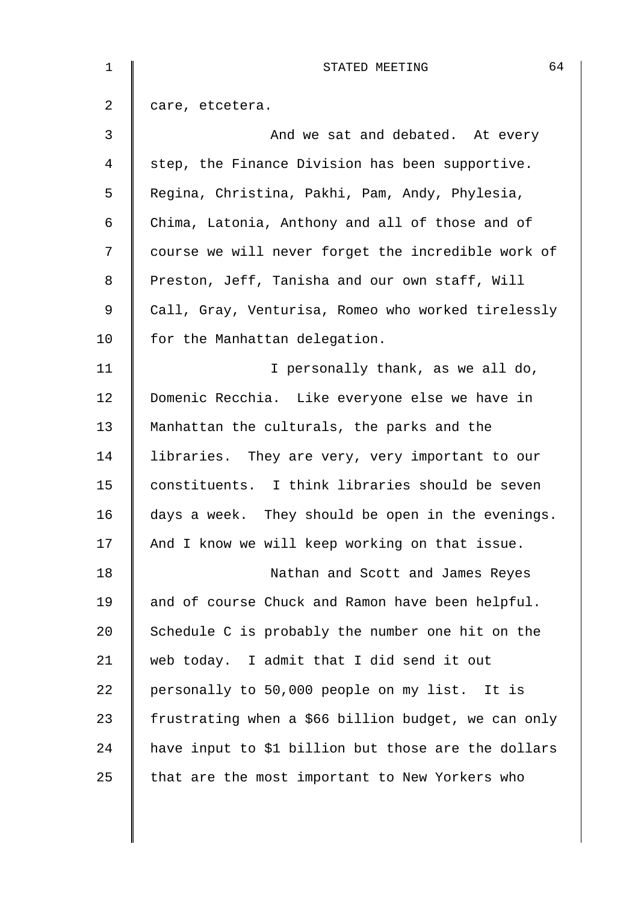care, etcetera.

And we sat and debated. At every step, the Finance Division has been supportive. Regina, Christina, Pakhi, Pam, Andy, Phylesia, Chima, Latonia, Anthony and all of those and of course we will never forget the incredible work of Preston, Jeff, Tanisha and our own staff, Will Call, Gray, Venturisa, Romeo who worked tirelessly for the Manhattan delegation.

I personally thank, as we all do, Domenic Recchia. Like everyone else we have in Manhattan the culturals, the parks and the libraries. They are very, very important to our constituents. I think libraries should be seven days a week. They should be open in the evenings. And I know we will keep working on that issue.

Nathan and Scott and James Reyes and of course Chuck and Ramon have been helpful. Schedule C is probably the number one hit on the web today. I admit that I did send it out personally to 50,000 people on my list. It is frustrating when a $66 billion budget, we can only have input to $1 billion but those are the dollars that are the most important to New Yorkers who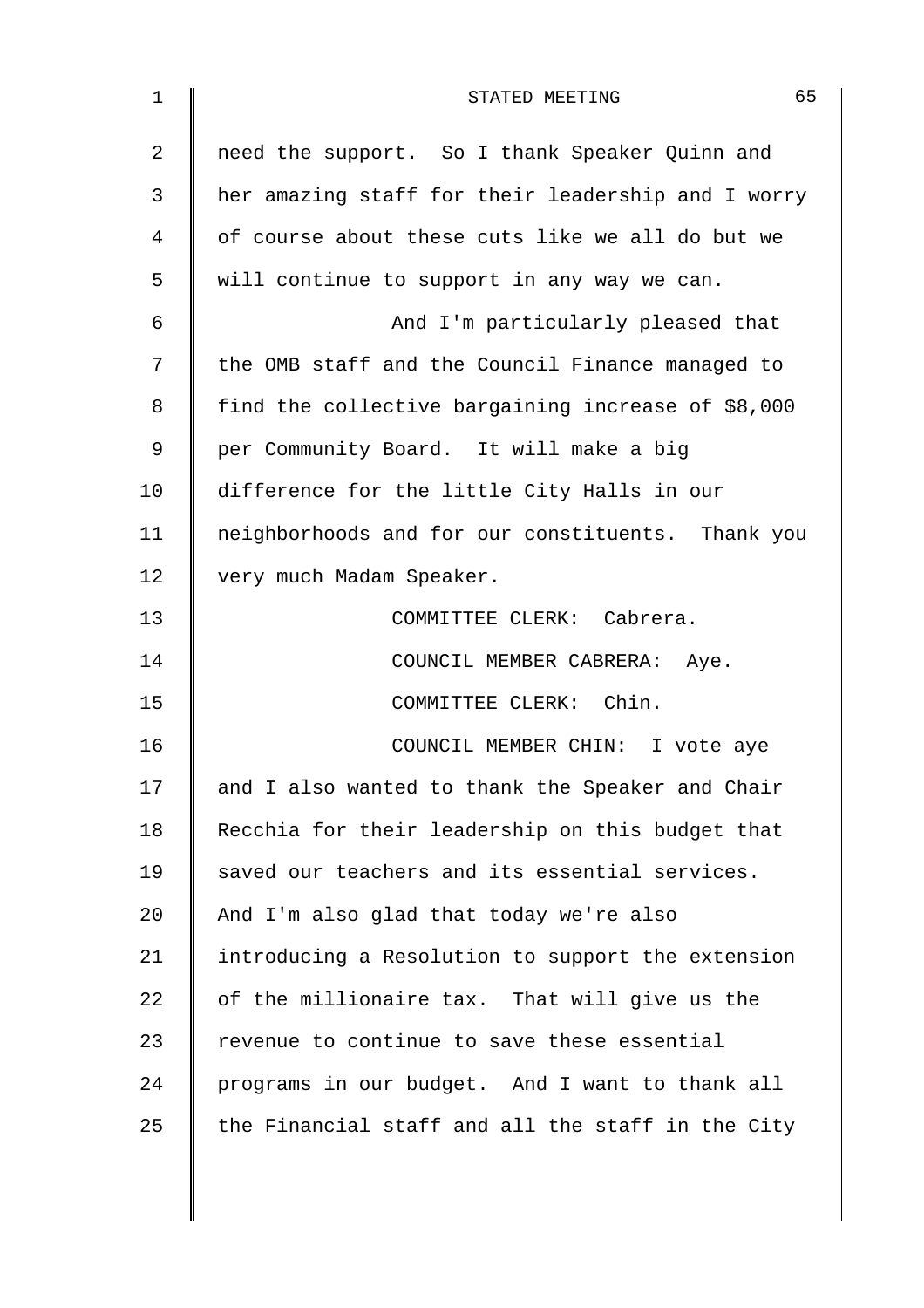need the support. So I thank Speaker Quinn and her amazing staff for their leadership and I worry of course about these cuts like we all do but we will continue to support in any way we can.

And I'm particularly pleased that the OMB staff and the Council Finance managed to find the collective bargaining increase of $8,000 per Community Board. It will make a big difference for the little City Halls in our neighborhoods and for our constituents. Thank you very much Madam Speaker.

COMMITTEE CLERK: Cabrera.

COUNCIL MEMBER CABRERA: Aye.

COMMITTEE CLERK: Chin.

COUNCIL MEMBER CHIN: I vote aye and I also wanted to thank the Speaker and Chair Recchia for their leadership on this budget that saved our teachers and its essential services. And I'm also glad that today we're also introducing a Resolution to support the extension of the millionaire tax. That will give us the revenue to continue to save these essential programs in our budget. And I want to thank all the Financial staff and all the staff in the City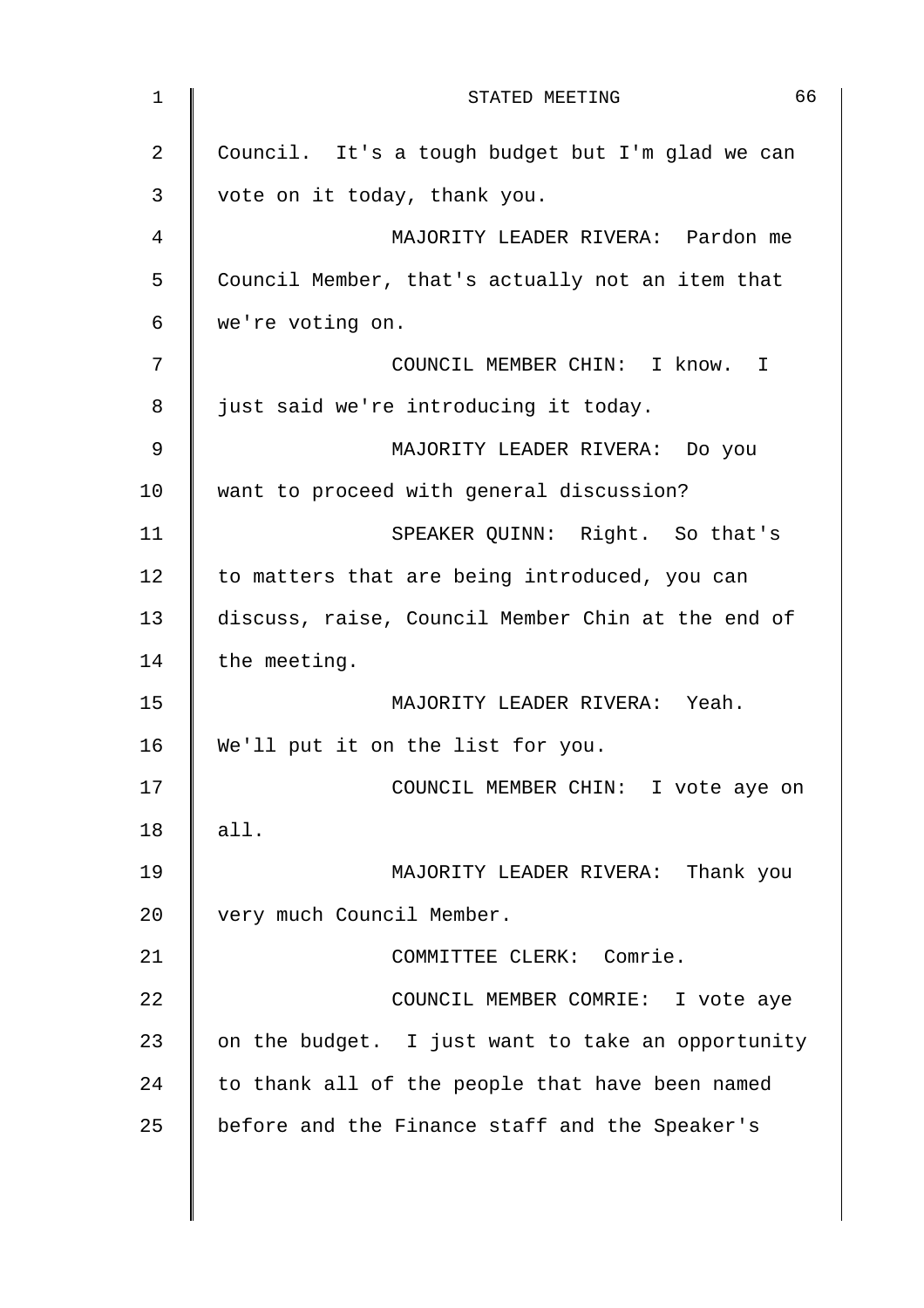Council. It's a tough budget but I'm glad we can vote on it today, thank you.

MAJORITY LEADER RIVERA: Pardon me Council Member, that's actually not an item that we're voting on.

COUNCIL MEMBER CHIN: I know. I just said we're introducing it today.

MAJORITY LEADER RIVERA: Do you want to proceed with general discussion?

SPEAKER QUINN: Right. So that's to matters that are being introduced, you can discuss, raise, Council Member Chin at the end of the meeting.

MAJORITY LEADER RIVERA: Yeah. We'll put it on the list for you.

COUNCIL MEMBER CHIN: I vote aye on all.

MAJORITY LEADER RIVERA: Thank you very much Council Member.

COMMITTEE CLERK: Comrie.

COUNCIL MEMBER COMRIE: I vote aye on the budget. I just want to take an opportunity to thank all of the people that have been named before and the Finance staff and the Speaker's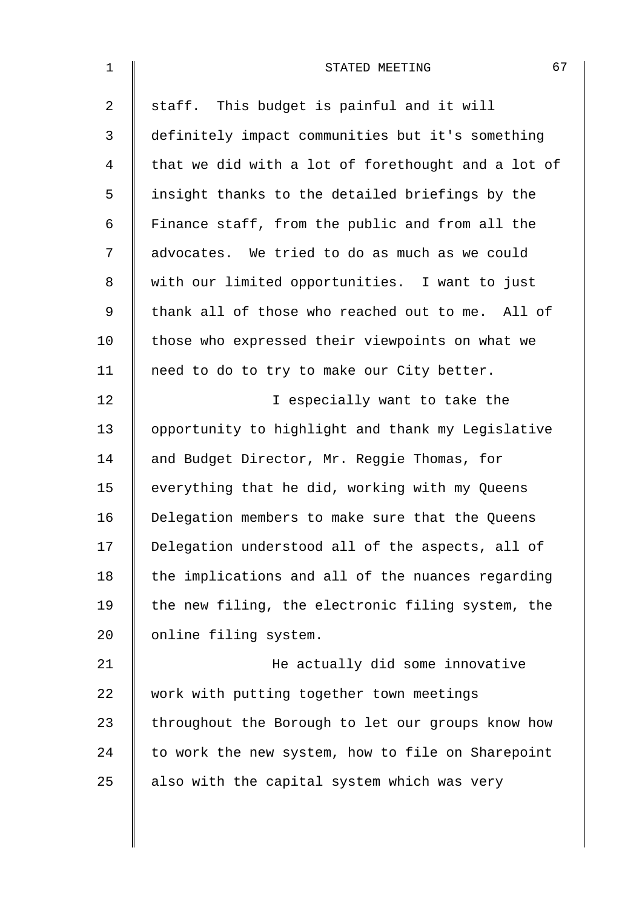staff. This budget is painful and it will definitely impact communities but it's something that we did with a lot of forethought and a lot of insight thanks to the detailed briefings by the Finance staff, from the public and from all the advocates. We tried to do as much as we could with our limited opportunities. I want to just thank all of those who reached out to me. All of those who expressed their viewpoints on what we need to do to try to make our City better.

I especially want to take the opportunity to highlight and thank my Legislative and Budget Director, Mr. Reggie Thomas, for everything that he did, working with my Queens Delegation members to make sure that the Queens Delegation understood all of the aspects, all of the implications and all of the nuances regarding the new filing, the electronic filing system, the online filing system.

He actually did some innovative work with putting together town meetings throughout the Borough to let our groups know how to work the new system, how to file on Sharepoint also with the capital system which was very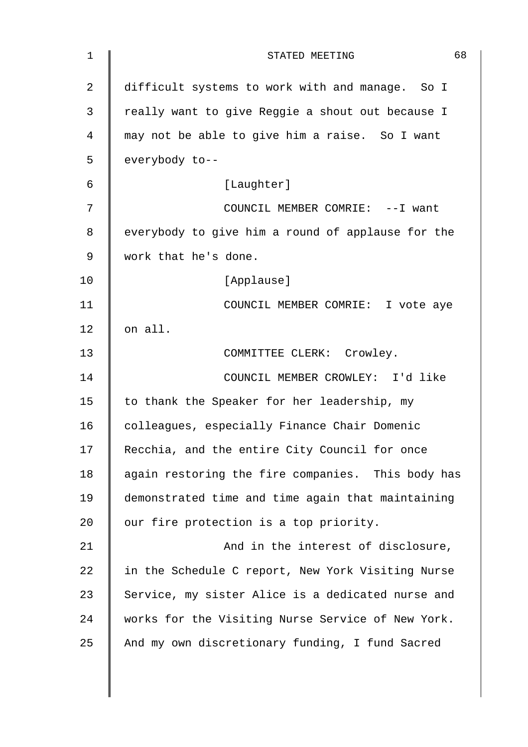difficult systems to work with and manage. So I really want to give Reggie a shout out because I may not be able to give him a raise. So I want everybody to--

[Laughter]

COUNCIL MEMBER COMRIE: --I want everybody to give him a round of applause for the work that he's done.

[Applause]

COUNCIL MEMBER COMRIE: I vote aye on all.

COMMITTEE CLERK: Crowley.

COUNCIL MEMBER CROWLEY: I'd like to thank the Speaker for her leadership, my colleagues, especially Finance Chair Domenic Recchia, and the entire City Council for once again restoring the fire companies. This body has demonstrated time and time again that maintaining our fire protection is a top priority.

And in the interest of disclosure, in the Schedule C report, New York Visiting Nurse Service, my sister Alice is a dedicated nurse and works for the Visiting Nurse Service of New York. And my own discretionary funding, I fund Sacred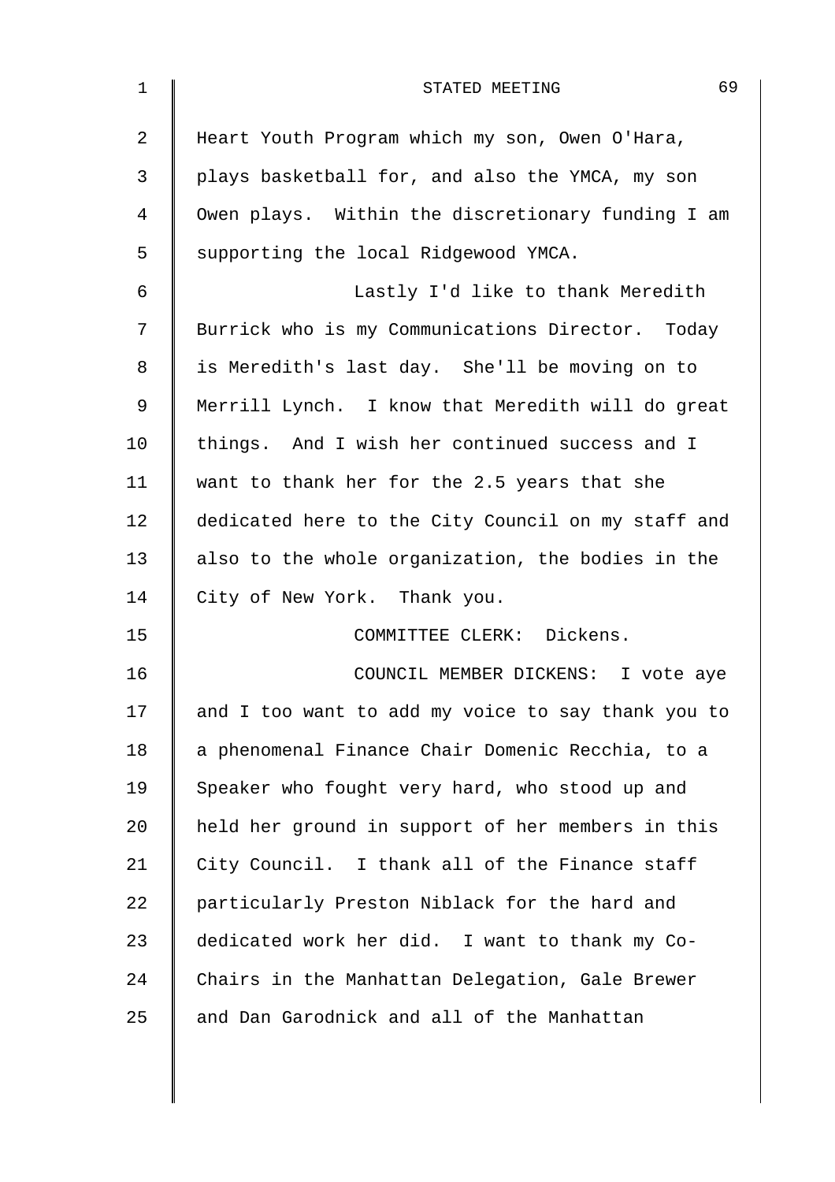Heart Youth Program which my son, Owen O'Hara, plays basketball for, and also the YMCA, my son Owen plays. Within the discretionary funding I am supporting the local Ridgewood YMCA.

Lastly I'd like to thank Meredith Burrick who is my Communications Director. Today is Meredith's last day. She'll be moving on to Merrill Lynch. I know that Meredith will do great things. And I wish her continued success and I want to thank her for the 2.5 years that she dedicated here to the City Council on my staff and also to the whole organization, the bodies in the City of New York. Thank you.

COMMITTEE CLERK: Dickens.

COUNCIL MEMBER DICKENS: I vote aye and I too want to add my voice to say thank you to a phenomenal Finance Chair Domenic Recchia, to a Speaker who fought very hard, who stood up and held her ground in support of her members in this City Council. I thank all of the Finance staff particularly Preston Niblack for the hard and dedicated work her did. I want to thank my Co-Chairs in the Manhattan Delegation, Gale Brewer and Dan Garodnick and all of the Manhattan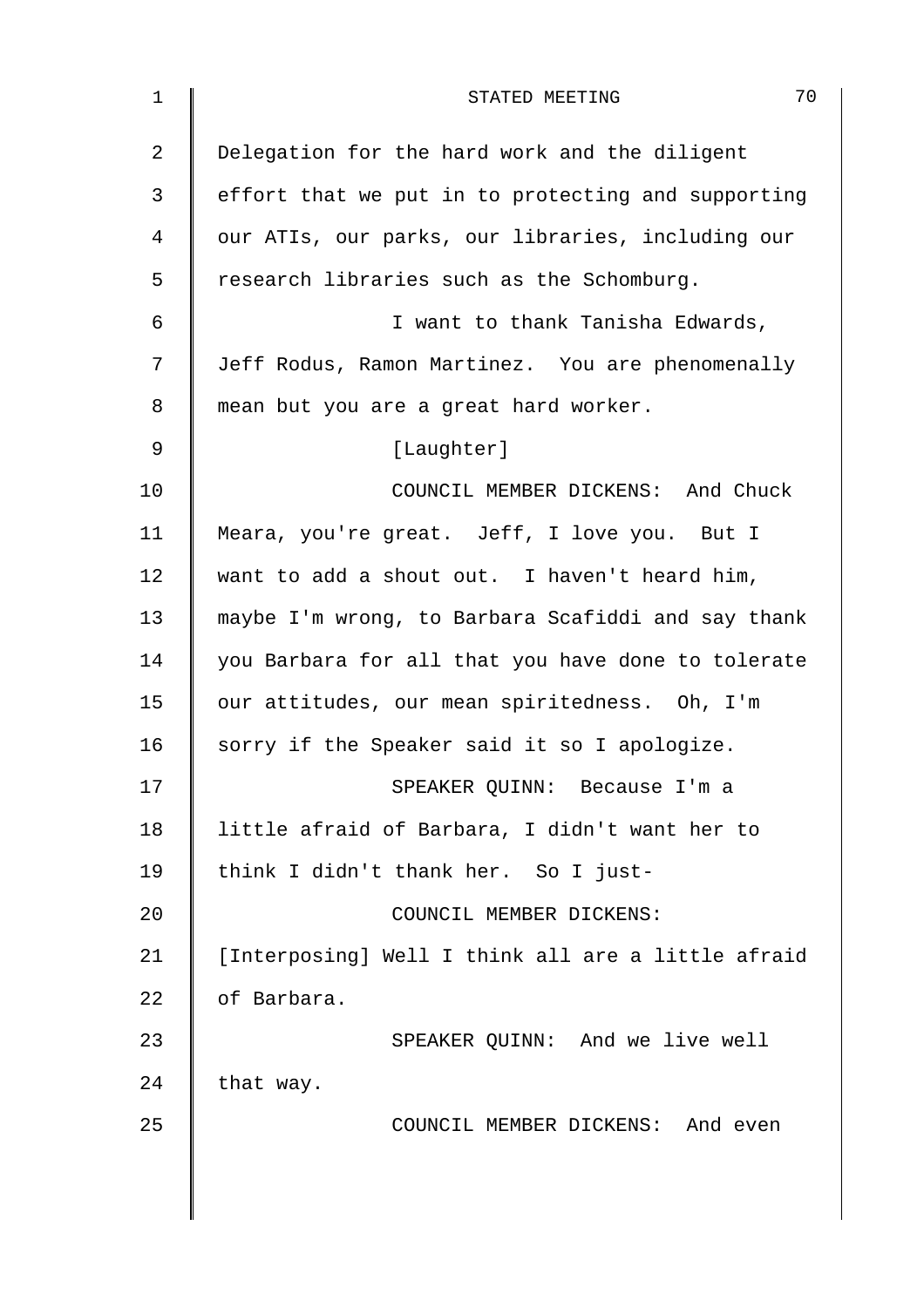Delegation for the hard work and the diligent effort that we put in to protecting and supporting our ATIs, our parks, our libraries, including our research libraries such as the Schomburg.

I want to thank Tanisha Edwards, Jeff Rodus, Ramon Martinez. You are phenomenally mean but you are a great hard worker.

[Laughter]

COUNCIL MEMBER DICKENS: And Chuck Meara, you're great. Jeff, I love you. But I want to add a shout out. I haven't heard him, maybe I'm wrong, to Barbara Scafiddi and say thank you Barbara for all that you have done to tolerate our attitudes, our mean spiritedness. Oh, I'm sorry if the Speaker said it so I apologize.

SPEAKER QUINN: Because I'm a little afraid of Barbara, I didn't want her to think I didn't thank her. So I just-

COUNCIL MEMBER DICKENS: [Interposing] Well I think all are a little afraid of Barbara.

SPEAKER QUINN: And we live well that way.

COUNCIL MEMBER DICKENS: And even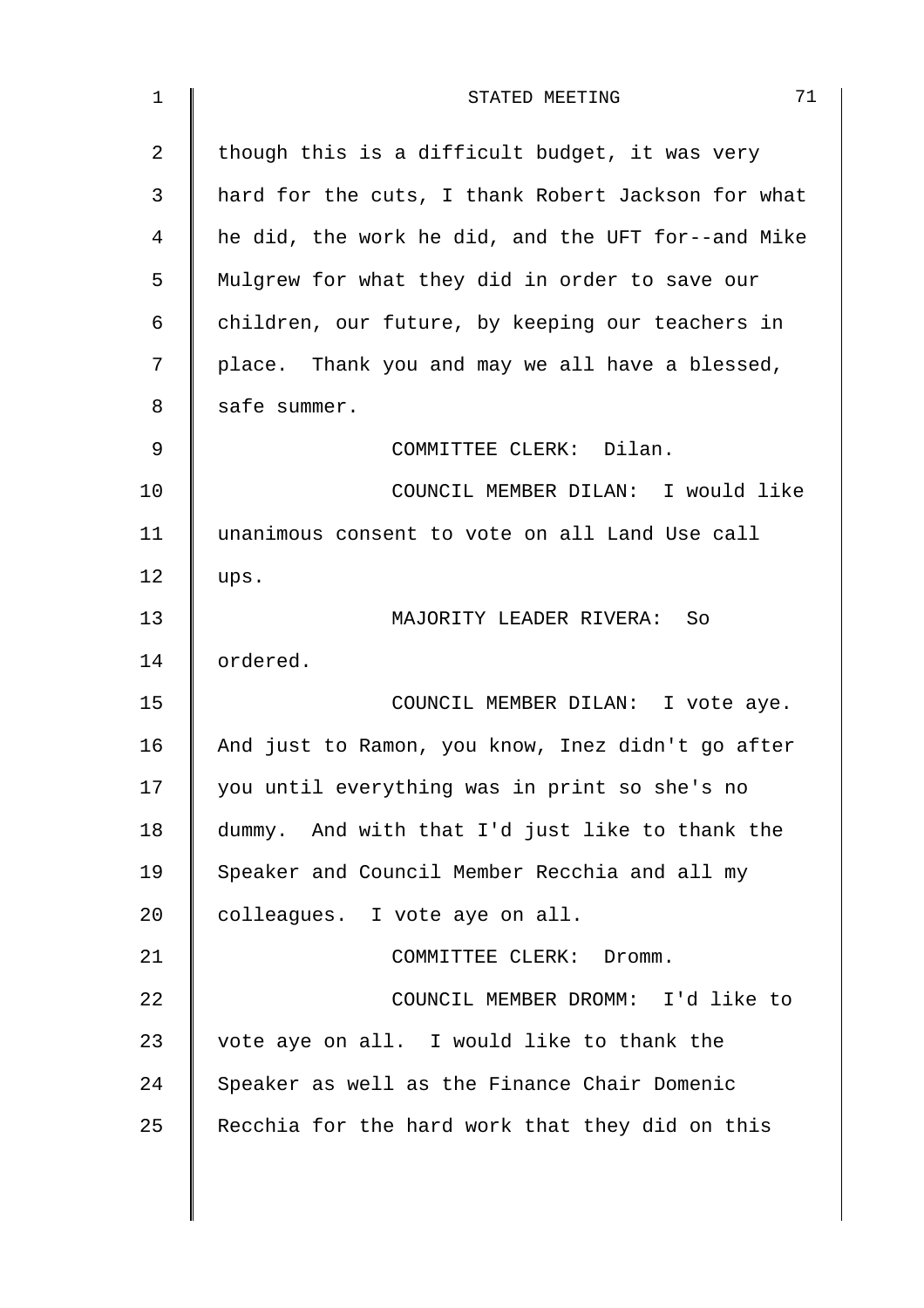though this is a difficult budget, it was very hard for the cuts, I thank Robert Jackson for what he did, the work he did, and the UFT for--and Mike Mulgrew for what they did in order to save our children, our future, by keeping our teachers in place. Thank you and may we all have a blessed, safe summer.

COMMITTEE CLERK: Dilan.

COUNCIL MEMBER DILAN: I would like unanimous consent to vote on all Land Use call ups.

MAJORITY LEADER RIVERA: So ordered.

COUNCIL MEMBER DILAN: I vote aye. And just to Ramon, you know, Inez didn't go after you until everything was in print so she's no dummy. And with that I'd just like to thank the Speaker and Council Member Recchia and all my colleagues. I vote aye on all.

COMMITTEE CLERK: Dromm.

COUNCIL MEMBER DROMM: I'd like to vote aye on all. I would like to thank the Speaker as well as the Finance Chair Domenic Recchia for the hard work that they did on this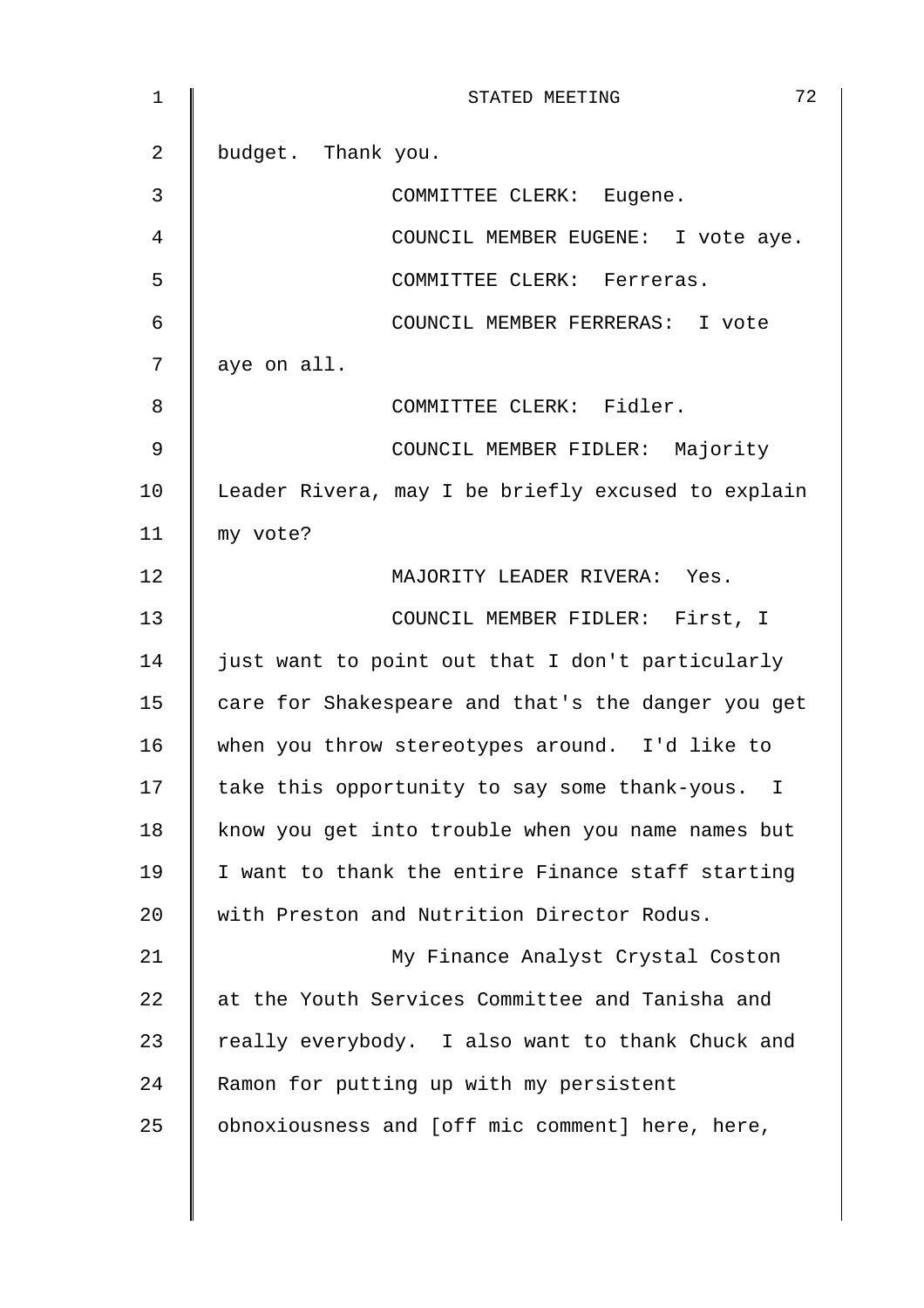budget. Thank you.

COMMITTEE CLERK: Eugene.

COUNCIL MEMBER EUGENE: I vote aye.

COMMITTEE CLERK: Ferreras.

COUNCIL MEMBER FERRERAS: I vote aye on all.

COMMITTEE CLERK: Fidler.

COUNCIL MEMBER FIDLER: Majority Leader Rivera, may I be briefly excused to explain my vote?

MAJORITY LEADER RIVERA: Yes.

COUNCIL MEMBER FIDLER: First, I just want to point out that I don't particularly care for Shakespeare and that's the danger you get when you throw stereotypes around. I'd like to take this opportunity to say some thank-yous. I know you get into trouble when you name names but I want to thank the entire Finance staff starting with Preston and Nutrition Director Rodus.

My Finance Analyst Crystal Coston at the Youth Services Committee and Tanisha and really everybody. I also want to thank Chuck and Ramon for putting up with my persistent obnoxiousness and [off mic comment] here, here,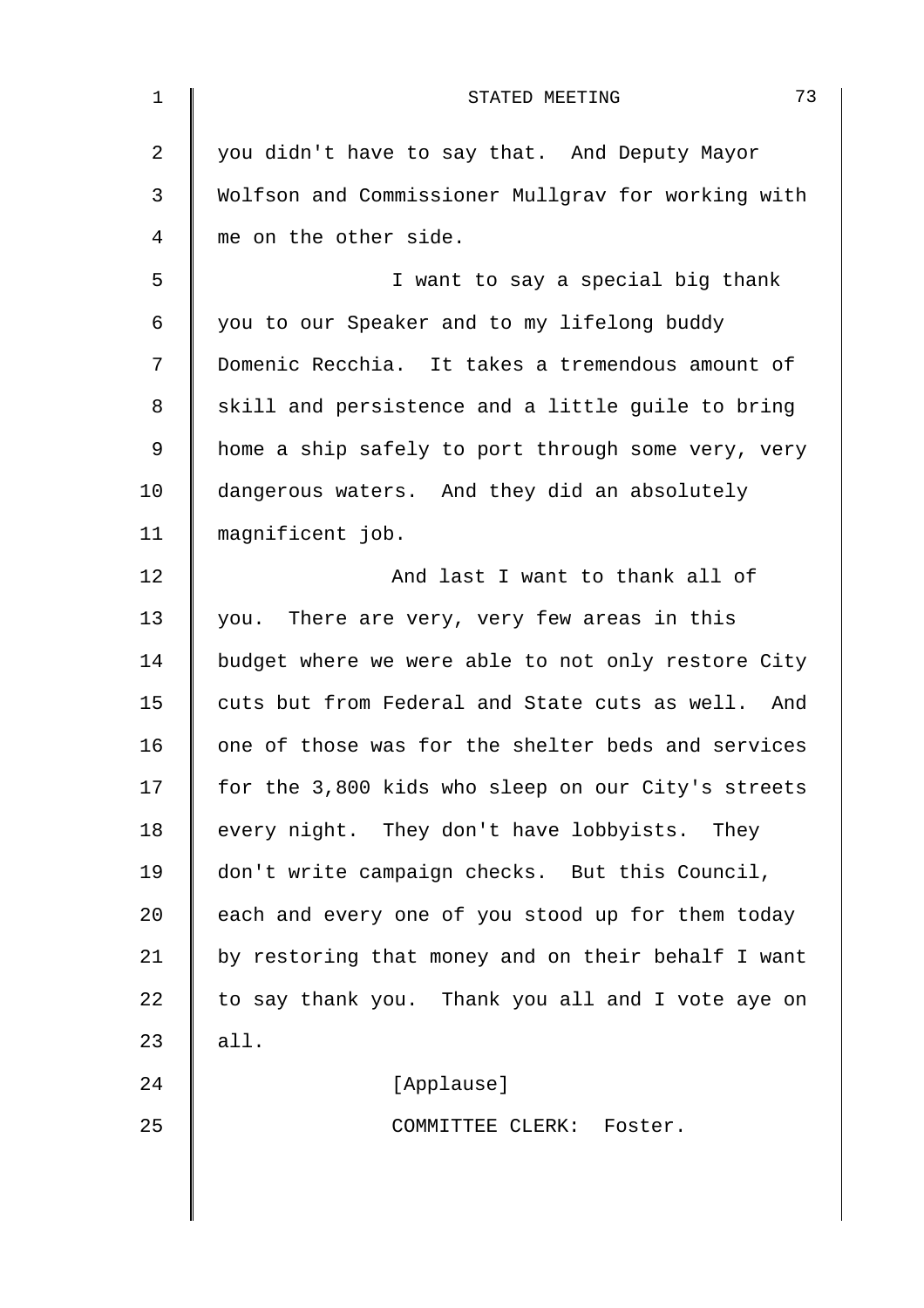you didn't have to say that. And Deputy Mayor Wolfson and Commissioner Mullgrav for working with me on the other side.

I want to say a special big thank you to our Speaker and to my lifelong buddy Domenic Recchia. It takes a tremendous amount of skill and persistence and a little guile to bring home a ship safely to port through some very, very dangerous waters. And they did an absolutely magnificent job.

And last I want to thank all of you. There are very, very few areas in this budget where we were able to not only restore City cuts but from Federal and State cuts as well. And one of those was for the shelter beds and services for the 3,800 kids who sleep on our City's streets every night. They don't have lobbyists. They don't write campaign checks. But this Council, each and every one of you stood up for them today by restoring that money and on their behalf I want to say thank you. Thank you all and I vote aye on all.

[Applause]

COMMITTEE CLERK: Foster.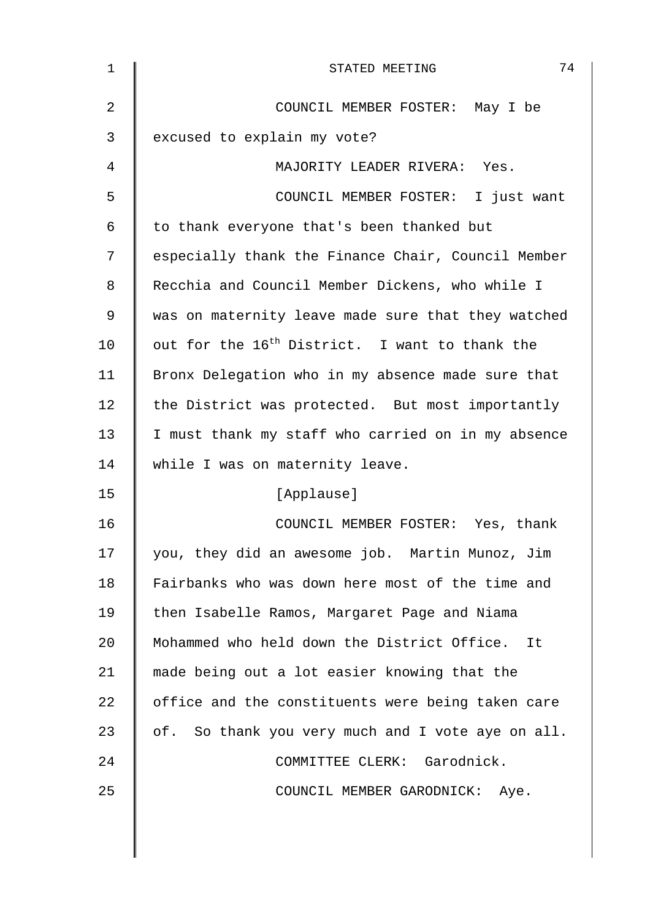COUNCIL MEMBER FOSTER: May I be excused to explain my vote?

MAJORITY LEADER RIVERA: Yes.

COUNCIL MEMBER FOSTER: I just want to thank everyone that's been thanked but especially thank the Finance Chair, Council Member Recchia and Council Member Dickens, who while I was on maternity leave made sure that they watched out for the 16th District. I want to thank the Bronx Delegation who in my absence made sure that the District was protected. But most importantly I must thank my staff who carried on in my absence while I was on maternity leave.

[Applause]

COUNCIL MEMBER FOSTER: Yes, thank you, they did an awesome job. Martin Munoz, Jim Fairbanks who was down here most of the time and then Isabelle Ramos, Margaret Page and Niama Mohammed who held down the District Office. It made being out a lot easier knowing that the office and the constituents were being taken care of. So thank you very much and I vote aye on all.

COMMITTEE CLERK: Garodnick.

COUNCIL MEMBER GARODNICK: Aye.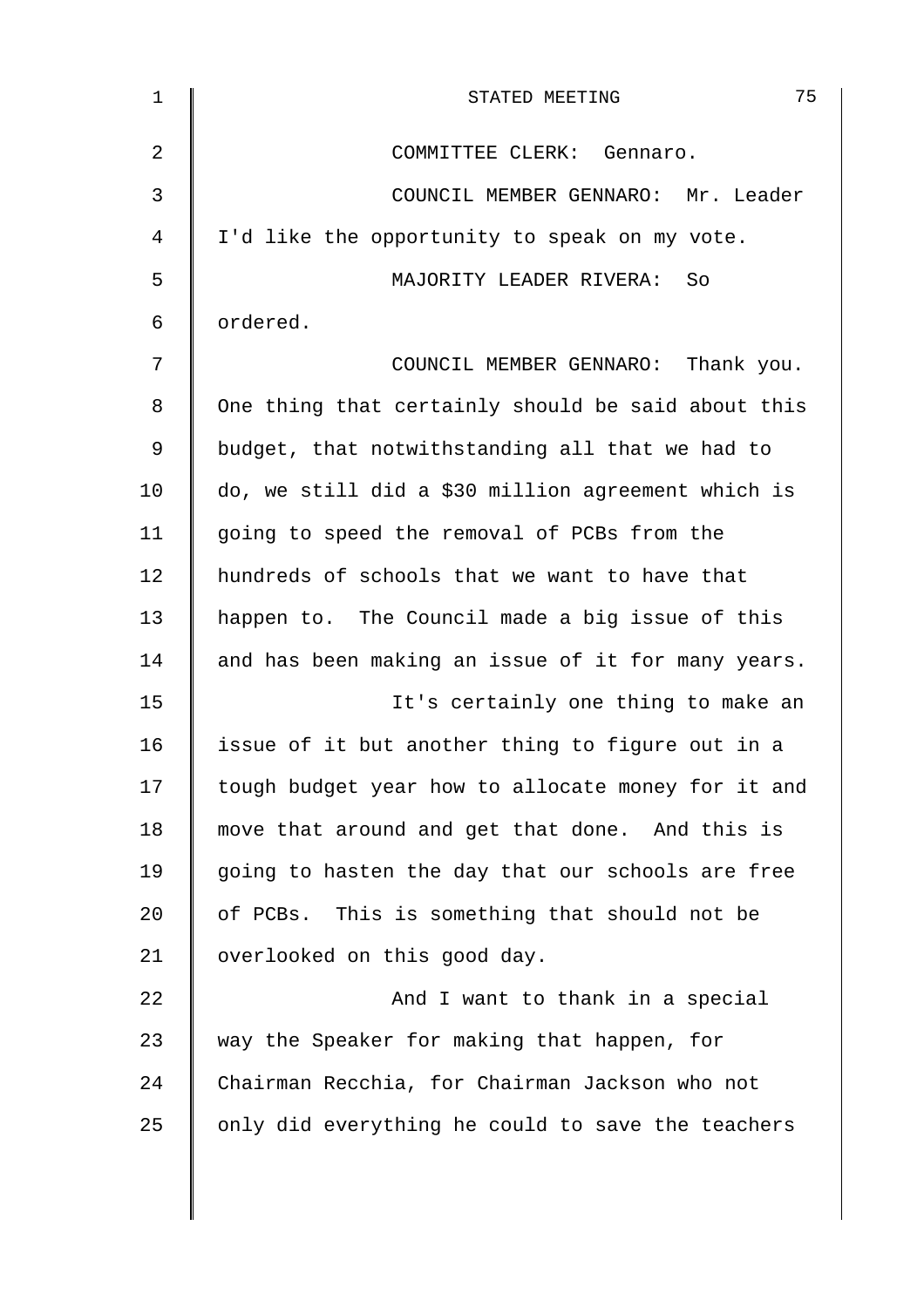COMMITTEE CLERK: Gennaro.

COUNCIL MEMBER GENNARO: Mr. Leader I'd like the opportunity to speak on my vote.

MAJORITY LEADER RIVERA: So ordered.

COUNCIL MEMBER GENNARO: Thank you. One thing that certainly should be said about this budget, that notwithstanding all that we had to do, we still did a $30 million agreement which is going to speed the removal of PCBs from the hundreds of schools that we want to have that happen to. The Council made a big issue of this and has been making an issue of it for many years.

It's certainly one thing to make an issue of it but another thing to figure out in a tough budget year how to allocate money for it and move that around and get that done. And this is going to hasten the day that our schools are free of PCBs. This is something that should not be overlooked on this good day.

And I want to thank in a special way the Speaker for making that happen, for Chairman Recchia, for Chairman Jackson who not only did everything he could to save the teachers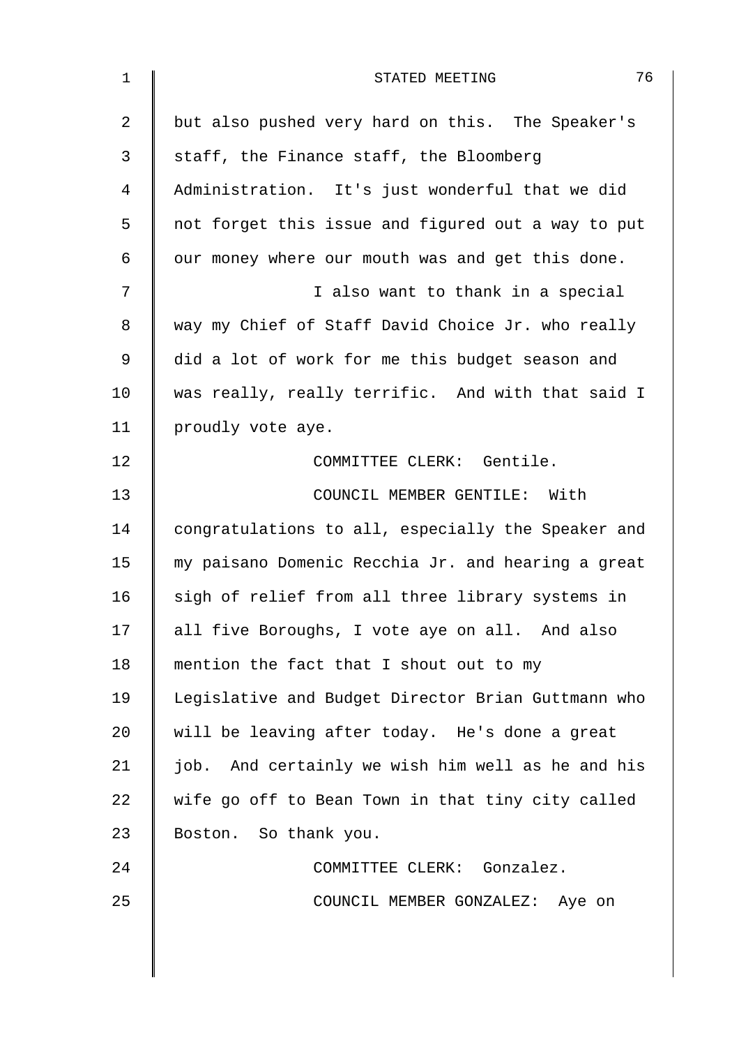but also pushed very hard on this. The Speaker's staff, the Finance staff, the Bloomberg Administration. It's just wonderful that we did not forget this issue and figured out a way to put our money where our mouth was and get this done.

I also want to thank in a special way my Chief of Staff David Choice Jr. who really did a lot of work for me this budget season and was really, really terrific. And with that said I proudly vote aye.

COMMITTEE CLERK: Gentile.

COUNCIL MEMBER GENTILE: With congratulations to all, especially the Speaker and my paisano Domenic Recchia Jr. and hearing a great sigh of relief from all three library systems in all five Boroughs, I vote aye on all. And also mention the fact that I shout out to my Legislative and Budget Director Brian Guttmann who will be leaving after today. He's done a great job. And certainly we wish him well as he and his wife go off to Bean Town in that tiny city called Boston. So thank you.

COMMITTEE CLERK: Gonzalez.

COUNCIL MEMBER GONZALEZ: Aye on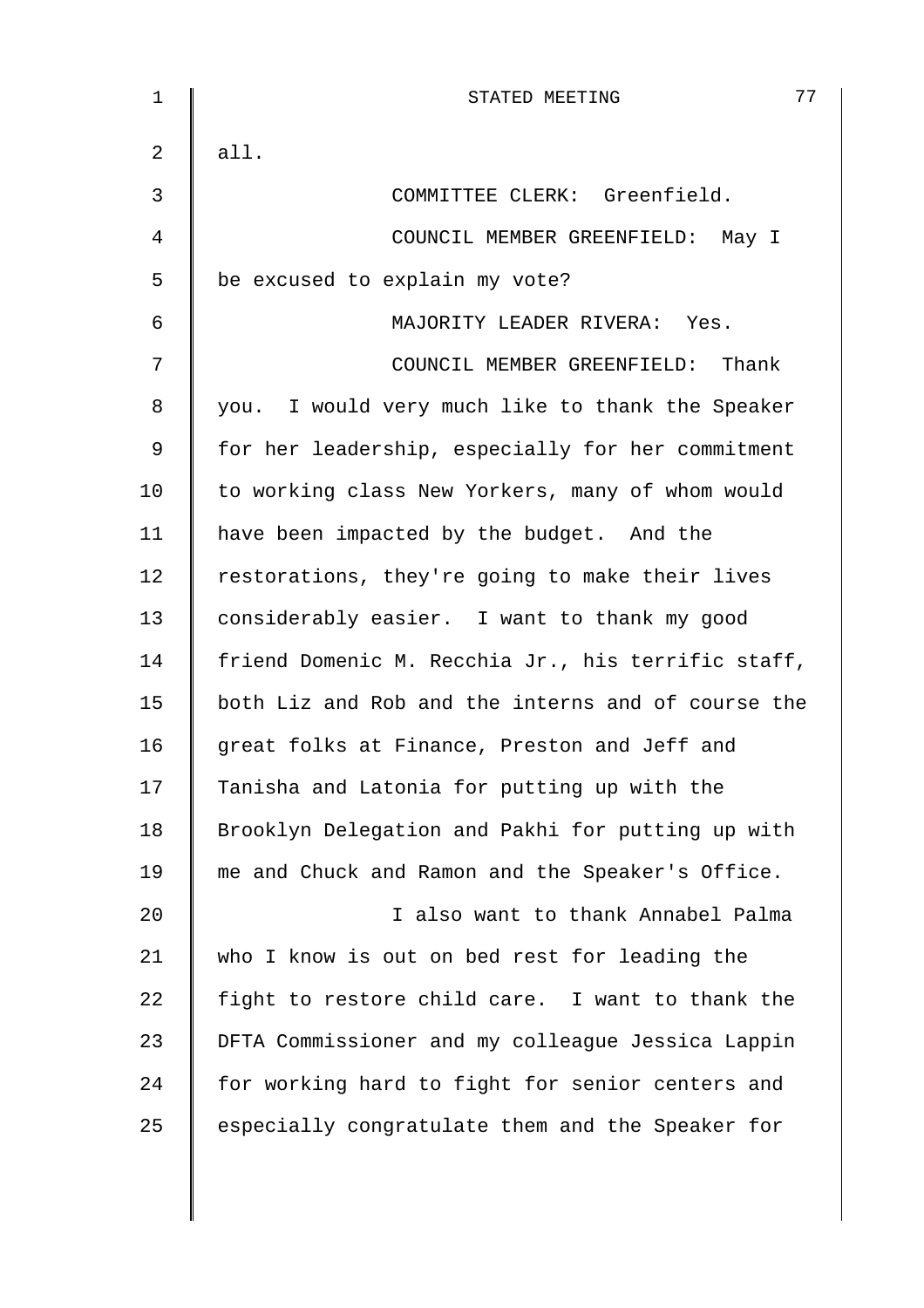all.

COMMITTEE CLERK: Greenfield.

COUNCIL MEMBER GREENFIELD: May I be excused to explain my vote?

MAJORITY LEADER RIVERA: Yes.

COUNCIL MEMBER GREENFIELD: Thank you. I would very much like to thank the Speaker for her leadership, especially for her commitment to working class New Yorkers, many of whom would have been impacted by the budget. And the restorations, they're going to make their lives considerably easier. I want to thank my good friend Domenic M. Recchia Jr., his terrific staff, both Liz and Rob and the interns and of course the great folks at Finance, Preston and Jeff and Tanisha and Latonia for putting up with the Brooklyn Delegation and Pakhi for putting up with me and Chuck and Ramon and the Speaker's Office.

I also want to thank Annabel Palma who I know is out on bed rest for leading the fight to restore child care. I want to thank the DFTA Commissioner and my colleague Jessica Lappin for working hard to fight for senior centers and especially congratulate them and the Speaker for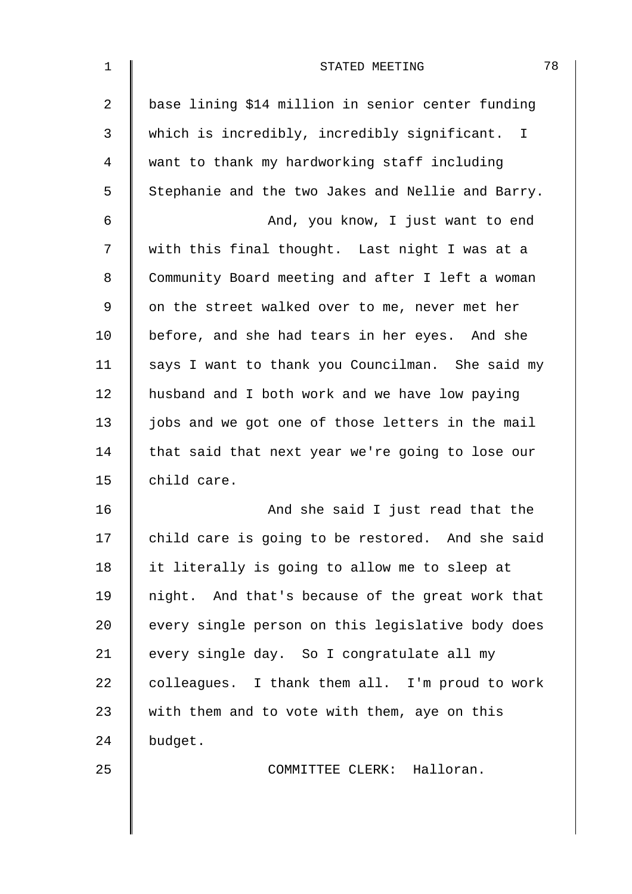base lining $14 million in senior center funding which is incredibly, incredibly significant. I want to thank my hardworking staff including Stephanie and the two Jakes and Nellie and Barry.

And, you know, I just want to end with this final thought. Last night I was at a Community Board meeting and after I left a woman on the street walked over to me, never met her before, and she had tears in her eyes. And she says I want to thank you Councilman. She said my husband and I both work and we have low paying jobs and we got one of those letters in the mail that said that next year we're going to lose our child care.

And she said I just read that the child care is going to be restored. And she said it literally is going to allow me to sleep at night. And that's because of the great work that every single person on this legislative body does every single day. So I congratulate all my colleagues. I thank them all. I'm proud to work with them and to vote with them, aye on this budget.

COMMITTEE CLERK: Halloran.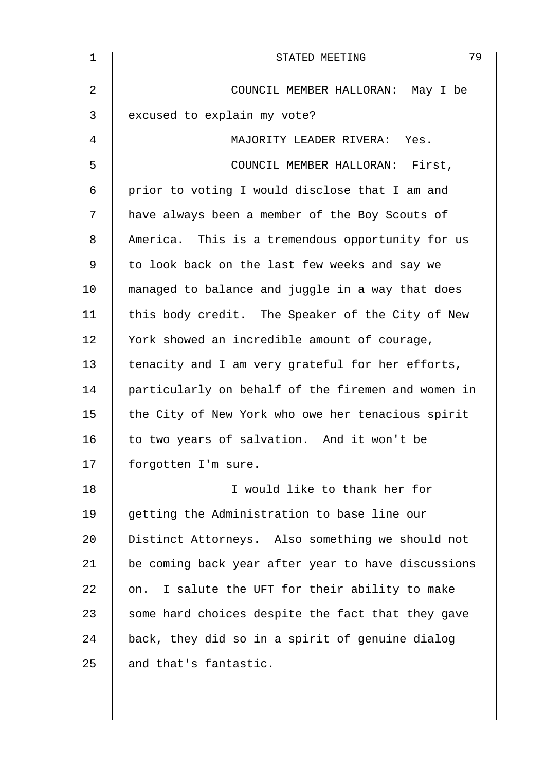COUNCIL MEMBER HALLORAN: May I be excused to explain my vote?

MAJORITY LEADER RIVERA: Yes.

COUNCIL MEMBER HALLORAN: First, prior to voting I would disclose that I am and have always been a member of the Boy Scouts of America. This is a tremendous opportunity for us to look back on the last few weeks and say we managed to balance and juggle in a way that does this body credit. The Speaker of the City of New York showed an incredible amount of courage, tenacity and I am very grateful for her efforts, particularly on behalf of the firemen and women in the City of New York who owe her tenacious spirit to two years of salvation. And it won't be forgotten I'm sure.

I would like to thank her for getting the Administration to base line our Distinct Attorneys. Also something we should not be coming back year after year to have discussions on. I salute the UFT for their ability to make some hard choices despite the fact that they gave back, they did so in a spirit of genuine dialog and that's fantastic.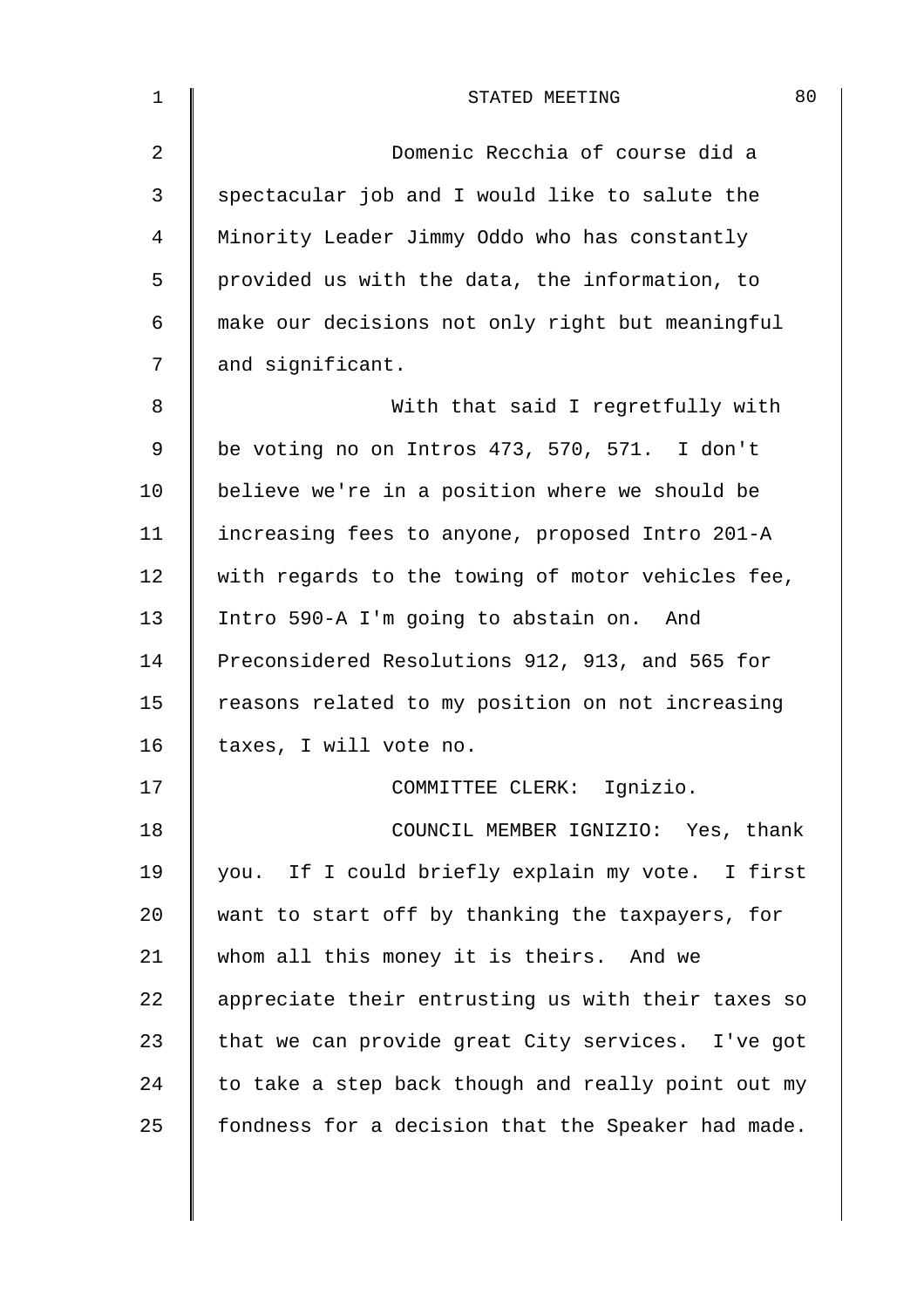Domenic Recchia of course did a spectacular job and I would like to salute the Minority Leader Jimmy Oddo who has constantly provided us with the data, the information, to make our decisions not only right but meaningful and significant.

With that said I regretfully with be voting no on Intros 473, 570, 571. I don't believe we're in a position where we should be increasing fees to anyone, proposed Intro 201-A with regards to the towing of motor vehicles fee, Intro 590-A I'm going to abstain on. And Preconsidered Resolutions 912, 913, and 565 for reasons related to my position on not increasing taxes, I will vote no.

COMMITTEE CLERK: Ignizio.

COUNCIL MEMBER IGNIZIO: Yes, thank you. If I could briefly explain my vote. I first want to start off by thanking the taxpayers, for whom all this money it is theirs. And we appreciate their entrusting us with their taxes so that we can provide great City services. I've got to take a step back though and really point out my fondness for a decision that the Speaker had made.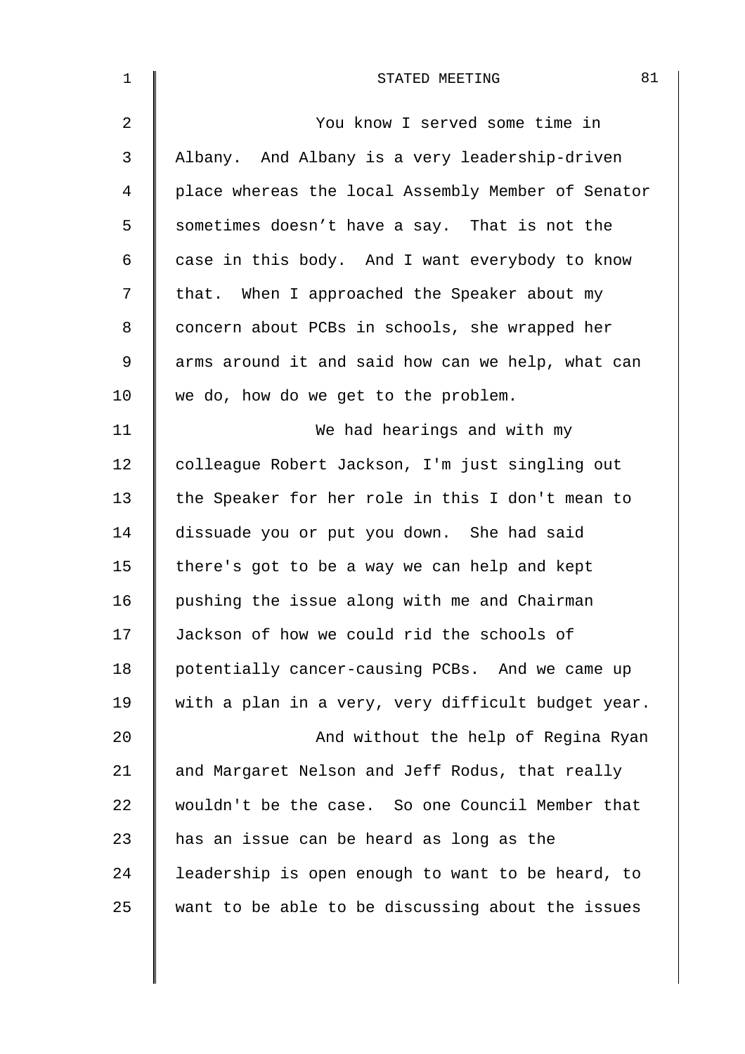You know I served some time in Albany. And Albany is a very leadership-driven place whereas the local Assembly Member of Senator sometimes doesn't have a say. That is not the case in this body. And I want everybody to know that. When I approached the Speaker about my concern about PCBs in schools, she wrapped her arms around it and said how can we help, what can we do, how do we get to the problem.

We had hearings and with my colleague Robert Jackson, I'm just singling out the Speaker for her role in this I don't mean to dissuade you or put you down. She had said there's got to be a way we can help and kept pushing the issue along with me and Chairman Jackson of how we could rid the schools of potentially cancer-causing PCBs. And we came up with a plan in a very, very difficult budget year.

And without the help of Regina Ryan and Margaret Nelson and Jeff Rodus, that really wouldn't be the case. So one Council Member that has an issue can be heard as long as the leadership is open enough to want to be heard, to want to be able to be discussing about the issues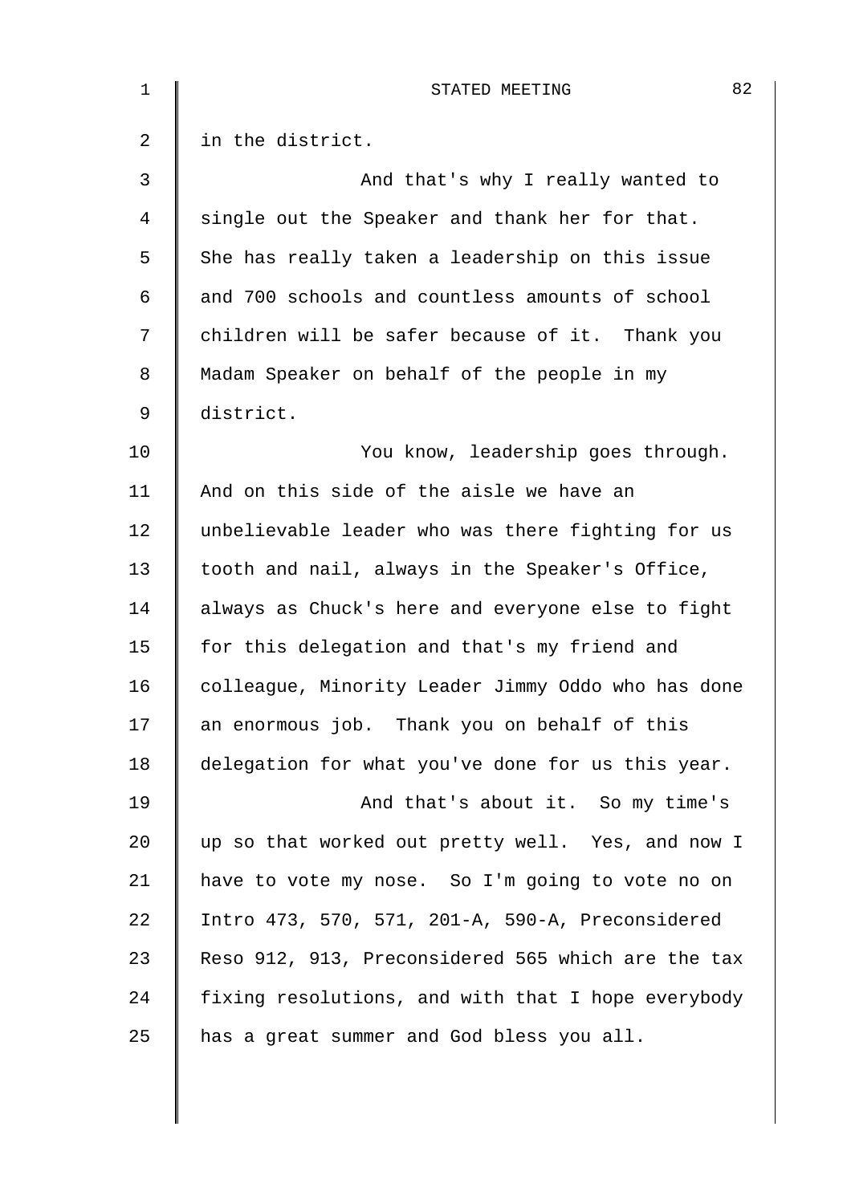in the district.

And that's why I really wanted to single out the Speaker and thank her for that. She has really taken a leadership on this issue and 700 schools and countless amounts of school children will be safer because of it. Thank you Madam Speaker on behalf of the people in my district.

You know, leadership goes through. And on this side of the aisle we have an unbelievable leader who was there fighting for us tooth and nail, always in the Speaker's Office, always as Chuck's here and everyone else to fight for this delegation and that's my friend and colleague, Minority Leader Jimmy Oddo who has done an enormous job. Thank you on behalf of this delegation for what you've done for us this year.

And that's about it. So my time's up so that worked out pretty well. Yes, and now I have to vote my nose. So I'm going to vote no on Intro 473, 570, 571, 201-A, 590-A, Preconsidered Reso 912, 913, Preconsidered 565 which are the tax fixing resolutions, and with that I hope everybody has a great summer and God bless you all.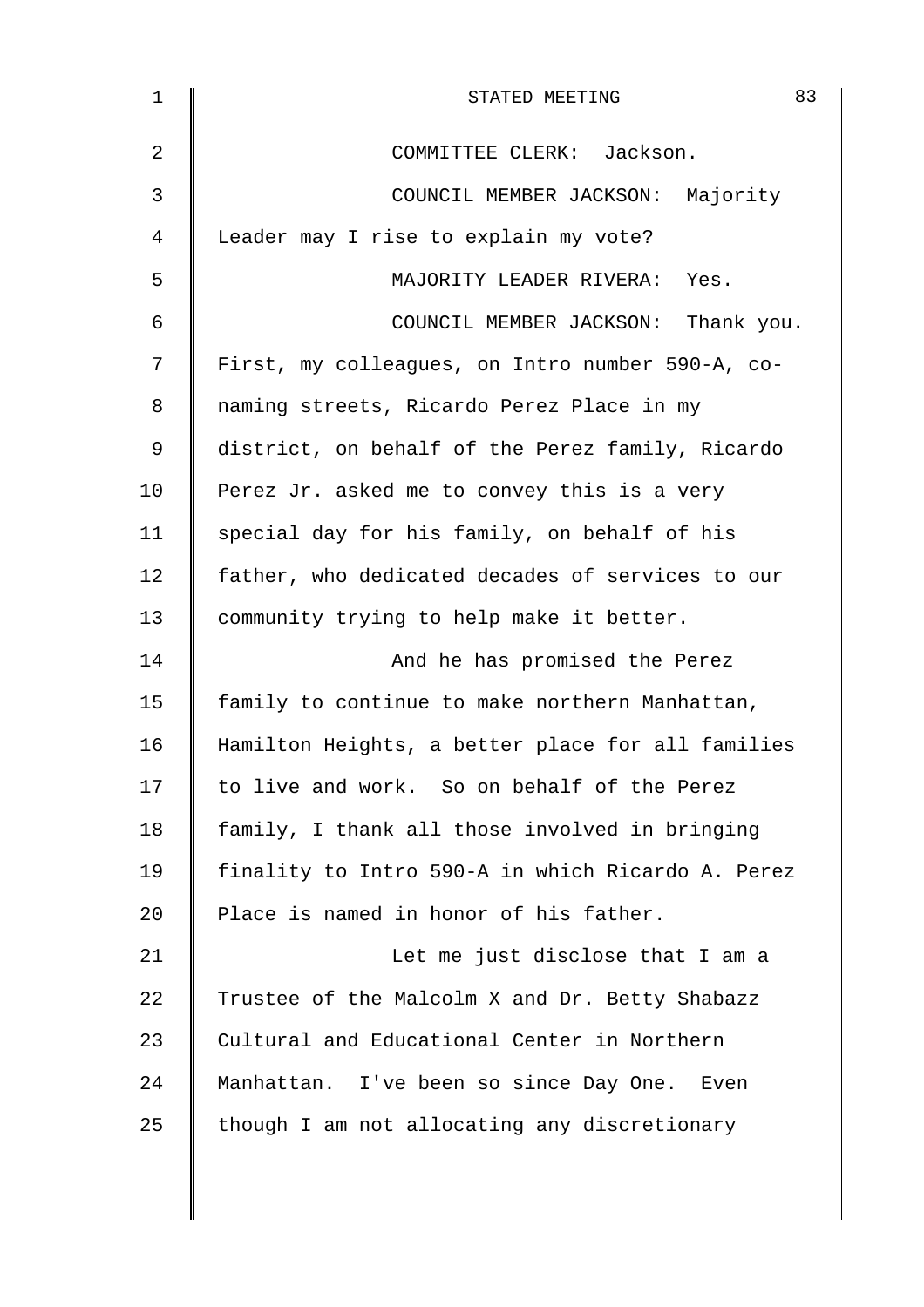COMMITTEE CLERK: Jackson.

COUNCIL MEMBER JACKSON: Majority Leader may I rise to explain my vote?

MAJORITY LEADER RIVERA: Yes.

COUNCIL MEMBER JACKSON: Thank you. First, my colleagues, on Intro number 590-A, co-naming streets, Ricardo Perez Place in my district, on behalf of the Perez family, Ricardo Perez Jr. asked me to convey this is a very special day for his family, on behalf of his father, who dedicated decades of services to our community trying to help make it better.

And he has promised the Perez family to continue to make northern Manhattan, Hamilton Heights, a better place for all families to live and work. So on behalf of the Perez family, I thank all those involved in bringing finality to Intro 590-A in which Ricardo A. Perez Place is named in honor of his father.

Let me just disclose that I am a Trustee of the Malcolm X and Dr. Betty Shabazz Cultural and Educational Center in Northern Manhattan. I've been so since Day One. Even though I am not allocating any discretionary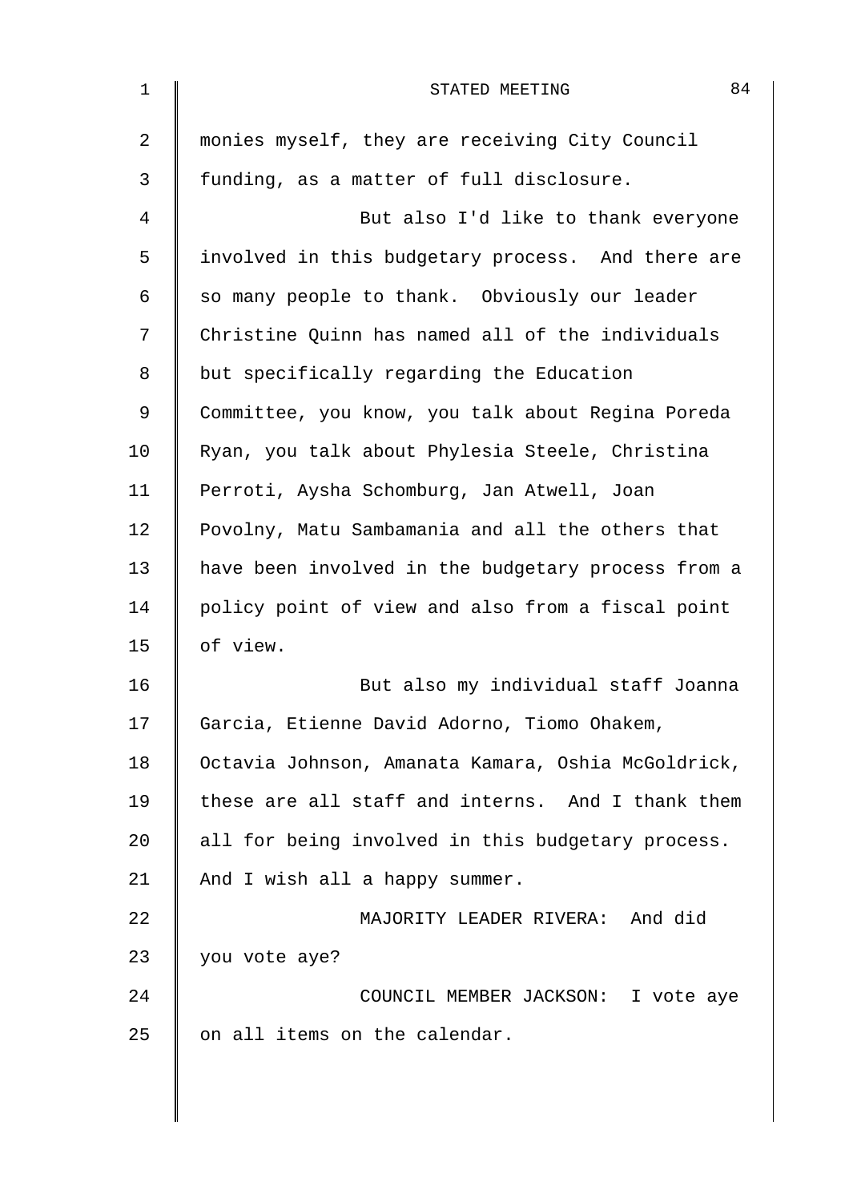monies myself, they are receiving City Council funding, as a matter of full disclosure.

But also I'd like to thank everyone involved in this budgetary process. And there are so many people to thank. Obviously our leader Christine Quinn has named all of the individuals but specifically regarding the Education Committee, you know, you talk about Regina Poreda Ryan, you talk about Phylesia Steele, Christina Perroti, Aysha Schomburg, Jan Atwell, Joan Povolny, Matu Sambamania and all the others that have been involved in the budgetary process from a policy point of view and also from a fiscal point of view.

But also my individual staff Joanna Garcia, Etienne David Adorno, Tiomo Ohakem, Octavia Johnson, Amanata Kamara, Oshia McGoldrick, these are all staff and interns. And I thank them all for being involved in this budgetary process. And I wish all a happy summer.

MAJORITY LEADER RIVERA: And did you vote aye?

COUNCIL MEMBER JACKSON: I vote aye on all items on the calendar.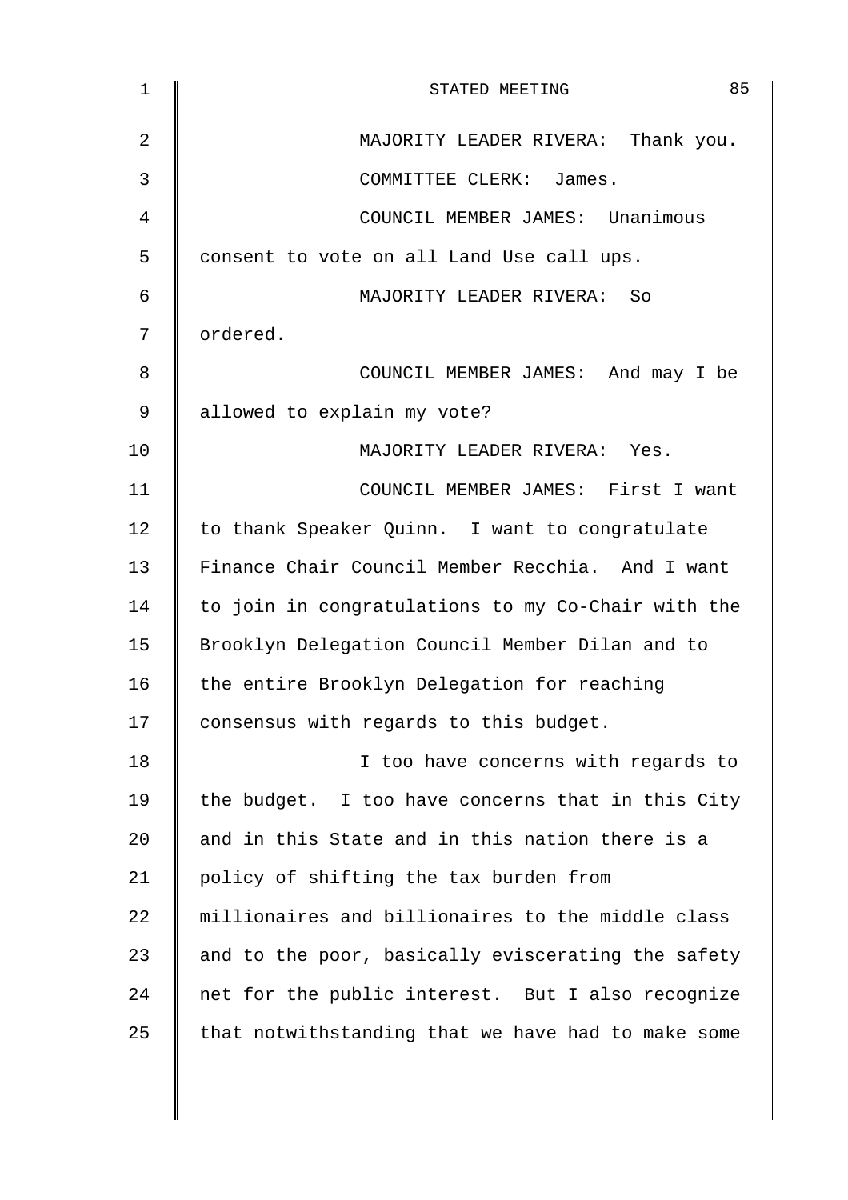MAJORITY LEADER RIVERA: Thank you.

COMMITTEE CLERK: James.

COUNCIL MEMBER JAMES: Unanimous consent to vote on all Land Use call ups.

MAJORITY LEADER RIVERA: So ordered.

COUNCIL MEMBER JAMES: And may I be allowed to explain my vote?

MAJORITY LEADER RIVERA: Yes.

COUNCIL MEMBER JAMES: First I want to thank Speaker Quinn. I want to congratulate Finance Chair Council Member Recchia. And I want to join in congratulations to my Co-Chair with the Brooklyn Delegation Council Member Dilan and to the entire Brooklyn Delegation for reaching consensus with regards to this budget.

I too have concerns with regards to the budget. I too have concerns that in this City and in this State and in this nation there is a policy of shifting the tax burden from millionaires and billionaires to the middle class and to the poor, basically eviscerating the safety net for the public interest. But I also recognize that notwithstanding that we have had to make some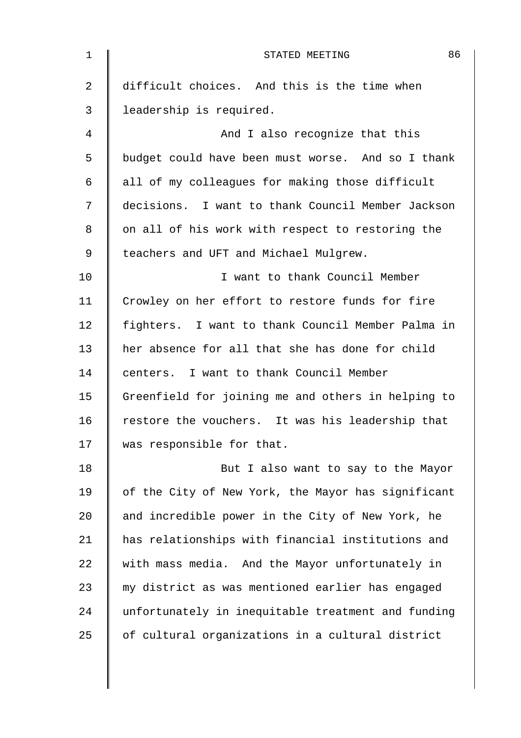difficult choices. And this is the time when leadership is required.

And I also recognize that this budget could have been must worse. And so I thank all of my colleagues for making those difficult decisions. I want to thank Council Member Jackson on all of his work with respect to restoring the teachers and UFT and Michael Mulgrew.

I want to thank Council Member Crowley on her effort to restore funds for fire fighters. I want to thank Council Member Palma in her absence for all that she has done for child centers. I want to thank Council Member Greenfield for joining me and others in helping to restore the vouchers. It was his leadership that was responsible for that.

But I also want to say to the Mayor of the City of New York, the Mayor has significant and incredible power in the City of New York, he has relationships with financial institutions and with mass media. And the Mayor unfortunately in my district as was mentioned earlier has engaged unfortunately in inequitable treatment and funding of cultural organizations in a cultural district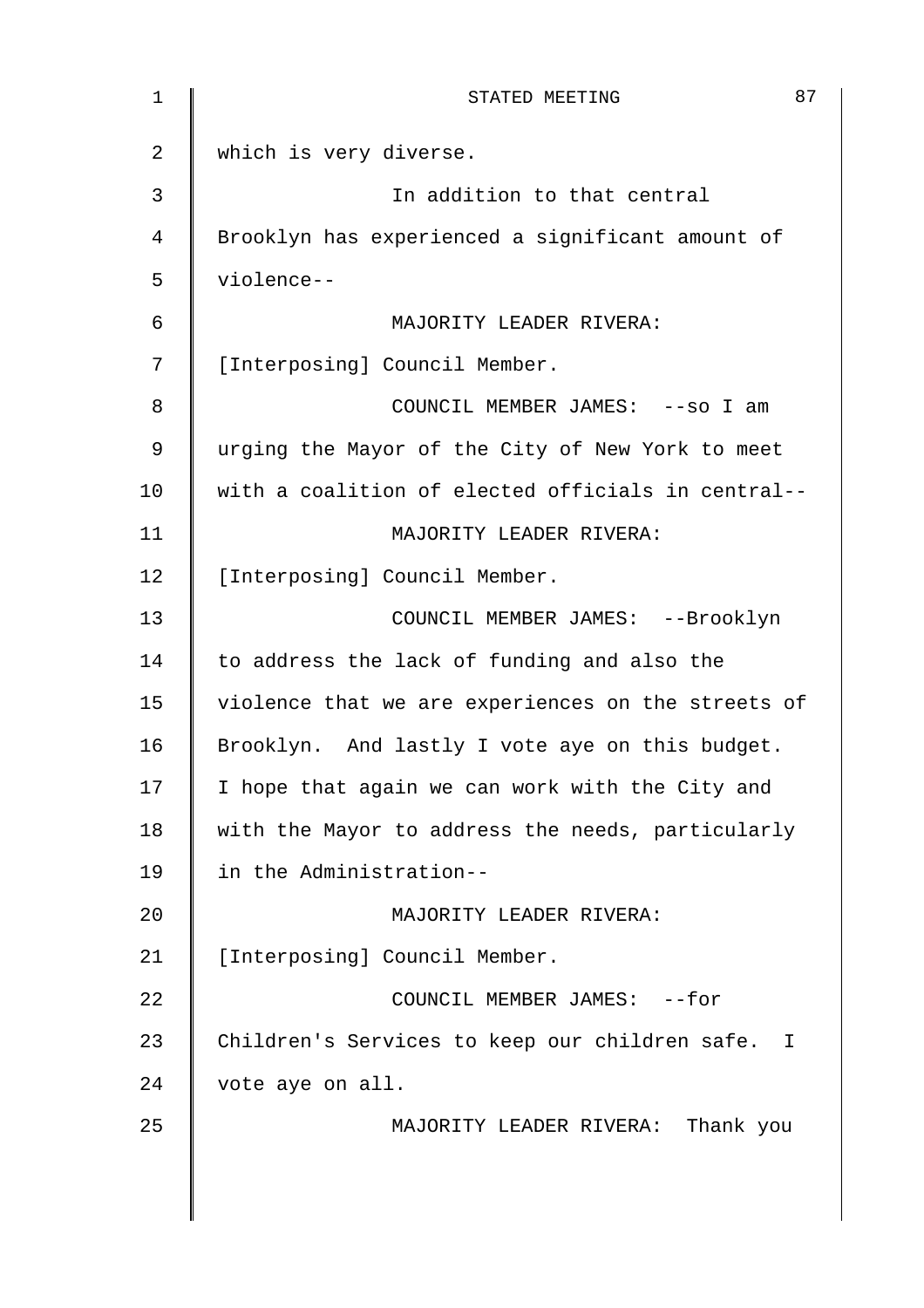which is very diverse.

In addition to that central Brooklyn has experienced a significant amount of violence--

MAJORITY LEADER RIVERA: [Interposing] Council Member.

COUNCIL MEMBER JAMES: --so I am urging the Mayor of the City of New York to meet with a coalition of elected officials in central--

MAJORITY LEADER RIVERA: [Interposing] Council Member.

COUNCIL MEMBER JAMES: --Brooklyn to address the lack of funding and also the violence that we are experiences on the streets of Brooklyn. And lastly I vote aye on this budget. I hope that again we can work with the City and with the Mayor to address the needs, particularly in the Administration--

MAJORITY LEADER RIVERA: [Interposing] Council Member.

COUNCIL MEMBER JAMES: --for Children's Services to keep our children safe. I vote aye on all.

MAJORITY LEADER RIVERA: Thank you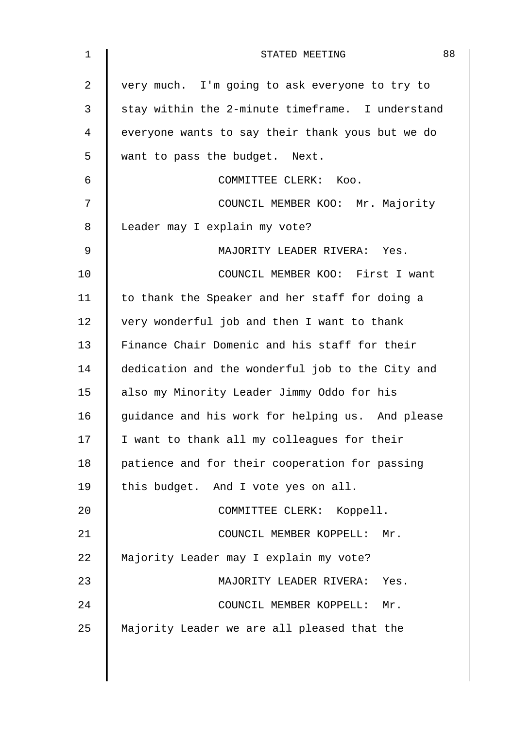very much. I'm going to ask everyone to try to stay within the 2-minute timeframe. I understand everyone wants to say their thank yous but we do want to pass the budget. Next.

COMMITTEE CLERK: Koo.

COUNCIL MEMBER KOO: Mr. Majority Leader may I explain my vote?

MAJORITY LEADER RIVERA: Yes.

COUNCIL MEMBER KOO: First I want to thank the Speaker and her staff for doing a very wonderful job and then I want to thank Finance Chair Domenic and his staff for their dedication and the wonderful job to the City and also my Minority Leader Jimmy Oddo for his guidance and his work for helping us. And please I want to thank all my colleagues for their patience and for their cooperation for passing this budget. And I vote yes on all.

COMMITTEE CLERK: Koppell.

COUNCIL MEMBER KOPPELL: Mr. Majority Leader may I explain my vote?

MAJORITY LEADER RIVERA: Yes.

COUNCIL MEMBER KOPPELL: Mr. Majority Leader we are all pleased that the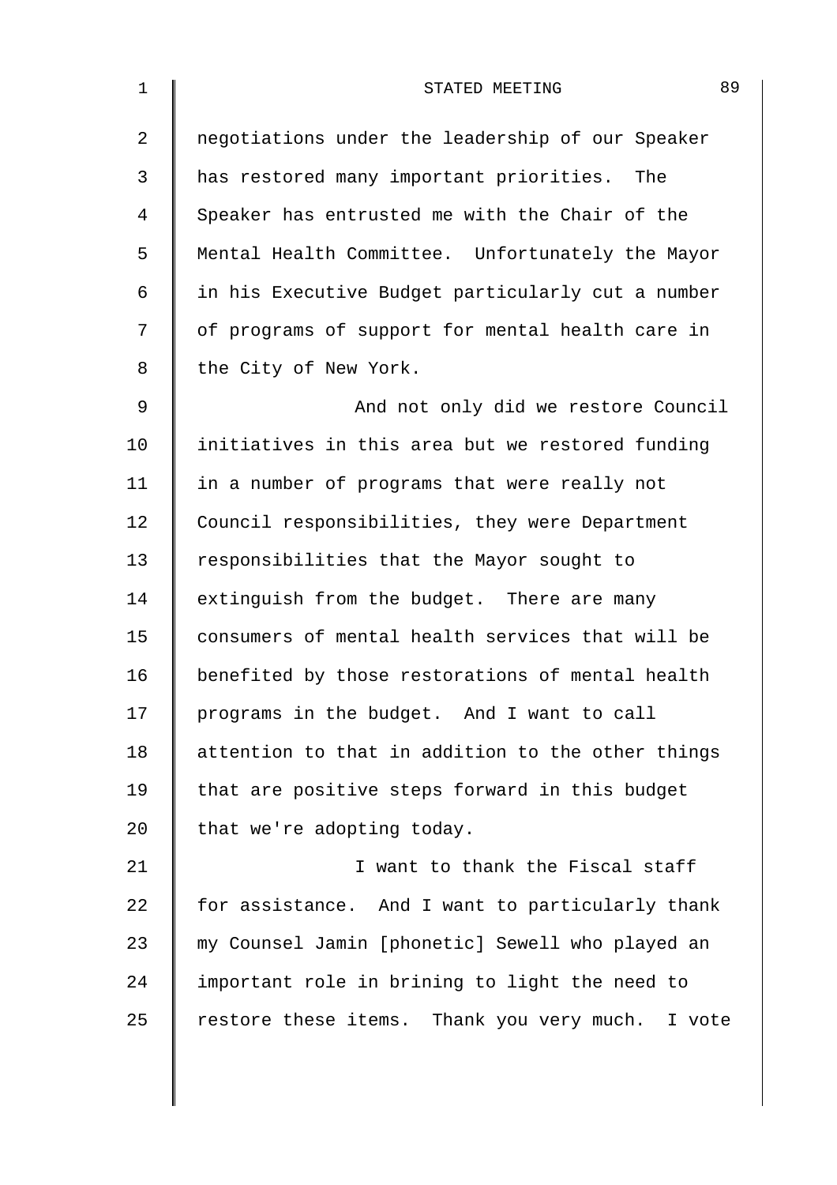negotiations under the leadership of our Speaker has restored many important priorities. The Speaker has entrusted me with the Chair of the Mental Health Committee. Unfortunately the Mayor in his Executive Budget particularly cut a number of programs of support for mental health care in the City of New York.

And not only did we restore Council initiatives in this area but we restored funding in a number of programs that were really not Council responsibilities, they were Department responsibilities that the Mayor sought to extinguish from the budget. There are many consumers of mental health services that will be benefited by those restorations of mental health programs in the budget. And I want to call attention to that in addition to the other things that are positive steps forward in this budget that we're adopting today.

I want to thank the Fiscal staff for assistance. And I want to particularly thank my Counsel Jamin [phonetic] Sewell who played an important role in brining to light the need to restore these items. Thank you very much. I vote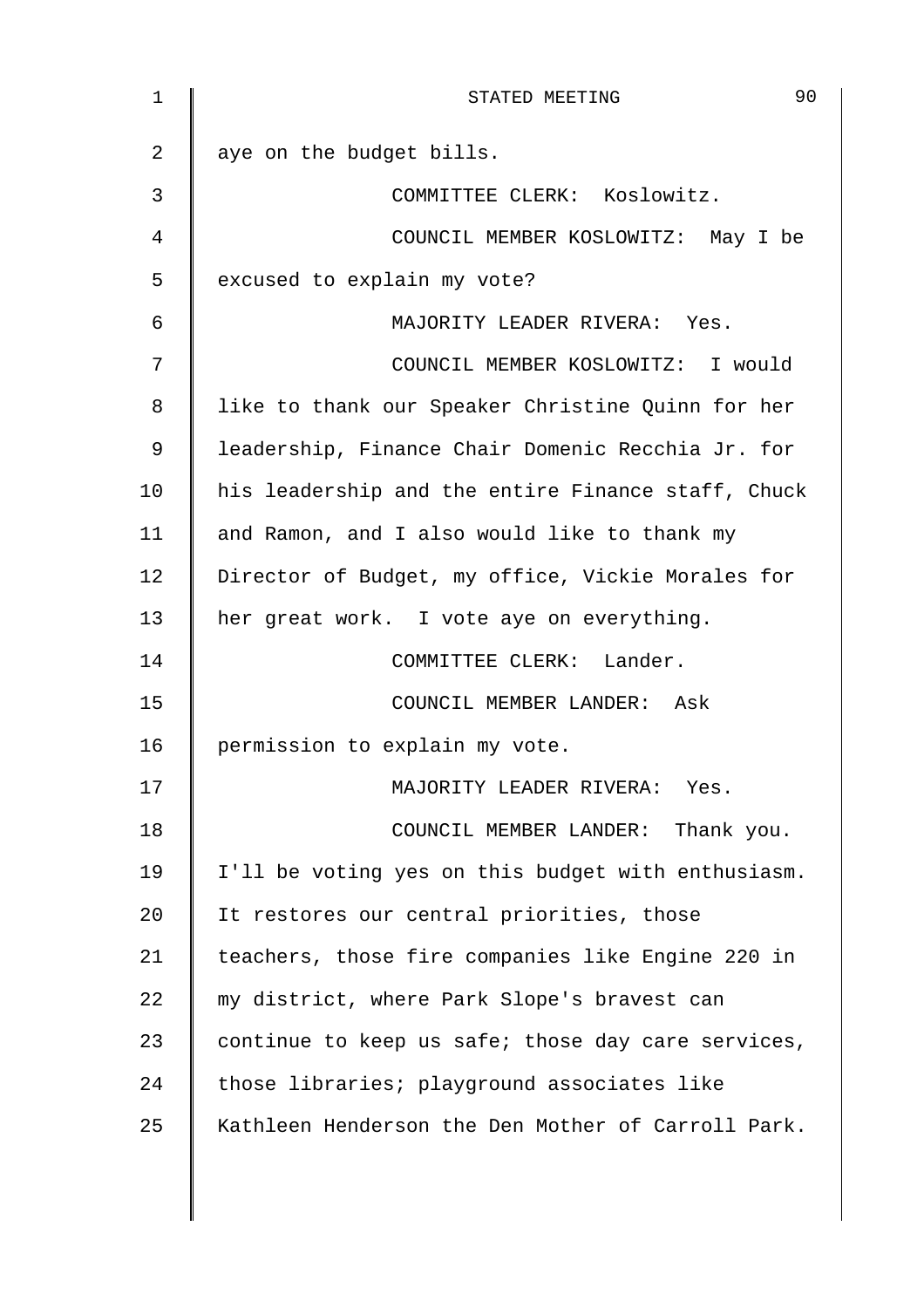aye on the budget bills.

COMMITTEE CLERK: Koslowitz.

COUNCIL MEMBER KOSLOWITZ: May I be excused to explain my vote?

MAJORITY LEADER RIVERA: Yes.

COUNCIL MEMBER KOSLOWITZ: I would like to thank our Speaker Christine Quinn for her leadership, Finance Chair Domenic Recchia Jr. for his leadership and the entire Finance staff, Chuck and Ramon, and I also would like to thank my Director of Budget, my office, Vickie Morales for her great work. I vote aye on everything.

COMMITTEE CLERK: Lander.

COUNCIL MEMBER LANDER: Ask permission to explain my vote.

MAJORITY LEADER RIVERA: Yes.

COUNCIL MEMBER LANDER: Thank you. I'll be voting yes on this budget with enthusiasm. It restores our central priorities, those teachers, those fire companies like Engine 220 in my district, where Park Slope's bravest can continue to keep us safe; those day care services, those libraries; playground associates like Kathleen Henderson the Den Mother of Carroll Park.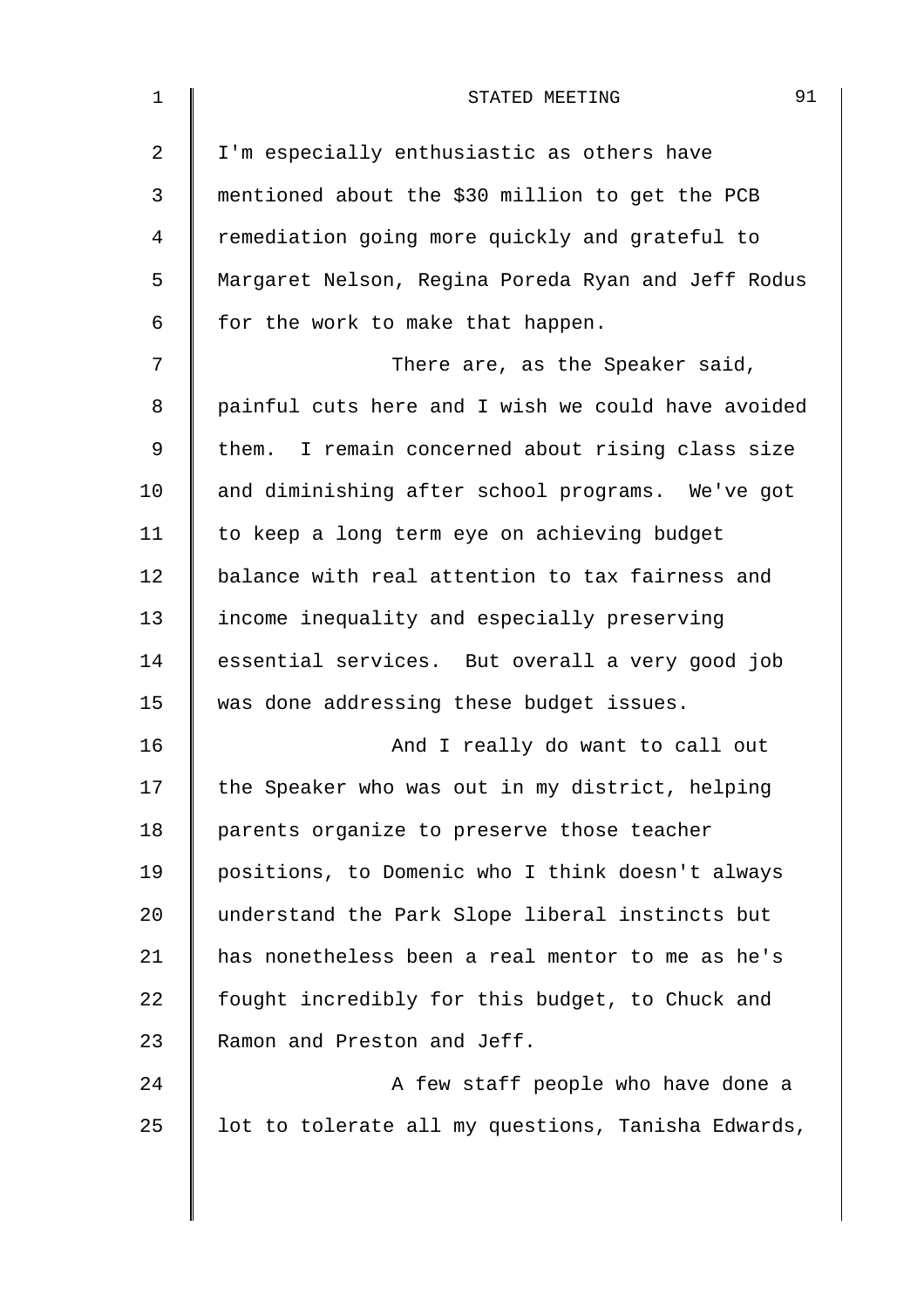I'm especially enthusiastic as others have mentioned about the $30 million to get the PCB remediation going more quickly and grateful to Margaret Nelson, Regina Poreda Ryan and Jeff Rodus for the work to make that happen.

There are, as the Speaker said, painful cuts here and I wish we could have avoided them. I remain concerned about rising class size and diminishing after school programs. We've got to keep a long term eye on achieving budget balance with real attention to tax fairness and income inequality and especially preserving essential services. But overall a very good job was done addressing these budget issues.

And I really do want to call out the Speaker who was out in my district, helping parents organize to preserve those teacher positions, to Domenic who I think doesn't always understand the Park Slope liberal instincts but has nonetheless been a real mentor to me as he's fought incredibly for this budget, to Chuck and Ramon and Preston and Jeff.

A few staff people who have done a lot to tolerate all my questions, Tanisha Edwards,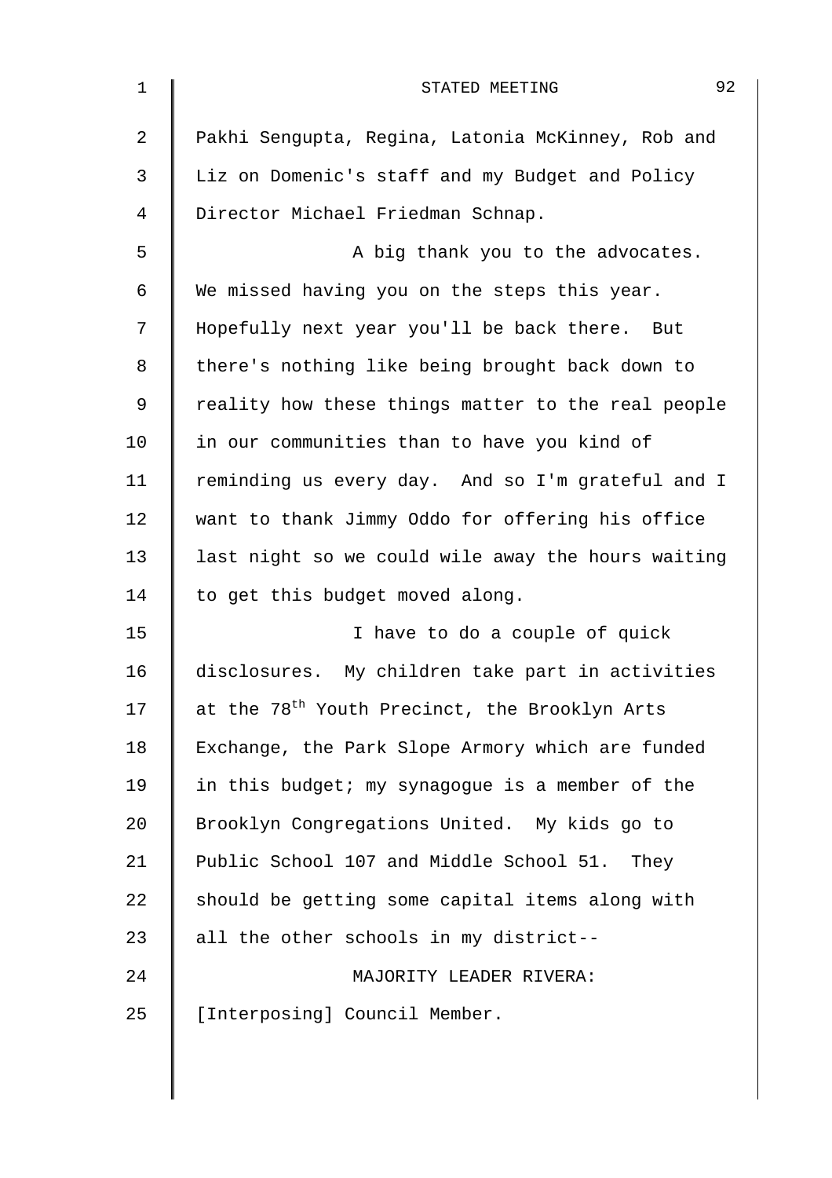Pakhi Sengupta, Regina, Latonia McKinney, Rob and Liz on Domenic's staff and my Budget and Policy Director Michael Friedman Schnap.

A big thank you to the advocates. We missed having you on the steps this year. Hopefully next year you'll be back there. But there's nothing like being brought back down to reality how these things matter to the real people in our communities than to have you kind of reminding us every day. And so I'm grateful and I want to thank Jimmy Oddo for offering his office last night so we could wile away the hours waiting to get this budget moved along.

I have to do a couple of quick disclosures. My children take part in activities at the 78th Youth Precinct, the Brooklyn Arts Exchange, the Park Slope Armory which are funded in this budget; my synagogue is a member of the Brooklyn Congregations United. My kids go to Public School 107 and Middle School 51. They should be getting some capital items along with all the other schools in my district--

MAJORITY LEADER RIVERA: [Interposing] Council Member.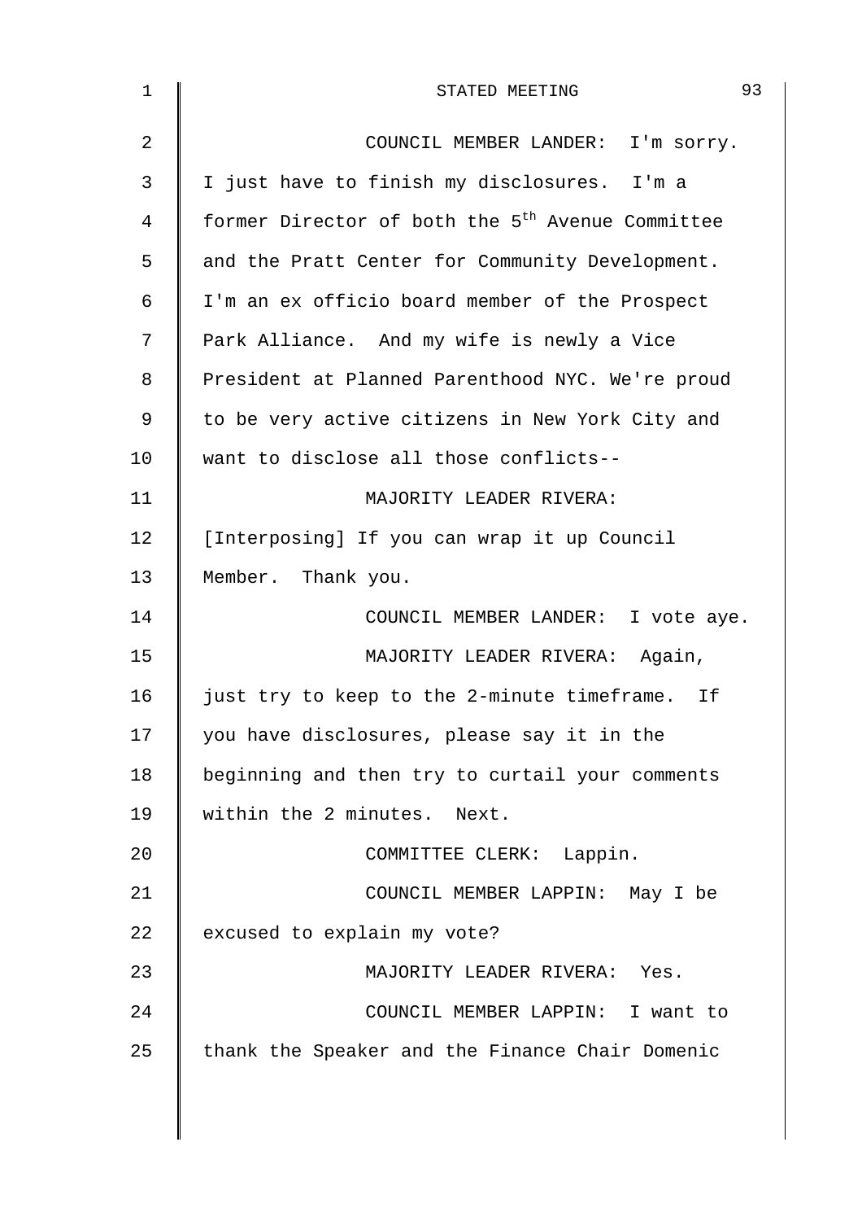COUNCIL MEMBER LANDER: I'm sorry. I just have to finish my disclosures. I'm a former Director of both the 5th Avenue Committee and the Pratt Center for Community Development. I'm an ex officio board member of the Prospect Park Alliance. And my wife is newly a Vice President at Planned Parenthood NYC. We're proud to be very active citizens in New York City and want to disclose all those conflicts--

MAJORITY LEADER RIVERA: [Interposing] If you can wrap it up Council Member. Thank you.

COUNCIL MEMBER LANDER: I vote aye.

MAJORITY LEADER RIVERA: Again, just try to keep to the 2-minute timeframe. If you have disclosures, please say it in the beginning and then try to curtail your comments within the 2 minutes. Next.

COMMITTEE CLERK: Lappin.

COUNCIL MEMBER LAPPIN: May I be excused to explain my vote?

MAJORITY LEADER RIVERA: Yes.

COUNCIL MEMBER LAPPIN: I want to thank the Speaker and the Finance Chair Domenic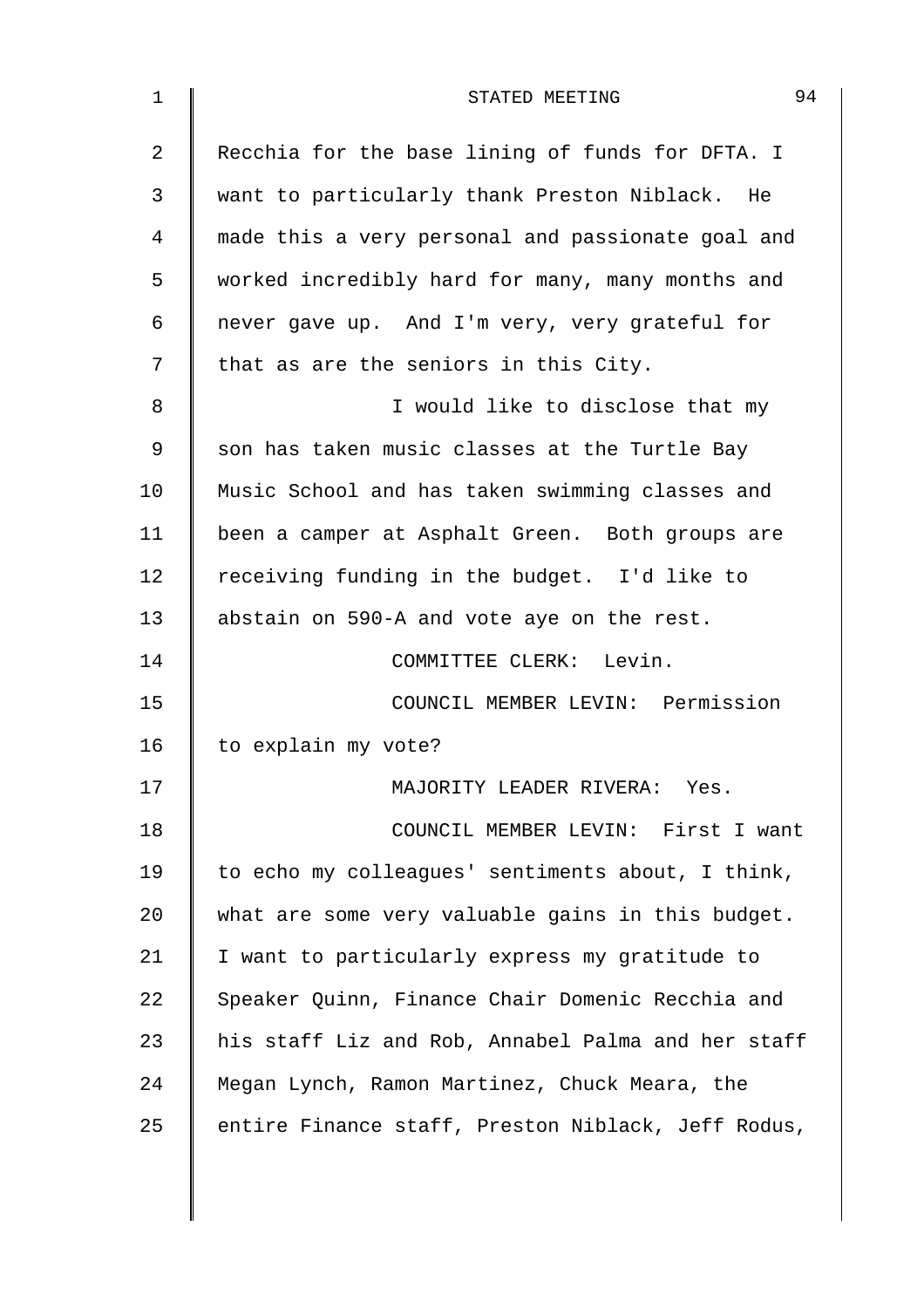Recchia for the base lining of funds for DFTA. I want to particularly thank Preston Niblack. He made this a very personal and passionate goal and worked incredibly hard for many, many months and never gave up. And I'm very, very grateful for that as are the seniors in this City.

I would like to disclose that my son has taken music classes at the Turtle Bay Music School and has taken swimming classes and been a camper at Asphalt Green. Both groups are receiving funding in the budget. I'd like to abstain on 590-A and vote aye on the rest.

COMMITTEE CLERK: Levin.

COUNCIL MEMBER LEVIN: Permission to explain my vote?

MAJORITY LEADER RIVERA: Yes.

COUNCIL MEMBER LEVIN: First I want to echo my colleagues' sentiments about, I think, what are some very valuable gains in this budget. I want to particularly express my gratitude to Speaker Quinn, Finance Chair Domenic Recchia and his staff Liz and Rob, Annabel Palma and her staff Megan Lynch, Ramon Martinez, Chuck Meara, the entire Finance staff, Preston Niblack, Jeff Rodus,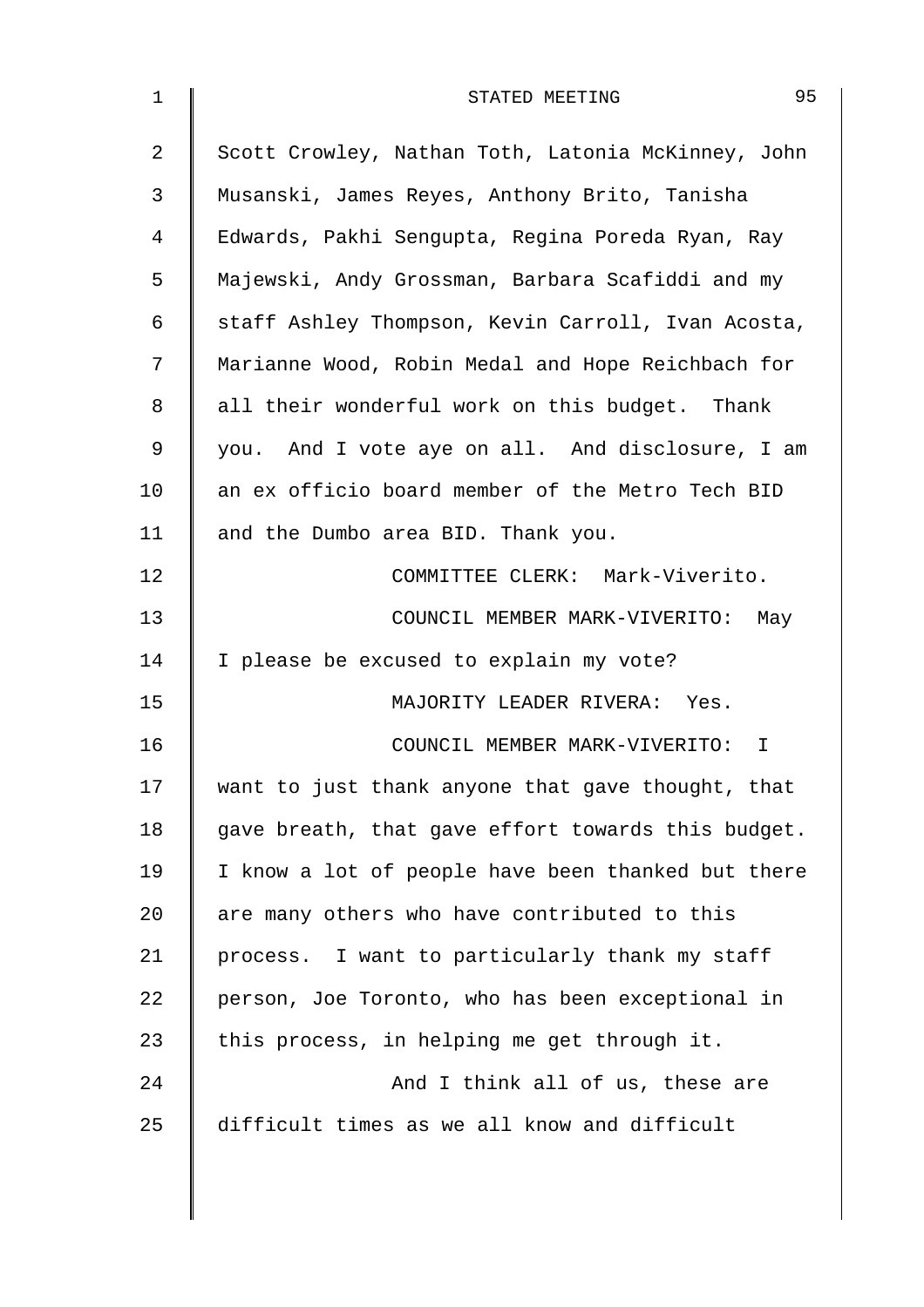Scott Crowley, Nathan Toth, Latonia McKinney, John Musanski, James Reyes, Anthony Brito, Tanisha Edwards, Pakhi Sengupta, Regina Poreda Ryan, Ray Majewski, Andy Grossman, Barbara Scafiddi and my staff Ashley Thompson, Kevin Carroll, Ivan Acosta, Marianne Wood, Robin Medal and Hope Reichbach for all their wonderful work on this budget. Thank you. And I vote aye on all. And disclosure, I am an ex officio board member of the Metro Tech BID and the Dumbo area BID. Thank you.

COMMITTEE CLERK: Mark-Viverito.

COUNCIL MEMBER MARK-VIVERITO: May I please be excused to explain my vote?

MAJORITY LEADER RIVERA: Yes.

COUNCIL MEMBER MARK-VIVERITO: I want to just thank anyone that gave thought, that gave breath, that gave effort towards this budget. I know a lot of people have been thanked but there are many others who have contributed to this process. I want to particularly thank my staff person, Joe Toronto, who has been exceptional in this process, in helping me get through it.

And I think all of us, these are difficult times as we all know and difficult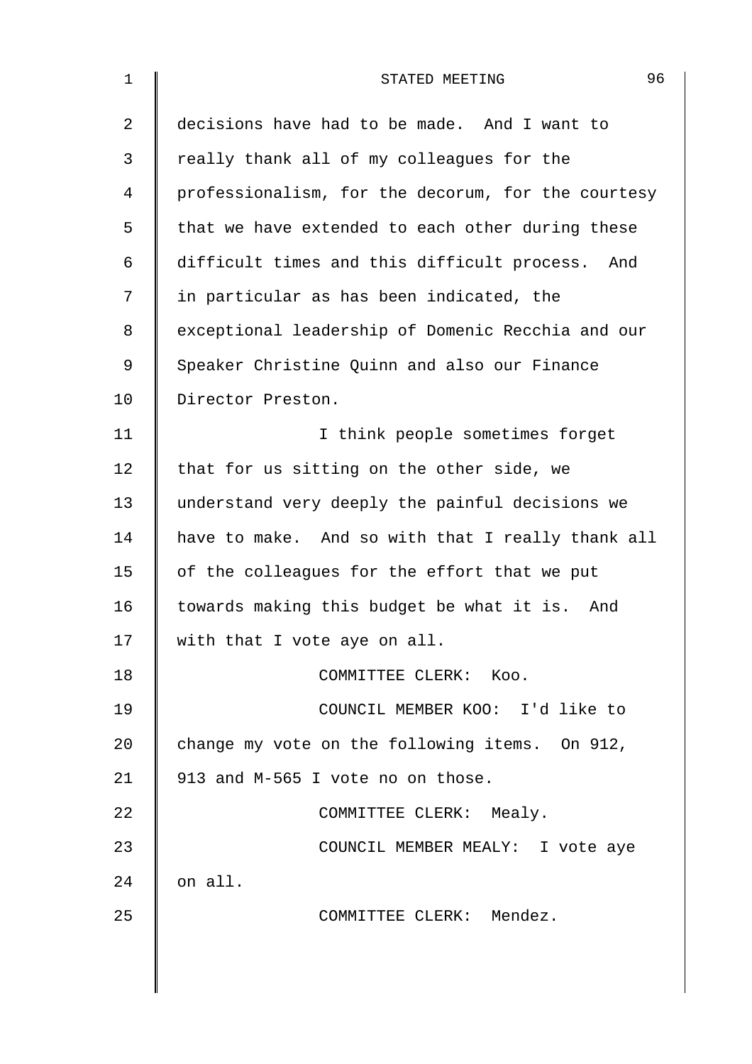decisions have had to be made. And I want to really thank all of my colleagues for the professionalism, for the decorum, for the courtesy that we have extended to each other during these difficult times and this difficult process. And in particular as has been indicated, the exceptional leadership of Domenic Recchia and our Speaker Christine Quinn and also our Finance Director Preston.

I think people sometimes forget that for us sitting on the other side, we understand very deeply the painful decisions we have to make. And so with that I really thank all of the colleagues for the effort that we put towards making this budget be what it is. And with that I vote aye on all.

COMMITTEE CLERK: Koo.

COUNCIL MEMBER KOO: I'd like to change my vote on the following items. On 912, 913 and M-565 I vote no on those.

COMMITTEE CLERK: Mealy.

COUNCIL MEMBER MEALY: I vote aye on all.

COMMITTEE CLERK: Mendez.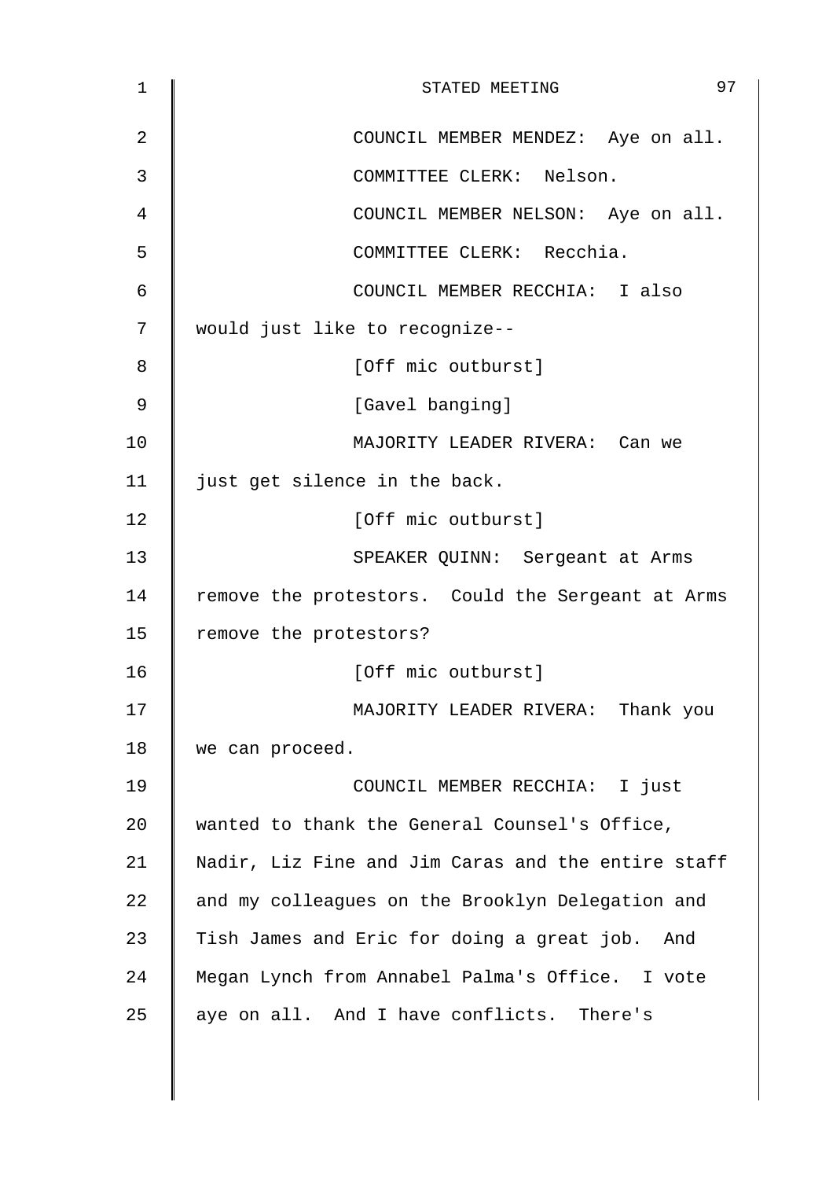COUNCIL MEMBER MENDEZ: Aye on all.

COMMITTEE CLERK: Nelson.

COUNCIL MEMBER NELSON: Aye on all.

COMMITTEE CLERK: Recchia.

COUNCIL MEMBER RECCHIA: I also would just like to recognize--

[Off mic outburst]

[Gavel banging]

MAJORITY LEADER RIVERA: Can we just get silence in the back.

[Off mic outburst]

SPEAKER QUINN: Sergeant at Arms remove the protestors. Could the Sergeant at Arms remove the protestors?

[Off mic outburst]

MAJORITY LEADER RIVERA: Thank you we can proceed.

COUNCIL MEMBER RECCHIA: I just wanted to thank the General Counsel's Office, Nadir, Liz Fine and Jim Caras and the entire staff and my colleagues on the Brooklyn Delegation and Tish James and Eric for doing a great job. And Megan Lynch from Annabel Palma's Office. I vote aye on all. And I have conflicts. There's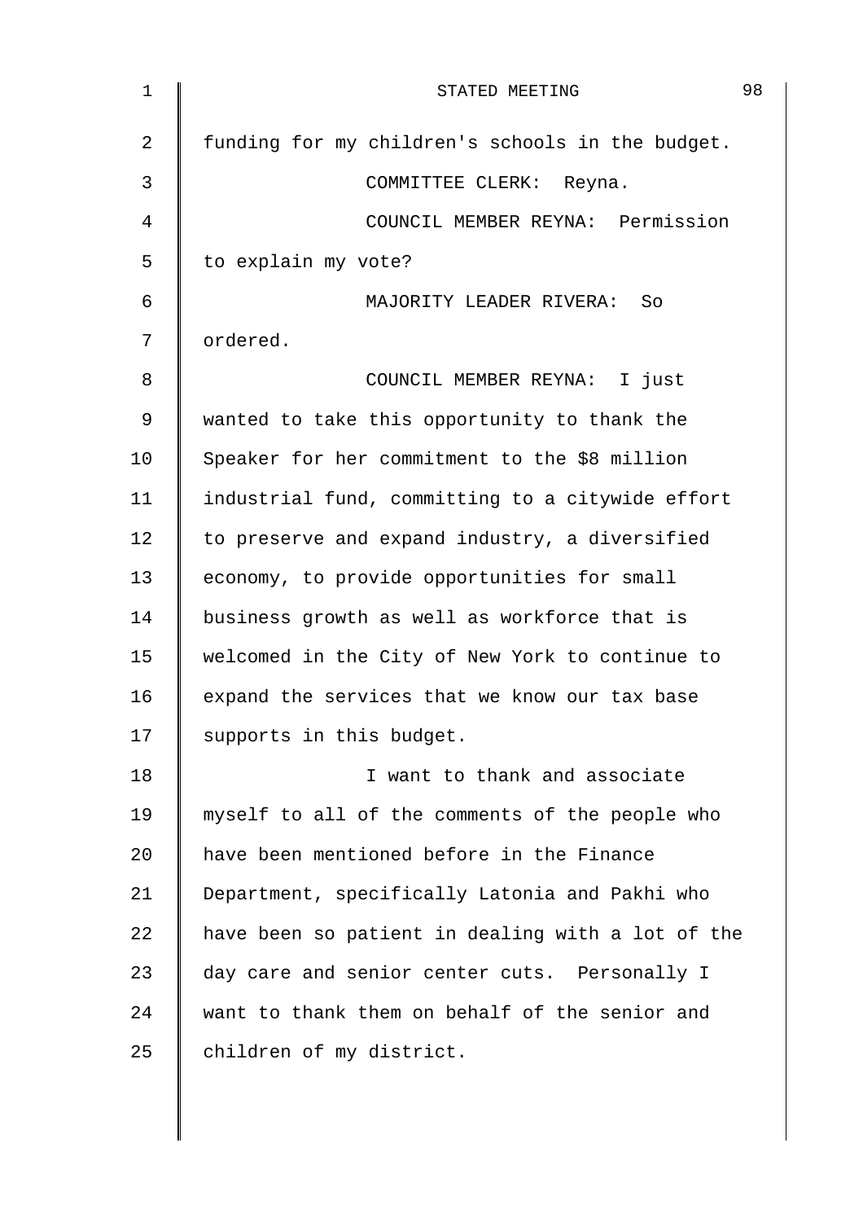funding for my children's schools in the budget.

COMMITTEE CLERK: Reyna.

COUNCIL MEMBER REYNA: Permission to explain my vote?

MAJORITY LEADER RIVERA: So ordered.

COUNCIL MEMBER REYNA: I just wanted to take this opportunity to thank the Speaker for her commitment to the $8 million industrial fund, committing to a citywide effort to preserve and expand industry, a diversified economy, to provide opportunities for small business growth as well as workforce that is welcomed in the City of New York to continue to expand the services that we know our tax base supports in this budget.

I want to thank and associate myself to all of the comments of the people who have been mentioned before in the Finance Department, specifically Latonia and Pakhi who have been so patient in dealing with a lot of the day care and senior center cuts. Personally I want to thank them on behalf of the senior and children of my district.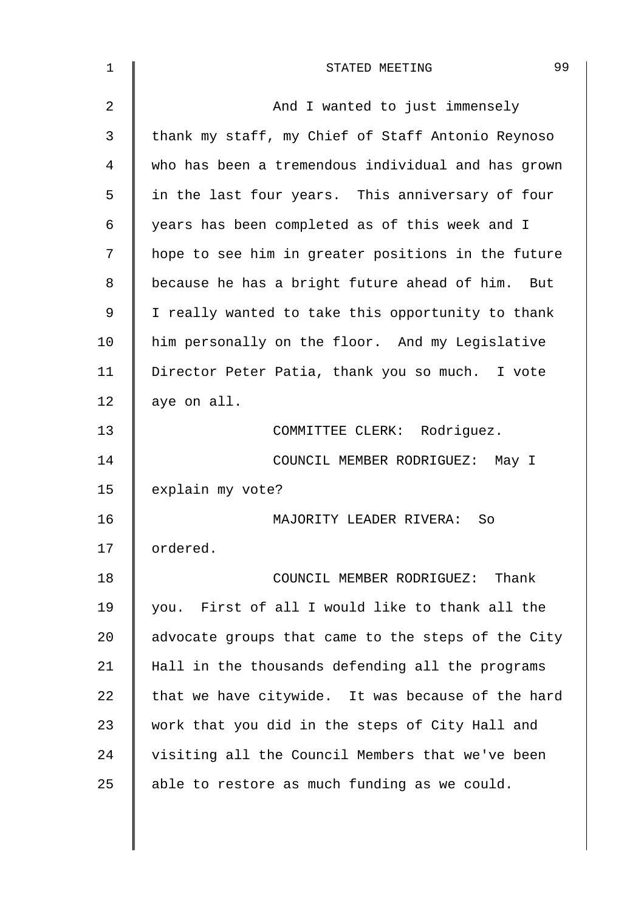And I wanted to just immensely thank my staff, my Chief of Staff Antonio Reynoso who has been a tremendous individual and has grown in the last four years. This anniversary of four years has been completed as of this week and I hope to see him in greater positions in the future because he has a bright future ahead of him. But I really wanted to take this opportunity to thank him personally on the floor. And my Legislative Director Peter Patia, thank you so much. I vote aye on all.

COMMITTEE CLERK: Rodriguez.

COUNCIL MEMBER RODRIGUEZ: May I explain my vote?

MAJORITY LEADER RIVERA: So ordered.

COUNCIL MEMBER RODRIGUEZ: Thank you. First of all I would like to thank all the advocate groups that came to the steps of the City Hall in the thousands defending all the programs that we have citywide. It was because of the hard work that you did in the steps of City Hall and visiting all the Council Members that we've been able to restore as much funding as we could.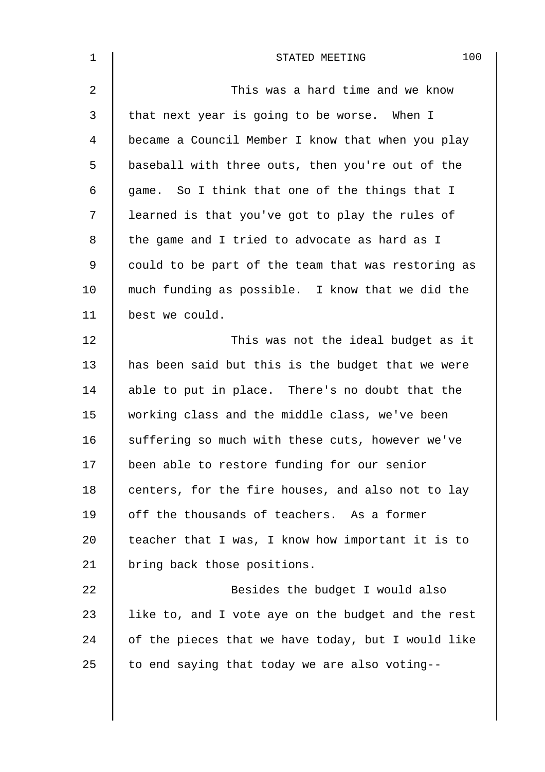This was a hard time and we know that next year is going to be worse. When I became a Council Member I know that when you play baseball with three outs, then you're out of the game. So I think that one of the things that I learned is that you've got to play the rules of the game and I tried to advocate as hard as I could to be part of the team that was restoring as much funding as possible. I know that we did the best we could.

This was not the ideal budget as it has been said but this is the budget that we were able to put in place. There's no doubt that the working class and the middle class, we've been suffering so much with these cuts, however we've been able to restore funding for our senior centers, for the fire houses, and also not to lay off the thousands of teachers. As a former teacher that I was, I know how important it is to bring back those positions.

Besides the budget I would also like to, and I vote aye on the budget and the rest of the pieces that we have today, but I would like to end saying that today we are also voting--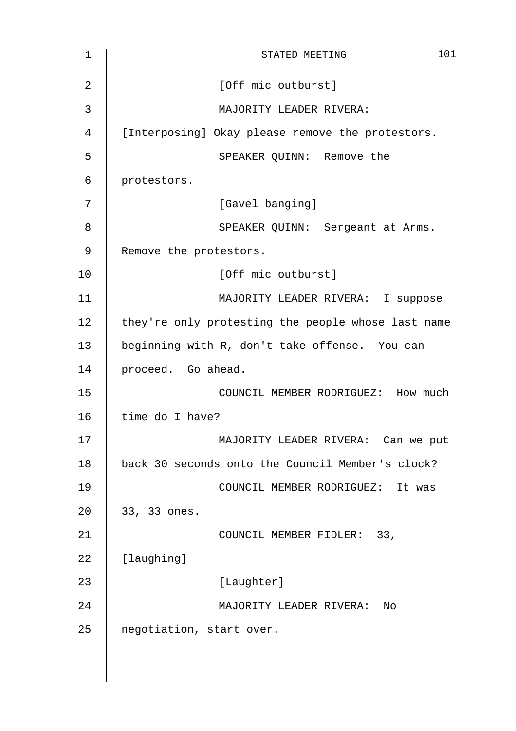[Off mic outburst]

MAJORITY LEADER RIVERA: [Interposing] Okay please remove the protestors.

SPEAKER QUINN: Remove the protestors.

[Gavel banging]

SPEAKER QUINN: Sergeant at Arms. Remove the protestors.

[Off mic outburst]

MAJORITY LEADER RIVERA: I suppose they're only protesting the people whose last name beginning with R, don't take offense. You can proceed. Go ahead.

COUNCIL MEMBER RODRIGUEZ: How much time do I have?

MAJORITY LEADER RIVERA: Can we put back 30 seconds onto the Council Member's clock?

COUNCIL MEMBER RODRIGUEZ: It was 33, 33 ones.

COUNCIL MEMBER FIDLER: 33, [laughing]

[Laughter]

MAJORITY LEADER RIVERA: No negotiation, start over.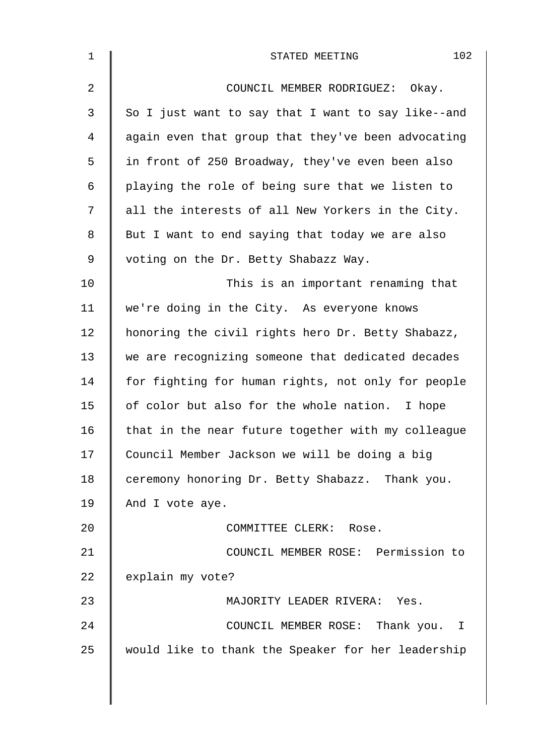COUNCIL MEMBER RODRIGUEZ: Okay. So I just want to say that I want to say like--and again even that group that they've been advocating in front of 250 Broadway, they've even been also playing the role of being sure that we listen to all the interests of all New Yorkers in the City. But I want to end saying that today we are also voting on the Dr. Betty Shabazz Way.

This is an important renaming that we're doing in the City. As everyone knows honoring the civil rights hero Dr. Betty Shabazz, we are recognizing someone that dedicated decades for fighting for human rights, not only for people of color but also for the whole nation. I hope that in the near future together with my colleague Council Member Jackson we will be doing a big ceremony honoring Dr. Betty Shabazz. Thank you. And I vote aye.

COMMITTEE CLERK: Rose.

COUNCIL MEMBER ROSE: Permission to explain my vote?

MAJORITY LEADER RIVERA: Yes.

COUNCIL MEMBER ROSE: Thank you. I would like to thank the Speaker for her leadership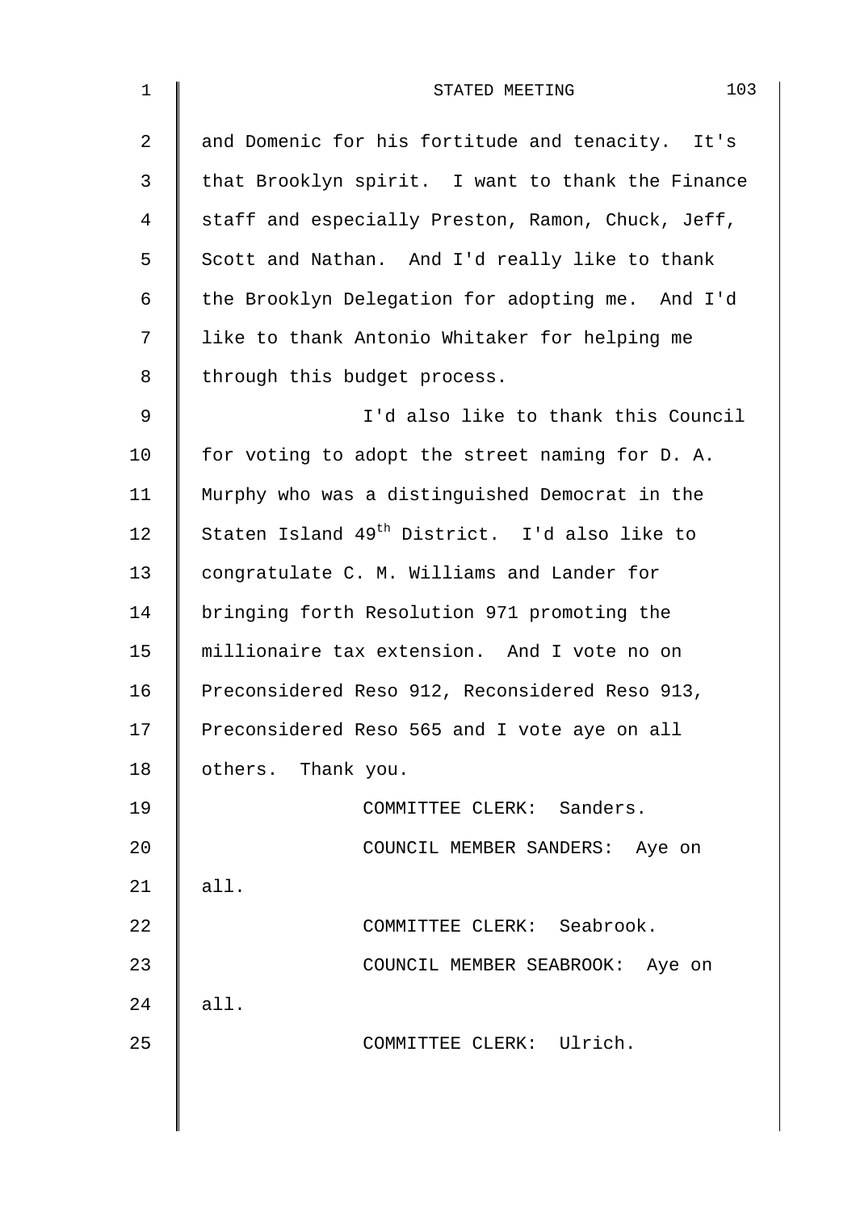and Domenic for his fortitude and tenacity. It's that Brooklyn spirit. I want to thank the Finance staff and especially Preston, Ramon, Chuck, Jeff, Scott and Nathan. And I'd really like to thank the Brooklyn Delegation for adopting me. And I'd like to thank Antonio Whitaker for helping me through this budget process.

I'd also like to thank this Council for voting to adopt the street naming for D. A. Murphy who was a distinguished Democrat in the Staten Island 49th District. I'd also like to congratulate C. M. Williams and Lander for bringing forth Resolution 971 promoting the millionaire tax extension. And I vote no on Preconsidered Reso 912, Reconsidered Reso 913, Preconsidered Reso 565 and I vote aye on all others. Thank you.

COMMITTEE CLERK: Sanders.

COUNCIL MEMBER SANDERS: Aye on all.

COMMITTEE CLERK: Seabrook.

COUNCIL MEMBER SEABROOK: Aye on all.

COMMITTEE CLERK: Ulrich.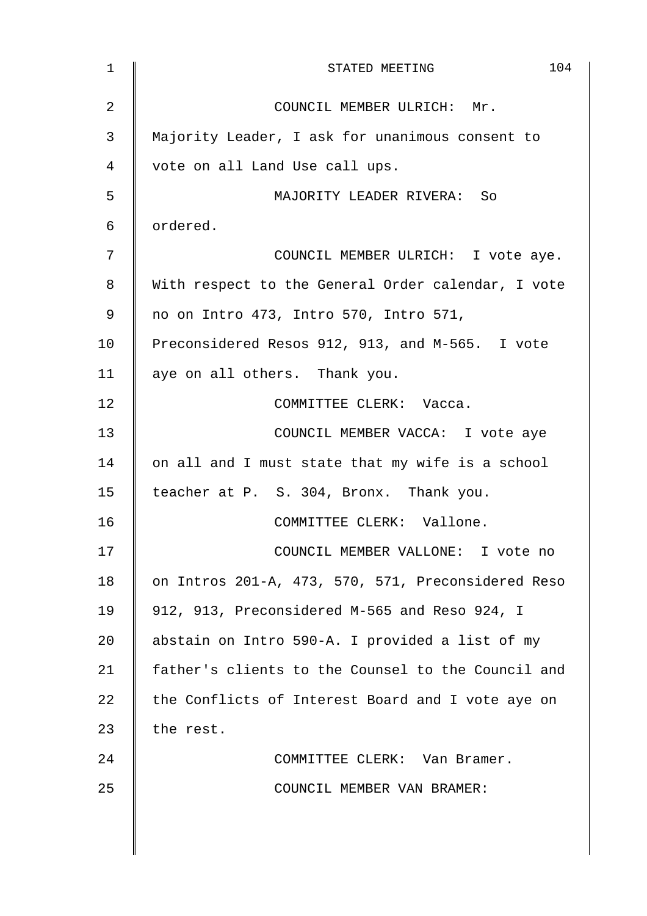COUNCIL MEMBER ULRICH: Mr. Majority Leader, I ask for unanimous consent to vote on all Land Use call ups.

MAJORITY LEADER RIVERA: So ordered.

COUNCIL MEMBER ULRICH: I vote aye. With respect to the General Order calendar, I vote no on Intro 473, Intro 570, Intro 571, Preconsidered Resos 912, 913, and M-565. I vote aye on all others. Thank you.

COMMITTEE CLERK: Vacca.

COUNCIL MEMBER VACCA: I vote aye on all and I must state that my wife is a school teacher at P. S. 304, Bronx. Thank you.

COMMITTEE CLERK: Vallone.

COUNCIL MEMBER VALLONE: I vote no on Intros 201-A, 473, 570, 571, Preconsidered Reso 912, 913, Preconsidered M-565 and Reso 924, I abstain on Intro 590-A. I provided a list of my father's clients to the Counsel to the Council and the Conflicts of Interest Board and I vote aye on the rest.

COMMITTEE CLERK: Van Bramer.

COUNCIL MEMBER VAN BRAMER: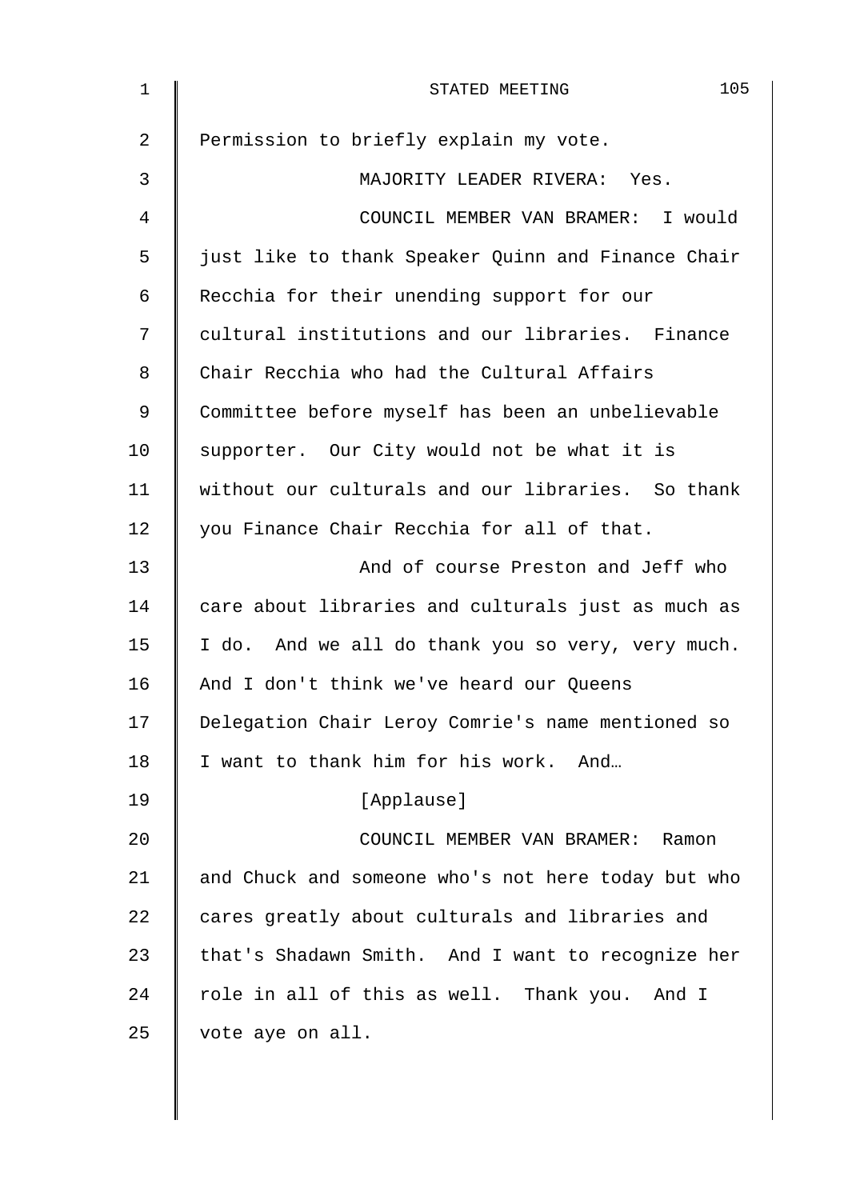Permission to briefly explain my vote.

MAJORITY LEADER RIVERA: Yes.

COUNCIL MEMBER VAN BRAMER: I would just like to thank Speaker Quinn and Finance Chair Recchia for their unending support for our cultural institutions and our libraries. Finance Chair Recchia who had the Cultural Affairs Committee before myself has been an unbelievable supporter. Our City would not be what it is without our culturals and our libraries. So thank you Finance Chair Recchia for all of that.

And of course Preston and Jeff who care about libraries and culturals just as much as I do. And we all do thank you so very, very much. And I don't think we've heard our Queens Delegation Chair Leroy Comrie's name mentioned so I want to thank him for his work. And…

[Applause]

COUNCIL MEMBER VAN BRAMER: Ramon and Chuck and someone who's not here today but who cares greatly about culturals and libraries and that's Shadawn Smith. And I want to recognize her role in all of this as well. Thank you. And I vote aye on all.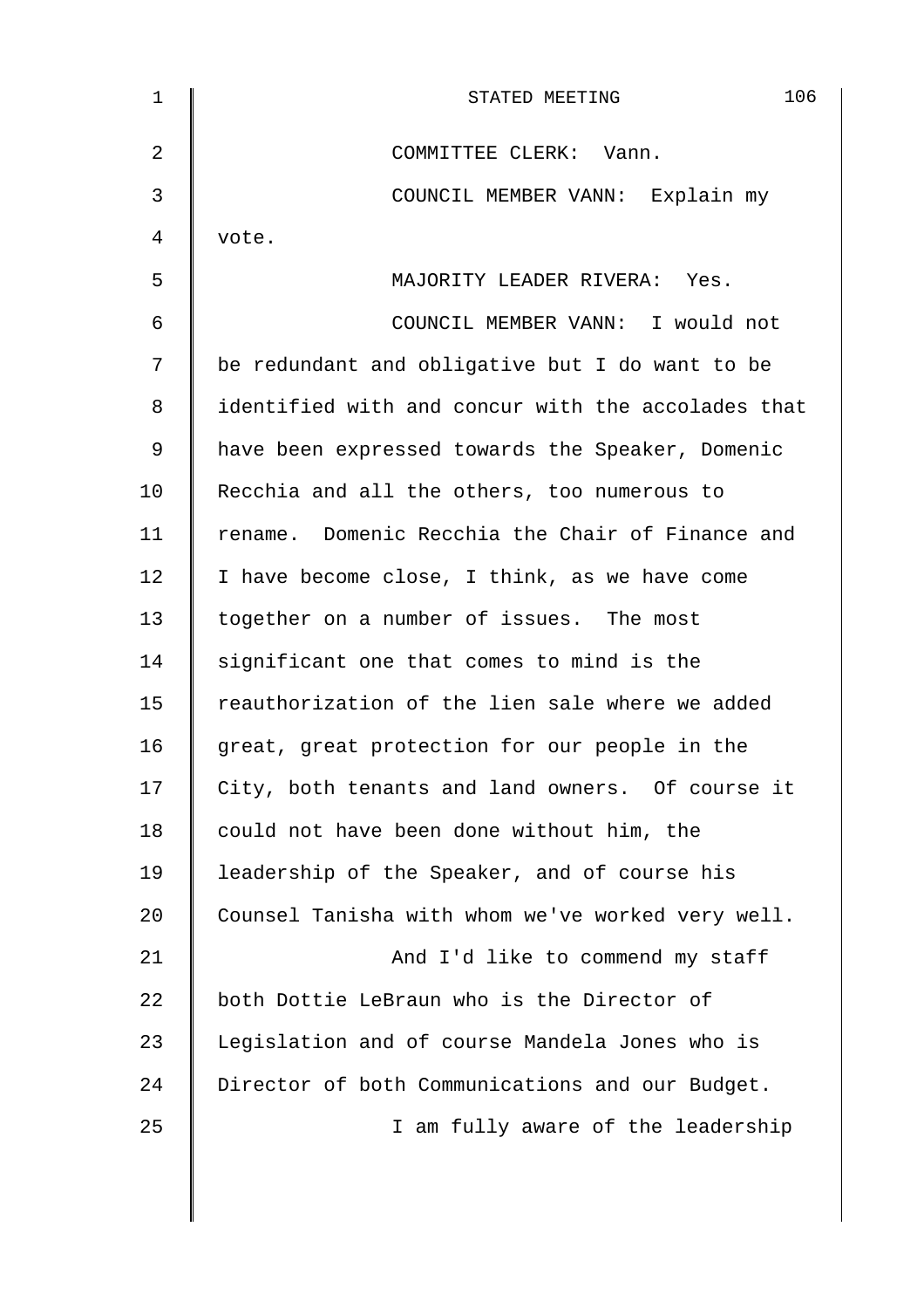COMMITTEE CLERK: Vann.

COUNCIL MEMBER VANN: Explain my vote.

MAJORITY LEADER RIVERA: Yes.

COUNCIL MEMBER VANN: I would not be redundant and obligative but I do want to be identified with and concur with the accolades that have been expressed towards the Speaker, Domenic Recchia and all the others, too numerous to rename. Domenic Recchia the Chair of Finance and I have become close, I think, as we have come together on a number of issues. The most significant one that comes to mind is the reauthorization of the lien sale where we added great, great protection for our people in the City, both tenants and land owners. Of course it could not have been done without him, the leadership of the Speaker, and of course his Counsel Tanisha with whom we've worked very well.

And I'd like to commend my staff both Dottie LeBraun who is the Director of Legislation and of course Mandela Jones who is Director of both Communications and our Budget.

I am fully aware of the leadership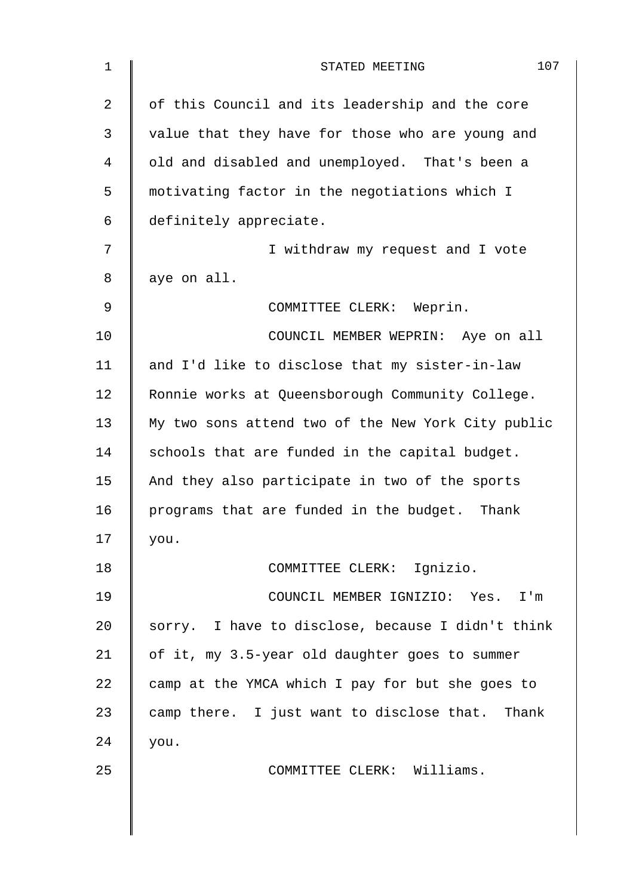of this Council and its leadership and the core value that they have for those who are young and old and disabled and unemployed. That's been a motivating factor in the negotiations which I definitely appreciate.

I withdraw my request and I vote aye on all.

COMMITTEE CLERK: Weprin.

COUNCIL MEMBER WEPRIN: Aye on all and I'd like to disclose that my sister-in-law Ronnie works at Queensborough Community College. My two sons attend two of the New York City public schools that are funded in the capital budget. And they also participate in two of the sports programs that are funded in the budget. Thank you.

COMMITTEE CLERK: Ignizio.

COUNCIL MEMBER IGNIZIO: Yes. I'm sorry. I have to disclose, because I didn't think of it, my 3.5-year old daughter goes to summer camp at the YMCA which I pay for but she goes to camp there. I just want to disclose that. Thank you.

COMMITTEE CLERK: Williams.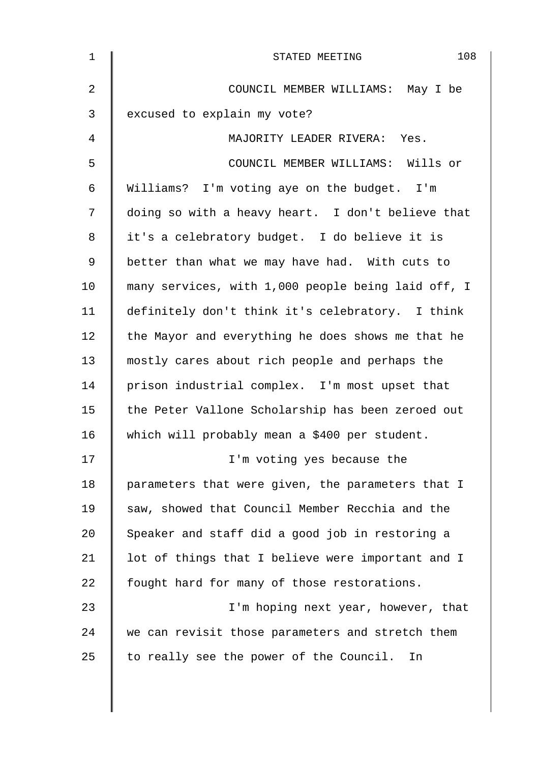COUNCIL MEMBER WILLIAMS: May I be excused to explain my vote?

MAJORITY LEADER RIVERA: Yes.

COUNCIL MEMBER WILLIAMS: Wills or Williams? I'm voting aye on the budget. I'm doing so with a heavy heart. I don't believe that it's a celebratory budget. I do believe it is better than what we may have had. With cuts to many services, with 1,000 people being laid off, I definitely don't think it's celebratory. I think the Mayor and everything he does shows me that he mostly cares about rich people and perhaps the prison industrial complex. I'm most upset that the Peter Vallone Scholarship has been zeroed out which will probably mean a $400 per student.

I'm voting yes because the parameters that were given, the parameters that I saw, showed that Council Member Recchia and the Speaker and staff did a good job in restoring a lot of things that I believe were important and I fought hard for many of those restorations.

I'm hoping next year, however, that we can revisit those parameters and stretch them to really see the power of the Council. In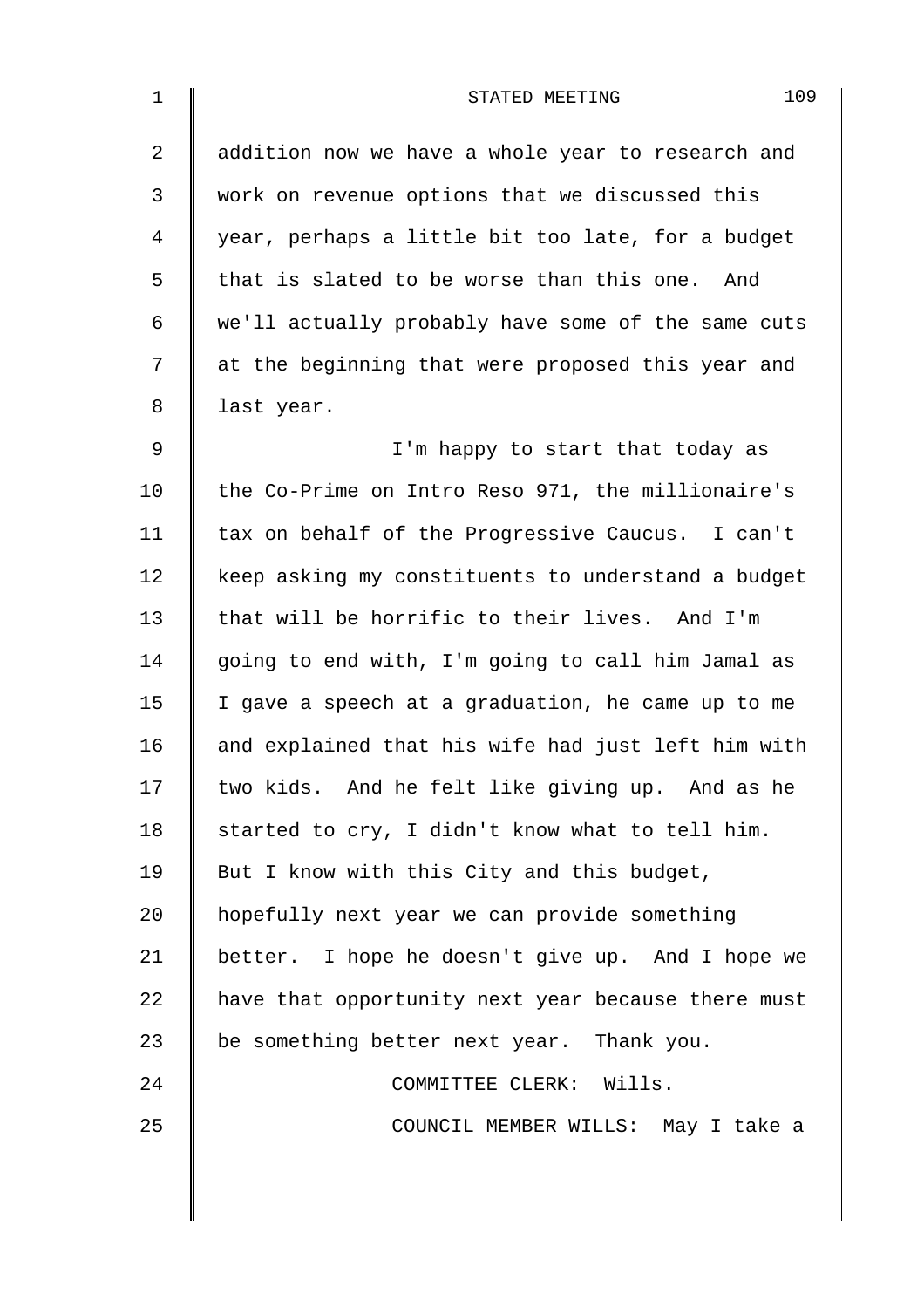addition now we have a whole year to research and work on revenue options that we discussed this year, perhaps a little bit too late, for a budget that is slated to be worse than this one. And we'll actually probably have some of the same cuts at the beginning that were proposed this year and last year.

I'm happy to start that today as the Co-Prime on Intro Reso 971, the millionaire's tax on behalf of the Progressive Caucus. I can't keep asking my constituents to understand a budget that will be horrific to their lives. And I'm going to end with, I'm going to call him Jamal as I gave a speech at a graduation, he came up to me and explained that his wife had just left him with two kids. And he felt like giving up. And as he started to cry, I didn't know what to tell him. But I know with this City and this budget, hopefully next year we can provide something better. I hope he doesn't give up. And I hope we have that opportunity next year because there must be something better next year. Thank you.

COMMITTEE CLERK: Wills.

COUNCIL MEMBER WILLS: May I take a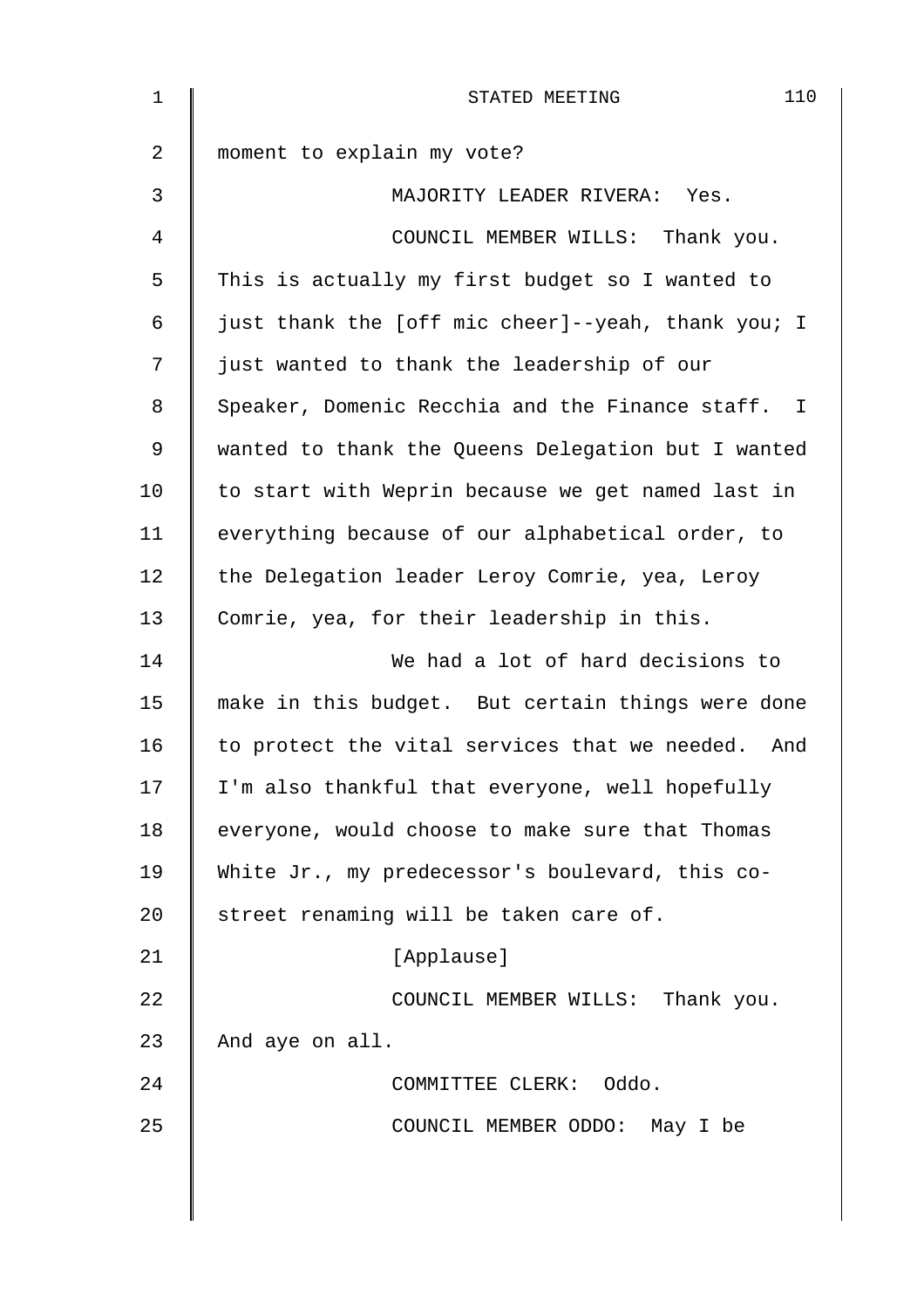moment to explain my vote?

MAJORITY LEADER RIVERA: Yes.

COUNCIL MEMBER WILLS: Thank you. This is actually my first budget so I wanted to just thank the [off mic cheer]--yeah, thank you; I just wanted to thank the leadership of our Speaker, Domenic Recchia and the Finance staff. I wanted to thank the Queens Delegation but I wanted to start with Weprin because we get named last in everything because of our alphabetical order, to the Delegation leader Leroy Comrie, yea, Leroy Comrie, yea, for their leadership in this.

We had a lot of hard decisions to make in this budget. But certain things were done to protect the vital services that we needed. And I'm also thankful that everyone, well hopefully everyone, would choose to make sure that Thomas White Jr., my predecessor's boulevard, this co-street renaming will be taken care of.

[Applause]

COUNCIL MEMBER WILLS: Thank you. And aye on all.

COMMITTEE CLERK: Oddo.

COUNCIL MEMBER ODDO: May I be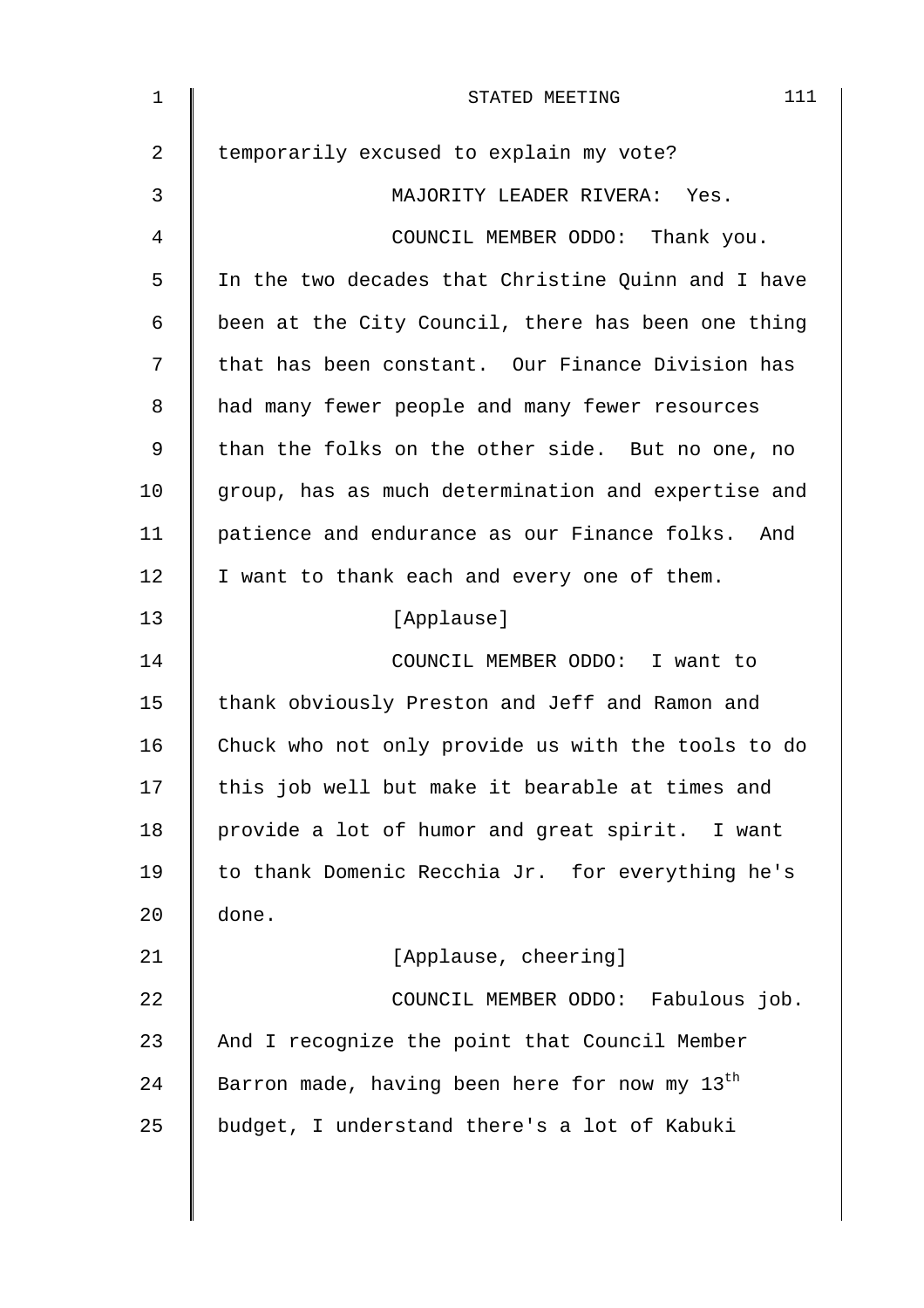temporarily excused to explain my vote?

MAJORITY LEADER RIVERA: Yes.

COUNCIL MEMBER ODDO: Thank you. In the two decades that Christine Quinn and I have been at the City Council, there has been one thing that has been constant. Our Finance Division has had many fewer people and many fewer resources than the folks on the other side. But no one, no group, has as much determination and expertise and patience and endurance as our Finance folks. And I want to thank each and every one of them.

[Applause]

COUNCIL MEMBER ODDO: I want to thank obviously Preston and Jeff and Ramon and Chuck who not only provide us with the tools to do this job well but make it bearable at times and provide a lot of humor and great spirit. I want to thank Domenic Recchia Jr. for everything he's done.

[Applause, cheering]

COUNCIL MEMBER ODDO: Fabulous job. And I recognize the point that Council Member Barron made, having been here for now my 13th budget, I understand there's a lot of Kabuki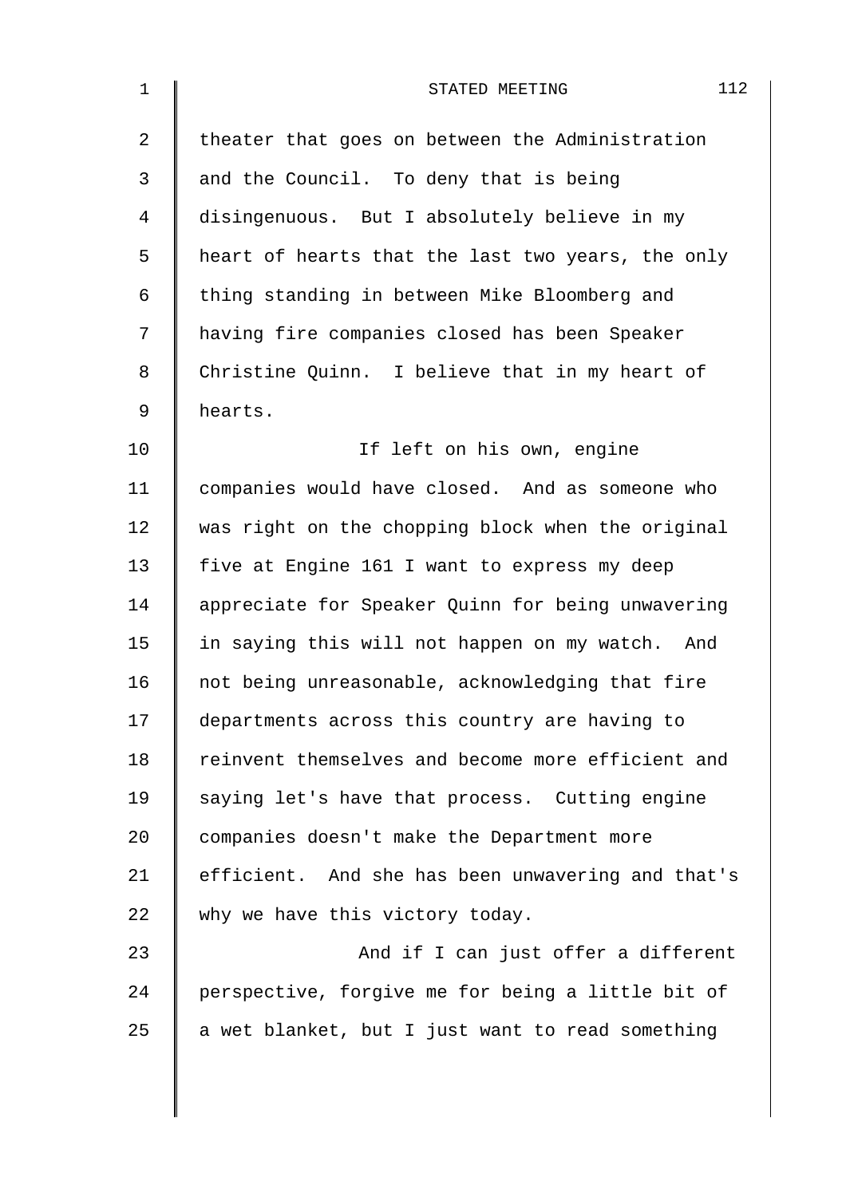theater that goes on between the Administration and the Council. To deny that is being disingenuous. But I absolutely believe in my heart of hearts that the last two years, the only thing standing in between Mike Bloomberg and having fire companies closed has been Speaker Christine Quinn. I believe that in my heart of hearts.

If left on his own, engine companies would have closed. And as someone who was right on the chopping block when the original five at Engine 161 I want to express my deep appreciate for Speaker Quinn for being unwavering in saying this will not happen on my watch. And not being unreasonable, acknowledging that fire departments across this country are having to reinvent themselves and become more efficient and saying let's have that process. Cutting engine companies doesn't make the Department more efficient. And she has been unwavering and that's why we have this victory today.

And if I can just offer a different perspective, forgive me for being a little bit of a wet blanket, but I just want to read something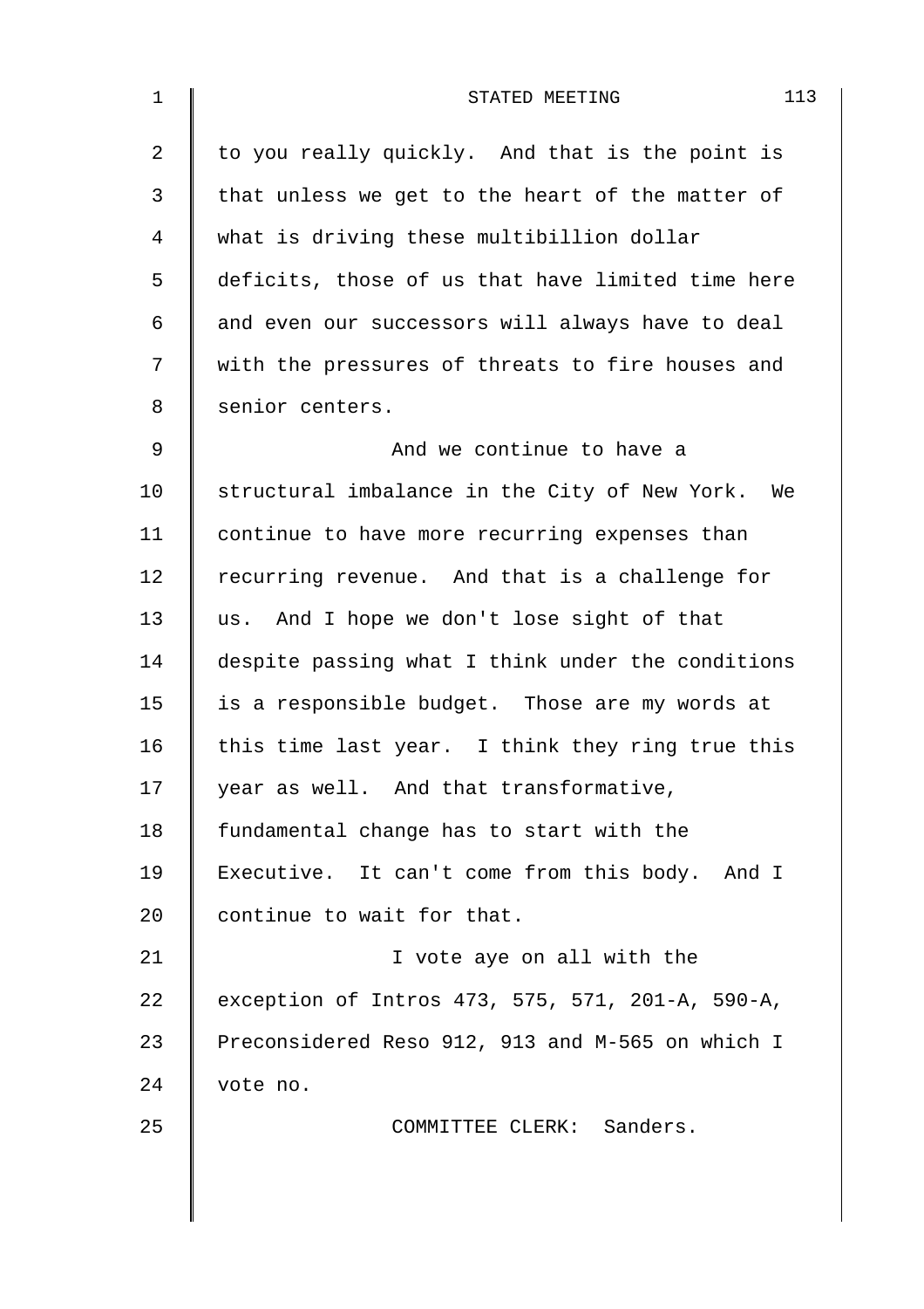to you really quickly. And that is the point is that unless we get to the heart of the matter of what is driving these multibillion dollar deficits, those of us that have limited time here and even our successors will always have to deal with the pressures of threats to fire houses and senior centers.

And we continue to have a structural imbalance in the City of New York. We continue to have more recurring expenses than recurring revenue. And that is a challenge for us. And I hope we don't lose sight of that despite passing what I think under the conditions is a responsible budget. Those are my words at this time last year. I think they ring true this year as well. And that transformative, fundamental change has to start with the Executive. It can't come from this body. And I continue to wait for that.

I vote aye on all with the exception of Intros 473, 575, 571, 201-A, 590-A, Preconsidered Reso 912, 913 and M-565 on which I vote no.

COMMITTEE CLERK: Sanders.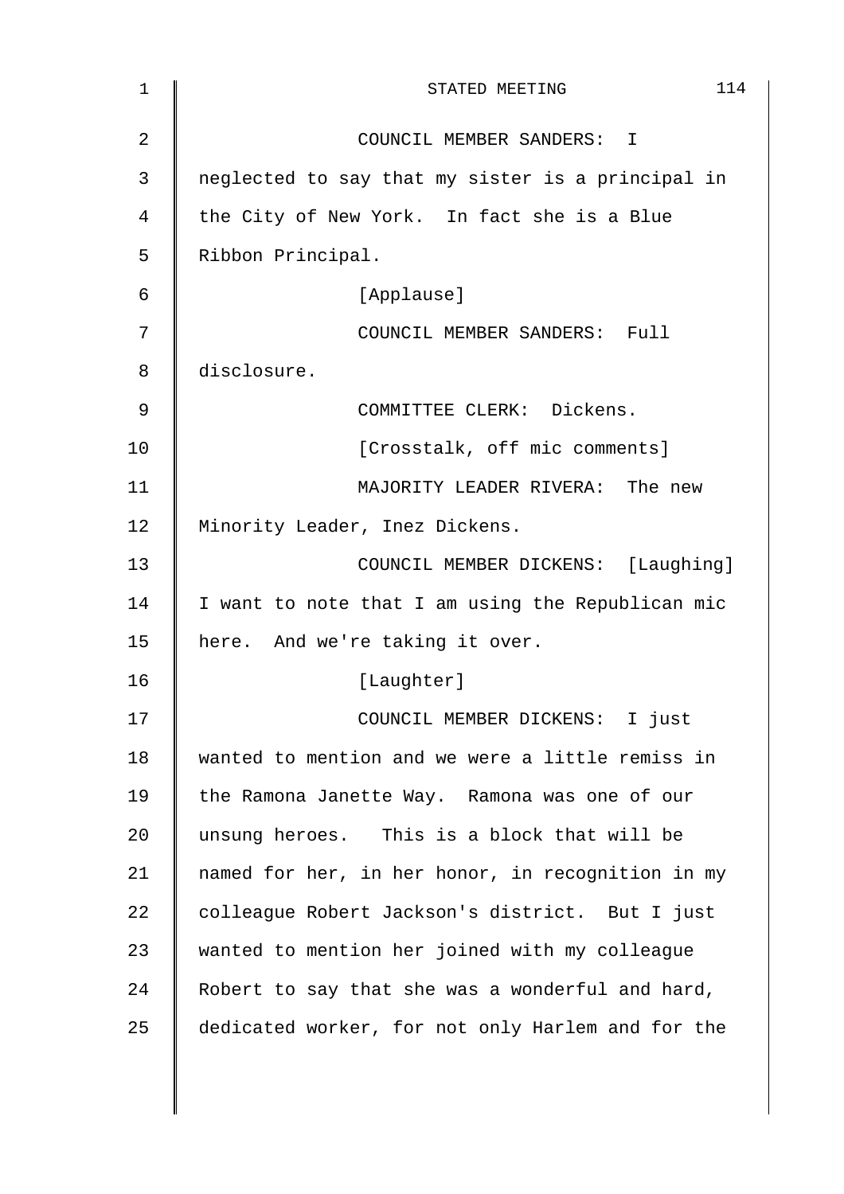COUNCIL MEMBER SANDERS: I neglected to say that my sister is a principal in the City of New York. In fact she is a Blue Ribbon Principal.

[Applause]

COUNCIL MEMBER SANDERS: Full disclosure.

COMMITTEE CLERK: Dickens.

[Crosstalk, off mic comments]

MAJORITY LEADER RIVERA: The new Minority Leader, Inez Dickens.

COUNCIL MEMBER DICKENS: [Laughing] I want to note that I am using the Republican mic here. And we're taking it over.

[Laughter]

COUNCIL MEMBER DICKENS: I just wanted to mention and we were a little remiss in the Ramona Janette Way. Ramona was one of our unsung heroes. This is a block that will be named for her, in her honor, in recognition in my colleague Robert Jackson's district. But I just wanted to mention her joined with my colleague Robert to say that she was a wonderful and hard, dedicated worker, for not only Harlem and for the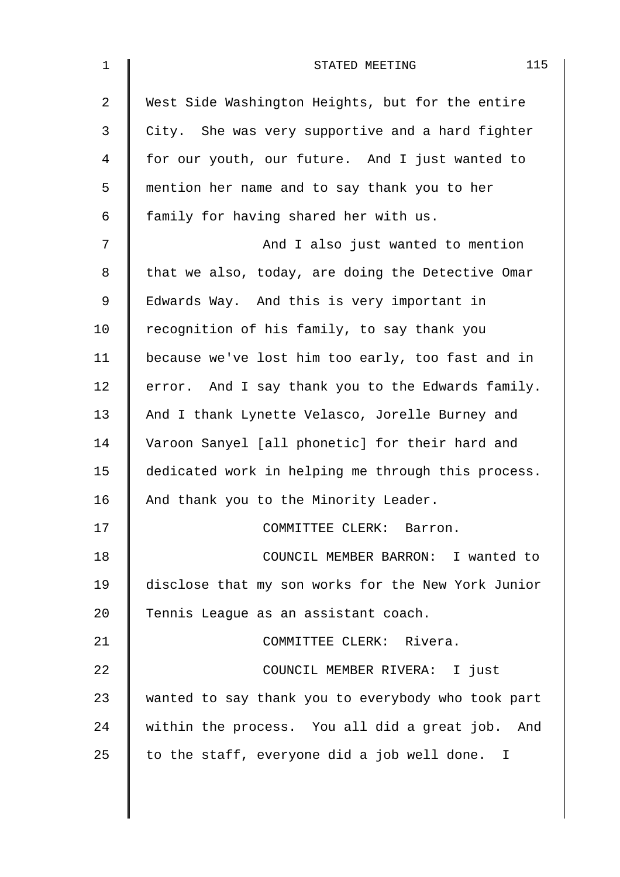West Side Washington Heights, but for the entire City. She was very supportive and a hard fighter for our youth, our future. And I just wanted to mention her name and to say thank you to her family for having shared her with us.

And I also just wanted to mention that we also, today, are doing the Detective Omar Edwards Way. And this is very important in recognition of his family, to say thank you because we've lost him too early, too fast and in error. And I say thank you to the Edwards family. And I thank Lynette Velasco, Jorelle Burney and Varoon Sanyel [all phonetic] for their hard and dedicated work in helping me through this process. And thank you to the Minority Leader.

COMMITTEE CLERK: Barron.

COUNCIL MEMBER BARRON: I wanted to disclose that my son works for the New York Junior Tennis League as an assistant coach.

COMMITTEE CLERK: Rivera.

COUNCIL MEMBER RIVERA: I just wanted to say thank you to everybody who took part within the process. You all did a great job. And to the staff, everyone did a job well done. I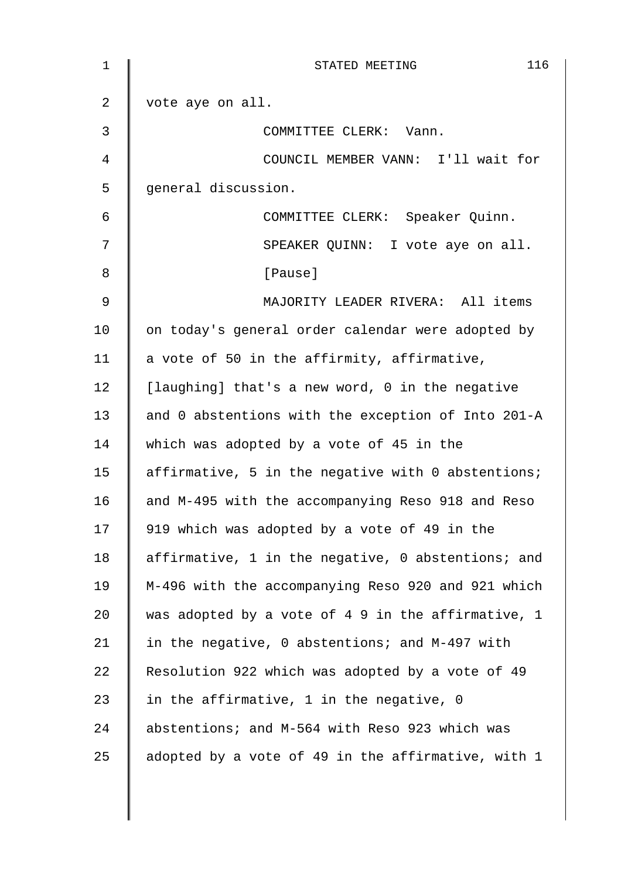vote aye on all.

COMMITTEE CLERK: Vann.

COUNCIL MEMBER VANN: I'll wait for general discussion.

COMMITTEE CLERK: Speaker Quinn.

SPEAKER QUINN: I vote aye on all.

[Pause]

MAJORITY LEADER RIVERA: All items on today's general order calendar were adopted by a vote of 50 in the affirmity, affirmative, [laughing] that's a new word, 0 in the negative and 0 abstentions with the exception of Into 201-A which was adopted by a vote of 45 in the affirmative, 5 in the negative with 0 abstentions; and M-495 with the accompanying Reso 918 and Reso 919 which was adopted by a vote of 49 in the affirmative, 1 in the negative, 0 abstentions; and M-496 with the accompanying Reso 920 and 921 which was adopted by a vote of 4 9 in the affirmative, 1 in the negative, 0 abstentions; and M-497 with Resolution 922 which was adopted by a vote of 49 in the affirmative, 1 in the negative, 0 abstentions; and M-564 with Reso 923 which was adopted by a vote of 49 in the affirmative, with 1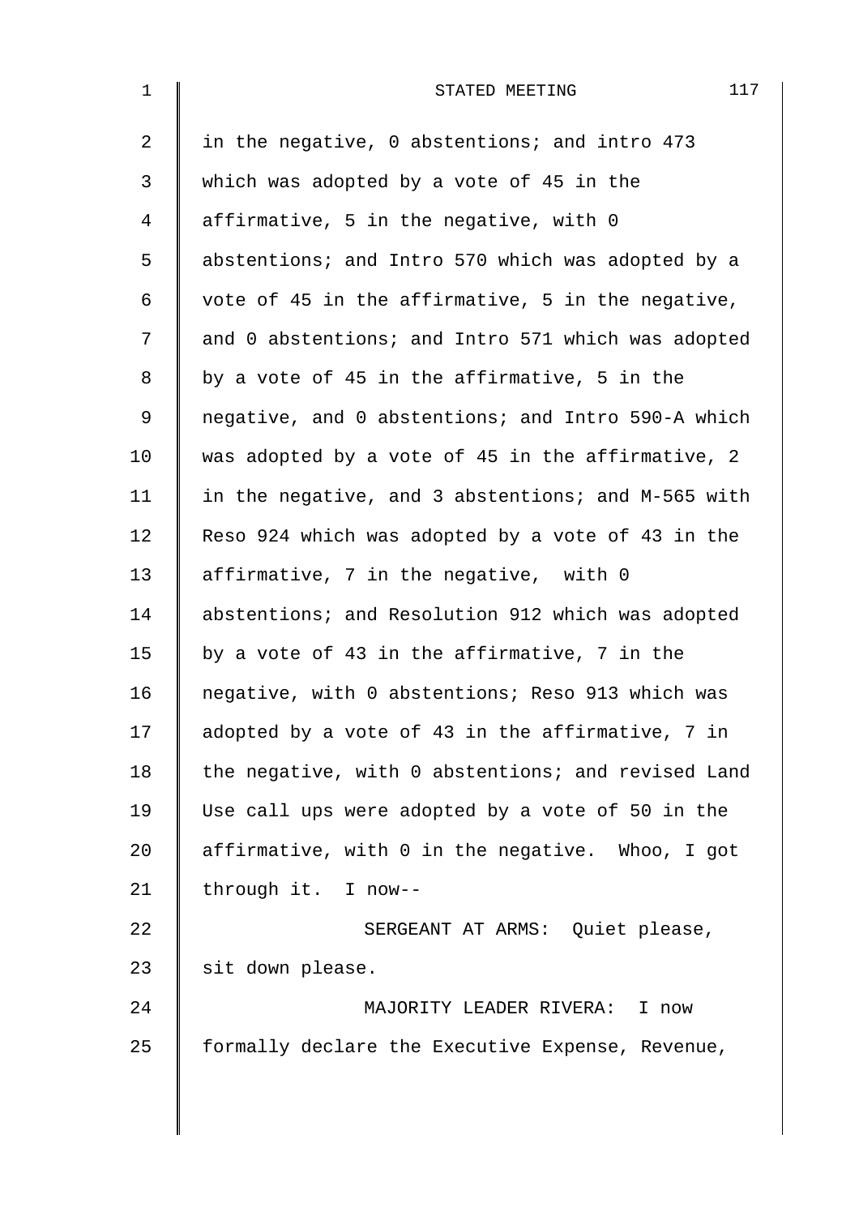in the negative, 0 abstentions; and intro 473 which was adopted by a vote of 45 in the affirmative, 5 in the negative, with 0 abstentions; and Intro 570 which was adopted by a vote of 45 in the affirmative, 5 in the negative, and 0 abstentions; and Intro 571 which was adopted by a vote of 45 in the affirmative, 5 in the negative, and 0 abstentions; and Intro 590-A which was adopted by a vote of 45 in the affirmative, 2 in the negative, and 3 abstentions; and M-565 with Reso 924 which was adopted by a vote of 43 in the affirmative, 7 in the negative, with 0 abstentions; and Resolution 912 which was adopted by a vote of 43 in the affirmative, 7 in the negative, with 0 abstentions; Reso 913 which was adopted by a vote of 43 in the affirmative, 7 in the negative, with 0 abstentions; and revised Land Use call ups were adopted by a vote of 50 in the affirmative, with 0 in the negative. Whoo, I got through it. I now--

SERGEANT AT ARMS: Quiet please, sit down please.

MAJORITY LEADER RIVERA: I now formally declare the Executive Expense, Revenue,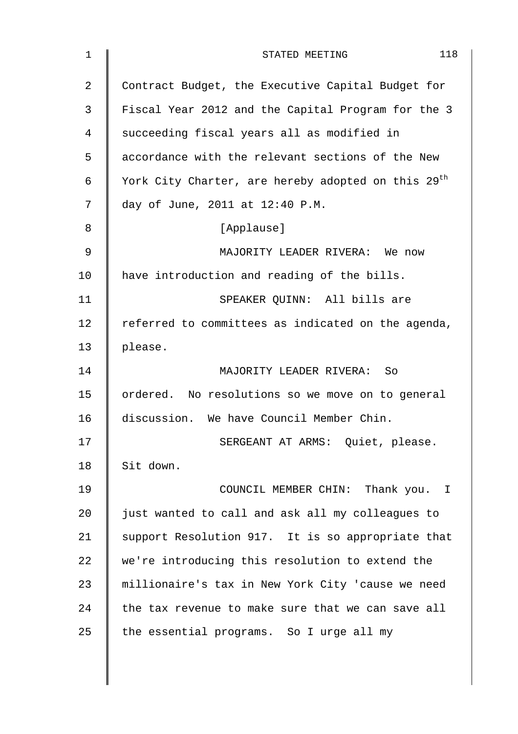Contract Budget, the Executive Capital Budget for Fiscal Year 2012 and the Capital Program for the 3 succeeding fiscal years all as modified in accordance with the relevant sections of the New York City Charter, are hereby adopted on this 29th day of June, 2011 at 12:40 P.M.

[Applause]

MAJORITY LEADER RIVERA: We now have introduction and reading of the bills.

SPEAKER QUINN: All bills are referred to committees as indicated on the agenda, please.

MAJORITY LEADER RIVERA: So ordered. No resolutions so we move on to general discussion. We have Council Member Chin.

SERGEANT AT ARMS: Quiet, please. Sit down.

COUNCIL MEMBER CHIN: Thank you. I just wanted to call and ask all my colleagues to support Resolution 917. It is so appropriate that we're introducing this resolution to extend the millionaire's tax in New York City 'cause we need the tax revenue to make sure that we can save all the essential programs. So I urge all my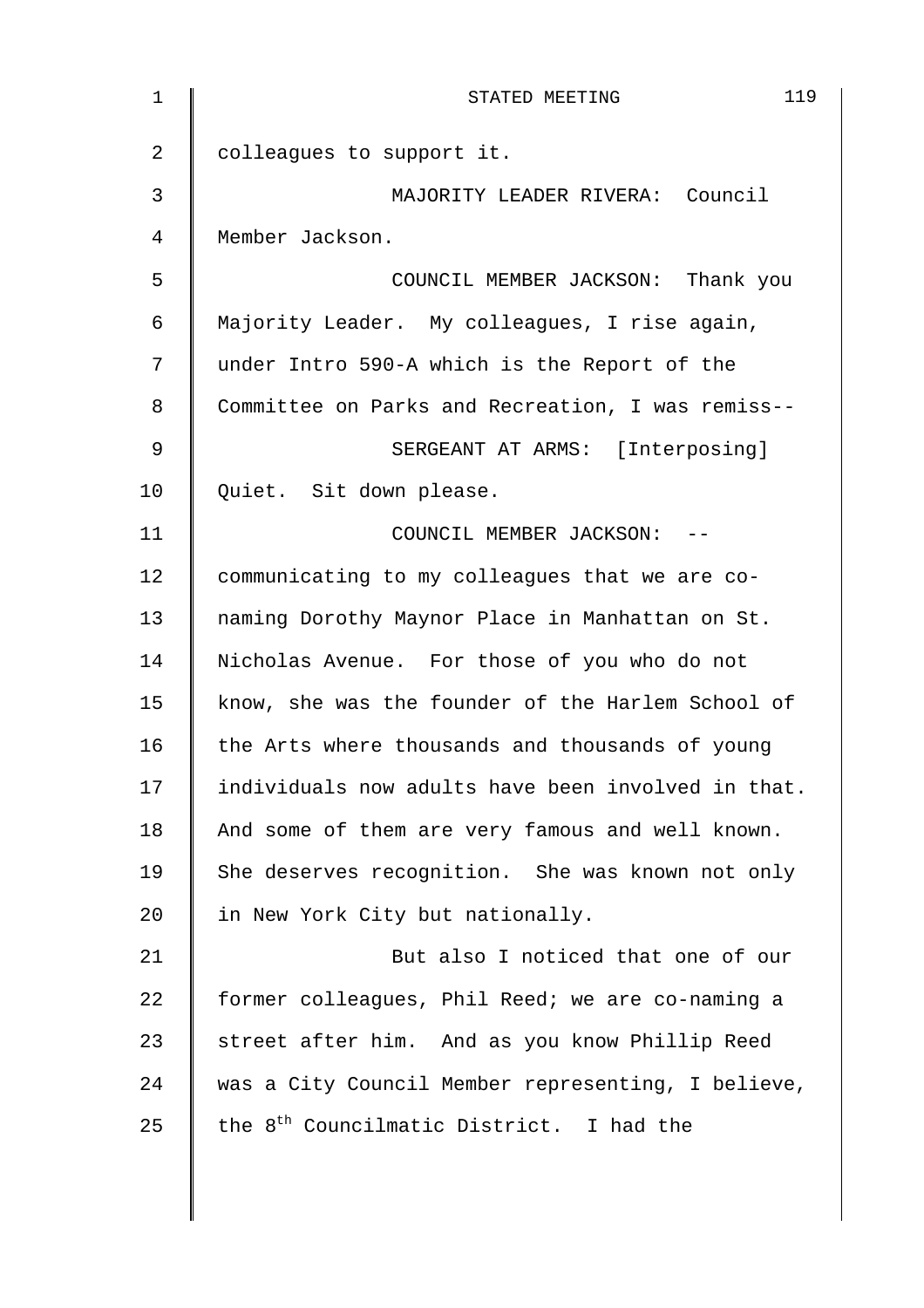colleagues to support it.

MAJORITY LEADER RIVERA: Council Member Jackson.

COUNCIL MEMBER JACKSON: Thank you Majority Leader. My colleagues, I rise again, under Intro 590-A which is the Report of the Committee on Parks and Recreation, I was remiss--

SERGEANT AT ARMS: [Interposing] Quiet. Sit down please.

COUNCIL MEMBER JACKSON: -- communicating to my colleagues that we are co-naming Dorothy Maynor Place in Manhattan on St. Nicholas Avenue. For those of you who do not know, she was the founder of the Harlem School of the Arts where thousands and thousands of young individuals now adults have been involved in that. And some of them are very famous and well known. She deserves recognition. She was known not only in New York City but nationally.

But also I noticed that one of our former colleagues, Phil Reed; we are co-naming a street after him. And as you know Phillip Reed was a City Council Member representing, I believe, the 8th Councilmatic District. I had the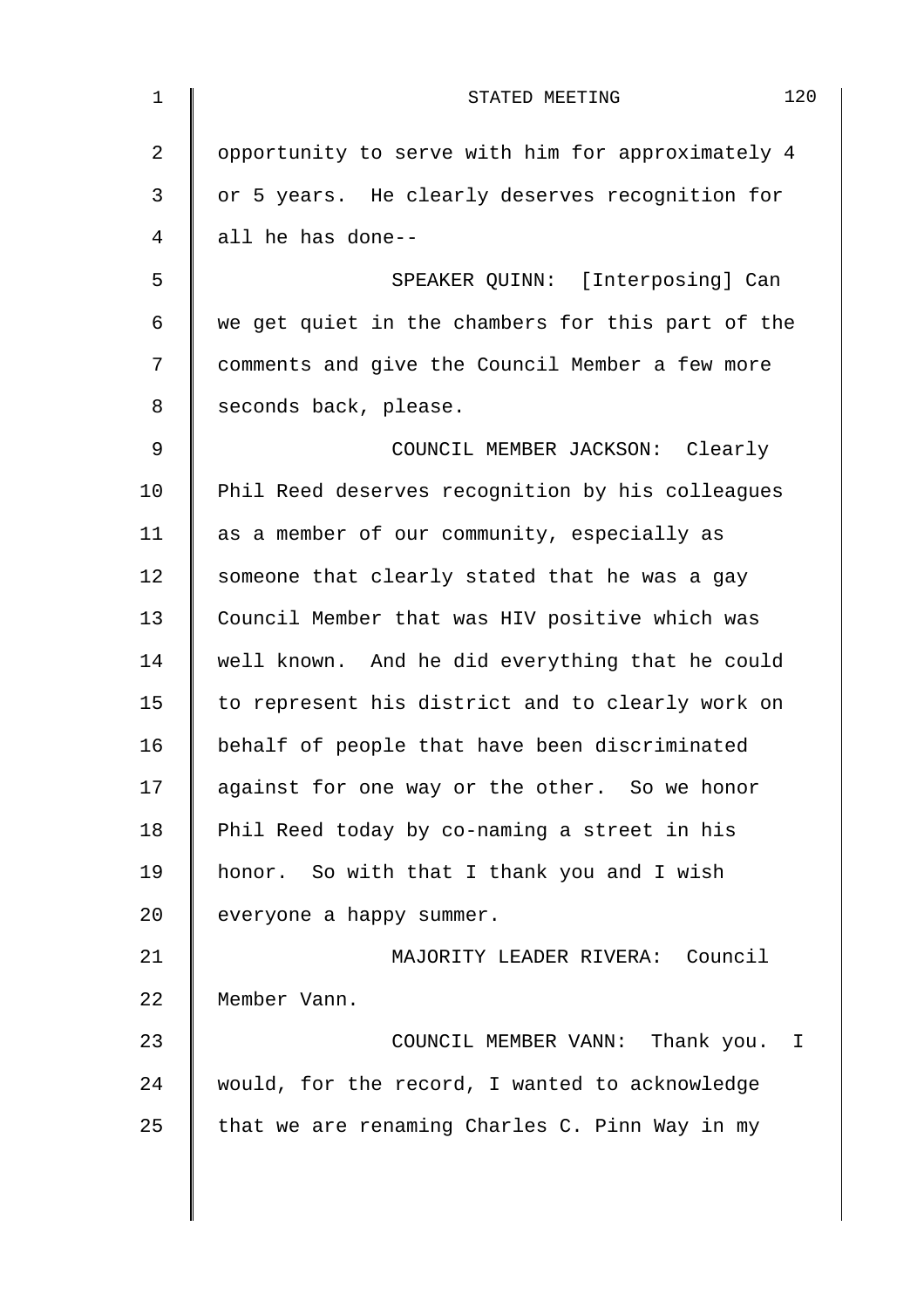opportunity to serve with him for approximately 4 or 5 years. He clearly deserves recognition for all he has done--

SPEAKER QUINN: [Interposing] Can we get quiet in the chambers for this part of the comments and give the Council Member a few more seconds back, please.

COUNCIL MEMBER JACKSON: Clearly Phil Reed deserves recognition by his colleagues as a member of our community, especially as someone that clearly stated that he was a gay Council Member that was HIV positive which was well known. And he did everything that he could to represent his district and to clearly work on behalf of people that have been discriminated against for one way or the other. So we honor Phil Reed today by co-naming a street in his honor. So with that I thank you and I wish everyone a happy summer.

MAJORITY LEADER RIVERA: Council Member Vann.

COUNCIL MEMBER VANN: Thank you. I would, for the record, I wanted to acknowledge that we are renaming Charles C. Pinn Way in my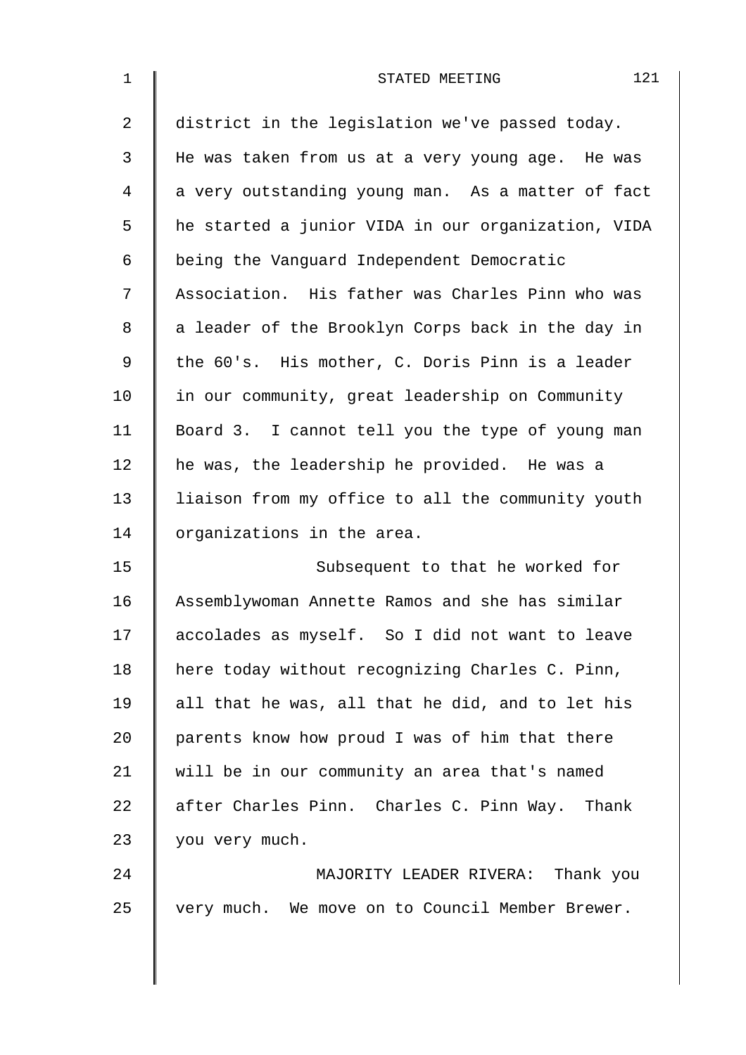district in the legislation we've passed today. He was taken from us at a very young age. He was a very outstanding young man. As a matter of fact he started a junior VIDA in our organization, VIDA being the Vanguard Independent Democratic Association. His father was Charles Pinn who was a leader of the Brooklyn Corps back in the day in the 60's. His mother, C. Doris Pinn is a leader in our community, great leadership on Community Board 3. I cannot tell you the type of young man he was, the leadership he provided. He was a liaison from my office to all the community youth organizations in the area.

Subsequent to that he worked for Assemblywoman Annette Ramos and she has similar accolades as myself. So I did not want to leave here today without recognizing Charles C. Pinn, all that he was, all that he did, and to let his parents know how proud I was of him that there will be in our community an area that's named after Charles Pinn. Charles C. Pinn Way. Thank you very much.

MAJORITY LEADER RIVERA: Thank you very much. We move on to Council Member Brewer.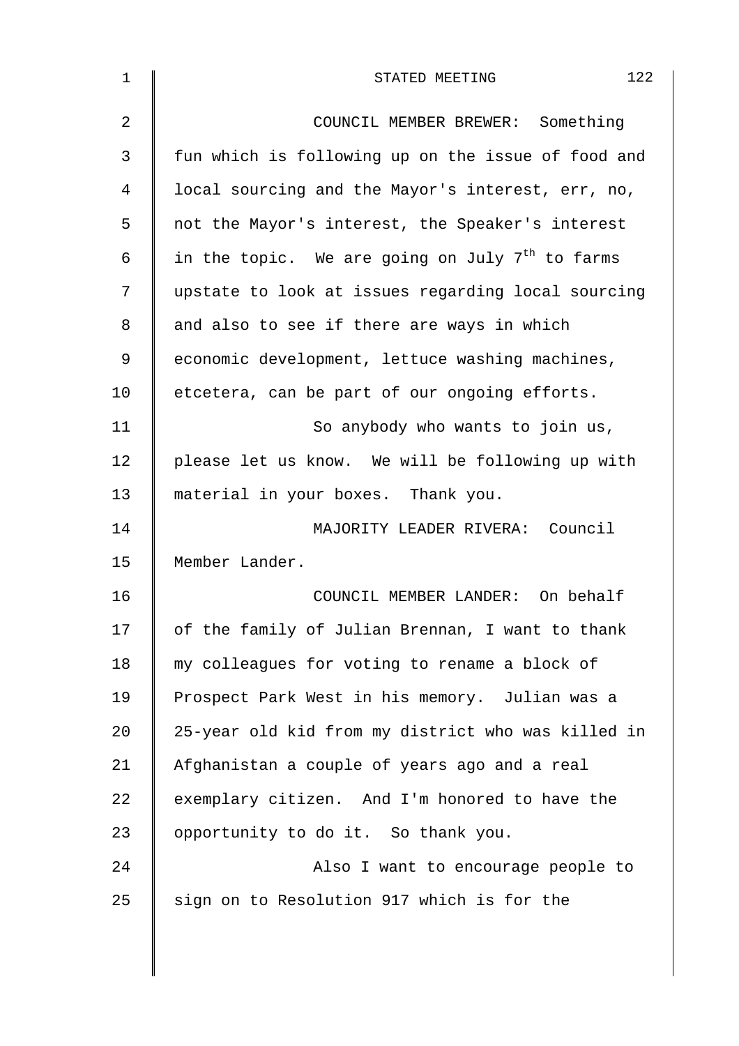COUNCIL MEMBER BREWER: Something fun which is following up on the issue of food and local sourcing and the Mayor's interest, err, no, not the Mayor's interest, the Speaker's interest in the topic. We are going on July 7th to farms upstate to look at issues regarding local sourcing and also to see if there are ways in which economic development, lettuce washing machines, etcetera, can be part of our ongoing efforts.

So anybody who wants to join us, please let us know. We will be following up with material in your boxes. Thank you.

MAJORITY LEADER RIVERA: Council Member Lander.

COUNCIL MEMBER LANDER: On behalf of the family of Julian Brennan, I want to thank my colleagues for voting to rename a block of Prospect Park West in his memory. Julian was a 25-year old kid from my district who was killed in Afghanistan a couple of years ago and a real exemplary citizen. And I'm honored to have the opportunity to do it. So thank you.

Also I want to encourage people to sign on to Resolution 917 which is for the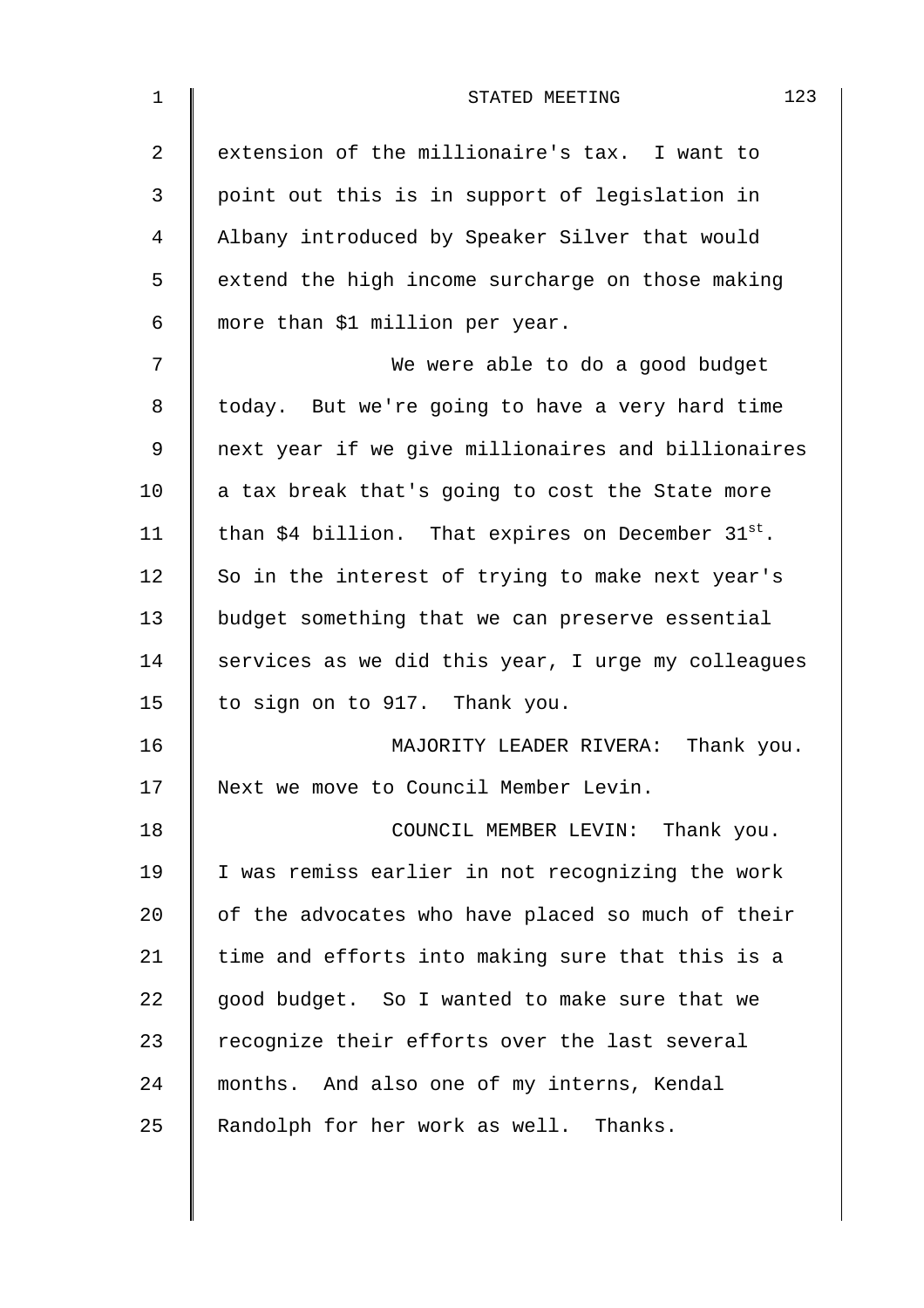extension of the millionaire's tax. I want to point out this is in support of legislation in Albany introduced by Speaker Silver that would extend the high income surcharge on those making more than $1 million per year.

We were able to do a good budget today. But we're going to have a very hard time next year if we give millionaires and billionaires a tax break that's going to cost the State more than $4 billion. That expires on December 31st. So in the interest of trying to make next year's budget something that we can preserve essential services as we did this year, I urge my colleagues to sign on to 917. Thank you.

MAJORITY LEADER RIVERA: Thank you. Next we move to Council Member Levin.

COUNCIL MEMBER LEVIN: Thank you. I was remiss earlier in not recognizing the work of the advocates who have placed so much of their time and efforts into making sure that this is a good budget. So I wanted to make sure that we recognize their efforts over the last several months. And also one of my interns, Kendal Randolph for her work as well. Thanks.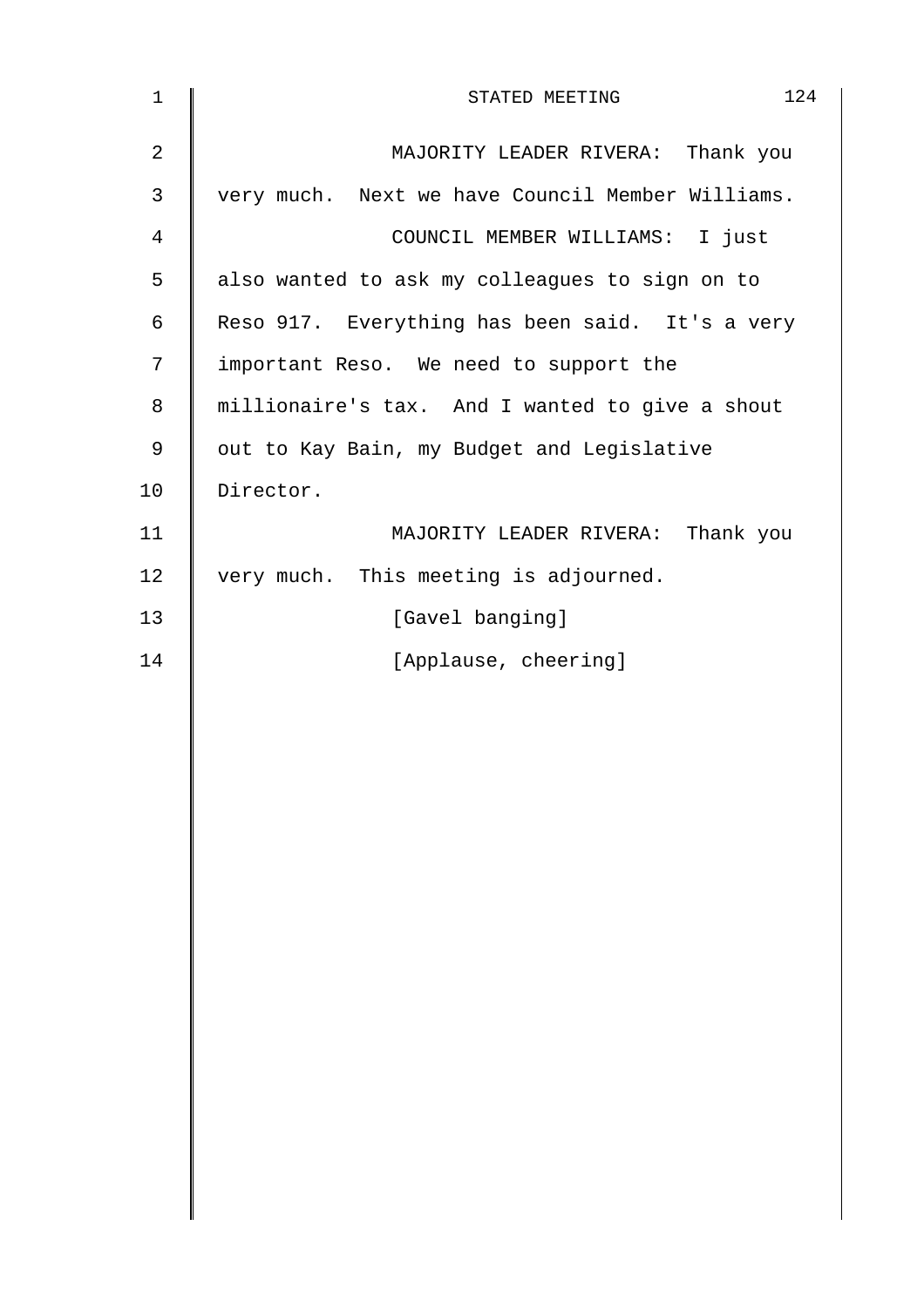MAJORITY LEADER RIVERA: Thank you very much. Next we have Council Member Williams.

COUNCIL MEMBER WILLIAMS: I just also wanted to ask my colleagues to sign on to Reso 917. Everything has been said. It's a very important Reso. We need to support the millionaire's tax. And I wanted to give a shout out to Kay Bain, my Budget and Legislative Director.

MAJORITY LEADER RIVERA: Thank you very much. This meeting is adjourned.

[Gavel banging]

[Applause, cheering]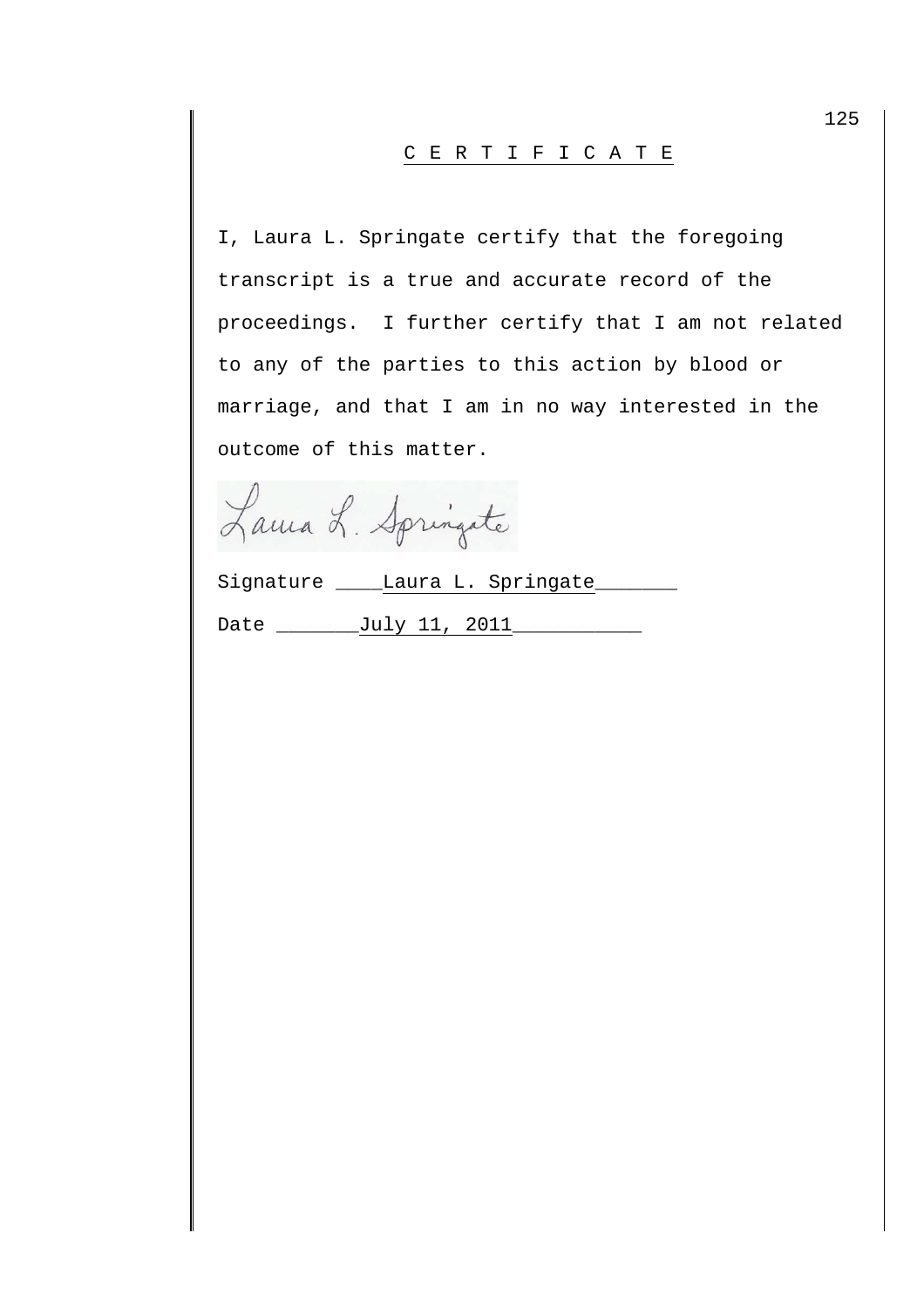# C E R T I F I C A T E

I, Laura L. Springate certify that the foregoing transcript is a true and accurate record of the proceedings. I further certify that I am not related to any of the parties to this action by blood or marriage, and that I am in no way interested in the outcome of this matter.

Signature ____Laura L. Springate_______

Date _______July 11, 2011___________